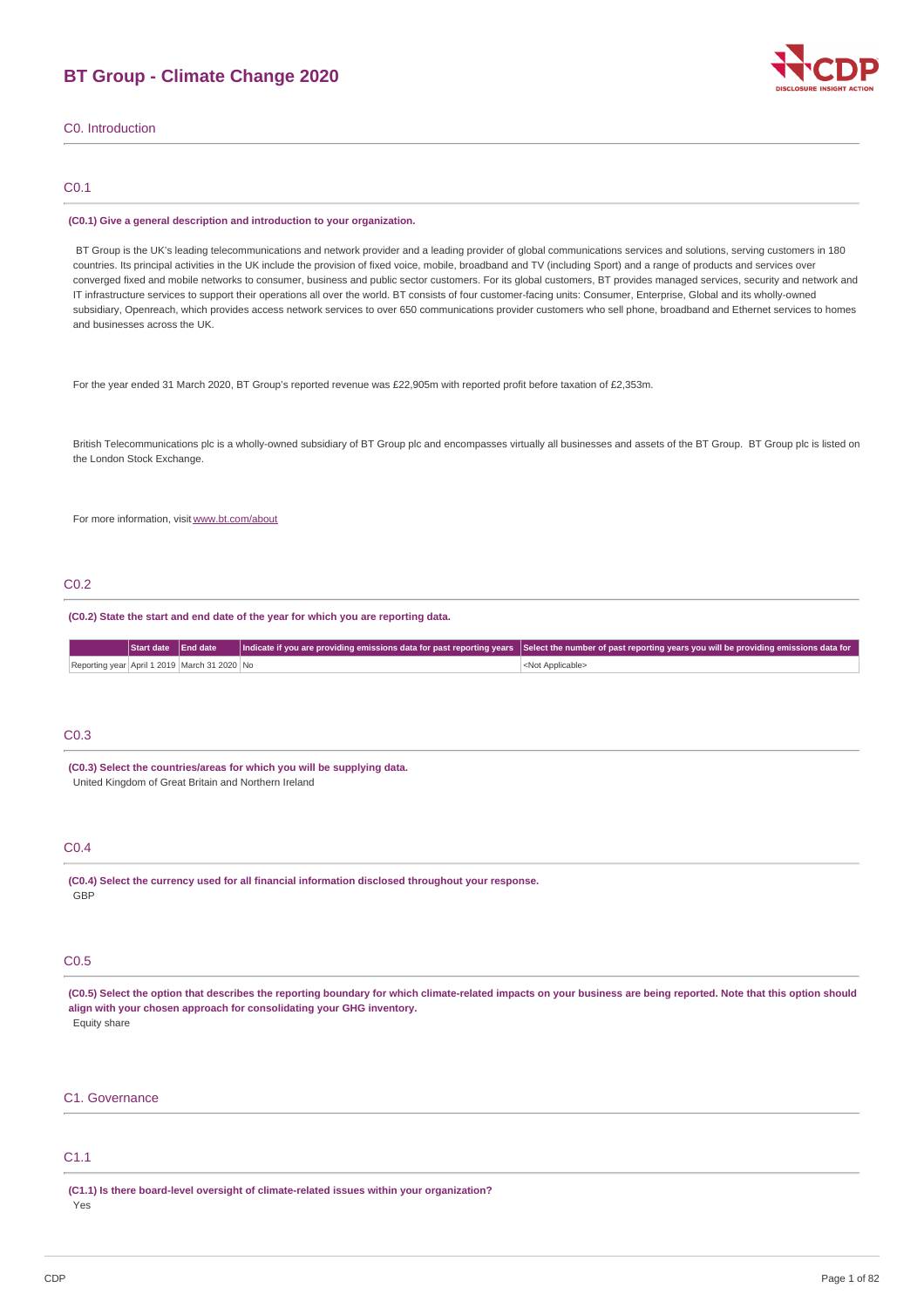# BT Group - Climate Change 2020

## C0. Introduction

### C0.1

**(C0.1) Give a general description and introduction to your organization.**

BT Group is the UK's leading telecommunications and network provider and a leading provider of global communications services and solutions, serving customers in 180 countries. Its principal activities in the UK include the provision of fixed voice, mobile, broadband and TV (including Sport) and a range of products and services over converged fixed and mobile networks to consumer, business and public sector customers. For its global customers, BT provides managed services, security and network and IT infrastructure services to support their operations all over the world. BT consists of four customer-facing units: Consumer, Enterprise, Global and its wholly-owned subsidiary, Openreach, which provides access network services to over 650 communications provider customers who sell phone, broadband and Ethernet services to homes and businesses across the UK.

For the year ended 31 March 2020, BT Group's reported revenue was £22,905m with reported profit before taxation of £2,353m.

British Telecommunications plc is a wholly-owned subsidiary of BT Group plc and encompasses virtually all businesses and assets of the BT Group. BT Group plc is listed on the London Stock Exchange.

For more information, visit www.bt.com/about

### C0.2

**(C0.2) State the start and date of the year for which you are reporting data.**

| | Start date | End date | Indicate if you are providing emissions data for past reporting years | Select the number of past reporting years you will be providing emissions data for |
|---|---|---|---|---|
| Reporting year | April 1 2019 | March 31 2020 | No | <Not Applicable> |

### C0.3

**(C0.3) Select the countries/areas for which you will be supplying data.**

United Kingdom of Great Britain and Northern Ireland

### C0.4

**(C0.4) Select the currency used for all financial information disclosed throughout your response.**

GBP

### C0.5

**(C0.5) Select the option that describes the reporting boundary for which climate-related impacts on your business are being reported. Note that this option should align with your chosen approach for consolidating your GHG inventory.**

Equity share

## C1. Governance

### C1.1

**(C1.1) Is there board-level oversight of climate-related issues within your organization?**

Yes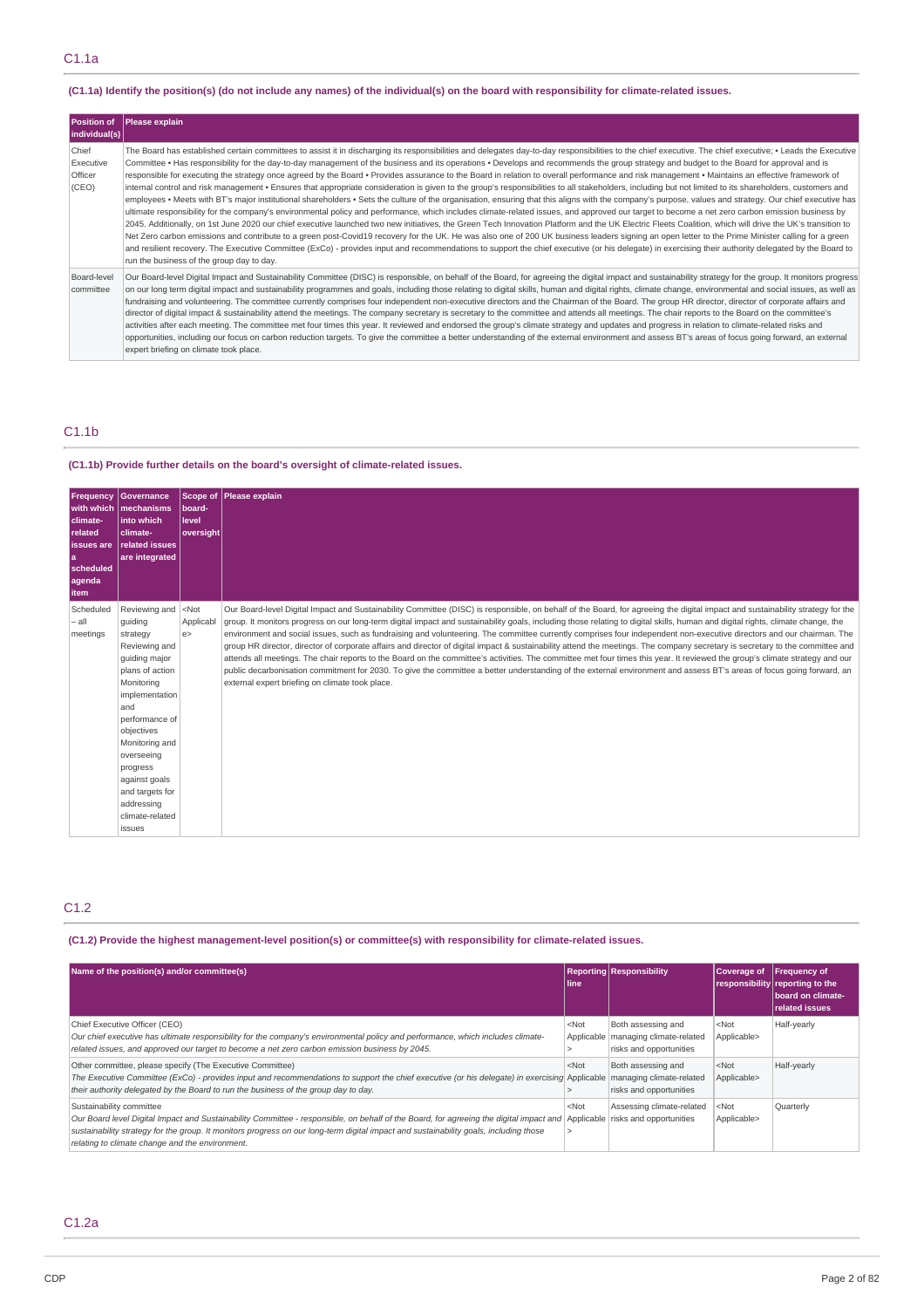## C1.1a

**(C1.1a) Identify the position(s) (do not include any names) of the individual(s) on the board with responsibility for climate-related issues.**

| Position of individual(s) | Please explain |
|---|---|
| Chief Executive Officer (CEO) | The Board has established certain committees to assist it in discharging its responsibilities and delegates day-to-day responsibilities to the chief executive. The chief executive; • Leads the Executive Committee • Has responsibility for the day-to-day management of the business and its operations • Develops and recommends the group strategy and budget to the Board for approval and is responsible for executing the strategy once agreed by the Board • Provides assurance to the Board in relation to overall performance and risk management • Maintains an effective framework of internal control and risk management • Ensures that appropriate consideration is given to the group's responsibilities to all stakeholders, including but not limited to its shareholders, customers and employees • Meets with BT's major institutional shareholders • Sets the culture of the organisation, ensuring that this aligns with the company's purpose, values and strategy. Our chief executive has ultimate responsibility for the company's environmental policy and performance, which includes climate-related issues, and approved our target to become a net zero carbon emission business by 2045. Additionally, on 1st June 2020 our chief executive launched two new initiatives, the Green Tech Innovation Platform and the UK Electric Fleets Coalition, which will drive the UK's transition to Net Zero carbon emissions and contribute to a green post-Covid19 recovery for the UK. He was also one of 200 UK business leaders signing an open letter to the Prime Minister calling for a green and resilient recovery. The Executive Committee (ExCo) - provides input and recommendations to support the chief executive (or his delegate) in exercising their authority delegated by the Board to run the business of the group day to day. |
| Board-level committee | Our Board-level Digital Impact and Sustainability Committee (DISC) is responsible, on behalf of the Board, for agreeing the digital impact and sustainability strategy for the group. It monitors progress on our long term digital impact and sustainability programmes and goals, including those relating to digital skills, human and digital rights, climate change, environmental and social issues, as well as fundraising and volunteering. The committee currently comprises four independent non-executive directors and the Chairman of the Board. The group HR director, director of corporate affairs and director of digital impact & sustainability attend the meetings. The company secretary is secretary to the committee and attends all meetings. The chair reports to the Board on the committee's activities after each meeting. The committee met four times this year. It reviewed and endorsed the group's climate strategy and updates and progress in relation to climate-related risks and opportunities, including our focus on carbon reduction targets. To give the committee a better understanding of the external environment and assess BT's areas of focus going forward, an external expert briefing on climate took place. |

## C1.1b

**(C1.1b) Provide further details on the board's oversight of climate-related issues.**

| Frequency with which climate-related issues are a scheduled agenda item | Governance mechanisms into which climate-related issues are integrated | Scope of board-level oversight | Please explain |
|---|---|---|---|
| Scheduled – all meetings | Reviewing and guiding strategy Reviewing and guiding major plans of action Monitoring implementation and performance of objectives Monitoring and overseeing progress against goals and targets for addressing climate-related issues | <Not Applicable> | Our Board-level Digital Impact and Sustainability Committee (DISC) is responsible, on behalf of the Board, for agreeing the digital impact and sustainability strategy for the group. It monitors progress on our long-term digital impact and sustainability goals, including those relating to digital skills, human and digital rights, climate change, environment and social issues, such as fundraising and volunteering. The committee currently comprises four independent non-executive directors and our chairman. The group HR director, director of corporate affairs and director of digital impact & sustainability attend the meetings. The company secretary is secretary to the committee and attends all meetings. The chair reports to the Board on the committee's activities. The committee met four times this year. It reviewed the group's climate strategy and our public decarbonisation commitment for 2030. To give the committee a better understanding of the external environment and assess BT's areas of focus going forward, an external expert briefing on climate took place. |

## C1.2

**(C1.2) Provide the highest management-level position(s) or committee(s) with responsibility for climate-related issues.**

| Name of the position(s) and/or committee(s) | Reporting line | Responsibility | Coverage of responsibility | Frequency of reporting to the board on climate-related issues |
|---|---|---|---|---|
| Chief Executive Officer (CEO) *Our chief executive has ultimate responsibility for the company's environmental policy and performance, which includes climate-related issues, and approved our target to become a net zero carbon emission business by 2045.* | <Not Applicable> | Both assessing and managing climate-related risks and opportunities | <Not Applicable> | Half-yearly |
| Other committee, please specify (The Executive Committee) *The Executive Committee (ExCo) - provides input and recommendations to support the chief executive (or his delegate) in exercising their authority delegated by the Board to run the business of the group day to day.* | <Not Applicable> | Both assessing and managing climate-related risks and opportunities | <Not Applicable> | Half-yearly |
| Sustainability committee *Our Board level Digital Impact and Sustainability Committee - responsible, on behalf of the Board, for agreeing the digital impact and sustainability strategy for the group. It monitors progress on our long-term digital impact and sustainability goals, including those relating to climate change and the environment.* | <Not Applicable> | Assessing climate-related risks and opportunities | <Not Applicable> | Quarterly |

## C1.2a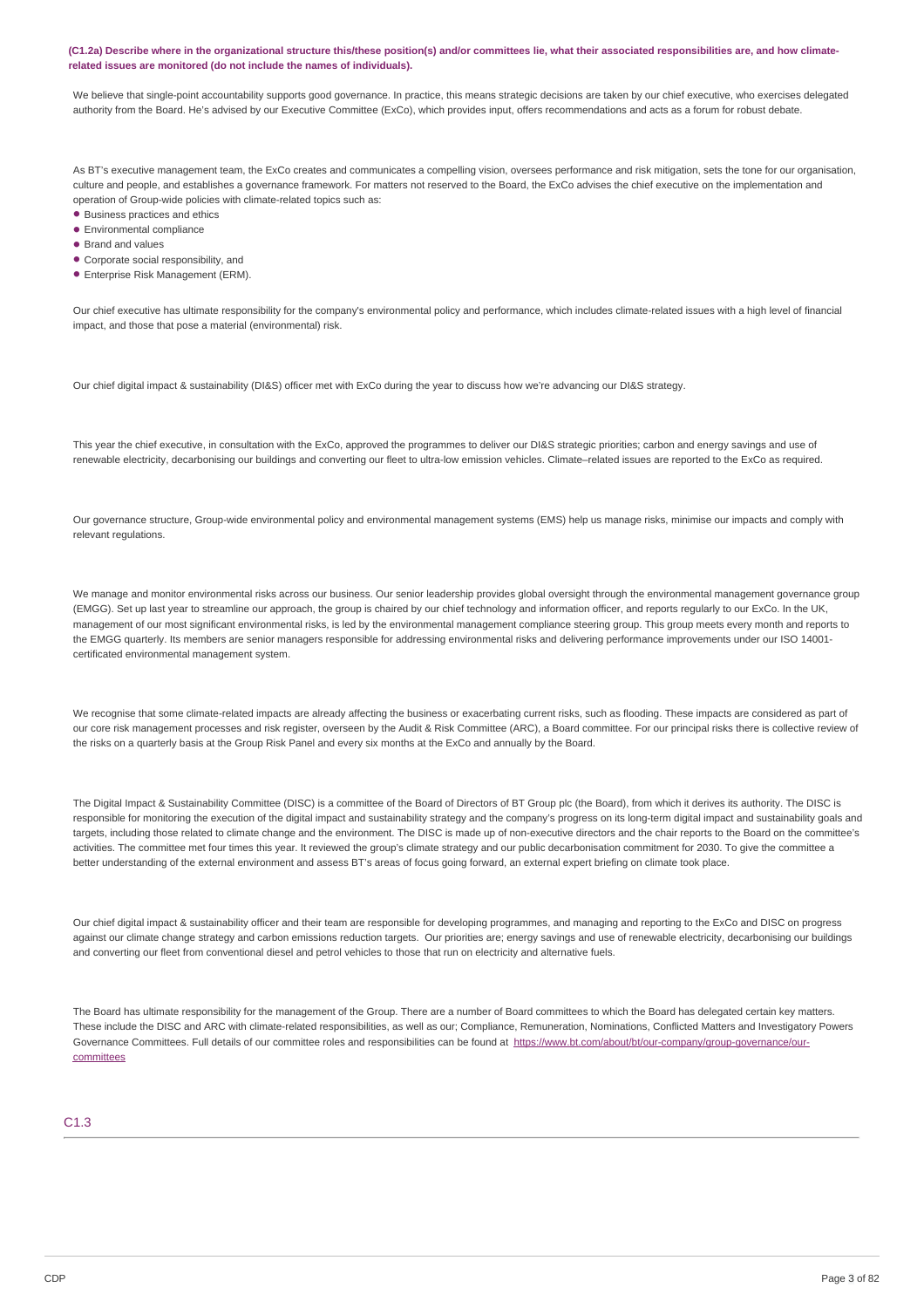**(C1.2a) Describe where in the organizational structure this/these position(s) and/or committees lie, what their associated responsibilities are, and how climate-related issues are monitored (do not include the names of individuals).**

We believe that single-point accountability supports good governance. In practice, this means strategic decisions are taken by our chief executive, who exercises delegated authority from the Board. He's advised by our Executive Committee (ExCo), which provides input, offers recommendations and acts as a forum for robust debate.

As BT's executive management team, the ExCo creates and communicates a compelling vision, oversees performance and risk mitigation, sets the tone for our organisation, culture and people, and establishes a governance framework. For matters not reserved to the Board, the ExCo advises the chief executive on the implementation and operation of Group-wide policies with climate-related topics such as:

- Business practices and ethics
- Environmental compliance
- Brand and values
- Corporate social responsibility, and
- Enterprise Risk Management (ERM).

Our chief executive has ultimate responsibility for the company's environmental policy and performance, which includes climate-related issues with a high level of financial impact, and those that pose a material (environmental) risk.

Our chief digital impact & sustainability (DI&S) officer met with ExCo during the year to discuss how we're advancing our DI&S strategy.

This year the chief executive, in consultation with the ExCo, approved the programmes to deliver our DI&S strategic priorities; carbon and energy savings and use of renewable electricity, decarbonising our buildings and converting our fleet to ultra-low emission vehicles. Climate–related issues are reported to the ExCo as required.

Our governance structure, Group-wide environmental policy and environmental management systems (EMS) help us manage risks, minimise our impacts and comply with relevant regulations.

We manage and monitor environmental risks across our business. Our senior leadership provides global oversight through the environmental management governance group (EMGG). Set up last year to streamline our approach, the group is chaired by our chief technology and information officer, and reports regularly to our ExCo. In the UK, management of our most significant environmental risks, is led by the environmental management compliance steering group. This group meets every month and reports to the EMGG quarterly. Its members are senior managers responsible for addressing environmental risks and delivering performance improvements under our ISO 14001-certificated environmental management system.

We recognise that some climate-related impacts are already affecting the business or exacerbating current risks, such as flooding. These impacts are considered as part of our core risk management processes and risk register, overseen by the Audit & Risk Committee (ARC), a Board committee. For our principal risks there is collective review of the risks on a quarterly basis at the Group Risk Panel and every six months at the ExCo and annually by the Board.

The Digital Impact & Sustainability Committee (DISC) is a committee of the Board of Directors of BT Group plc (the Board), from which it derives its authority. The DISC is responsible for monitoring the execution of the digital impact and sustainability strategy and the company's progress on its long-term digital impact and sustainability goals and targets, including those related to climate change and the environment. The DISC is made up of non-executive directors and the chair reports to the Board on the committee's activities. The committee met four times this year. It reviewed the group's climate strategy and our public decarbonisation commitment for 2030. To give the committee a better understanding of the external environment and assess BT's areas of focus going forward, an external expert briefing on climate took place.

Our chief digital impact & sustainability officer and their team are responsible for developing programmes, and managing and reporting to the ExCo and DISC on progress against our climate change strategy and carbon emissions reduction targets. Our priorities are; energy savings and use of renewable electricity, decarbonising our buildings and converting our fleet from conventional diesel and petrol vehicles to those that run on electricity and alternative fuels.

The Board has ultimate responsibility for the management of the Group. There are a number of Board committees to which the Board has delegated certain key matters. These include the DISC and ARC with climate-related responsibilities, as well as our; Compliance, Remuneration, Nominations, Conflicted Matters and Investigatory Powers Governance Committees. Full details of our committee roles and responsibilities can be found at https://www.bt.com/about/bt/our-company/group-governance/our-committees

## C1.3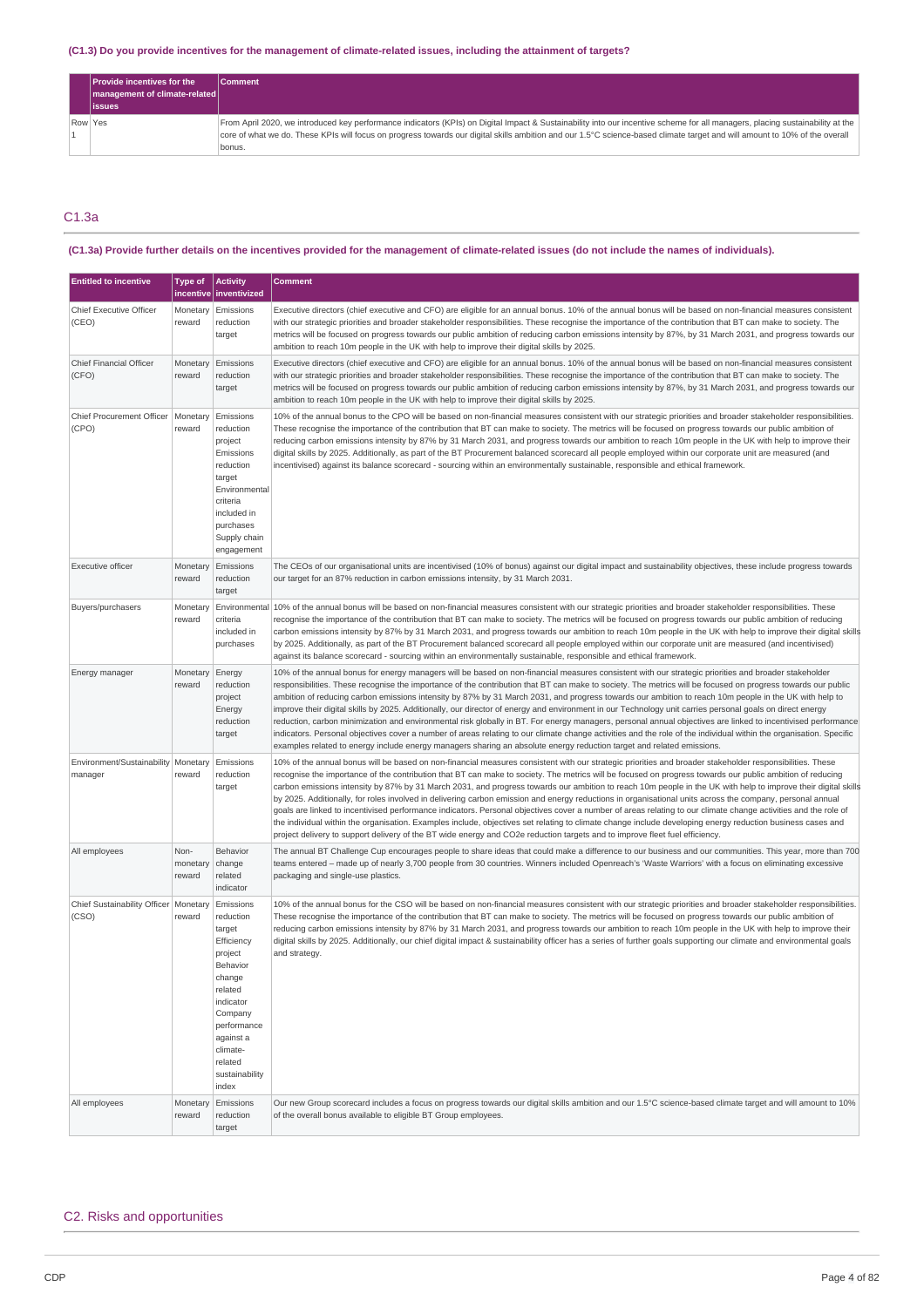### (C1.3) Do you provide incentives for the management of climate-related issues, including the attainment of targets?

| | Provide incentives for the management of climate-related issues | Comment |
|---|---|---|
| Row 1 | Yes | From April 2020, we introduced key performance indicators (KPIs) on Digital Impact & Sustainability into our incentive scheme for all managers, placing sustainability at the core of what we do. These KPIs will focus on progress towards our digital skills ambition and our 1.5°C science-based climate target and will amount to 10% of the overall bonus. |

## C1.3a

### (C1.3a) Provide further details on the incentives provided for the management of climate-related issues (do not include the names of individuals).

| Entitled to incentive | Type of incentive | Activity inventivized | Comment |
|---|---|---|---|
| Chief Executive Officer (CEO) | Monetary reward | Emissions reduction target | Executive directors (chief executive and CFO) are eligible for an annual bonus. 10% of the annual bonus will be based on non-financial measures consistent with our strategic priorities and broader stakeholder responsibilities. These recognise the importance of the contribution that BT can make to society. The metrics will be focused on progress towards our public ambition of reducing carbon emissions intensity by 87%, by 31 March 2031, and progress towards our ambition to reach 10m people in the UK with help to improve their digital skills by 2025. |
| Chief Financial Officer (CFO) | Monetary reward | Emissions reduction target | Executive directors (chief executive and CFO) are eligible for an annual bonus. 10% of the annual bonus will be based on non-financial measures consistent with our strategic priorities and broader stakeholder responsibilities. These recognise the importance of the contribution that BT can make to society. The metrics will be focused on progress towards our public ambition of reducing carbon emissions intensity by 87%, by 31 March 2031, and progress towards our ambition to reach 10m people in the UK with help to improve their digital skills by 2025. |
| Chief Procurement Officer (CPO) | Monetary reward | Emissions reduction project<br>Emissions reduction target<br>Environmental criteria included in purchases<br>Supply chain engagement | 10% of the annual bonus to the CPO will be based on non-financial measures consistent with our strategic priorities and broader stakeholder responsibilities. These recognise the importance of the contribution that BT can make to society. The metrics will be focused on progress towards our public ambition of reducing carbon emissions intensity by 87% by 31 March 2031, and progress towards our ambition to reach 10m people in the UK with help to improve their digital skills by 2025. Additionally, as part of the BT Procurement balanced scorecard all people employed within our corporate unit are measured (and incentivised) against its balance scorecard - sourcing within an environmentally sustainable, responsible and ethical framework. |
| Executive officer | Monetary reward | Emissions reduction target | The CEOs of our organisational units are incentivised (10% of bonus) against our digital impact and sustainability objectives, these include progress towards our target for an 87% reduction in carbon emissions intensity, by 31 March 2031. |
| Buyers/purchasers | Monetary reward | Environmental criteria included in purchases | 10% of the annual bonus will be based on non-financial measures consistent with our strategic priorities and broader stakeholder responsibilities. These recognise the importance of the contribution that BT can make to society. The metrics will be focused on progress towards our public ambition of reducing carbon emissions intensity by 87% by 31 March 2031, and progress towards our ambition to reach 10m people in the UK with help to improve their digital skills by 2025. Additionally, as part of the BT Procurement balanced scorecard all people employed within our corporate unit are measured (and incentivised) against its balance scorecard - sourcing within an environmentally sustainable, responsible and ethical framework. |
| Energy manager | Monetary reward | Energy reduction project<br>Energy reduction target | 10% of the annual bonus for energy managers will be based on non-financial measures consistent with our strategic priorities and broader stakeholder responsibilities. These recognise the importance of the contribution that BT can make to society. The metrics will be focused on progress towards our public ambition of reducing carbon emissions intensity by 87% by 31 March 2031, and progress towards our ambition to reach 10m people in the UK with help to improve their digital skills by 2025. Additionally, our director of energy and environment in our Technology unit carries personal goals on direct energy reduction, carbon minimization and environmental risk globally in BT. For energy managers, personal annual objectives are linked to incentivised performance indicators. Personal objectives cover a number of areas relating to our climate change activities and the role of the individual within the organisation. Specific examples related to energy include energy managers sharing an absolute energy reduction target and related emissions. |
| Environment/Sustainability manager | Monetary reward | Emissions reduction target | 10% of the annual bonus will be based on non-financial measures consistent with our strategic priorities and broader stakeholder responsibilities. These recognise the importance of the contribution that BT can make to society. The metrics will be focused on progress towards our public ambition of reducing carbon emissions intensity by 87% by 31 March 2031, and progress towards our ambition to reach 10m people in the UK with help to improve their digital skills by 2025. Additionally, for roles involved in delivering carbon emission and energy reductions in organisational units across the company, personal annual goals are linked to incentivised performance indicators. Personal objectives cover a number of areas relating to our climate change activities and the role of the individual within the organisation. Examples include, objectives set relating to climate change include developing energy reduction business cases and project delivery to support delivery of the BT wide energy and CO2e reduction targets and to improve fleet fuel efficiency. |
| All employees | Non-monetary reward | Behavior change related indicator | The annual BT Challenge Cup encourages people to share ideas that could make a difference to our business and our communities. This year, more than 700 teams entered – made up of nearly 3,700 people from 30 countries. Winners included Openreach's 'Waste Warriors' with a focus on eliminating excessive packaging and single-use plastics. |
| Chief Sustainability Officer (CSO) | Monetary reward | Emissions reduction target<br>Efficiency project<br>Behavior change related indicator<br>Company performance against a climate-related sustainability index | 10% of the annual bonus for the CSO will be based on non-financial measures consistent with our strategic priorities and broader stakeholder responsibilities. These recognise the importance of the contribution that BT can make to society. The metrics will be focused on progress towards our public ambition of reducing carbon emissions intensity by 87% by 31 March 2031, and progress towards our ambition to reach 10m people in the UK with help to improve their digital skills by 2025. Additionally, our chief digital impact & sustainability officer has a series of further goals supporting our climate and environmental goals and strategy. |
| All employees | Monetary reward | Emissions reduction target | Our new Group scorecard includes a focus on progress towards our digital skills ambition and our 1.5°C science-based climate target and will amount to 10% of the overall bonus available to eligible BT Group employees. |

## C2. Risks and opportunities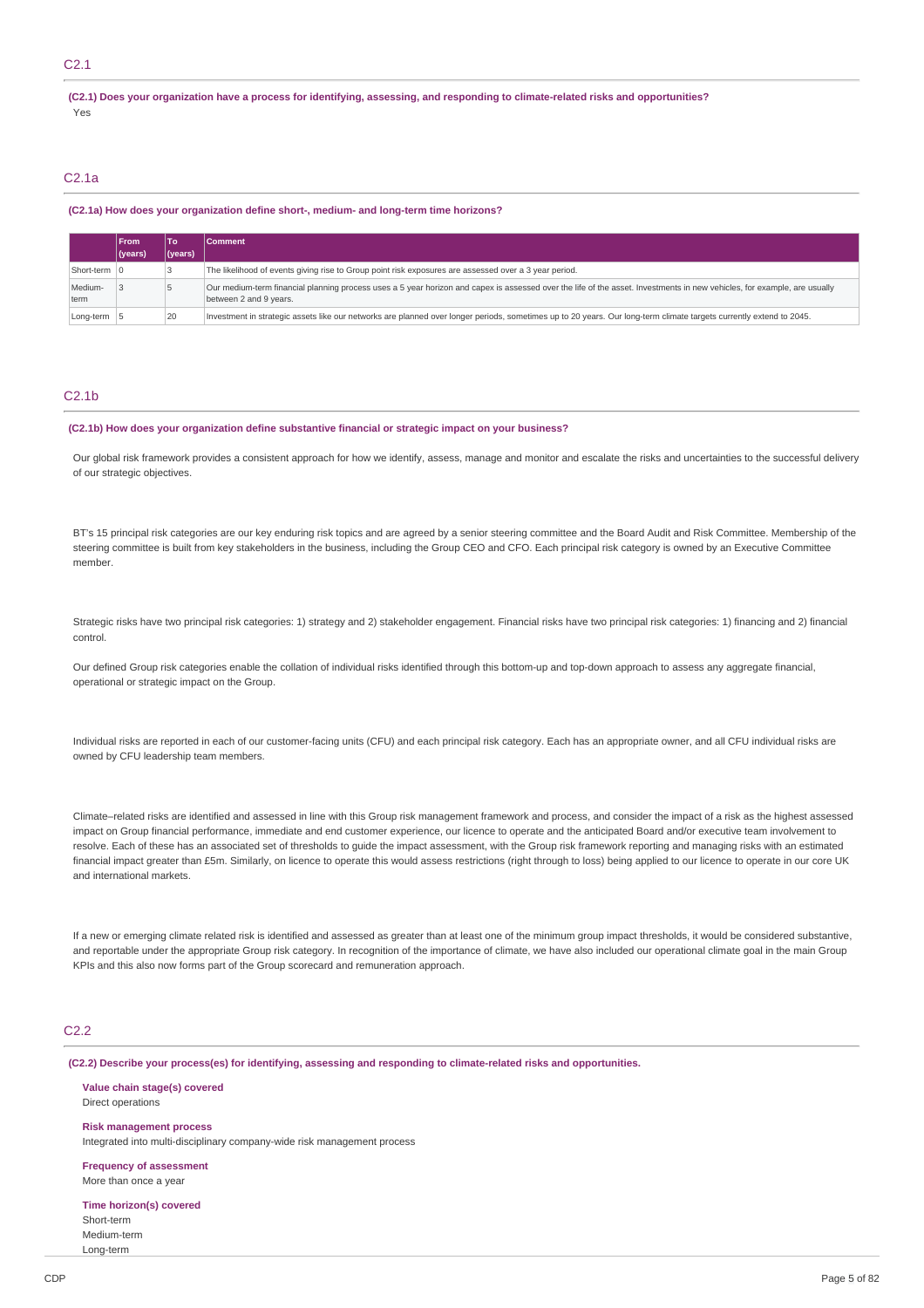## C2.1

**(C2.1) Does your organization have a process for identifying, assessing, and responding to climate-related risks and opportunities?**

Yes

## C2.1a

**(C2.1a) How does your organization define short-, medium- and long-term time horizons?**

| | From (years) | To (years) | Comment |
|---|---|---|---|
| Short-term | 0 | 3 | The likelihood of events giving rise to Group point risk exposures are assessed over a 3 year period. |
| Medium-term | 3 | 5 | Our medium-term financial planning process uses a 5 year horizon and capex is assessed over the life of the asset. Investments in new vehicles, for example, are usually between 2 and 9 years. |
| Long-term | 5 | 20 | Investment in strategic assets like our networks are planned over longer periods, sometimes up to 20 years. Our long-term climate targets currently extend to 2045. |

## C2.1b

**(C2.1b) How does your organization define substantive financial or strategic impact on your business?**

Our global risk framework provides a consistent approach for how we identify, assess, manage and monitor and escalate the risks and uncertainties to the successful delivery of our strategic objectives.

BT's 15 principal risk categories are our key enduring risk topics and are agreed by a senior steering committee and the Board Audit and Risk Committee. Membership of the steering committee is built from key stakeholders in the business, including the Group CEO and CFO. Each principal risk category is owned by an Executive Committee member.

Strategic risks have two principal risk categories: 1) strategy and 2) stakeholder engagement. Financial risks have two principal risk categories: 1) financing and 2) financial control.

Our defined Group risk categories enable the collation of individual risks identified through this bottom-up and top-down approach to assess any aggregate financial, operational or strategic impact on the Group.

Individual risks are reported in each of our customer-facing units (CFU) and each principal risk category. Each has an appropriate owner, and all CFU individual risks are owned by CFU leadership team members.

Climate–related risks are identified and assessed in line with this Group risk management framework and process, and consider the impact of a risk as the highest assessed impact on Group financial performance, immediate and end customer experience, our licence to operate and the anticipated Board and/or executive team involvement to resolve. Each of these has an associated set of thresholds to guide the impact assessment, with the Group risk framework reporting and managing risks with an estimated financial impact greater than £5m. Similarly, on licence to operate this would assess restrictions (right through to loss) being applied to our licence to operate in our core UK and international markets.

If a new or emerging climate related risk is identified and assessed as greater than at least one of the minimum group impact thresholds, it would be considered substantive, and reportable under the appropriate Group risk category. In recognition of the importance of climate, we have also included our operational climate goal in the main Group KPIs and this also now forms part of the Group scorecard and remuneration approach.

## C2.2

**(C2.2) Describe your process(es) for identifying, assessing and responding to climate-related risks and opportunities.**

**Value chain stage(s) covered**
Direct operations

**Risk management process**
Integrated into multi-disciplinary company-wide risk management process

**Frequency of assessment**
More than once a year

**Time horizon(s) covered**
Short-term
Medium-term
Long-term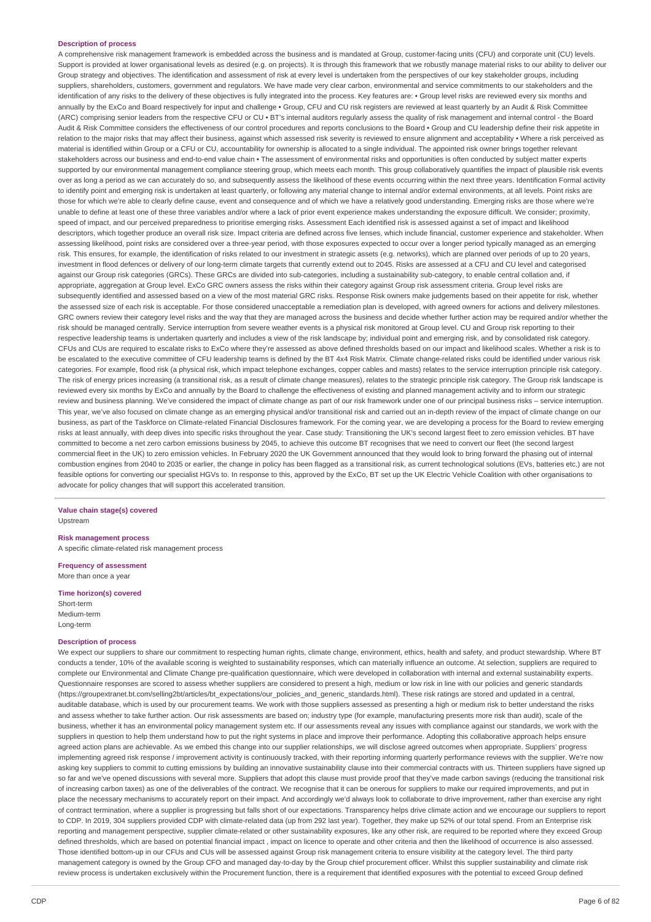**Description of process**

A comprehensive risk management framework is embedded across the business and is mandated at Group, customer-facing units (CFU) and corporate unit (CU) levels. Support is provided at lower organisational levels as desired (e.g. on projects). It is through this framework that we robustly manage material risks to our ability to deliver our Group strategy and objectives. The identification and assessment of risk at every level is undertaken from the perspectives of our key stakeholder groups, including suppliers, shareholders, customers, government and regulators. We have made very clear carbon, environmental and service commitments to our stakeholders and the identification of any risks to the delivery of these objectives is fully integrated into the process. Key features are: • Group level risks are reviewed every six months and annually by the ExCo and Board respectively for input and challenge • Group, CFU and CU risk registers are reviewed at least quarterly by an Audit & Risk Committee (ARC) comprising senior leaders from the respective CFU or CU • BT's internal auditors regularly assess the quality of risk management and internal control - the Board Audit & Risk Committee considers the effectiveness of our control procedures and reports conclusions to the Board • Group and CU leadership define their risk appetite in relation to the major risks that may affect their business, against which assessed risk severity is reviewed to ensure alignment and acceptability • Where a risk perceived as material is identified within Group or a CFU or CU, accountability for ownership is allocated to a single individual. The appointed risk owner brings together relevant stakeholders across our business and end-to-end value chain • The assessment of environmental risks and opportunities is often conducted by subject matter experts supported by our environmental management compliance steering group, which meets each month. This group collaboratively quantifies the impact of plausible risk events over as long a period as we can accurately do so, and subsequently assess the likelihood of these events occurring within the next three years. Identification Formal activity to identify point and emerging risk is undertaken at least quarterly, or following any material change to internal and/or external environments, at all levels. Point risks are those for which we're able to clearly define cause, event and consequence and of which we have a relatively good understanding. Emerging risks are those where we're unable to define at least one of these three variables and/or where a lack of prior event experience makes understanding the exposure difficult. We consider; proximity, speed of impact, and our perceived preparedness to prioritise emerging risks. Assessment Each identified risk is assessed against a set of impact and likelihood descriptors, which together produce an overall risk size. Impact criteria are defined across five lenses, which include financial, customer experience and stakeholder. When assessing likelihood, point risks are considered over a three-year period, with those exposures expected to occur over a longer period typically managed as an emerging risk. This ensures, for example, the identification of risks related to our investment in strategic assets (e.g. networks), which are planned over periods of up to 20 years, investment in flood defences or delivery of our long-term climate targets that currently extend out to 2045. Risks are assessed at a CFU and CU level and categorised against our Group risk categories (GRCs). These GRCs are divided into sub-categories, including a sustainability sub-category, to enable central collation and, if appropriate, aggregation at Group level. ExCo GRC owners assess the risks within their category against Group risk assessment criteria. Group level risks are subsequently identified and assessed based on a view of the most material GRC risks. Response Risk owners make judgements based on their appetite for risk, whether the assessed size of each risk is acceptable. For those considered unacceptable a remediation plan is developed, with agreed owners for actions and delivery milestones. GRC owners review their category level risks and the way that they are managed across the business and decide whether further action may be required and/or whether the risk should be managed centrally. Service interruption from severe weather events is a physical risk monitored at Group level. CU and Group risk reporting to their respective leadership teams is undertaken quarterly and includes a view of the risk landscape by; individual point and emerging risk, and by consolidated risk category. CFUs and CUs are required to escalate risks to ExCo where they're assessed as above defined thresholds based on our impact and likelihood scales. Whether a risk is to be escalated to the executive committee of CFU leadership teams is defined by the BT 4x4 Risk Matrix. Climate change-related risks could be identified under various risk categories. For example, flood risk (a physical risk, which impact telephone exchanges, copper cables and masts) relates to the service interruption principle risk category. The risk of energy prices increasing (a transitional risk, as a result of climate change measures), relates to the strategic principle risk category. The Group risk landscape is reviewed every six months by ExCo and annually by the Board to challenge the effectiveness of existing and planned management activity and to inform our strategic review and business planning. We've considered the impact of climate change as part of our risk framework under one of our principal business risks – service interruption. This year, we've also focused on climate change as an emerging physical and/or transitional risk and carried out an in-depth review of the impact of climate change on our business, as part of the Taskforce on Climate-related Financial Disclosures framework. For the coming year, we are developing a process for the Board to review emerging risks at least annually, with deep dives into specific risks throughout the year. Case study: Transitioning the UK's second largest fleet to zero emission vehicles. BT have committed to become a net zero carbon emissions business by 2045, to achieve this outcome BT recognises that we need to convert our fleet (the second largest commercial fleet in the UK) to zero emission vehicles. In February 2020 the UK Government announced that they would look to bring forward the phasing out of internal combustion engines from 2040 to 2035 or earlier, the change in policy has been flagged as a transitional risk, as current technological solutions (EVs, batteries etc,) are not feasible options for converting our specialist HGVs to. In response to this, approved by the ExCo, BT set up the UK Electric Vehicle Coalition with other organisations to advocate for policy changes that will support this accelerated transition.

**Value chain stage(s) covered**

Upstream

**Risk management process**

A specific climate-related risk management process

**Frequency of assessment**

More than once a year

**Time horizon(s) covered**

Short-term
Medium-term
Long-term

**Description of process**

We expect our suppliers to share our commitment to respecting human rights, climate change, environment, ethics, health and safety, and product stewardship. Where BT conducts a tender, 10% of the available scoring is weighted to sustainability responses, which can materially influence an outcome. At selection, suppliers are required to complete our Environmental and Climate Change pre-qualification questionnaire, which were developed in collaboration with internal and external sustainability experts. Questionnaire responses are scored to assess whether suppliers are considered to present a high, medium or low risk in line with our policies and generic standards (https://groupextranet.bt.com/selling2bt/articles/bt_expectations/our_policies_and_generic_standards.html). These risk ratings are stored and updated in a central, auditable database, which is used by our procurement teams. We work with those suppliers assessed as presenting a high or medium risk to better understand the risks and assess whether to take further action. Our risk assessments are based on; industry type (for example, manufacturing presents more risk than audit), scale of the business, whether it has an environmental policy management system etc. If our assessments reveal any issues with compliance against our standards, we work with the suppliers in question to help them understand how to put the right systems in place and improve their performance. Adopting this collaborative approach helps ensure agreed action plans are achievable. As we embed this change into our supplier relationships, we will disclose agreed outcomes when appropriate. Suppliers' progress implementing agreed risk response / improvement activity is continuously tracked, with their reporting informing quarterly performance reviews with the supplier. We're now asking key suppliers to commit to cutting emissions by building an innovative sustainability clause into their commercial contracts with us. Thirteen suppliers have signed up so far and we've opened discussions with several more. Suppliers that adopt this clause must provide proof that they've made carbon savings (reducing the transitional risk of increasing carbon taxes) as one of the deliverables of the contract. We recognise that it can be onerous for suppliers to make our required improvements, and put in place the necessary mechanisms to accurately report on their impact. And accordingly we'd always look to collaborate to drive improvement, rather than exercise any right of contract termination, where a supplier is progressing but falls short of our expectations. Transparency helps drive climate action and we encourage our suppliers to report to CDP. In 2019, 304 suppliers provided CDP with climate-related data (up from 292 last year). Together, they make up 52% of our total spend. From an Enterprise risk reporting and management perspective, supplier climate-related or other sustainability exposures, like any other risk, are required to be reported where they exceed Group defined thresholds, which are based on potential financial impact , impact on licence to operate and other criteria and then the likelihood of occurrence is also assessed. Those identified bottom-up in our CFUs and CUs will be assessed against Group risk management criteria to ensure visibility at the category level. The third party management category is owned by the Group CFO and managed day-to-day by the Group chief procurement officer. Whilst this supplier sustainability and climate risk review process is undertaken exclusively within the Procurement function, there is a requirement that identified exposures with the potential to exceed Group defined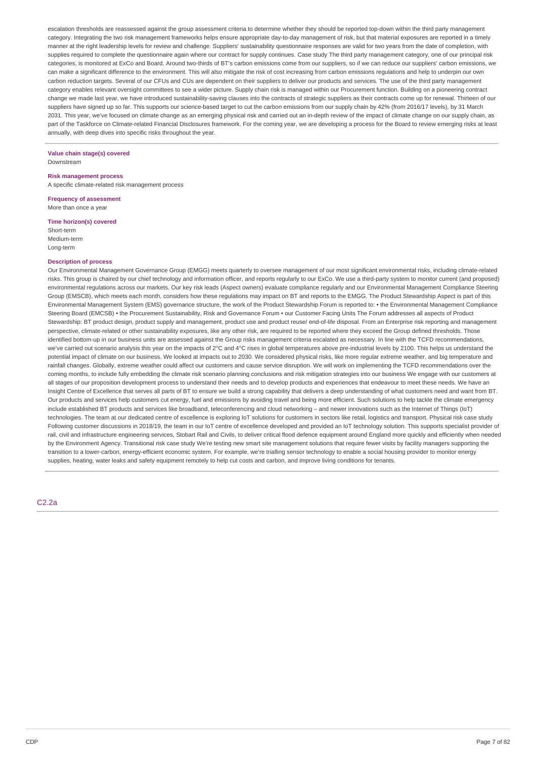escalation thresholds are reassessed against the group assessment criteria to determine whether they should be reported top-down within the third party management category. Integrating the two risk management frameworks helps ensure appropriate day-to-day management of risk, but that material exposures are reported in a timely manner at the right leadership levels for review and challenge. Suppliers' sustainability questionnaire responses are valid for two years from the date of completion, with supplies required to complete the questionnaire again where our contract for supply continues. Case study The third party management category, one of our principal risk categories, is monitored at ExCo and Board. Around two-thirds of BT's carbon emissions come from our suppliers, so if we can reduce our suppliers' carbon emissions, we can make a significant difference to the environment. This will also mitigate the risk of cost increasing from carbon emissions regulations and help to underpin our own carbon reduction targets. Several of our CFUs and CUs are dependent on their suppliers to deliver our products and services. The use of the third party management category enables relevant oversight committees to see a wider picture. Supply chain risk is managed within our Procurement function. Building on a pioneering contract change we made last year, we have introduced sustainability-saving clauses into the contracts of strategic suppliers as their contracts come up for renewal. Thirteen of our suppliers have signed up so far. This supports our science-based target to cut the carbon emissions from our supply chain by 42% (from 2016/17 levels), by 31 March 2031. This year, we've focused on climate change as an emerging physical risk and carried out an in-depth review of the impact of climate change on our supply chain, as part of the Taskforce on Climate-related Financial Disclosures framework. For the coming year, we are developing a process for the Board to review emerging risks at least annually, with deep dives into specific risks throughout the year.

**Value chain stage(s) covered**
Downstream

**Risk management process**
A specific climate-related risk management process

**Frequency of assessment**
More than once a year

**Time horizon(s) covered**
Short-term
Medium-term
Long-term

**Description of process**
Our Environmental Management Governance Group (EMGG) meets quarterly to oversee management of our most significant environmental risks, including climate-related risks. This group is chaired by our chief technology and information officer, and reports regularly to our ExCo. We use a third-party system to monitor current (and proposed) environmental regulations across our markets. Our key risk leads (Aspect owners) evaluate compliance regularly and our Environmental Management Compliance Steering Group (EMSCB), which meets each month, considers how these regulations may impact on BT and reports to the EMGG. The Product Stewardship Aspect is part of this Environmental Management System (EMS) governance structure, the work of the Product Stewardship Forum is reported to: • the Environmental Management Compliance Steering Board (EMCSB) • the Procurement Sustainability, Risk and Governance Forum • our Customer Facing Units The Forum addresses all aspects of Product Stewardship: BT product design, product supply and management, product use and product reuse/ end-of-life disposal. From an Enterprise risk reporting and management perspective, climate-related or other sustainability exposures, like any other risk, are required to be reported where they exceed the Group defined thresholds. Those identified bottom-up in our business units are assessed against the Group risks management criteria escalated as necessary. In line with the TCFD recommendations, we've carried out scenario analysis this year on the impacts of 2°C and 4°C rises in global temperatures above pre-industrial levels by 2100. This helps us understand the potential impact of climate on our business. We looked at impacts out to 2030. We considered physical risks, like more regular extreme weather, and big temperature and rainfall changes. Globally, extreme weather could affect our customers and cause service disruption. We will work on implementing the TCFD recommendations over the coming months, to include fully embedding the climate risk scenario planning conclusions and risk mitigation strategies into our business We engage with our customers at all stages of our proposition development process to understand their needs and to develop products and experiences that endeavour to meet these needs. We have an Insight Centre of Excellence that serves all parts of BT to ensure we build a strong capability that delivers a deep understanding of what customers need and want from BT. Our products and services help customers cut energy, fuel and emissions by avoiding travel and being more efficient. Such solutions to help tackle the climate emergency include established BT products and services like broadband, teleconferencing and cloud networking – and newer innovations such as the Internet of Things (IoT) technologies. The team at our dedicated centre of excellence is exploring IoT solutions for customers in sectors like retail, logistics and transport. Physical risk case study Following customer discussions in 2018/19, the team in our IoT centre of excellence developed and provided an IoT technology solution. This supports specialist provider of rail, civil and infrastructure engineering services, Stobart Rail and Civils, to deliver critical flood defence equipment around England more quickly and efficiently when needed by the Environment Agency. Transitional risk case study We're testing new smart site management solutions that require fewer visits by facility managers supporting the transition to a lower-carbon, energy-efficient economic system. For example, we're trialling sensor technology to enable a social housing provider to monitor energy supplies, heating, water leaks and safety equipment remotely to help cut costs and carbon, and improve living conditions for tenants.

## C2.2a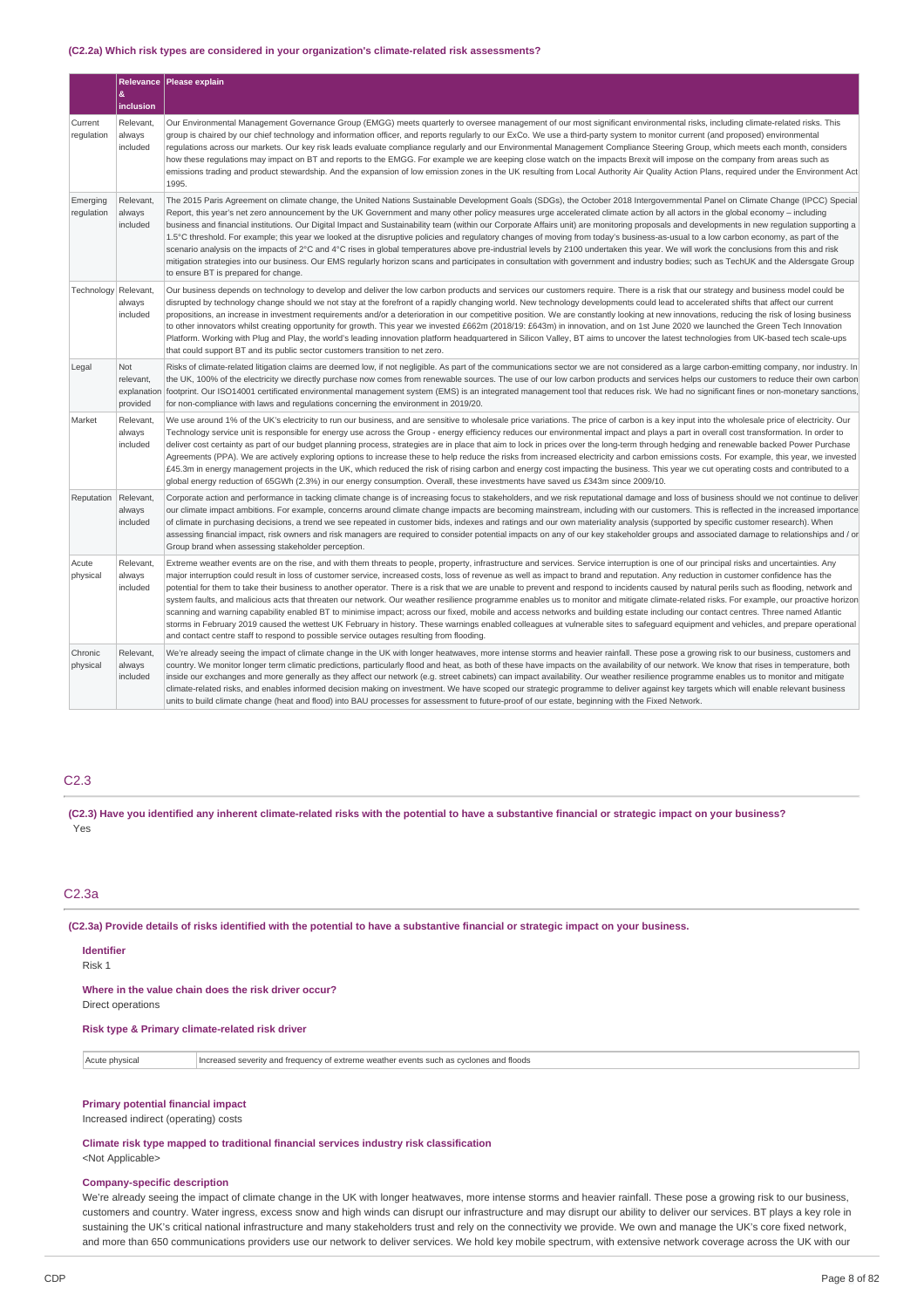**(C2.2a) Which risk types are considered in your organization's climate-related risk assessments?**

| | Relevance & inclusion | Please explain |
|---|---|---|
| Current regulation | Relevant, always included | Our Environmental Management Governance Group (EMGG) meets quarterly to oversee management of our most significant environmental risks, including climate-related risks. This group is chaired by our chief technology and information officer, and reports regularly to our ExCo. We use a third-party system to monitor current (and proposed) environmental regulations across our markets. Our key risk leads evaluate compliance regularly and our Environmental Management Compliance Steering Group, which meets each month, considers how these regulations may impact on BT and reports to the EMGG. For example we are keeping close watch on the impacts Brexit will impose on the company from areas such as emissions trading and product stewardship. And the expansion of low emission zones in the UK resulting from Local Authority Air Quality Action Plans, required under the Environment Act 1995. |
| Emerging regulation | Relevant, always included | The 2015 Paris Agreement on climate change, the United Nations Sustainable Development Goals (SDGs), the October 2018 Intergovernmental Panel on Climate Change (IPCC) Special Report, this year's net zero announcement by the UK Government and many other policy measures urge accelerated climate action by all actors in the global economy – including business and financial institutions. Our Digital Impact and Sustainability team (within our Corporate Affairs unit) are monitoring proposals and developments in new regulation supporting a 1.5°C threshold. For example; this year we looked at the disruptive policies and regulatory changes of moving from today's business-as-usual to a low carbon economy, as part of the scenario analysis on the impacts of 2°C and 4°C rises in global temperatures above pre-industrial levels by 2100 undertaken this year. We will work the conclusions from this and risk mitigation strategies into our business. Our EMS regularly horizon scans and participates in consultation with government and industry bodies; such as TechUK and the Aldersgate Group to ensure BT is prepared for change. |
| Technology | Relevant, always included | Our business depends on technology to develop and deliver the low carbon products and services our customers require. There is a risk that our strategy and business model could be disrupted by technology change should we not stay at the forefront of a rapidly changing world. New technology developments could lead to accelerated shifts that affect our current propositions, an increase in investment requirements and/or a deterioration in our competitive position. We are constantly looking at new innovations, reducing the risk of losing business to other innovators whilst creating opportunity for growth. This year we invested £662m (2018/19: £643m) in innovation, and on 1st June 2020 we launched the Green Tech Innovation Platform. Working with Plug and Play, the world's leading innovation platform headquartered in Silicon Valley, BT aims to uncover the latest technologies from UK-based tech scale-ups that could support BT and its public sector customers transition to net zero. |
| Legal | Not relevant, explanation provided | Risks of climate-related litigation claims are deemed low, if not negligible. As part of the communications sector we are not considered as a large carbon-emitting company, nor industry. In the UK, 100% of the electricity we directly purchase now comes from renewable sources. The use of our low carbon products and services helps our customers to reduce their own carbon footprint. Our ISO14001 certificated environmental management system (EMS) is an integrated management tool that reduces risk. We had no significant fines or non-monetary sanctions, for non-compliance with laws and regulations concerning the environment in 2019/20. |
| Market | Relevant, always included | We use around 1% of the UK's electricity to run our business, and are sensitive to wholesale price variations. The price of carbon is a key input into the wholesale price of electricity. Our Technology service unit is responsible for energy use across the Group - energy efficiency reduces our environmental impact and plays a part in overall cost transformation. In order to deliver cost certainty as part of our budget planning process, strategies are in place that aim to lock in prices over the long-term through hedging and renewable backed Power Purchase Agreements (PPA). We are actively exploring options to increase these to help reduce the risks from increased electricity and carbon emissions costs. For example, this year, we invested £45.3m in energy management projects in the UK, which reduced the risk of rising carbon and energy cost impacting the business. This year we cut operating costs and contributed to a global energy reduction of 65GWh (2.3%) in our energy consumption. Overall, these investments have saved us £343m since 2009/10. |
| Reputation | Relevant, always included | Corporate action and performance in tacking climate change is of increasing focus to stakeholders, and we risk reputational damage and loss of business should we not continue to deliver our climate impact ambitions. For example, concerns around climate change impacts are becoming mainstream, including with our customers. This is reflected in the increased importance of climate in purchasing decisions, a trend we see repeated in customer bids, indexes and ratings and our own materiality analysis (supported by specific customer research). When assessing financial impact, risk owners and risk managers are required to consider potential impacts on any of our key stakeholder groups and associated damage to relationships and / or Group brand when assessing stakeholder perception. |
| Acute physical | Relevant, always included | Extreme weather events are on the rise, and with them threats to people, property, infrastructure and services. Service interruption is one of our principal risks and uncertainties. Any major interruption could result in loss of customer service, increased costs, loss of revenue as well as impact to brand and reputation. Any reduction in customer confidence has the potential for them to take their business to another operator. There is a risk that we are unable to prevent and respond to incidents caused by natural perils such as flooding, network and system faults, and malicious acts that threaten our network. Our weather resilience programme enables us to monitor and mitigate climate-related risks. For example, our proactive horizon scanning and warning capability enabled BT to minimise impact; across our fixed, mobile and access networks and building estate including our contact centres. Three named Atlantic storms in February 2019 caused the wettest UK February in history. These warnings enabled colleagues at vulnerable sites to safeguard equipment and vehicles, and prepare operational and contact centre staff to respond to possible service outages resulting from flooding. |
| Chronic physical | Relevant, always included | We're already seeing the impact of climate change in the UK with longer heatwaves, more intense storms and heavier rainfall. These pose a growing risk to our business, customers and country. We monitor longer term climatic predictions, particularly flood and heat, as both of these have impacts on the availability of our network. We know that rises in temperature, both inside our exchanges and more generally as they affect our network (e.g. street cabinets) can impact availability. Our weather resilience programme enables us to monitor and mitigate climate-related risks, and enables informed decision making on investment. We have scoped our strategic programme to deliver against key targets which will enable relevant business units to build climate change (heat and flood) into BAU processes for assessment to future-proof of our estate, beginning with the Fixed Network. |

## C2.3

**(C2.3) Have you identified any inherent climate-related risks with the potential to have a substantive financial or strategic impact on your business?**

Yes

## C2.3a

**(C2.3a) Provide details of risks identified with the potential to have a substantive financial or strategic impact on your business.**

**Identifier**

Risk 1

**Where in the value chain does the risk driver occur?**

Direct operations

**Risk type & Primary climate-related risk driver**

| Acute physical | Increased severity and frequency of extreme weather events such as cyclones and floods |
|---|---|

**Primary potential financial impact**

Increased indirect (operating) costs

**Climate risk type mapped to traditional financial services industry risk classification**

<Not Applicable>

**Company-specific description**

We're already seeing the impact of climate change in the UK with longer heatwaves, more intense storms and heavier rainfall. These pose a growing risk to our business, customers and country. Water ingress, excess snow and high winds can disrupt our infrastructure and may disrupt our ability to deliver our services. BT plays a key role in sustaining the UK's critical national infrastructure and many stakeholders trust and rely on the connectivity we provide. We own and manage the UK's core fixed network, and more than 650 communications providers use our network to deliver services. We hold key mobile spectrum, with extensive network coverage across the UK with our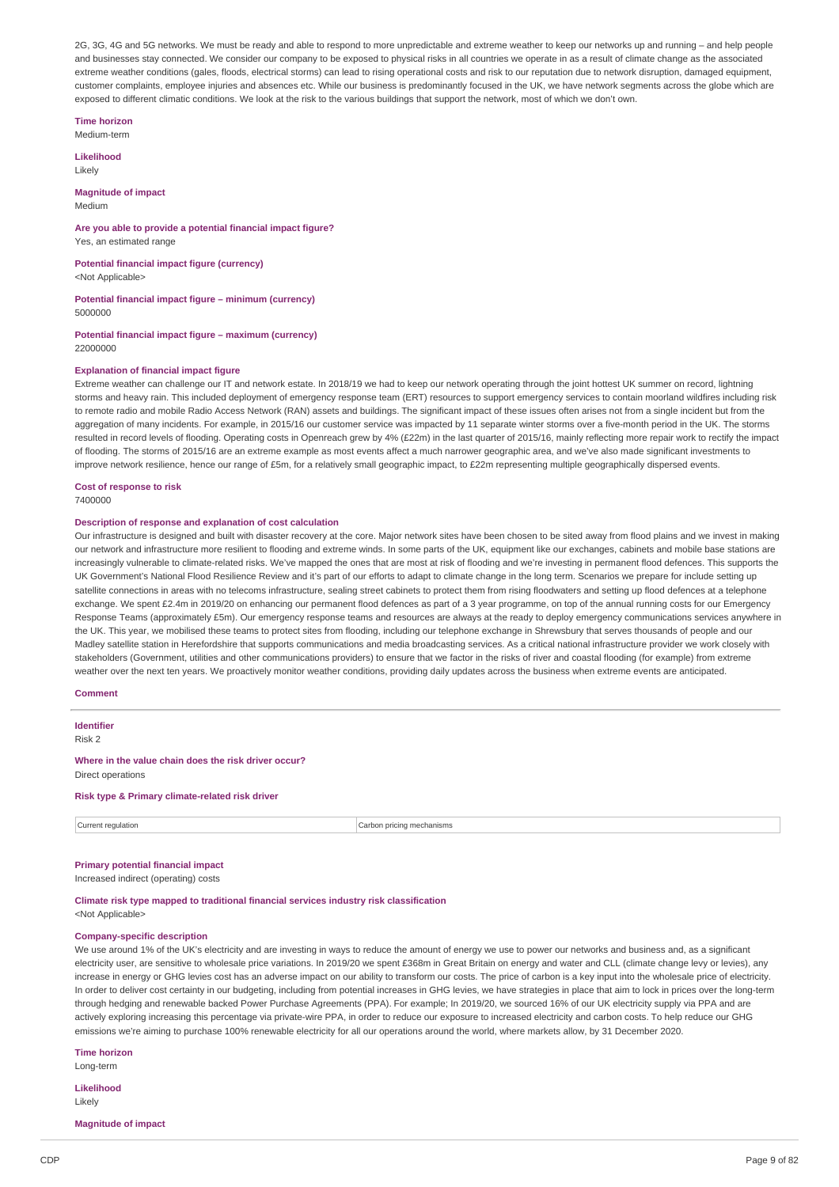2G, 3G, 4G and 5G networks. We must be ready and able to respond to more unpredictable and extreme weather to keep our networks up and running – and help people and businesses stay connected. We consider our company to be exposed to physical risks in all countries we operate in as a result of climate change as the associated extreme weather conditions (gales, floods, electrical storms) can lead to rising operational costs and risk to our reputation due to network disruption, damaged equipment, customer complaints, employee injuries and absences etc. While our business is predominantly focused in the UK, we have network segments across the globe which are exposed to different climatic conditions. We look at the risk to the various buildings that support the network, most of which we don't own.

**Time horizon**
Medium-term

**Likelihood**
Likely

**Magnitude of impact**
Medium

**Are you able to provide a potential financial impact figure?**
Yes, an estimated range

**Potential financial impact figure (currency)**
<Not Applicable>

**Potential financial impact figure – minimum (currency)**
5000000

**Potential financial impact figure – maximum (currency)**
22000000

**Explanation of financial impact figure**
Extreme weather can challenge our IT and network estate. In 2018/19 we had to keep our network operating through the joint hottest UK summer on record, lightning storms and heavy rain. This included deployment of emergency response team (ERT) resources to support emergency services to contain moorland wildfires including risk to remote radio and mobile Radio Access Network (RAN) assets and buildings. The significant impact of these issues often arises not from a single incident but from the aggregation of many incidents. For example, in 2015/16 our customer service was impacted by 11 separate winter storms over a five-month period in the UK. The storms resulted in record levels of flooding. Operating costs in Openreach grew by 4% (£22m) in the last quarter of 2015/16, mainly reflecting more repair work to rectify the impact of flooding. The storms of 2015/16 are an extreme example as most events affect a much narrower geographic area, and we've also made significant investments to improve network resilience, hence our range of £5m, for a relatively small geographic impact, to £22m representing multiple geographically dispersed events.

**Cost of response to risk**
7400000

**Description of response and explanation of cost calculation**
Our infrastructure is designed and built with disaster recovery at the core. Major network sites have been chosen to be sited away from flood plains and we invest in making our network and infrastructure more resilient to flooding and extreme winds. In some parts of the UK, equipment like our exchanges, cabinets and mobile base stations are increasingly vulnerable to climate-related risks. We've mapped the ones that are most at risk of flooding and we're investing in permanent flood defences. This supports the UK Government's National Flood Resilience Review and it's part of our efforts to adapt to climate change in the long term. Scenarios we prepare for include setting up satellite connections in areas with no telecoms infrastructure, sealing street cabinets to protect them from rising floodwaters and setting up flood defences at a telephone exchange. We spent £2.4m in 2019/20 on enhancing our permanent flood defences as part of a 3 year programme, on top of the annual running costs for our Emergency Response Teams (approximately £5m). Our emergency response teams and resources are always at the ready to deploy emergency communications services anywhere in the UK. This year, we mobilised these teams to protect sites from flooding, including our telephone exchange in Shrewsbury that serves thousands of people and our Madley satellite station in Herefordshire that supports communications and media broadcasting services. As a critical national infrastructure provider we work closely with stakeholders (Government, utilities and other communications providers) to ensure that we factor in the risks of river and coastal flooding (for example) from extreme weather over the next ten years. We proactively monitor weather conditions, providing daily updates across the business when extreme events are anticipated.

**Comment**

**Identifier**
Risk 2

**Where in the value chain does the risk driver occur?**
Direct operations

**Risk type & Primary climate-related risk driver**

| Current regulation | Carbon pricing mechanisms |
|---|---|

**Primary potential financial impact**
Increased indirect (operating) costs

**Climate risk type mapped to traditional financial services industry risk classification**
<Not Applicable>

**Company-specific description**
We use around 1% of the UK's electricity and are investing in ways to reduce the amount of energy we use to power our networks and business and, as a significant electricity user, are sensitive to wholesale price variations. In 2019/20 we spent £368m in Great Britain on energy and water and CLL (climate change levy or levies), any increase in energy or GHG levies cost has an adverse impact on our ability to transform our costs. The price of carbon is a key input into the wholesale price of electricity. In order to deliver cost certainty in our budgeting, including from potential increases in GHG levies, we have strategies in place that aim to lock in prices over the long-term through hedging and renewable backed Power Purchase Agreements (PPA). For example; In 2019/20, we sourced 16% of our UK electricity supply via PPA and are actively exploring increasing this percentage via private-wire PPA, in order to reduce our exposure to increased electricity and carbon costs. To help reduce our GHG emissions we're aiming to purchase 100% renewable electricity for all our operations around the world, where markets allow, by 31 December 2020.

**Time horizon**
Long-term

**Likelihood**
Likely

**Magnitude of impact**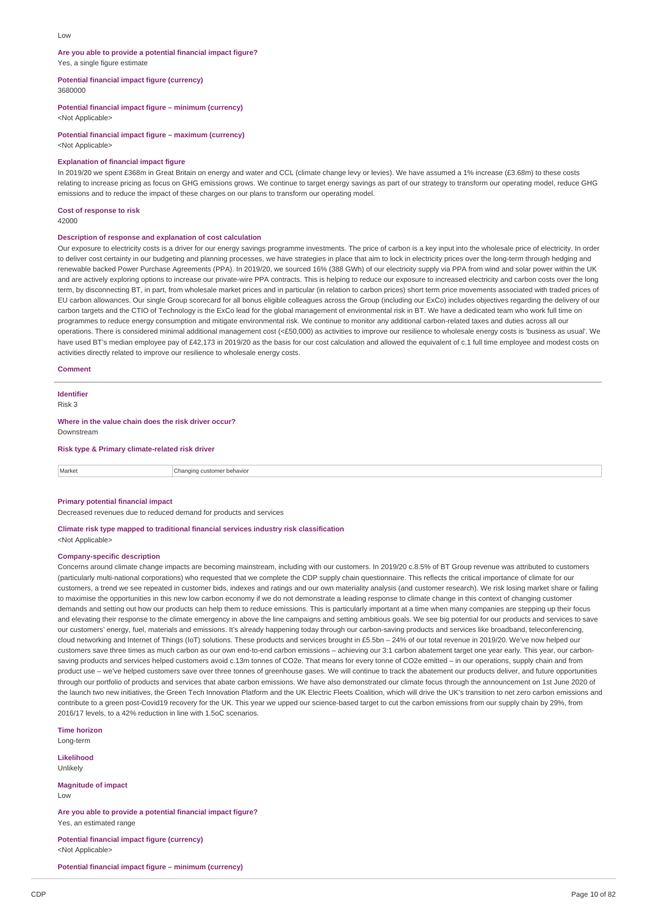Low

**Are you able to provide a potential financial impact figure?**
Yes, a single figure estimate

**Potential financial impact figure (currency)**
3680000

**Potential financial impact figure – minimum (currency)**
<Not Applicable>

**Potential financial impact figure – maximum (currency)**
<Not Applicable>

**Explanation of financial impact figure**
In 2019/20 we spent £368m in Great Britain on energy and water and CCL (climate change levy or levies). We have assumed a 1% increase (£3.68m) to these costs relating to increase pricing as focus on GHG emissions grows. We continue to target energy savings as part of our strategy to transform our operating model, reduce GHG emissions and to reduce the impact of these charges on our plans to transform our operating model.

**Cost of response to risk**
42000

**Description of response and explanation of cost calculation**
Our exposure to electricity costs is a driver for our energy savings programme investments. The price of carbon is a key input into the wholesale price of electricity. In order to deliver cost certainty in our budgeting and planning processes, we have strategies in place that aim to lock in electricity prices over the long-term through hedging and renewable backed Power Purchase Agreements (PPA). In 2019/20, we sourced 16% (388 GWh) of our electricity supply via PPA from wind and solar power within the UK and are actively exploring options to increase our private-wire PPA contracts. This is helping to reduce our exposure to increased electricity and carbon costs over the long term, by disconnecting BT, in part, from wholesale market prices and in particular (in relation to carbon prices) short term price movements associated with traded prices of EU carbon allowances. Our single Group scorecard for all bonus eligible colleagues across the Group (including our ExCo) includes objectives regarding the delivery of our carbon targets and the CTIO of Technology is the ExCo lead for the global management of environmental risk in BT. We have a dedicated team who work full time on programmes to reduce energy consumption and mitigate environmental risk. We continue to monitor any additional carbon-related taxes and duties across all our operations. There is considered minimal additional management cost (<£50,000) as activities to improve our resilience to wholesale energy costs is 'business as usual'. We have used BT's median employee pay of £42,173 in 2019/20 as the basis for our cost calculation and allowed the equivalent of c.1 full time employee and modest costs on activities directly related to improve our resilience to wholesale energy costs.

**Comment**

---

**Identifier**
Risk 3

**Where in the value chain does the risk driver occur?**
Downstream

**Risk type & Primary climate-related risk driver**

| | |
|---|---|
| Market | Changing customer behavior |

**Primary potential financial impact**
Decreased revenues due to reduced demand for products and services

**Climate risk type mapped to traditional financial services industry risk classification**
<Not Applicable>

**Company-specific description**
Concerns around climate change impacts are becoming mainstream, including with our customers. In 2019/20 c.8.5% of BT Group revenue was attributed to customers (particularly multi-national corporations) who requested that we complete the CDP supply chain questionnaire. This reflects the critical importance of climate for our customers, a trend we see repeated in customer bids, indexes and ratings and our own materiality analysis (and customer research). We risk losing market share or failing to maximise the opportunities in this new low carbon economy if we do not demonstrate a leading response to climate change in this context of changing customer demands and setting out how our products can help them to reduce emissions. This is particularly important at a time when many companies are stepping up their focus and elevating their response to the climate emergency in above the line campaigns and setting ambitious goals. We see big potential for our products and services to save our customers' energy, fuel, materials and emissions. It's already happening today through our carbon-saving products and services like broadband, teleconferencing, cloud networking and Internet of Things (IoT) solutions. These products and services brought in £5.5bn – 24% of our total revenue in 2019/20. We've now helped our customers save three times as much carbon as our own end-to-end carbon emissions – achieving our 3:1 carbon abatement target one year early. This year, our carbon-saving products and services helped customers avoid c.13m tonnes of CO2e. That means for every tonne of CO2e emitted – in our operations, supply chain and from product use – we've helped customers save over three tonnes of greenhouse gases. We will continue to track the abatement our products deliver, and future opportunities through our portfolio of products and services that abate carbon emissions. We have also demonstrated our climate focus through the announcement on 1st June 2020 of the launch two new initiatives, the Green Tech Innovation Platform and the UK Electric Fleets Coalition, which will drive the UK's transition to net zero carbon emissions and contribute to a green post-Covid19 recovery for the UK. This year we upped our science-based target to cut the carbon emissions from our supply chain by 29%, from 2016/17 levels, to a 42% reduction in line with 1.5oC scenarios.

**Time horizon**
Long-term

**Likelihood**
Unlikely

**Magnitude of impact**
Low

**Are you able to provide a potential financial impact figure?**
Yes, an estimated range

**Potential financial impact figure (currency)**
<Not Applicable>

**Potential financial impact figure – minimum (currency)**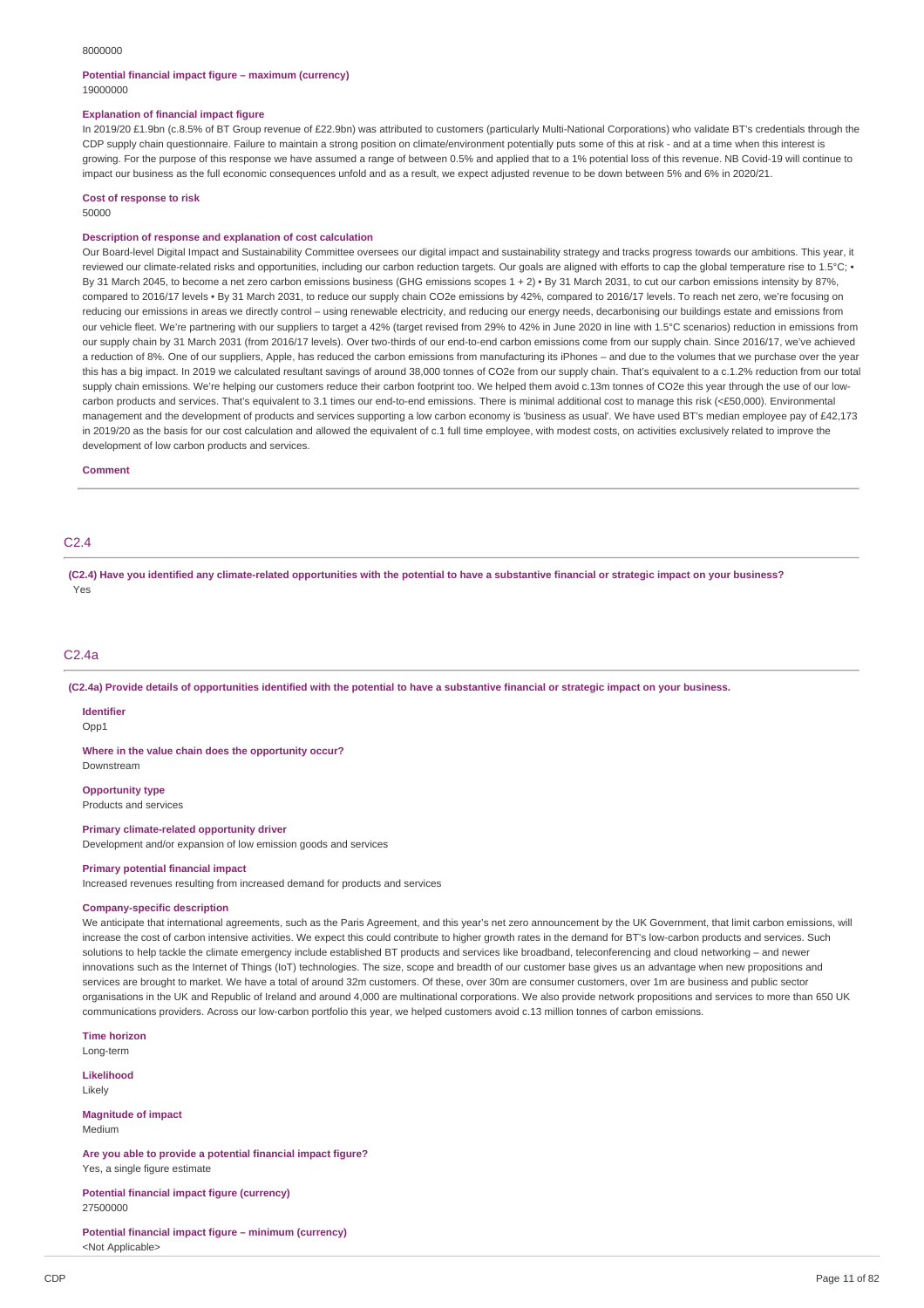8000000

**Potential financial impact figure – maximum (currency)**
19000000

**Explanation of financial impact figure**
In 2019/20 £1.9bn (c.8.5% of BT Group revenue of £22.9bn) was attributed to customers (particularly Multi-National Corporations) who validate BT's credentials through the CDP supply chain questionnaire. Failure to maintain a strong position on climate/environment potentially puts some of this at risk - and at a time when this interest is growing. For the purpose of this response we have assumed a range of between 0.5% and applied that to a 1% potential loss of this revenue. NB Covid-19 will continue to impact our business as the full economic consequences unfold and as a result, we expect adjusted revenue to be down between 5% and 6% in 2020/21.

**Cost of response to risk**
50000

**Description of response and explanation of cost calculation**
Our Board-level Digital Impact and Sustainability Committee oversees our digital impact and sustainability strategy and tracks progress towards our ambitions. This year, it reviewed our climate-related risks and opportunities, including our carbon reduction targets. Our goals are aligned with efforts to cap the global temperature rise to 1.5°C; • By 31 March 2045, to become a net zero carbon emissions business (GHG emissions scopes 1 + 2) • By 31 March 2031, to cut our carbon emissions intensity by 87%, compared to 2016/17 levels • By 31 March 2031, to reduce our supply chain CO2e emissions by 42%, compared to 2016/17 levels. To reach net zero, we're focusing on reducing our emissions in areas we directly control – using renewable electricity, and reducing our energy needs, decarbonising our buildings estate and emissions from our vehicle fleet. We're partnering with our suppliers to target a 42% (target revised from 29% to 42% in June 2020 in line with 1.5°C scenarios) reduction in emissions from our supply chain by 31 March 2031 (from 2016/17 levels). Over two-thirds of our end-to-end carbon emissions come from our supply chain. Since 2016/17, we've achieved a reduction of 8%. One of our suppliers, Apple, has reduced the carbon emissions from manufacturing its iPhones – and due to the volumes that we purchase over the year this has a big impact. In 2019 we calculated resultant savings of around 38,000 tonnes of CO2e from our supply chain. That's equivalent to a c.1.2% reduction from our total supply chain emissions. We're helping our customers reduce their carbon footprint too. We helped them avoid c.13m tonnes of CO2e this year through the use of our low-carbon products and services. That's equivalent to 3.1 times our end-to-end emissions. There is minimal additional cost to manage this risk (<£50,000). Environmental management and the development of products and services supporting a low carbon economy is 'business as usual'. We have used BT's median employee pay of £42,173 in 2019/20 as the basis for our cost calculation and allowed the equivalent of c.1 full time employee, with modest costs, on activities exclusively related to improve the development of low carbon products and services.

**Comment**

## C2.4

**(C2.4) Have you identified any climate-related opportunities with the potential to have a substantive financial or strategic impact on your business?**
Yes

## C2.4a

**(C2.4a) Provide details of opportunities identified with the potential to have a substantive financial or strategic impact on your business.**

**Identifier**
Opp1

**Where in the value chain does the opportunity occur?**
Downstream

**Opportunity type**
Products and services

**Primary climate-related opportunity driver**
Development and/or expansion of low emission goods and services

**Primary potential financial impact**
Increased revenues resulting from increased demand for products and services

**Company-specific description**
We anticipate that international agreements, such as the Paris Agreement, and this year's net zero announcement by the UK Government, that limit carbon emissions, will increase the cost of carbon intensive activities. We expect this could contribute to higher growth rates in the demand for BT's low-carbon products and services. Such solutions to help tackle the climate emergency include established BT products and services like broadband, teleconferencing and cloud networking – and newer innovations such as the Internet of Things (IoT) technologies. The size, scope and breadth of our customer base gives us an advantage when new propositions and services are brought to market. We have a total of around 32m customers. Of these, over 30m are consumer customers, over 1m are business and public sector organisations in the UK and Republic of Ireland and around 4,000 are multinational corporations. We also provide network propositions and services to more than 650 UK communications providers. Across our low-carbon portfolio this year, we helped customers avoid c.13 million tonnes of carbon emissions.

**Time horizon**
Long-term

**Likelihood**
Likely

**Magnitude of impact**
Medium

**Are you able to provide a potential financial impact figure?**
Yes, a single figure estimate

**Potential financial impact figure (currency)**
27500000

**Potential financial impact figure – minimum (currency)**
<Not Applicable>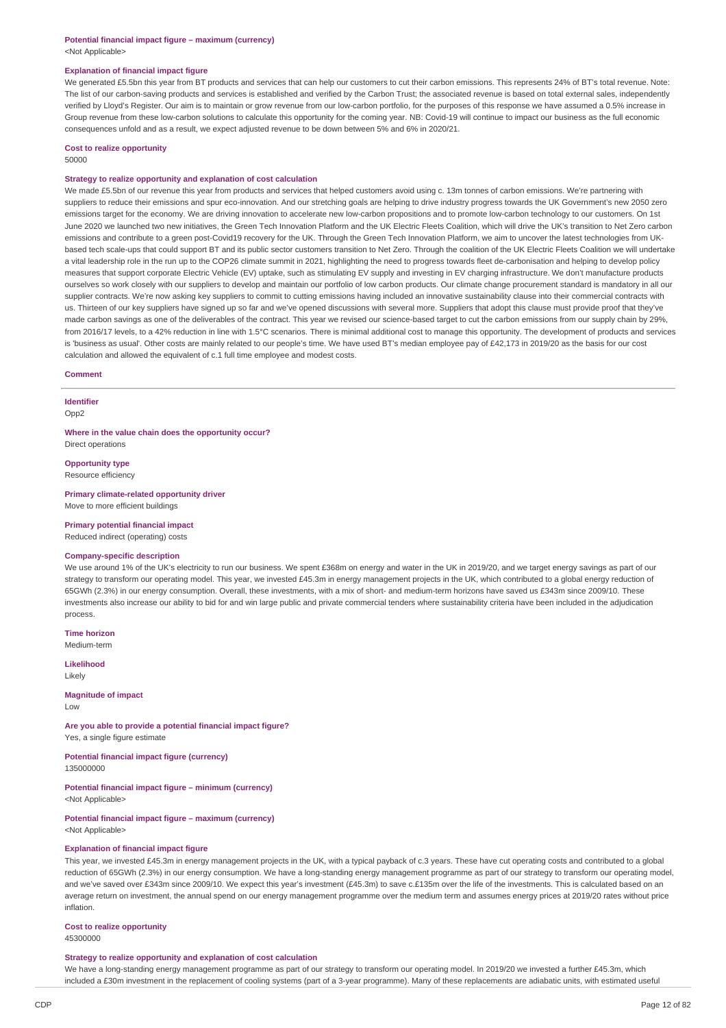**Potential financial impact figure – maximum (currency)**
<Not Applicable>

**Explanation of financial impact figure**
We generated £5.5bn this year from BT products and services that can help our customers to cut their carbon emissions. This represents 24% of BT's total revenue. Note: The list of our carbon-saving products and services is established and verified by the Carbon Trust; the associated revenue is based on total external sales, independently verified by Lloyd's Register. Our aim is to maintain or grow revenue from our low-carbon portfolio, for the purposes of this response we have assumed a 0.5% increase in Group revenue from these low-carbon solutions to calculate this opportunity for the coming year. NB: Covid-19 will continue to impact our business as the full economic consequences unfold and as a result, we expect adjusted revenue to be down between 5% and 6% in 2020/21.

**Cost to realize opportunity**
50000

**Strategy to realize opportunity and explanation of cost calculation**
We made £5.5bn of our revenue this year from products and services that helped customers avoid using c. 13m tonnes of carbon emissions. We're partnering with suppliers to reduce their emissions and spur eco-innovation. And our stretching goals are helping to drive industry progress towards the UK Government's new 2050 zero emissions target for the economy. We are driving innovation to accelerate new low-carbon propositions and to promote low-carbon technology to our customers. On 1st June 2020 we launched two new initiatives, the Green Tech Innovation Platform and the UK Electric Fleets Coalition, which will drive the UK's transition to Net Zero carbon emissions and contribute to a green post-Covid19 recovery for the UK. Through the Green Tech Innovation Platform, we aim to uncover the latest technologies from UK-based tech scale-ups that could support BT and its public sector customers transition to Net Zero. Through the coalition of the UK Electric Fleets Coalition we will undertake a vital leadership role in the run up to the COP26 climate summit in 2021, highlighting the need to progress towards fleet de-carbonisation and helping to develop policy measures that support corporate Electric Vehicle (EV) uptake, such as stimulating EV supply and investing in EV charging infrastructure. We don't manufacture products ourselves so work closely with our suppliers to develop and maintain our portfolio of low carbon products. Our climate change procurement standard is mandatory in all our supplier contracts. We're now asking key suppliers to commit to cutting emissions having included an innovative sustainability clause into their commercial contracts with us. Thirteen of our key suppliers have signed up so far and we've opened discussions with several more. Suppliers that adopt this clause must provide proof that they've made carbon savings as one of the deliverables of the contract. This year we revised our science-based target to cut the carbon emissions from our supply chain by 29%, from 2016/17 levels, to a 42% reduction in line with 1.5°C scenarios. There is minimal additional cost to manage this opportunity. The development of products and services is 'business as usual'. Other costs are mainly related to our people's time. We have used BT's median employee pay of £42,173 in 2019/20 as the basis for our cost calculation and allowed the equivalent of c.1 full time employee and modest costs.

**Comment**

---

**Identifier**
Opp2

**Where in the value chain does the opportunity occur?**
Direct operations

**Opportunity type**
Resource efficiency

**Primary climate-related opportunity driver**
Move to more efficient buildings

**Primary potential financial impact**
Reduced indirect (operating) costs

**Company-specific description**
We use around 1% of the UK's electricity to run our business. We spent £368m on energy and water in the UK in 2019/20, and we target energy savings as part of our strategy to transform our operating model. This year, we invested £45.3m in energy management projects in the UK, which contributed to a global energy reduction of 65GWh (2.3%) in our energy consumption. Overall, these investments, with a mix of short- and medium-term horizons have saved us £343m since 2009/10. These investments also increase our ability to bid for and win large public and private commercial tenders where sustainability criteria have been included in the adjudication process.

**Time horizon**
Medium-term

**Likelihood**
Likely

**Magnitude of impact**
Low

**Are you able to provide a potential financial impact figure?**
Yes, a single figure estimate

**Potential financial impact figure (currency)**
135000000

**Potential financial impact figure – minimum (currency)**
<Not Applicable>

**Potential financial impact figure – maximum (currency)**
<Not Applicable>

**Explanation of financial impact figure**
This year, we invested £45.3m in energy management projects in the UK, with a typical payback of c.3 years. These have cut operating costs and contributed to a global reduction of 65GWh (2.3%) in our energy consumption. We have a long-standing energy management programme as part of our strategy to transform our operating model, and we've saved over £343m since 2009/10. We expect this year's investment (£45.3m) to save c.£135m over the life of the investments. This is calculated based on an average return on investment, the annual spend on our energy management programme over the medium term and assumes energy prices at 2019/20 rates without price inflation.

**Cost to realize opportunity**
45300000

**Strategy to realize opportunity and explanation of cost calculation**
We have a long-standing energy management programme as part of our strategy to transform our operating model. In 2019/20 we invested a further £45.3m, which included a £30m investment in the replacement of cooling systems (part of a 3-year programme). Many of these replacements are adiabatic units, with estimated useful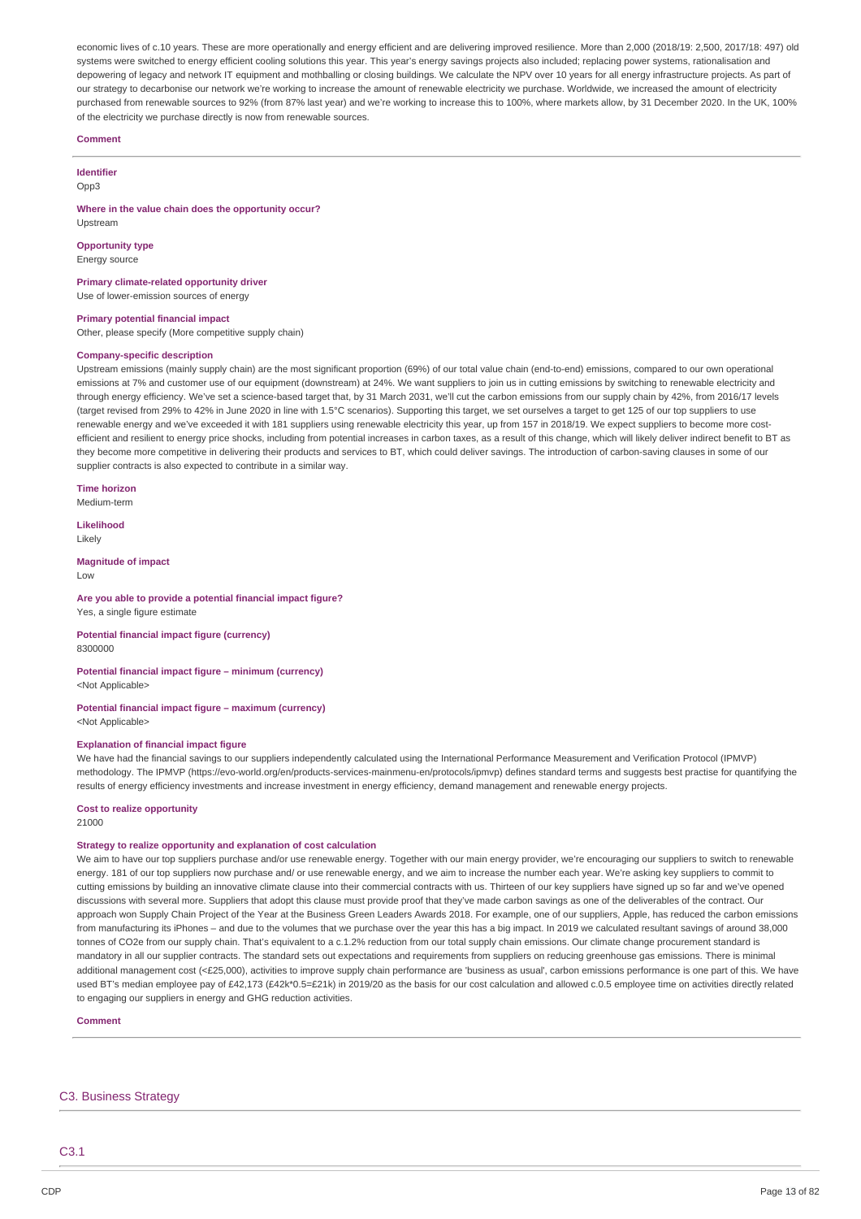economic lives of c.10 years. These are more operationally and energy efficient and are delivering improved resilience. More than 2,000 (2018/19: 2,500, 2017/18: 497) old systems were switched to energy efficient cooling solutions this year. This year's energy savings projects also included; replacing power systems, rationalisation and depowering of legacy and network IT equipment and mothballing or closing buildings. We calculate the NPV over 10 years for all energy infrastructure projects. As part of our strategy to decarbonise our network we're working to increase the amount of renewable electricity we purchase. Worldwide, we increased the amount of electricity purchased from renewable sources to 92% (from 87% last year) and we're working to increase this to 100%, where markets allow, by 31 December 2020. In the UK, 100% of the electricity we purchase directly is now from renewable sources.

**Comment**

---

**Identifier**
Opp3

**Where in the value chain does the opportunity occur?**
Upstream

**Opportunity type**
Energy source

**Primary climate-related opportunity driver**
Use of lower-emission sources of energy

**Primary potential financial impact**
Other, please specify (More competitive supply chain)

**Company-specific description**
Upstream emissions (mainly supply chain) are the most significant proportion (69%) of our total value chain (end-to-end) emissions, compared to our own operational emissions at 7% and customer use of our equipment (downstream) at 24%. We want suppliers to join us in cutting emissions by switching to renewable electricity and through energy efficiency. We've set a science-based target that, by 31 March 2031, we'll cut the carbon emissions from our supply chain by 42%, from 2016/17 levels (target revised from 29% to 42% in June 2020 in line with 1.5°C scenarios). Supporting this target, we set ourselves a target to get 125 of our top suppliers to use renewable energy and we've exceeded it with 181 suppliers using renewable electricity this year, up from 157 in 2018/19. We expect suppliers to become more cost-efficient and resilient to energy price shocks, including from potential increases in carbon taxes, as a result of this change, which will likely deliver indirect benefit to BT as they become more competitive in delivering their products and services to BT, which could deliver savings. The introduction of carbon-saving clauses in some of our supplier contracts is also expected to contribute in a similar way.

**Time horizon**
Medium-term

**Likelihood**
Likely

**Magnitude of impact**
Low

**Are you able to provide a potential financial impact figure?**
Yes, a single figure estimate

**Potential financial impact figure (currency)**
8300000

**Potential financial impact figure – minimum (currency)**
<Not Applicable>

**Potential financial impact figure – maximum (currency)**
<Not Applicable>

**Explanation of financial impact figure**
We have had the financial savings to our suppliers independently calculated using the International Performance Measurement and Verification Protocol (IPMVP) methodology. The IPMVP (https://evo-world.org/en/products-services-mainmenu-en/protocols/ipmvp) defines standard terms and suggests best practise for quantifying the results of energy efficiency investments and increase investment in energy efficiency, demand management and renewable energy projects.

**Cost to realize opportunity**
21000

**Strategy to realize opportunity and explanation of cost calculation**
We aim to have our top suppliers purchase and/or use renewable energy. Together with our main energy provider, we're encouraging our suppliers to switch to renewable energy. 181 of our top suppliers now purchase and/ or use renewable energy, and we aim to increase the number each year. We're asking key suppliers to commit to cutting emissions by building an innovative climate clause into their commercial contracts with us. Thirteen of our key suppliers have signed up so far and we've opened discussions with several more. Suppliers that adopt this clause must provide proof that they've made carbon savings as one of the deliverables of the contract. Our approach won Supply Chain Project of the Year at the Business Green Leaders Awards 2018. For example, one of our suppliers, Apple, has reduced the carbon emissions from manufacturing its iPhones – and due to the volumes that we purchase over the year this has a big impact. In 2019 we calculated resultant savings of around 38,000 tonnes of CO2e from our supply chain. That's equivalent to a c.1.2% reduction from our total supply chain emissions. Our climate change procurement standard is mandatory in all our supplier contracts. The standard sets out expectations and requirements from suppliers on reducing greenhouse gas emissions. There is minimal additional management cost (<£25,000), activities to improve supply chain performance are 'business as usual', carbon emissions performance is one part of this. We have used BT's median employee pay of £42,173 (£42k*0.5=£21k) in 2019/20 as the basis for our cost calculation and allowed c.0.5 employee time on activities directly related to engaging our suppliers in energy and GHG reduction activities.

**Comment**

---

## C3. Business Strategy

### C3.1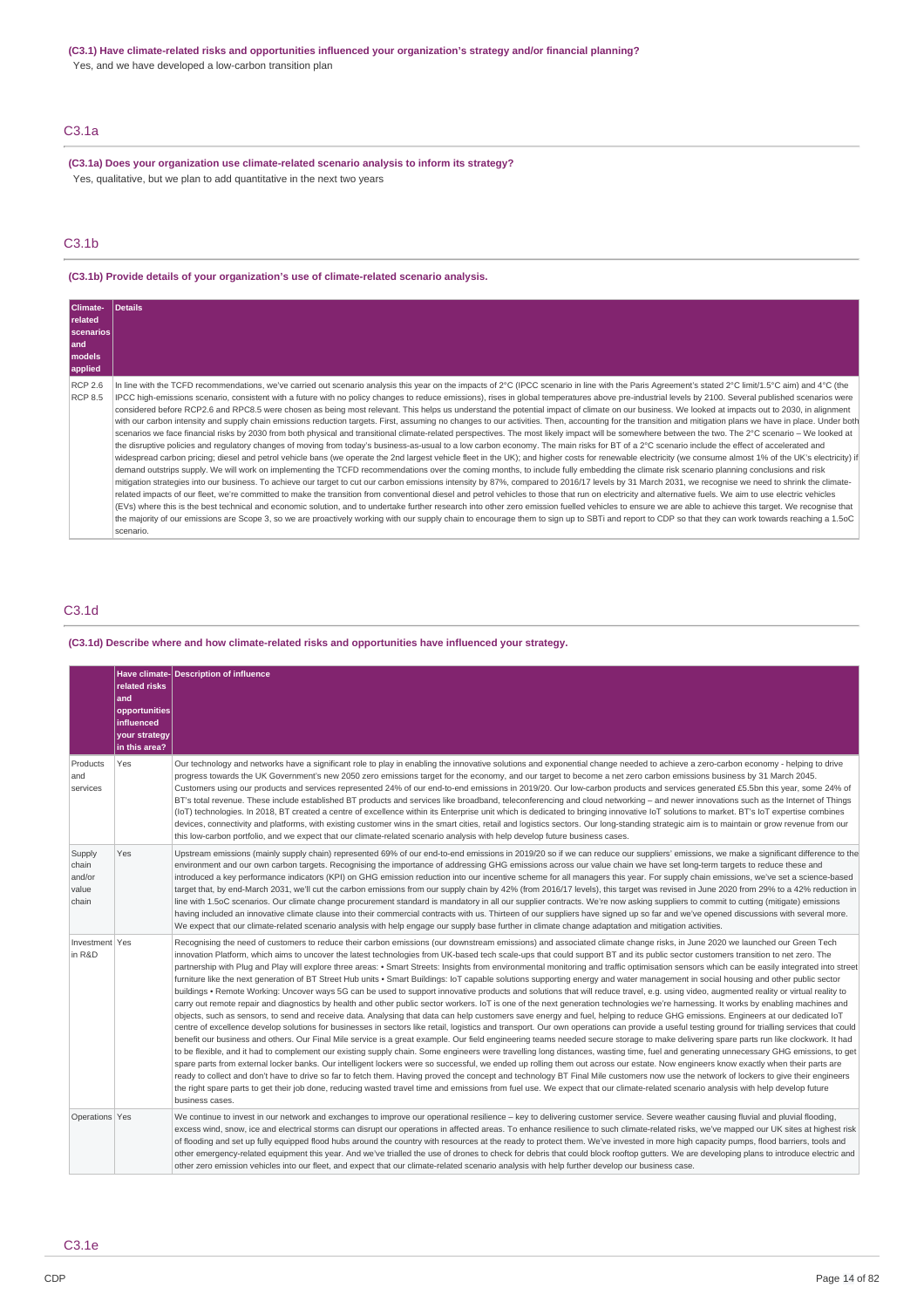**(C3.1) Have climate-related risks and opportunities influenced your organization's strategy and/or financial planning?**

Yes, and we have developed a low-carbon transition plan

## C3.1a

**(C3.1a) Does your organization use climate-related scenario analysis to inform its strategy?**

Yes, qualitative, but we plan to add quantitative in the next two years

## C3.1b

**(C3.1b) Provide details of your organization's use of climate-related scenario analysis.**

| Climate-related scenarios and models applied | Details |
|---|---|
| RCP 2.6 RCP 8.5 | In line with the TCFD recommendations, we've carried out scenario analysis this year on the impacts of 2°C (IPCC scenario in line with the Paris Agreement's stated 2°C limit/1.5°C aim) and 4°C (the IPCC high-emissions scenario, consistent with a future with no policy changes to reduce emissions), rises in global temperatures above pre-industrial levels by 2100. Several published scenarios were considered before RCP2.6 and RPC8.5 were chosen as being most relevant. This helps us understand the potential impact of climate on our business. We looked at impacts out to 2030, in alignment with our carbon intensity and supply chain emissions reduction targets. First, assuming no changes to our activities. Then, accounting for the transition and mitigation plans we have in place. Under both scenarios we face financial risks by 2030 from both physical and transitional climate-related perspectives. The most likely impact will be somewhere between the two. The 2°C scenario – We looked at the disruptive policies and regulatory changes of moving from today's business-as-usual to a low carbon economy. The main risks for BT of a 2°C scenario include the effect of accelerated and widespread carbon pricing; diesel and petrol vehicle bans (we operate the 2nd largest vehicle fleet in the UK); and higher costs for renewable electricity (we consume almost 1% of the UK's electricity) if demand outstrips supply. We will work on implementing the TCFD recommendations over the coming months, to include fully embedding the climate risk scenario planning conclusions and risk mitigation strategies into our business. To achieve our target to cut our carbon emissions intensity by 87%, compared to 2016/17 levels by 31 March 2031, we recognise we need to shrink the climate-related impacts of our fleet, we're committed to make the transition from conventional diesel and petrol vehicles to those that run on electricity and alternative fuels. We aim to use electric vehicles (EVs) where this is the best technical and economic solution, and to undertake further research into other zero emission fuelled vehicles to ensure we are able to achieve this target. We recognise that the majority of our emissions are Scope 3, so we are proactively working with our supply chain to encourage them to sign up to SBTi and report to CDP so that they can work towards reaching a 1.5oC scenario. |

## C3.1d

**(C3.1d) Describe where and how climate-related risks and opportunities have influenced your strategy.**

| | Have climate-related risks and opportunities influenced your strategy in this area? | Description of influence |
|---|---|---|
| Products and services | Yes | Our technology and networks have a significant role to play in enabling the innovative solutions and exponential change needed to achieve a zero-carbon economy - helping to drive progress towards the UK Government's new 2050 zero emissions target for the economy, and our target to become a net zero carbon emissions business by 31 March 2045. Customers using our products and services represented 24% of our end-to-end emissions in 2019/20. Our low-carbon products and services generated £5.5bn this year, some 24% of BT's total revenue. These include established BT products and services like broadband, teleconferencing and cloud networking – and newer innovations such as the Internet of Things (IoT) technologies. In 2018, BT created a centre of excellence within its Enterprise unit which is dedicated to bringing innovative IoT solutions to market. BT's IoT expertise combines devices, connectivity and platforms, with existing customer wins in the smart cities, retail and logistics sectors. Our long-standing strategic aim is to maintain or grow revenue from our this low-carbon portfolio, and we expect that our climate-related scenario analysis with help develop future business cases. |
| Supply chain and/or value chain | Yes | Upstream emissions (mainly supply chain) represented 69% of our end-to-end emissions in 2019/20 so if we can reduce our suppliers' emissions, we make a significant difference to the environment and our own carbon targets. Recognising the importance of addressing GHG emissions across our value chain we have set long-term targets to reduce these and introduced a key performance indicators (KPI) on GHG emission reduction into our incentive scheme for all managers this year. For supply chain emissions, we've set a science-based target that, by end-March 2031, we'll cut the carbon emissions from our supply chain by 42% (from 2016/17 levels), this target was revised in June 2020 from 29% to a 42% reduction in line with 1.5oC scenarios. Our climate change procurement standard is mandatory in all our supplier contracts. We're now asking suppliers to commit to cutting (mitigate) emissions having included an innovative climate clause into their commercial contracts with us. Thirteen of our suppliers have signed up so far and we've opened discussions with several more. We expect that our climate-related scenario analysis with help engage our supply base further in climate change adaptation and mitigation activities. |
| Investment in R&D | Yes | Recognising the need of customers to reduce their carbon emissions (our downstream emissions) and associated climate change risks, in June 2020 we launched our Green Tech innovation Platform, which aims to uncover the latest technologies from UK-based tech scale-ups that could support BT and its public sector customers transition to net zero. The partnership with Plug and Play will explore three areas: • Smart Streets: Insights from environmental monitoring and traffic optimisation sensors which can be easily integrated into street furniture like the next generation of BT Street Hub units • Smart Buildings: IoT capable solutions supporting energy and water management in social housing and other public sector buildings • Remote Working: Uncover ways 5G can be used to support innovative products and solutions that will reduce travel, e.g. using video, augmented reality or virtual reality to carry out remote repair and diagnostics by health and other public sector workers. IoT is one of the next generation technologies we're harnessing. It works by enabling machines and objects, such as sensors, to send and receive data. Analysing that data can help customers save energy and fuel, helping to reduce GHG emissions. Engineers at our dedicated IoT centre of excellence develop solutions for businesses in sectors like retail, logistics and transport. Our own operations can provide a useful testing ground for trialling services that could benefit our business and others. Our Final Mile service is a great example. Our field engineering teams needed secure storage to make delivering spare parts run like clockwork. It had to be flexible, and it had to complement our existing supply chain. Some engineers were travelling long distances, wasting time, fuel and generating unnecessary GHG emissions, to get spare parts from external locker banks. Our intelligent lockers were so successful, we ended up rolling them out across our estate. Now engineers know exactly when their parts are ready to collect and don't have to drive so far to fetch them. Having proved the concept and technology BT Final Mile customers now use the network of lockers to give their engineers the right spare parts to get their job done, reducing wasted travel time and emissions from fuel use. We expect that our climate-related scenario analysis with help develop future business cases. |
| Operations | Yes | We continue to invest in our network and exchanges to improve our operational resilience – key to delivering customer service. Severe weather causing fluvial and pluvial flooding, excess wind, snow, ice and electrical storms can disrupt our operations in affected areas. To enhance resilience to such climate-related risks, we've mapped our UK sites at highest risk of flooding and set up fully equipped flood hubs around the country with resources at the ready to protect them. We've invested in more high capacity pumps, flood barriers, tools and other emergency-related equipment this year. And we've trialled the use of drones to check for debris that could block rooftop gutters. We are developing plans to introduce electric and other zero emission vehicles into our fleet, and expect that our climate-related scenario analysis with help further develop our business case. |

## C3.1e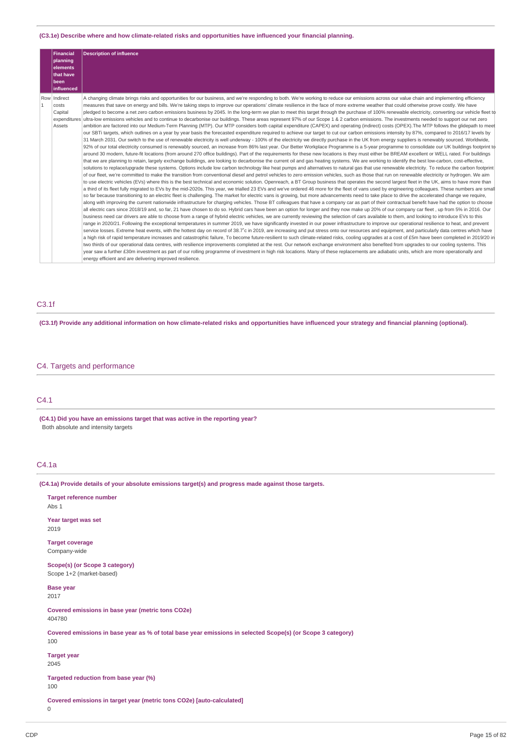**(C3.1e) Describe where and how climate-related risks and opportunities have influenced your financial planning.**

| | Financial planning elements that have been influenced | Description of influence |
|---|---|---|
| Row 1 | Indirect costs<br>Capital expenditures<br>Assets | A changing climate brings risks and opportunities for our business, and we're responding to both. We're working to reduce our emissions across our value chain and implementing efficiency measures that save on energy and bills. We're taking steps to improve our operations' climate resilience in the face of more extreme weather that could otherwise prove costly. We have pledged to become a net zero carbon emissions business by 2045. In the long-term we plan to meet this target through the purchase of 100% renewable electricity, converting our vehicle fleet to ultra-low emissions vehicles and to continue to decarbonise our buildings. These areas represent 97% of our Scope 1 & 2 carbon emissions. The investments needed to support our net zero ambition are factored into our Medium-Term Planning (MTP). Our MTP considers both capital expenditure (CAPEX) and operating (indirect) costs (OPEX).The MTP follows the glidepath to meet our SBTi targets, which outlines on a year by year basis the forecasted expenditure required to achieve our target to cut our carbon emissions intensity by 87%, compared to 2016/17 levels by 31 March 2031. Our switch to the use of renewable electricity is well underway - 100% of the electricity we directly purchase in the UK from energy suppliers is renewably sourced. Worldwide, 92% of our total electricity consumed is renewably sourced, an increase from 86% last year. Our Better Workplace Programme is a 5-year programme to consolidate our UK buildings footprint to around 30 modern, future-fit locations (from around 270 office buildings). Part of the requirements for these new locations is they must either be BREAM excellent or WELL rated. For buildings that we are planning to retain, largely exchange buildings, are looking to decarbonise the current oil and gas heating systems. We are working to identify the best low-carbon, cost-effective, solutions to replace/upgrade these systems. Options include low carbon technology like heat pumps and alternatives to natural gas that use renewable electricity. To reduce the carbon footprint of our fleet, we're committed to make the transition from conventional diesel and petrol vehicles to zero emission vehicles, such as those that run on renewable electricity or hydrogen. We aim to use electric vehicles (EVs) where this is the best technical and economic solution. Openreach, a BT Group business that operates the second largest fleet in the UK, aims to have more than a third of its fleet fully migrated to EVs by the mid-2020s. This year, we trialled 23 EVs and we've ordered 46 more for the fleet of vans used by engineering colleagues. These numbers are small so far because transitioning to an electric fleet is challenging. The market for electric vans is growing, but more advancements need to take place to drive the accelerated change we require, along with improving the current nationwide infrastructure for charging vehicles. Those BT colleagues that have a company car as part of their contractual benefit have had the option to choose all electric cars since 2018/19 and, so far, 21 have chosen to do so. Hybrid cars have been an option for longer and they now make up 20% of our company car fleet , up from 5% in 2016. Our business need car drivers are able to choose from a range of hybrid electric vehicles, we are currently reviewing the selection of cars available to them, and looking to introduce EVs to this range in 2020/21. Following the exceptional temperatures in summer 2019, we have significantly invested in our power infrastructure to improve our operational resilience to heat, and prevent service losses. Extreme heat events, with the hottest day on record of 38.7˚c in 2019, are increasing and put stress onto our resources and equipment, and particularly data centres which have a high risk of rapid temperature increases and catastrophic failure, To become future-resilient to such climate-related risks, cooling upgrades at a cost of £5m have been completed in 2019/20 in two thirds of our operational data centres, with resilience improvements completed at the rest. Our network exchange environment also benefited from upgrades to our cooling systems. This year saw a further £30m investment as part of our rolling programme of investment in high risk locations. Many of these replacements are adiabatic units, which are more operationally and energy efficient and are delivering improved resilience. |

## C3.1f

**(C3.1f) Provide any additional information on how climate-related risks and opportunities have influenced your strategy and financial planning (optional).**

# C4. Targets and performance

## C4.1

**(C4.1) Did you have an emissions target that was active in the reporting year?**

Both absolute and intensity targets

## C4.1a

**(C4.1a) Provide details of your absolute emissions target(s) and progress made against those targets.**

**Target reference number**
Abs 1

**Year target was set**
2019

**Target coverage**
Company-wide

**Scope(s) (or Scope 3 category)**
Scope 1+2 (market-based)

**Base year**
2017

**Covered emissions in base year (metric tons CO2e)**
404780

**Covered emissions in base year as % of total base year emissions in selected Scope(s) (or Scope 3 category)**
100

**Target year**
2045

**Targeted reduction from base year (%)**
100

**Covered emissions in target year (metric tons CO2e) [auto-calculated]**
0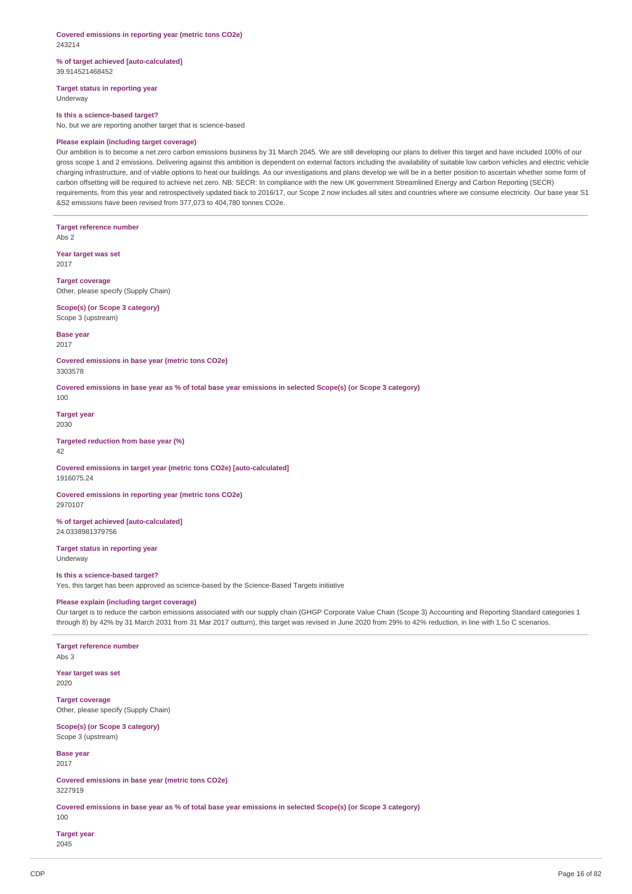**Covered emissions in reporting year (metric tons CO2e)**
243214

**% of target achieved [auto-calculated]**
39.914521468452

**Target status in reporting year**
Underway

**Is this a science-based target?**
No, but we are reporting another target that is science-based

**Please explain (including target coverage)**
Our ambition is to become a net zero carbon emissions business by 31 March 2045. We are still developing our plans to deliver this target and have included 100% of our gross scope 1 and 2 emissions. Delivering against this ambition is dependent on external factors including the availability of suitable low carbon vehicles and electric vehicle charging infrastructure, and of viable options to heat our buildings. As our investigations and plans develop we will be in a better position to ascertain whether some form of carbon offsetting will be required to achieve net zero. NB: SECR: In compliance with the new UK government Streamlined Energy and Carbon Reporting (SECR) requirements, from this year and retrospectively updated back to 2016/17, our Scope 2 now includes all sites and countries where we consume electricity. Our base year S1 &S2 emissions have been revised from 377,073 to 404,780 tonnes CO2e.

---

**Target reference number**
Abs 2

**Year target was set**
2017

**Target coverage**
Other, please specify (Supply Chain)

**Scope(s) (or Scope 3 category)**
Scope 3 (upstream)

**Base year**
2017

**Covered emissions in base year (metric tons CO2e)**
3303578

**Covered emissions in base year as % of total base year emissions in selected Scope(s) (or Scope 3 category)**
100

**Target year**
2030

**Targeted reduction from base year (%)**
42

**Covered emissions in target year (metric tons CO2e) [auto-calculated]**
1916075.24

**Covered emissions in reporting year (metric tons CO2e)**
2970107

**% of target achieved [auto-calculated]**
24.0338981379756

**Target status in reporting year**
Underway

**Is this a science-based target?**
Yes, this target has been approved as science-based by the Science-Based Targets initiative

**Please explain (including target coverage)**
Our target is to reduce the carbon emissions associated with our supply chain (GHGP Corporate Value Chain (Scope 3) Accounting and Reporting Standard categories 1 through 8) by 42% by 31 March 2031 from 31 Mar 2017 outturn), this target was revised in June 2020 from 29% to 42% reduction, in line with 1.5o C scenarios.

---

**Target reference number**
Abs 3

**Year target was set**
2020

**Target coverage**
Other, please specify (Supply Chain)

**Scope(s) (or Scope 3 category)**
Scope 3 (upstream)

**Base year**
2017

**Covered emissions in base year (metric tons CO2e)**
3227919

**Covered emissions in base year as % of total base year emissions in selected Scope(s) (or Scope 3 category)**
100

**Target year**
2045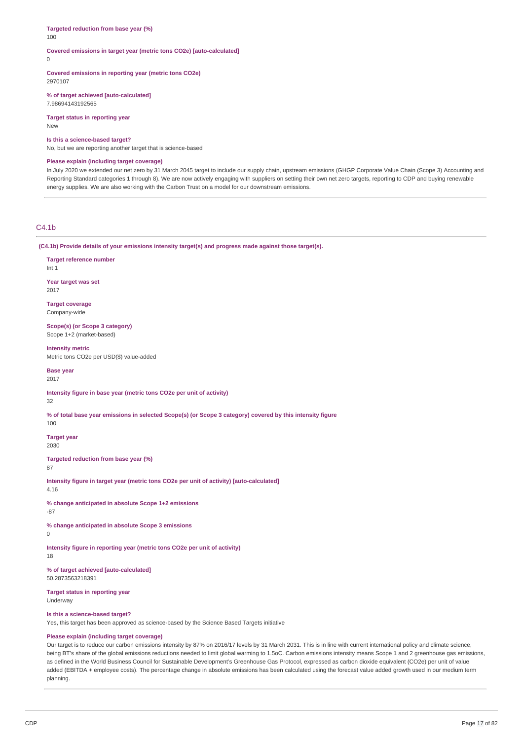**Targeted reduction from base year (%)**
100

**Covered emissions in target year (metric tons CO2e) [auto-calculated]**
0

**Covered emissions in reporting year (metric tons CO2e)**
2970107

**% of target achieved [auto-calculated]**
7.98694143192565

**Target status in reporting year**
New

**Is this a science-based target?**
No, but we are reporting another target that is science-based

**Please explain (including target coverage)**
In July 2020 we extended our net zero by 31 March 2045 target to include our supply chain, upstream emissions (GHGP Corporate Value Chain (Scope 3) Accounting and Reporting Standard categories 1 through 8). We are now actively engaging with suppliers on setting their own net zero targets, reporting to CDP and buying renewable energy supplies. We are also working with the Carbon Trust on a model for our downstream emissions.

## C4.1b

**(C4.1b) Provide details of your emissions intensity target(s) and progress made against those target(s).**

**Target reference number**
Int 1

**Year target was set**
2017

**Target coverage**
Company-wide

**Scope(s) (or Scope 3 category)**
Scope 1+2 (market-based)

**Intensity metric**
Metric tons CO2e per USD($) value-added

**Base year**
2017

**Intensity figure in base year (metric tons CO2e per unit of activity)**
32

**% of total base year emissions in selected Scope(s) (or Scope 3 category) covered by this intensity figure**
100

**Target year**
2030

**Targeted reduction from base year (%)**
87

**Intensity figure in target year (metric tons CO2e per unit of activity) [auto-calculated]**
4.16

**% change anticipated in absolute Scope 1+2 emissions**
-87

**% change anticipated in absolute Scope 3 emissions**
0

**Intensity figure in reporting year (metric tons CO2e per unit of activity)**
18

**% of target achieved [auto-calculated]**
50.2873563218391

**Target status in reporting year**
Underway

**Is this a science-based target?**
Yes, this target has been approved as science-based by the Science Based Targets initiative

**Please explain (including target coverage)**
Our target is to reduce our carbon emissions intensity by 87% on 2016/17 levels by 31 March 2031. This is in line with current international policy and climate science, being BT's share of the global emissions reductions needed to limit global warming to 1.5oC. Carbon emissions intensity means Scope 1 and 2 greenhouse gas emissions, as defined in the World Business Council for Sustainable Development's Greenhouse Gas Protocol, expressed as carbon dioxide equivalent (CO2e) per unit of value added (EBITDA + employee costs). The percentage change in absolute emissions has been calculated using the forecast value added growth used in our medium term planning.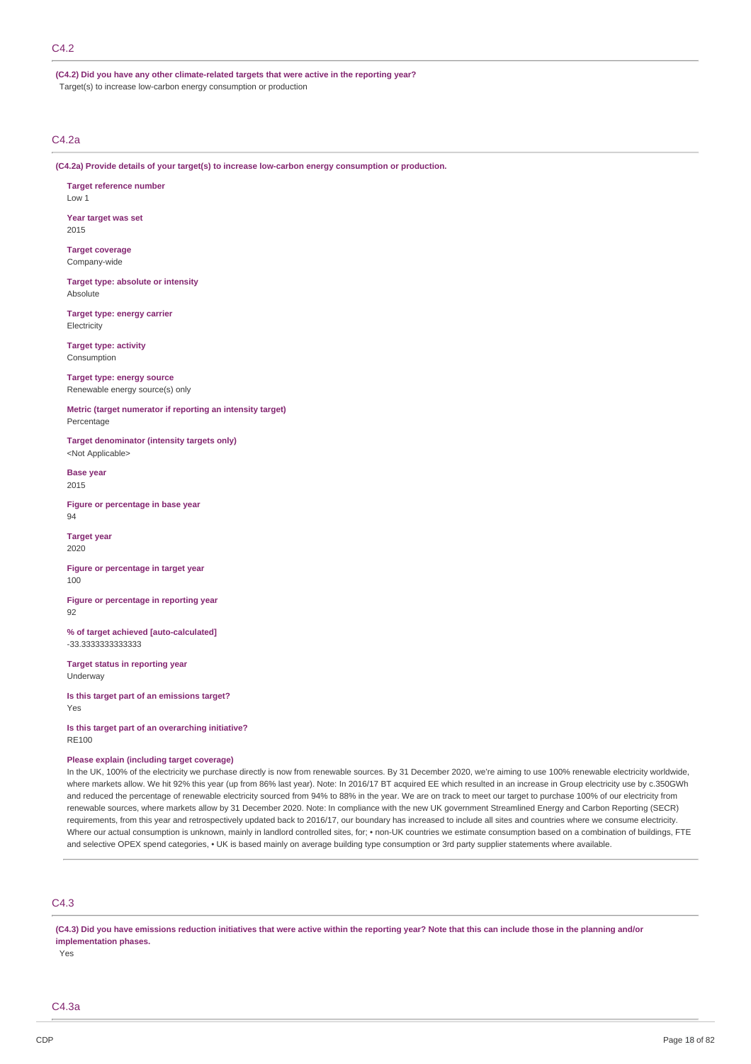## C4.2

**(C4.2) Did you have any other climate-related targets that were active in the reporting year?**

Target(s) to increase low-carbon energy consumption or production

## C4.2a

**(C4.2a) Provide details of your target(s) to increase low-carbon energy consumption or production.**

**Target reference number**
Low 1

**Year target was set**
2015

**Target coverage**
Company-wide

**Target type: absolute or intensity**
Absolute

**Target type: energy carrier**
Electricity

**Target type: activity**
Consumption

**Target type: energy source**
Renewable energy source(s) only

**Metric (target numerator if reporting an intensity target)**
Percentage

**Target denominator (intensity targets only)**
<Not Applicable>

**Base year**
2015

**Figure or percentage in base year**
94

**Target year**
2020

**Figure or percentage in target year**
100

**Figure or percentage in reporting year**
92

**% of target achieved [auto-calculated]**
-33.3333333333333

**Target status in reporting year**
Underway

**Is this target part of an emissions target?**
Yes

**Is this target part of an overarching initiative?**
RE100

**Please explain (including target coverage)**
In the UK, 100% of the electricity we purchase directly is now from renewable sources. By 31 December 2020, we're aiming to use 100% renewable electricity worldwide, where markets allow. We hit 92% this year (up from 86% last year). Note: In 2016/17 BT acquired EE which resulted in an increase in Group electricity use by c.350GWh and reduced the percentage of renewable electricity sourced from 94% to 88% in the year. We are on track to meet our target to purchase 100% of our electricity from renewable sources, where markets allow by 31 December 2020. Note: In compliance with the new UK government Streamlined Energy and Carbon Reporting (SECR) requirements, from this year and retrospectively updated back to 2016/17, our boundary has increased to include all sites and countries where we consume electricity. Where our actual consumption is unknown, mainly in landlord controlled sites, for; • non-UK countries we estimate consumption based on a combination of buildings, FTE and selective OPEX spend categories, • UK is based mainly on average building type consumption or 3rd party supplier statements where available.

## C4.3

**(C4.3) Did you have emissions reduction initiatives that were active within the reporting year? Note that this can include those in the planning and/or implementation phases.**

Yes

## C4.3a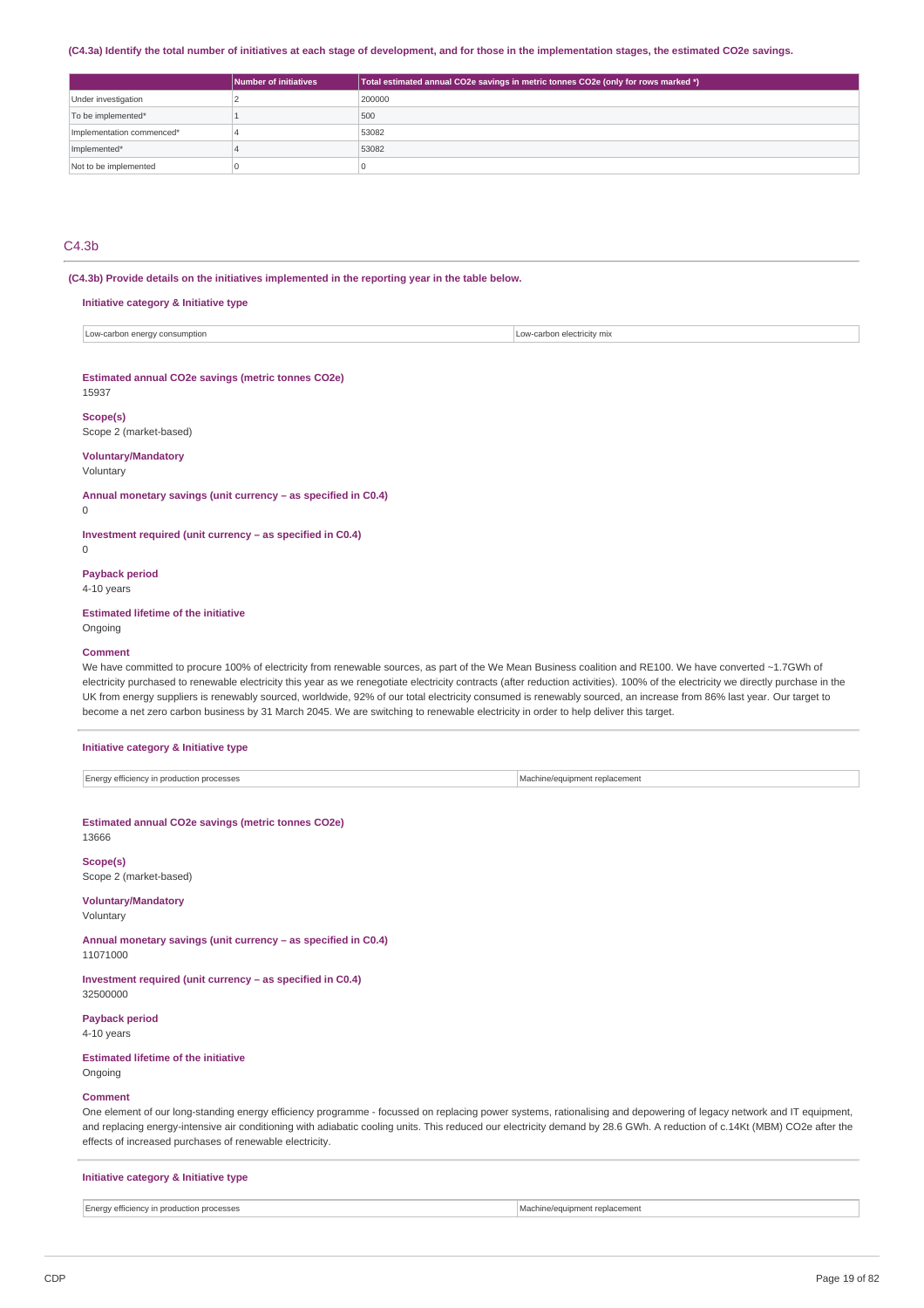(C4.3a) Identify the total number of initiatives at each stage of development, and for those in the implementation stages, the estimated CO2e savings.

| | Number of initiatives | Total estimated annual CO2e savings in metric tonnes CO2e (only for rows marked *) |
|---|---|---|
| Under investigation | 2 | 200000 |
| To be implemented* | 1 | 500 |
| Implementation commenced* | 4 | 53082 |
| Implemented* | 4 | 53082 |
| Not to be implemented | 0 | 0 |

## C4.3b

**(C4.3b) Provide details on the initiatives implemented in the reporting year in the table below.**

**Initiative category & Initiative type**

| Low-carbon energy consumption | Low-carbon electricity mix |
|---|---|

**Estimated annual CO2e savings (metric tonnes CO2e)**
15937

**Scope(s)**
Scope 2 (market-based)

**Voluntary/Mandatory**
Voluntary

**Annual monetary savings (unit currency – as specified in C0.4)**
0

**Investment required (unit currency – as specified in C0.4)**
0

**Payback period**
4-10 years

**Estimated lifetime of the initiative**
Ongoing

**Comment**
We have committed to procure 100% of electricity from renewable sources, as part of the We Mean Business coalition and RE100. We have converted ~1.7GWh of electricity purchased to renewable electricity this year as we renegotiate electricity contracts (after reduction activities). 100% of the electricity we directly purchase in the UK from energy suppliers is renewably sourced, worldwide, 92% of our total electricity consumed is renewably sourced, an increase from 86% last year. Our target to become a net zero carbon business by 31 March 2045. We are switching to renewable electricity in order to help deliver this target.

**Initiative category & Initiative type**

| Energy efficiency in production processes | Machine/equipment replacement |
|---|---|

**Estimated annual CO2e savings (metric tonnes CO2e)**
13666

**Scope(s)**
Scope 2 (market-based)

**Voluntary/Mandatory**
Voluntary

**Annual monetary savings (unit currency – as specified in C0.4)**
11071000

**Investment required (unit currency – as specified in C0.4)**
32500000

**Payback period**
4-10 years

**Estimated lifetime of the initiative**
Ongoing

**Comment**
One element of our long-standing energy efficiency programme - focussed on replacing power systems, rationalising and depowering of legacy network and IT equipment, and replacing energy-intensive air conditioning with adiabatic cooling units. This reduced our electricity demand by 28.6 GWh. A reduction of c.14Kt (MBM) CO2e after the effects of increased purchases of renewable electricity.

**Initiative category & Initiative type**

| Energy efficiency in production processes | Machine/equipment replacement |
|---|---|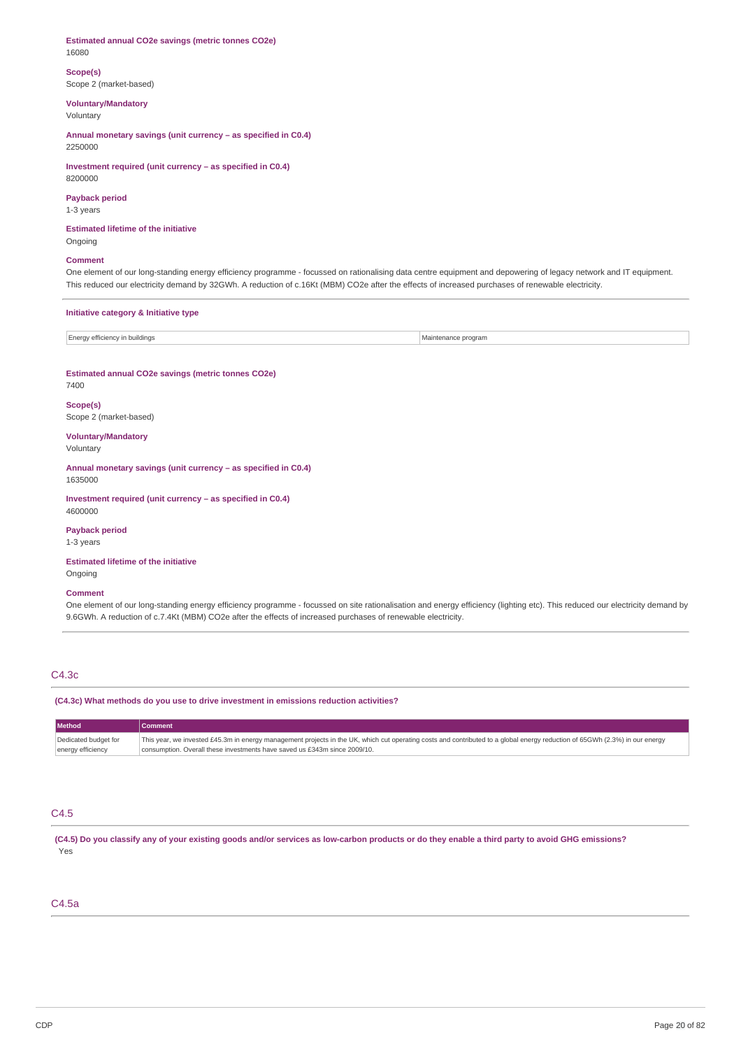**Estimated annual CO2e savings (metric tonnes CO2e)**
16080

**Scope(s)**
Scope 2 (market-based)

**Voluntary/Mandatory**
Voluntary

**Annual monetary savings (unit currency – as specified in C0.4)**
2250000

**Investment required (unit currency – as specified in C0.4)**
8200000

**Payback period**
1-3 years

**Estimated lifetime of the initiative**
Ongoing

**Comment**
One element of our long-standing energy efficiency programme - focussed on rationalising data centre equipment and depowering of legacy network and IT equipment. This reduced our electricity demand by 32GWh. A reduction of c.16Kt (MBM) CO2e after the effects of increased purchases of renewable electricity.

**Initiative category & Initiative type**

| | |
|---|---|
| Energy efficiency in buildings | Maintenance program |

**Estimated annual CO2e savings (metric tonnes CO2e)**
7400

**Scope(s)**
Scope 2 (market-based)

**Voluntary/Mandatory**
Voluntary

**Annual monetary savings (unit currency – as specified in C0.4)**
1635000

**Investment required (unit currency – as specified in C0.4)**
4600000

**Payback period**
1-3 years

**Estimated lifetime of the initiative**
Ongoing

**Comment**
One element of our long-standing energy efficiency programme - focussed on site rationalisation and energy efficiency (lighting etc). This reduced our electricity demand by 9.6GWh. A reduction of c.7.4Kt (MBM) CO2e after the effects of increased purchases of renewable electricity.

## C4.3c

**(C4.3c) What methods do you use to drive investment in emissions reduction activities?**

| Method | Comment |
|---|---|
| Dedicated budget for energy efficiency | This year, we invested £45.3m in energy management projects in the UK, which cut operating costs and contributed to a global energy reduction of 65GWh (2.3%) in our energy consumption. Overall these investments have saved us £343m since 2009/10. |

## C4.5

**(C4.5) Do you classify any of your existing goods and/or services as low-carbon products or do they enable a third party to avoid GHG emissions?**
Yes

## C4.5a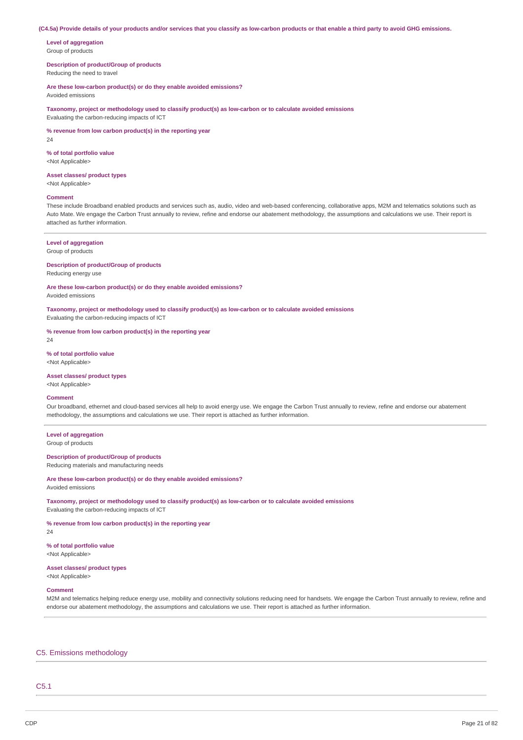**(C4.5a) Provide details of your products and/or services that you classify as low-carbon products or that enable a third party to avoid GHG emissions.**

**Level of aggregation**
Group of products

**Description of product/Group of products**
Reducing the need to travel

**Are these low-carbon product(s) or do they enable avoided emissions?**
Avoided emissions

**Taxonomy, project or methodology used to classify product(s) as low-carbon or to calculate avoided emissions**
Evaluating the carbon-reducing impacts of ICT

**% revenue from low carbon product(s) in the reporting year**
24

**% of total portfolio value**
<Not Applicable>

**Asset classes/ product types**
<Not Applicable>

**Comment**
These include Broadband enabled products and services such as, audio, video and web-based conferencing, collaborative apps, M2M and telematics solutions such as Auto Mate. We engage the Carbon Trust annually to review, refine and endorse our abatement methodology, the assumptions and calculations we use. Their report is attached as further information.

---

**Level of aggregation**
Group of products

**Description of product/Group of products**
Reducing energy use

**Are these low-carbon product(s) or do they enable avoided emissions?**
Avoided emissions

**Taxonomy, project or methodology used to classify product(s) as low-carbon or to calculate avoided emissions**
Evaluating the carbon-reducing impacts of ICT

**% revenue from low carbon product(s) in the reporting year**
24

**% of total portfolio value**
<Not Applicable>

**Asset classes/ product types**
<Not Applicable>

**Comment**
Our broadband, ethernet and cloud-based services all help to avoid energy use. We engage the Carbon Trust annually to review, refine and endorse our abatement methodology, the assumptions and calculations we use. Their report is attached as further information.

---

**Level of aggregation**
Group of products

**Description of product/Group of products**
Reducing materials and manufacturing needs

**Are these low-carbon product(s) or do they enable avoided emissions?**
Avoided emissions

**Taxonomy, project or methodology used to classify product(s) as low-carbon or to calculate avoided emissions**
Evaluating the carbon-reducing impacts of ICT

**% revenue from low carbon product(s) in the reporting year**
24

**% of total portfolio value**
<Not Applicable>

**Asset classes/ product types**
<Not Applicable>

**Comment**
M2M and telematics helping reduce energy use, mobility and connectivity solutions reducing need for handsets. We engage the Carbon Trust annually to review, refine and endorse our abatement methodology, the assumptions and calculations we use. Their report is attached as further information.

## C5. Emissions methodology

### C5.1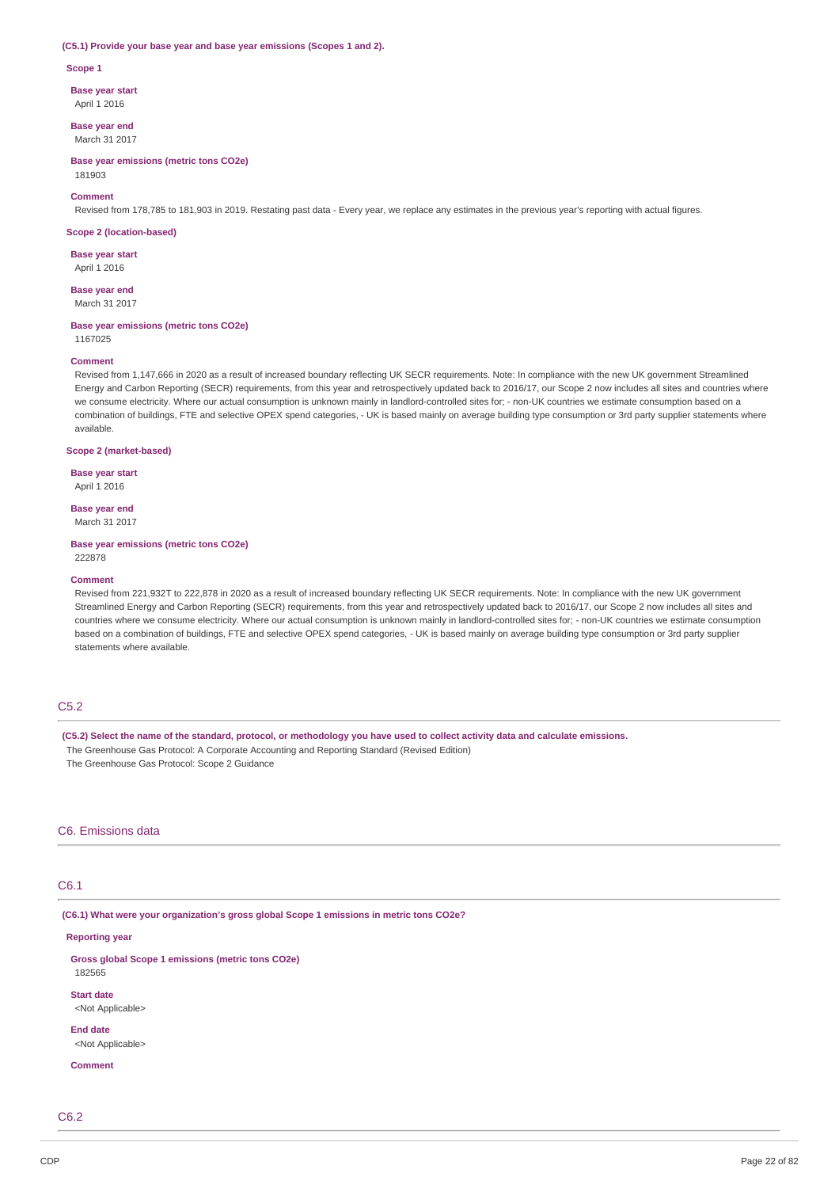**(C5.1) Provide your base year and base year emissions (Scopes 1 and 2).**

**Scope 1**

**Base year start**
April 1 2016

**Base year end**
March 31 2017

**Base year emissions (metric tons CO2e)**
181903

**Comment**
Revised from 178,785 to 181,903 in 2019. Restating past data - Every year, we replace any estimates in the previous year's reporting with actual figures.

**Scope 2 (location-based)**

**Base year start**
April 1 2016

**Base year end**
March 31 2017

**Base year emissions (metric tons CO2e)**
1167025

**Comment**
Revised from 1,147,666 in 2020 as a result of increased boundary reflecting UK SECR requirements. Note: In compliance with the new UK government Streamlined Energy and Carbon Reporting (SECR) requirements, from this year and retrospectively updated back to 2016/17, our Scope 2 now includes all sites and countries where we consume electricity. Where our actual consumption is unknown mainly in landlord-controlled sites for; - non-UK countries we estimate consumption based on a combination of buildings, FTE and selective OPEX spend categories, - UK is based mainly on average building type consumption or 3rd party supplier statements where available.

**Scope 2 (market-based)**

**Base year start**
April 1 2016

**Base year end**
March 31 2017

**Base year emissions (metric tons CO2e)**
222878

**Comment**
Revised from 221,932T to 222,878 in 2020 as a result of increased boundary reflecting UK SECR requirements. Note: In compliance with the new UK government Streamlined Energy and Carbon Reporting (SECR) requirements, from this year and retrospectively updated back to 2016/17, our Scope 2 now includes all sites and countries where we consume electricity. Where our actual consumption is unknown mainly in landlord-controlled sites for; - non-UK countries we estimate consumption based on a combination of buildings, FTE and selective OPEX spend categories, - UK is based mainly on average building type consumption or 3rd party supplier statements where available.

## C5.2

**(C5.2) Select the name of the standard, protocol, or methodology you have used to collect activity data and calculate emissions.**

The Greenhouse Gas Protocol: A Corporate Accounting and Reporting Standard (Revised Edition)
The Greenhouse Gas Protocol: Scope 2 Guidance

# C6. Emissions data

## C6.1

**(C6.1) What were your organization's gross global Scope 1 emissions in metric tons CO2e?**

**Reporting year**

**Gross global Scope 1 emissions (metric tons CO2e)**
182565

**Start date**
<Not Applicable>

**End date**
<Not Applicable>

**Comment**

## C6.2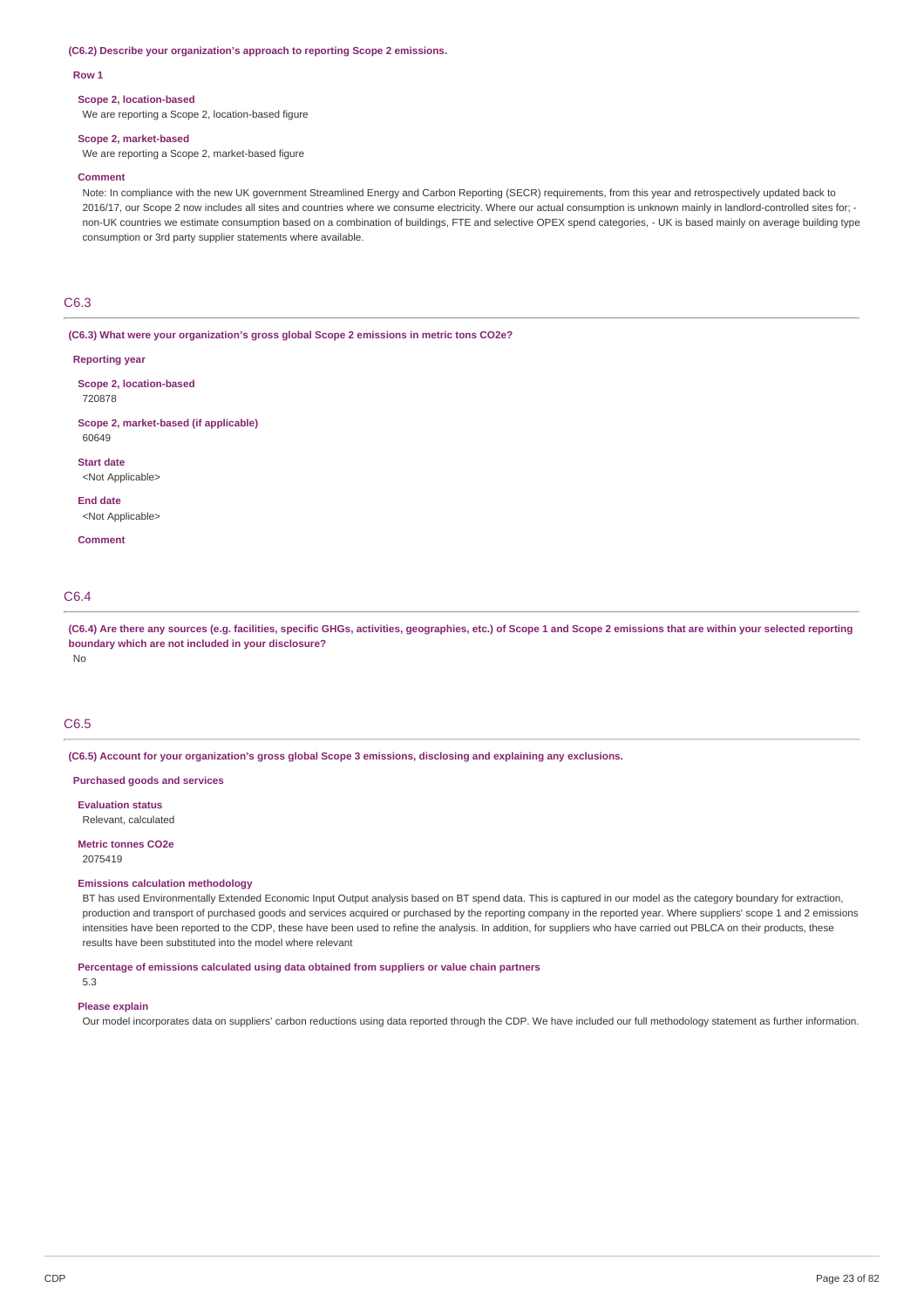**(C6.2) Describe your organization's approach to reporting Scope 2 emissions.**

**Row 1**

**Scope 2, location-based**

We are reporting a Scope 2, location-based figure

**Scope 2, market-based**

We are reporting a Scope 2, market-based figure

**Comment**

Note: In compliance with the new UK government Streamlined Energy and Carbon Reporting (SECR) requirements, from this year and retrospectively updated back to 2016/17, our Scope 2 now includes all sites and countries where we consume electricity. Where our actual consumption is unknown mainly in landlord-controlled sites for; - non-UK countries we estimate consumption based on a combination of buildings, FTE and selective OPEX spend categories, - UK is based mainly on average building type consumption or 3rd party supplier statements where available.

## C6.3

**(C6.3) What were your organization's gross global Scope 2 emissions in metric tons CO2e?**

**Reporting year**

**Scope 2, location-based**

720878

**Scope 2, market-based (if applicable)**

60649

**Start date**

<Not Applicable>

**End date**

<Not Applicable>

**Comment**

## C6.4

**(C6.4) Are there any sources (e.g. facilities, specific GHGs, activities, geographies, etc.) of Scope 1 and Scope 2 emissions that are within your selected reporting boundary which are not included in your disclosure?**

No

## C6.5

**(C6.5) Account for your organization's gross global Scope 3 emissions, disclosing and explaining any exclusions.**

**Purchased goods and services**

**Evaluation status**

Relevant, calculated

**Metric tonnes CO2e**

2075419

**Emissions calculation methodology**

BT has used Environmentally Extended Economic Input Output analysis based on BT spend data. This is captured in our model as the category boundary for extraction, production and transport of purchased goods and services acquired or purchased by the reporting company in the reported year. Where suppliers' scope 1 and 2 emissions intensities have been reported to the CDP, these have been used to refine the analysis. In addition, for suppliers who have carried out PBLCA on their products, these results have been substituted into the model where relevant

**Percentage of emissions calculated using data obtained from suppliers or value chain partners**

5.3

**Please explain**

Our model incorporates data on suppliers' carbon reductions using data reported through the CDP. We have included our full methodology statement as further information.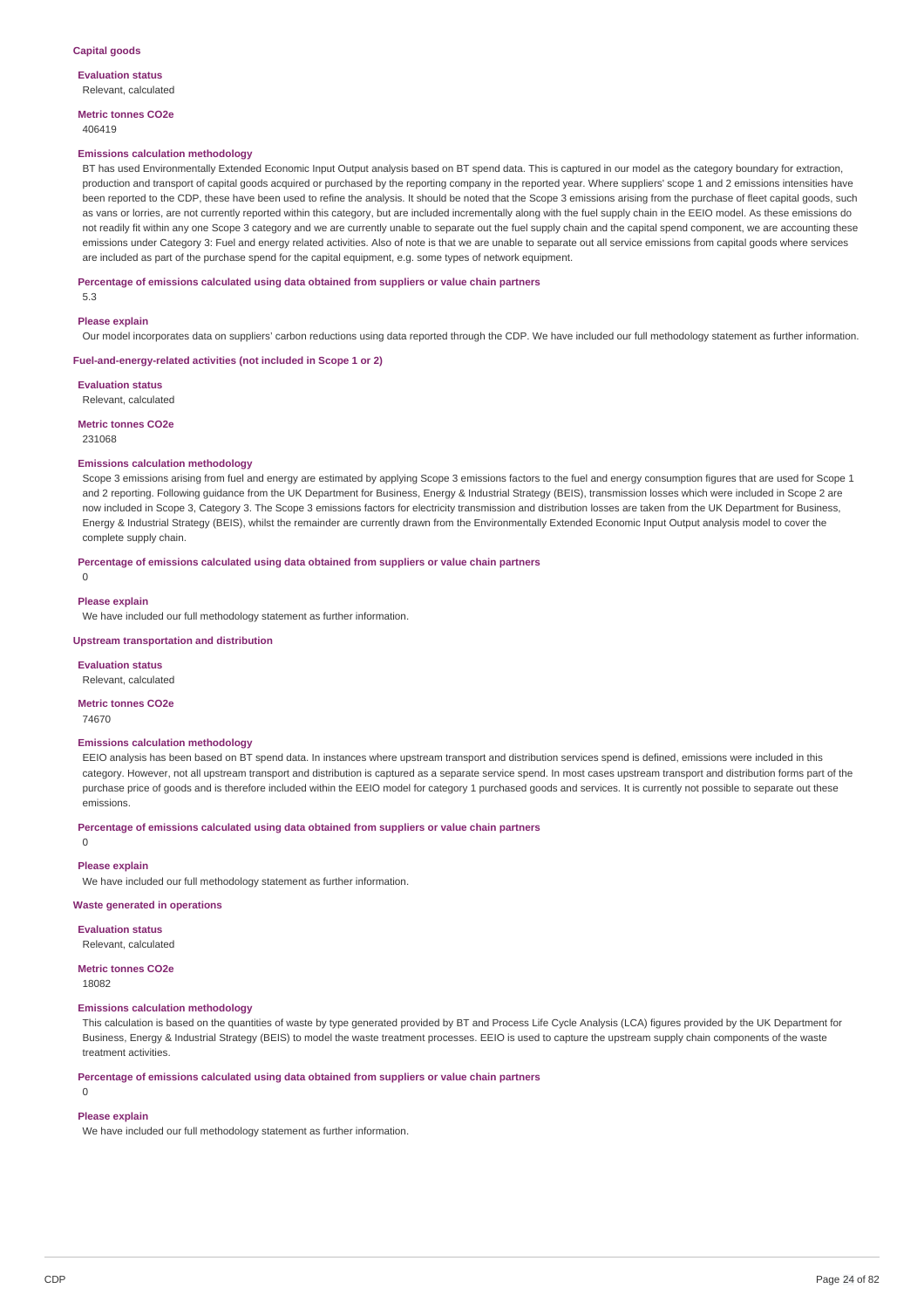### Capital goods

**Evaluation status**

Relevant, calculated

**Metric tonnes CO2e**

406419

**Emissions calculation methodology**

BT has used Environmentally Extended Economic Input Output analysis based on BT spend data. This is captured in our model as the category boundary for extraction, production and transport of capital goods acquired or purchased by the reporting company in the reported year. Where suppliers' scope 1 and 2 emissions intensities have been reported to the CDP, these have been used to refine the analysis. It should be noted that the Scope 3 emissions arising from the purchase of fleet capital goods, such as vans or lorries, are not currently reported within this category, but are included incrementally along with the fuel supply chain in the EEIO model. As these emissions do not readily fit within any one Scope 3 category and we are currently unable to separate out the fuel supply chain and the capital spend component, we are accounting these emissions under Category 3: Fuel and energy related activities. Also of note is that we are unable to separate out all service emissions from capital goods where services are included as part of the purchase spend for the capital equipment, e.g. some types of network equipment.

**Percentage of emissions calculated using data obtained from suppliers or value chain partners**

5.3

**Please explain**

Our model incorporates data on suppliers' carbon reductions using data reported through the CDP. We have included our full methodology statement as further information.

### Fuel-and-energy-related activities (not included in Scope 1 or 2)

**Evaluation status**

Relevant, calculated

**Metric tonnes CO2e**

231068

**Emissions calculation methodology**

Scope 3 emissions arising from fuel and energy are estimated by applying Scope 3 emissions factors to the fuel and energy consumption figures that are used for Scope 1 and 2 reporting. Following guidance from the UK Department for Business, Energy & Industrial Strategy (BEIS), transmission losses which were included in Scope 2 are now included in Scope 3, Category 3. The Scope 3 emissions factors for electricity transmission and distribution losses are taken from the UK Department for Business, Energy & Industrial Strategy (BEIS), whilst the remainder are currently drawn from the Environmentally Extended Economic Input Output analysis model to cover the complete supply chain.

**Percentage of emissions calculated using data obtained from suppliers or value chain partners**

0

**Please explain**

We have included our full methodology statement as further information.

### Upstream transportation and distribution

**Evaluation status**

Relevant, calculated

**Metric tonnes CO2e**

74670

**Emissions calculation methodology**

EEIO analysis has been based on BT spend data. In instances where upstream transport and distribution services spend is defined, emissions were included in this category. However, not all upstream transport and distribution is captured as a separate service spend. In most cases upstream transport and distribution forms part of the purchase price of goods and is therefore included within the EEIO model for category 1 purchased goods and services. It is currently not possible to separate out these emissions.

**Percentage of emissions calculated using data obtained from suppliers or value chain partners**

0

**Please explain**

We have included our full methodology statement as further information.

### Waste generated in operations

**Evaluation status**

Relevant, calculated

**Metric tonnes CO2e**

18082

**Emissions calculation methodology**

This calculation is based on the quantities of waste by type generated provided by BT and Process Life Cycle Analysis (LCA) figures provided by the UK Department for Business, Energy & Industrial Strategy (BEIS) to model the waste treatment processes. EEIO is used to capture the upstream supply chain components of the waste treatment activities.

**Percentage of emissions calculated using data obtained from suppliers or value chain partners**

0

**Please explain**

We have included our full methodology statement as further information.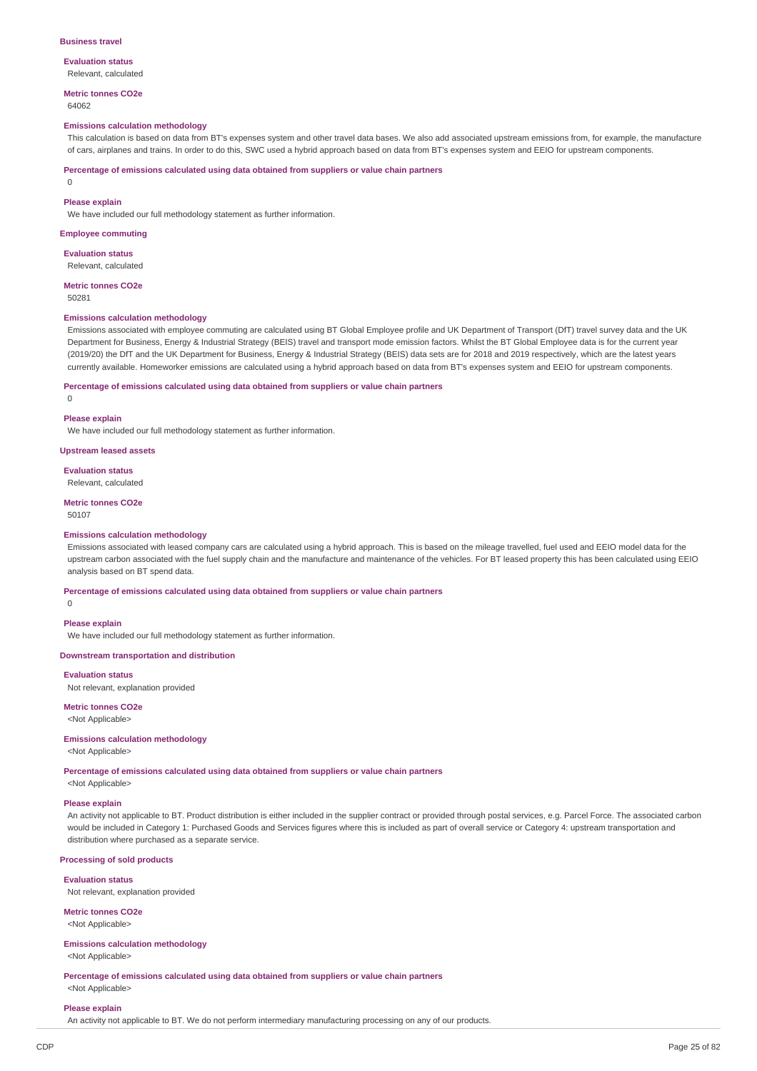### Business travel

**Evaluation status**

Relevant, calculated

**Metric tonnes CO2e**

64062

**Emissions calculation methodology**

This calculation is based on data from BT's expenses system and other travel data bases. We also add associated upstream emissions from, for example, the manufacture of cars, airplanes and trains. In order to do this, SWC used a hybrid approach based on data from BT's expenses system and EEIO for upstream components.

**Percentage of emissions calculated using data obtained from suppliers or value chain partners**

0

**Please explain**

We have included our full methodology statement as further information.

### Employee commuting

**Evaluation status**

Relevant, calculated

**Metric tonnes CO2e**

50281

**Emissions calculation methodology**

Emissions associated with employee commuting are calculated using BT Global Employee profile and UK Department of Transport (DfT) travel survey data and the UK Department for Business, Energy & Industrial Strategy (BEIS) travel and transport mode emission factors. Whilst the BT Global Employee data is for the current year (2019/20) the DfT and the UK Department for Business, Energy & Industrial Strategy (BEIS) data sets are for 2018 and 2019 respectively, which are the latest years currently available. Homeworker emissions are calculated using a hybrid approach based on data from BT's expenses system and EEIO for upstream components.

**Percentage of emissions calculated using data obtained from suppliers or value chain partners**

0

**Please explain**

We have included our full methodology statement as further information.

### Upstream leased assets

**Evaluation status**

Relevant, calculated

**Metric tonnes CO2e**

50107

**Emissions calculation methodology**

Emissions associated with leased company cars are calculated using a hybrid approach. This is based on the mileage travelled, fuel used and EEIO model data for the upstream carbon associated with the fuel supply chain and the manufacture and maintenance of the vehicles. For BT leased property this has been calculated using EEIO analysis based on BT spend data.

**Percentage of emissions calculated using data obtained from suppliers or value chain partners**

0

**Please explain**

We have included our full methodology statement as further information.

### Downstream transportation and distribution

**Evaluation status**

Not relevant, explanation provided

**Metric tonnes CO2e**

<Not Applicable>

**Emissions calculation methodology**

<Not Applicable>

**Percentage of emissions calculated using data obtained from suppliers or value chain partners**

<Not Applicable>

**Please explain**

An activity not applicable to BT. Product distribution is either included in the supplier contract or provided through postal services, e.g. Parcel Force. The associated carbon would be included in Category 1: Purchased Goods and Services figures where this is included as part of overall service or Category 4: upstream transportation and distribution where purchased as a separate service.

### Processing of sold products

**Evaluation status**

Not relevant, explanation provided

**Metric tonnes CO2e**

<Not Applicable>

**Emissions calculation methodology**

<Not Applicable>

**Percentage of emissions calculated using data obtained from suppliers or value chain partners**

<Not Applicable>

**Please explain**

An activity not applicable to BT. We do not perform intermediary manufacturing processing on any of our products.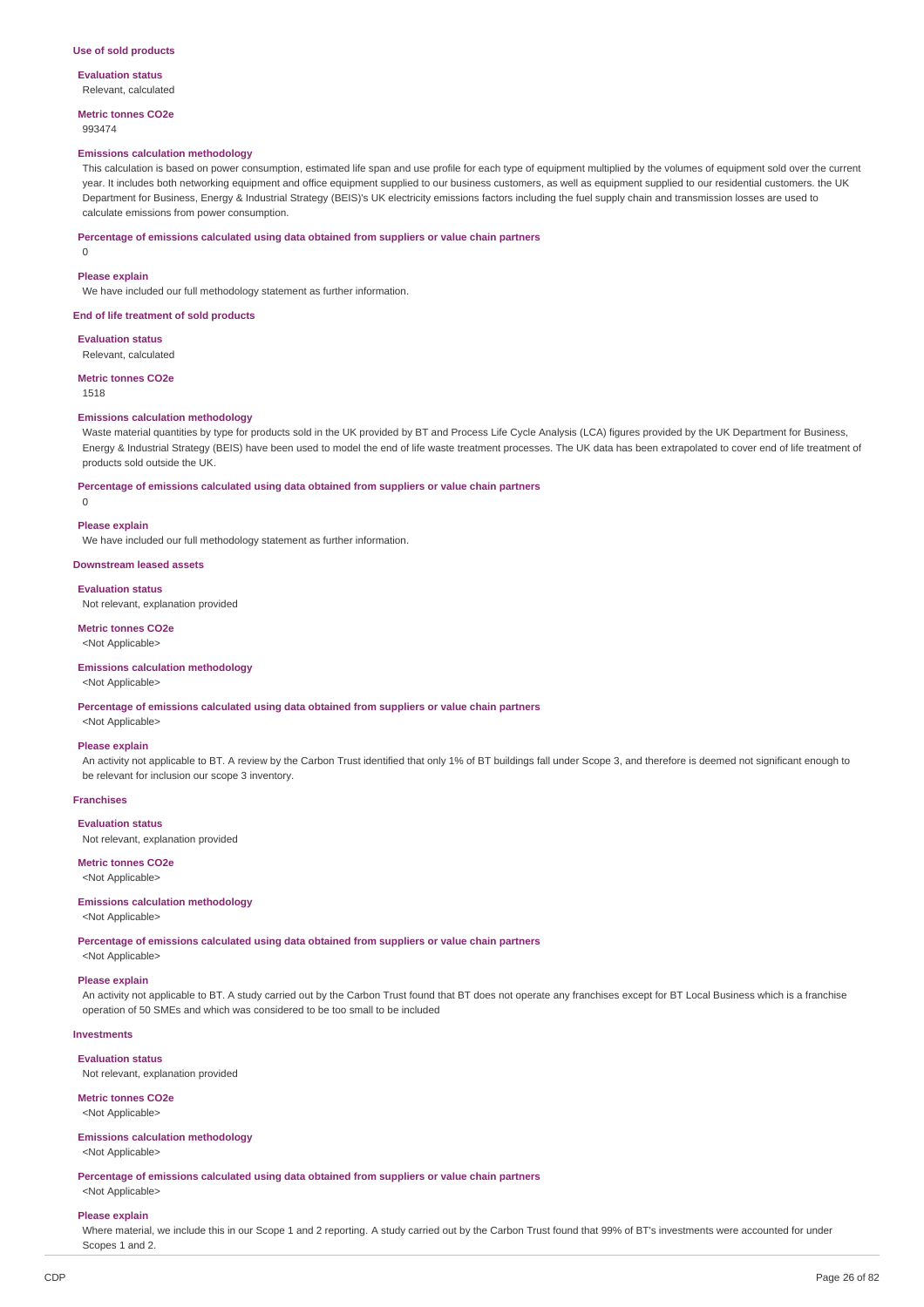### Use of sold products

**Evaluation status**
Relevant, calculated

**Metric tonnes CO2e**
993474

**Emissions calculation methodology**
This calculation is based on power consumption, estimated life span and use profile for each type of equipment multiplied by the volumes of equipment sold over the current year. It includes both networking equipment and office equipment supplied to our business customers, as well as equipment supplied to our residential customers. the UK Department for Business, Energy & Industrial Strategy (BEIS)'s UK electricity emissions factors including the fuel supply chain and transmission losses are used to calculate emissions from power consumption.

**Percentage of emissions calculated using data obtained from suppliers or value chain partners**
0

**Please explain**
We have included our full methodology statement as further information.

### End of life treatment of sold products

**Evaluation status**
Relevant, calculated

**Metric tonnes CO2e**
1518

**Emissions calculation methodology**
Waste material quantities by type for products sold in the UK provided by BT and Process Life Cycle Analysis (LCA) figures provided by the UK Department for Business, Energy & Industrial Strategy (BEIS) have been used to model the end of life waste treatment processes. The UK data has been extrapolated to cover end of life treatment of products sold outside the UK.

**Percentage of emissions calculated using data obtained from suppliers or value chain partners**
0

**Please explain**
We have included our full methodology statement as further information.

### Downstream leased assets

**Evaluation status**
Not relevant, explanation provided

**Metric tonnes CO2e**
<Not Applicable>

**Emissions calculation methodology**
<Not Applicable>

**Percentage of emissions calculated using data obtained from suppliers or value chain partners**
<Not Applicable>

**Please explain**
An activity not applicable to BT. A review by the Carbon Trust identified that only 1% of BT buildings fall under Scope 3, and therefore is deemed not significant enough to be relevant for inclusion our scope 3 inventory.

### Franchises

**Evaluation status**
Not relevant, explanation provided

**Metric tonnes CO2e**
<Not Applicable>

**Emissions calculation methodology**
<Not Applicable>

**Percentage of emissions calculated using data obtained from suppliers or value chain partners**
<Not Applicable>

**Please explain**
An activity not applicable to BT. A study carried out by the Carbon Trust found that BT does not operate any franchises except for BT Local Business which is a franchise operation of 50 SMEs and which was considered to be too small to be included

### Investments

**Evaluation status**
Not relevant, explanation provided

**Metric tonnes CO2e**
<Not Applicable>

**Emissions calculation methodology**
<Not Applicable>

**Percentage of emissions calculated using data obtained from suppliers or value chain partners**
<Not Applicable>

**Please explain**
Where material, we include this in our Scope 1 and 2 reporting. A study carried out by the Carbon Trust found that 99% of BT's investments were accounted for under Scopes 1 and 2.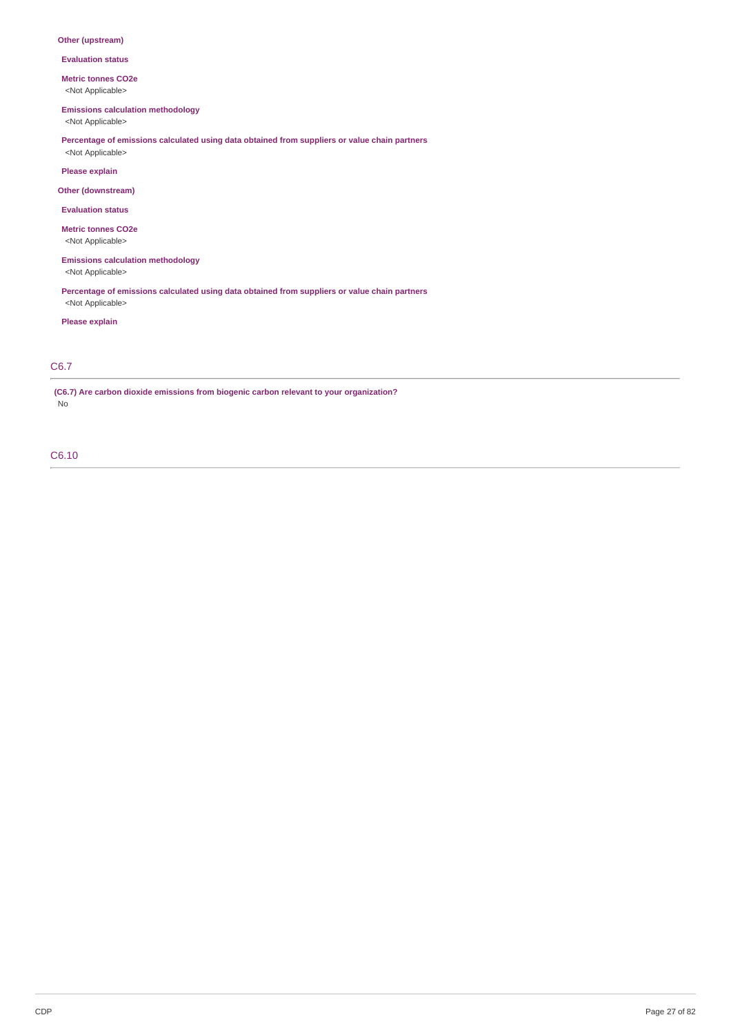**Other (upstream)**

**Evaluation status**

**Metric tonnes CO2e**

<Not Applicable>

**Emissions calculation methodology**

<Not Applicable>

**Percentage of emissions calculated using data obtained from suppliers or value chain partners**

<Not Applicable>

**Please explain**

**Other (downstream)**

**Evaluation status**

**Metric tonnes CO2e**

<Not Applicable>

**Emissions calculation methodology**

<Not Applicable>

**Percentage of emissions calculated using data obtained from suppliers or value chain partners**

<Not Applicable>

**Please explain**

## C6.7

**(C6.7) Are carbon dioxide emissions from biogenic carbon relevant to your organization?**

No

## C6.10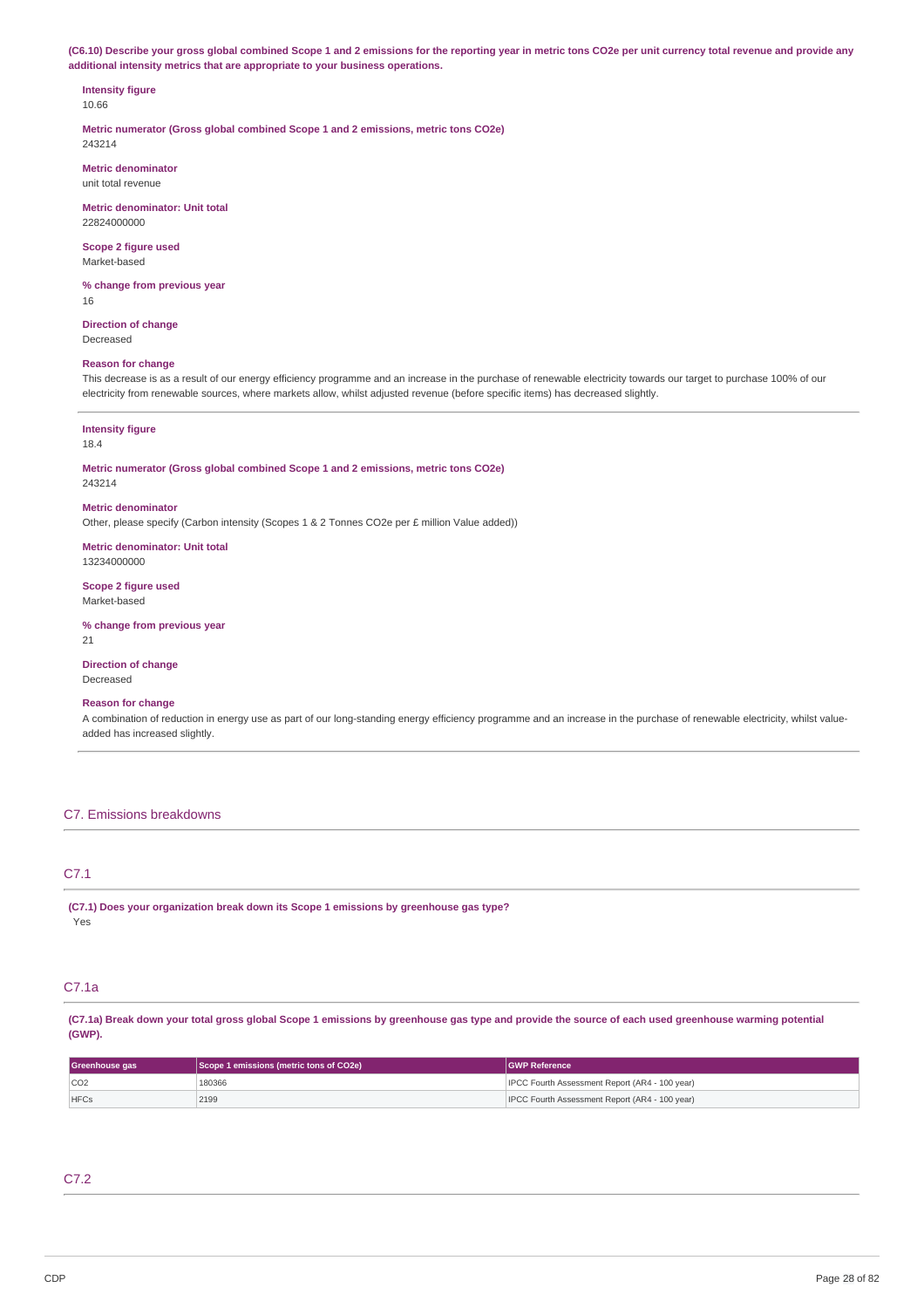**(C6.10) Describe your gross global combined Scope 1 and 2 emissions for the reporting year in metric tons CO2e per unit currency total revenue and provide any additional intensity metrics that are appropriate to your business operations.**

**Intensity figure**
10.66

**Metric numerator (Gross global combined Scope 1 and 2 emissions, metric tons CO2e)**
243214

**Metric denominator**
unit total revenue

**Metric denominator: Unit total**
22824000000

**Scope 2 figure used**
Market-based

**% change from previous year**
16

**Direction of change**
Decreased

**Reason for change**
This decrease is as a result of our energy efficiency programme and an increase in the purchase of renewable electricity towards our target to purchase 100% of our electricity from renewable sources, where markets allow, whilst adjusted revenue (before specific items) has decreased slightly.

---

**Intensity figure**
18.4

**Metric numerator (Gross global combined Scope 1 and 2 emissions, metric tons CO2e)**
243214

**Metric denominator**
Other, please specify (Carbon intensity (Scopes 1 & 2 Tonnes CO2e per £ million Value added))

**Metric denominator: Unit total**
13234000000

**Scope 2 figure used**
Market-based

**% change from previous year**
21

**Direction of change**
Decreased

**Reason for change**
A combination of reduction in energy use as part of our long-standing energy efficiency programme and an increase in the purchase of renewable electricity, whilst value-added has increased slightly.

## C7. Emissions breakdowns

### C7.1

**(C7.1) Does your organization break down its Scope 1 emissions by greenhouse gas type?**
Yes

### C7.1a

**(C7.1a) Break down your total gross global Scope 1 emissions by greenhouse gas type and provide the source of each used greenhouse warming potential (GWP).**

| Greenhouse gas | Scope 1 emissions (metric tons of CO2e) | GWP Reference |
|---|---|---|
| CO2 | 180366 | IPCC Fourth Assessment Report (AR4 - 100 year) |
| HFCs | 2199 | IPCC Fourth Assessment Report (AR4 - 100 year) |

### C7.2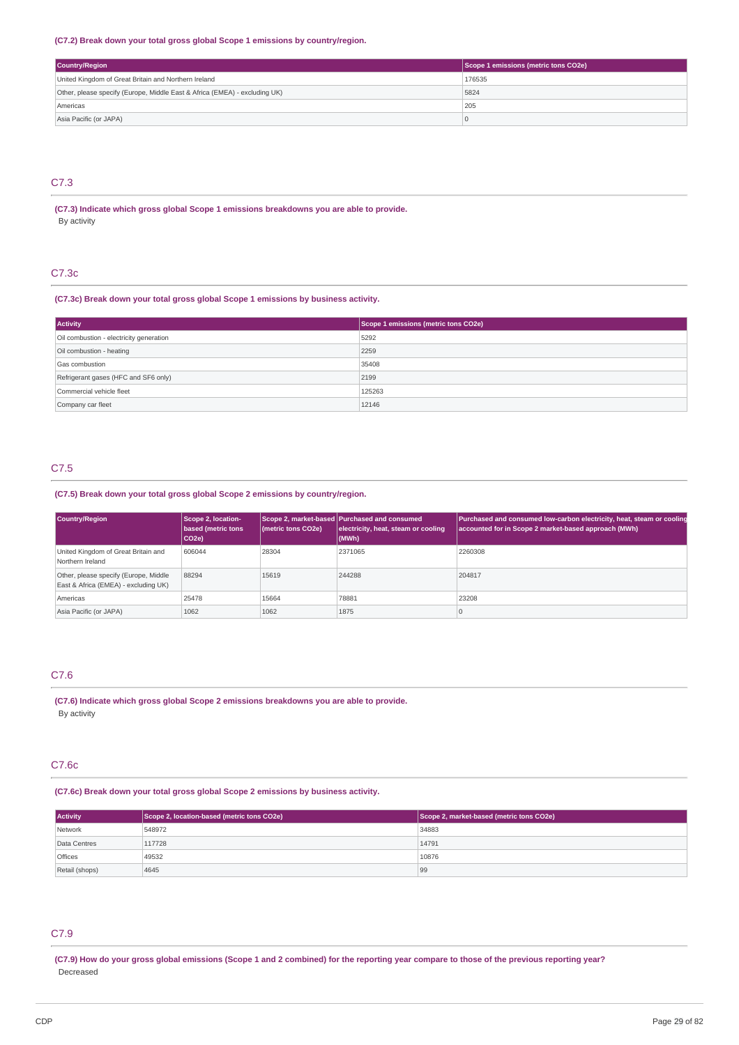**(C7.2) Break down your total gross global Scope 1 emissions by country/region.**

| Country/Region | Scope 1 emissions (metric tons CO2e) |
|---|---|
| United Kingdom of Great Britain and Northern Ireland | 176535 |
| Other, please specify (Europe, Middle East & Africa (EMEA) - excluding UK) | 5824 |
| Americas | 205 |
| Asia Pacific (or JAPA) | 0 |

## C7.3

**(C7.3) Indicate which gross global Scope 1 emissions breakdowns you are able to provide.**

By activity

## C7.3c

**(C7.3c) Break down your total gross global Scope 1 emissions by business activity.**

| Activity | Scope 1 emissions (metric tons CO2e) |
|---|---|
| Oil combustion - electricity generation | 5292 |
| Oil combustion - heating | 2259 |
| Gas combustion | 35408 |
| Refrigerant gases (HFC and SF6 only) | 2199 |
| Commercial vehicle fleet | 125263 |
| Company car fleet | 12146 |

## C7.5

**(C7.5) Break down your total gross global Scope 2 emissions by country/region.**

| Country/Region | Scope 2, location-based (metric tons CO2e) | Scope 2, market-based (metric tons CO2e) | Purchased and consumed electricity, heat, steam or cooling (MWh) | Purchased and consumed low-carbon electricity, heat, steam or cooling accounted for in Scope 2 market-based approach (MWh) |
|---|---|---|---|---|
| United Kingdom of Great Britain and Northern Ireland | 606044 | 28304 | 2371065 | 2260308 |
| Other, please specify (Europe, Middle East & Africa (EMEA) - excluding UK) | 88294 | 15619 | 244288 | 204817 |
| Americas | 25478 | 15664 | 78881 | 23208 |
| Asia Pacific (or JAPA) | 1062 | 1062 | 1875 | 0 |

## C7.6

**(C7.6) Indicate which gross global Scope 2 emissions breakdowns you are able to provide.**

By activity

## C7.6c

**(C7.6c) Break down your total gross global Scope 2 emissions by business activity.**

| Activity | Scope 2, location-based (metric tons CO2e) | Scope 2, market-based (metric tons CO2e) |
|---|---|---|
| Network | 548972 | 34883 |
| Data Centres | 117728 | 14791 |
| Offices | 49532 | 10876 |
| Retail (shops) | 4645 | 99 |

## C7.9

**(C7.9) How do your gross global emissions (Scope 1 and 2 combined) for the reporting year compare to those of the previous reporting year?**

Decreased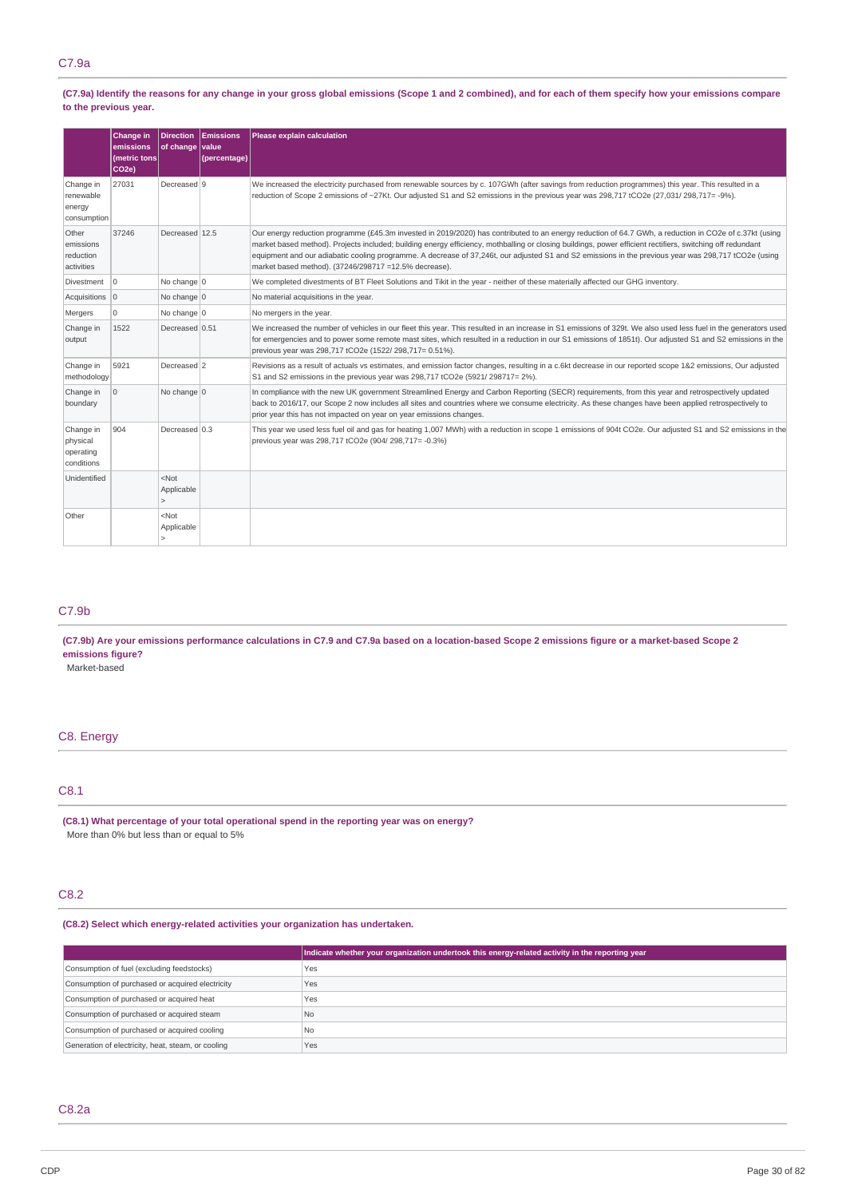## C7.9a

**(C7.9a) Identify the reasons for any change in your gross global emissions (Scope 1 and 2 combined), and for each of them specify how your emissions compare to the previous year.**

| | Change in emissions (metric tons CO2e) | Direction of change | Emissions value (percentage) | Please explain calculation |
|---|---|---|---|---|
| Change in renewable energy consumption | 27031 | Decreased | 9 | We increased the electricity purchased from renewable sources by c. 107GWh (after savings from reduction programmes) this year. This resulted in a reduction of Scope 2 emissions of ~27Kt. Our adjusted S1 and S2 emissions in the previous year was 298,717 tCO2e (27,031/ 298,717= -9%). |
| Other emissions reduction activities | 37246 | Decreased | 12.5 | Our energy reduction programme (£45.3m invested in 2019/2020) has contributed to an energy reduction of 64.7 GWh, a reduction in CO2e of c.37kt (using market based method). Projects included; building energy efficiency, mothballing or closing buildings, power efficient rectifiers, switching off redundant equipment and our adiabatic cooling programme. A decrease of 37,246t, our adjusted S1 and S2 emissions in the previous year was 298,717 tCO2e (using market based method). (37246/298717 =12.5% decrease). |
| Divestment | 0 | No change | 0 | We completed divestments of BT Fleet Solutions and Tikit in the year - neither of these materially affected our GHG inventory. |
| Acquisitions | 0 | No change | 0 | No material acquisitions in the year. |
| Mergers | 0 | No change | 0 | No mergers in the year. |
| Change in output | 1522 | Decreased | 0.51 | We increased the number of vehicles in our fleet this year. This resulted in an increase in S1 emissions of 329t. We also used less fuel in the generators used for emergencies and to power some remote mast sites, which resulted in a reduction in our S1 emissions of 1851t). Our adjusted S1 and S2 emissions in the previous year was 298,717 tCO2e (1522/ 298,717= 0.51%). |
| Change in methodology | 5921 | Decreased | 2 | Revisions as a result of actuals vs estimates, and emission factor changes, resulting in a c.6kt decrease in our reported scope 1&2 emissions, Our adjusted S1 and S2 emissions in the previous year was 298,717 tCO2e (5921/ 298717= 2%). |
| Change in boundary | 0 | No change | 0 | In compliance with the new UK government Streamlined Energy and Carbon Reporting (SECR) requirements, from this year and retrospectively updated back to 2016/17, our Scope 2 now includes all sites and countries where we consume electricity. As these changes have been applied retrospectively to prior year this has not impacted on year on year emissions changes. |
| Change in physical operating conditions | 904 | Decreased | 0.3 | This year we used less fuel oil and gas for heating 1,007 MWh) with a reduction in scope 1 emissions of 904t CO2e. Our adjusted S1 and S2 emissions in the previous year was 298,717 tCO2e (904/ 298,717= -0.3%) |
| Unidentified | | <Not Applicable> | | |
| Other | | <Not Applicable> | | |

## C7.9b

**(C7.9b) Are your emissions performance calculations in C7.9 and C7.9a based on a location-based Scope 2 emissions figure or a market-based Scope 2 emissions figure?**

Market-based

# C8. Energy

## C8.1

**(C8.1) What percentage of your total operational spend in the reporting year was on energy?**

More than 0% but less than or equal to 5%

## C8.2

**(C8.2) Select which energy-related activities your organization has undertaken.**

| | Indicate whether your organization undertook this energy-related activity in the reporting year |
|---|---|
| Consumption of fuel (excluding feedstocks) | Yes |
| Consumption of purchased or acquired electricity | Yes |
| Consumption of purchased or acquired heat | Yes |
| Consumption of purchased or acquired steam | No |
| Consumption of purchased or acquired cooling | No |
| Generation of electricity, heat, steam, or cooling | Yes |

## C8.2a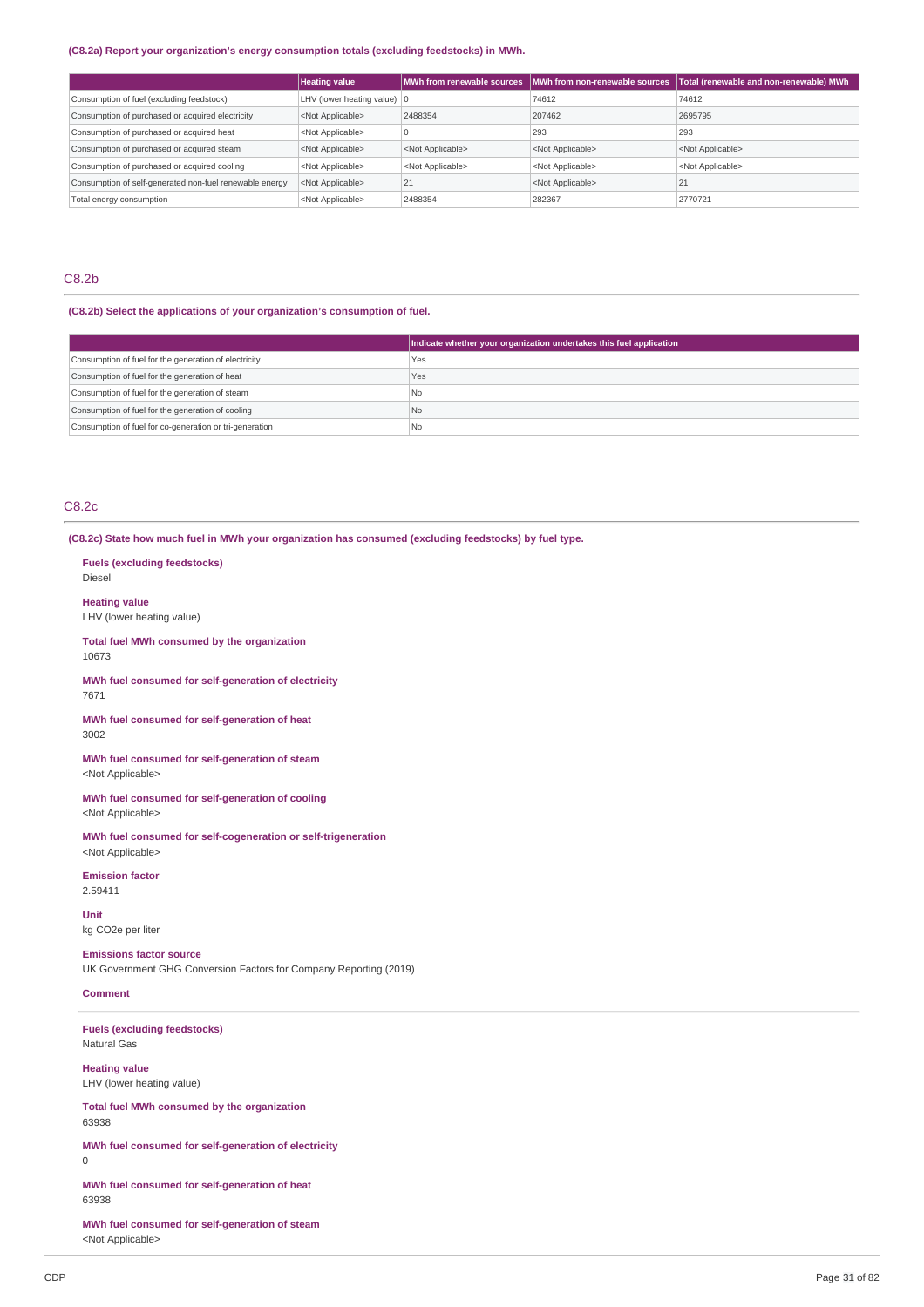**(C8.2a) Report your organization's energy consumption totals (excluding feedstocks) in MWh.**

| | Heating value | MWh from renewable sources | MWh from non-renewable sources | Total (renewable and non-renewable) MWh |
|---|---|---|---|---|
| Consumption of fuel (excluding feedstock) | LHV (lower heating value) | 0 | 74612 | 74612 |
| Consumption of purchased or acquired electricity | <Not Applicable> | 2488354 | 207462 | 2695795 |
| Consumption of purchased or acquired heat | <Not Applicable> | 0 | 293 | 293 |
| Consumption of purchased or acquired steam | <Not Applicable> | <Not Applicable> | <Not Applicable> | <Not Applicable> |
| Consumption of purchased or acquired cooling | <Not Applicable> | <Not Applicable> | <Not Applicable> | <Not Applicable> |
| Consumption of self-generated non-fuel renewable energy | <Not Applicable> | 21 | <Not Applicable> | 21 |
| Total energy consumption | <Not Applicable> | 2488354 | 282367 | 2770721 |

## C8.2b

**(C8.2b) Select the applications of your organization's consumption of fuel.**

| | Indicate whether your organization undertakes this fuel application |
|---|---|
| Consumption of fuel for the generation of electricity | Yes |
| Consumption of fuel for the generation of heat | Yes |
| Consumption of fuel for the generation of steam | No |
| Consumption of fuel for the generation of cooling | No |
| Consumption of fuel for co-generation or tri-generation | No |

## C8.2c

**(C8.2c) State how much fuel in MWh your organization has consumed (excluding feedstocks) by fuel type.**

**Fuels (excluding feedstocks)**
Diesel

**Heating value**
LHV (lower heating value)

**Total fuel MWh consumed by the organization**
10673

**MWh fuel consumed for self-generation of electricity**
7671

**MWh fuel consumed for self-generation of heat**
3002

**MWh fuel consumed for self-generation of steam**
<Not Applicable>

**MWh fuel consumed for self-generation of cooling**
<Not Applicable>

**MWh fuel consumed for self-cogeneration or self-trigeneration**
<Not Applicable>

**Emission factor**
2.59411

**Unit**
kg CO2e per liter

**Emissions factor source**
UK Government GHG Conversion Factors for Company Reporting (2019)

**Comment**

---

**Fuels (excluding feedstocks)**
Natural Gas

**Heating value**
LHV (lower heating value)

**Total fuel MWh consumed by the organization**
63938

**MWh fuel consumed for self-generation of electricity**
0

**MWh fuel consumed for self-generation of heat**
63938

**MWh fuel consumed for self-generation of steam**
<Not Applicable>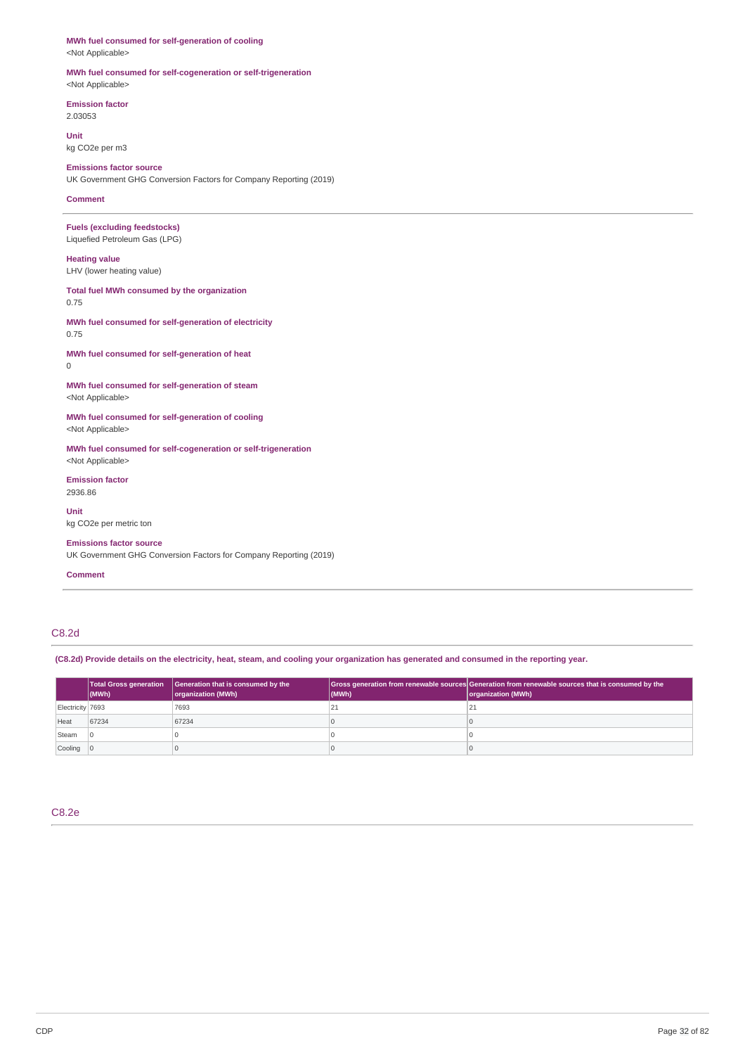**MWh fuel consumed for self-generation of cooling**
<Not Applicable>

**MWh fuel consumed for self-cogeneration or self-trigeneration**
<Not Applicable>

**Emission factor**
2.03053

**Unit**
kg CO2e per m3

**Emissions factor source**
UK Government GHG Conversion Factors for Company Reporting (2019)

**Comment**

---

**Fuels (excluding feedstocks)**
Liquefied Petroleum Gas (LPG)

**Heating value**
LHV (lower heating value)

**Total fuel MWh consumed by the organization**
0.75

**MWh fuel consumed for self-generation of electricity**
0.75

**MWh fuel consumed for self-generation of heat**
0

**MWh fuel consumed for self-generation of steam**
<Not Applicable>

**MWh fuel consumed for self-generation of cooling**
<Not Applicable>

**MWh fuel consumed for self-cogeneration or self-trigeneration**
<Not Applicable>

**Emission factor**
2936.86

**Unit**
kg CO2e per metric ton

**Emissions factor source**
UK Government GHG Conversion Factors for Company Reporting (2019)

**Comment**

---

## C8.2d

**(C8.2d) Provide details on the electricity, heat, steam, and cooling your organization has generated and consumed in the reporting year.**

| | Total Gross generation (MWh) | Generation that is consumed by the organization (MWh) | Gross generation from renewable sources (MWh) | Generation from renewable sources that is consumed by the organization (MWh) |
|---|---|---|---|---|
| Electricity | 7693 | 7693 | 21 | 21 |
| Heat | 67234 | 67234 | 0 | 0 |
| Steam | 0 | 0 | 0 | 0 |
| Cooling | 0 | 0 | 0 | 0 |

## C8.2e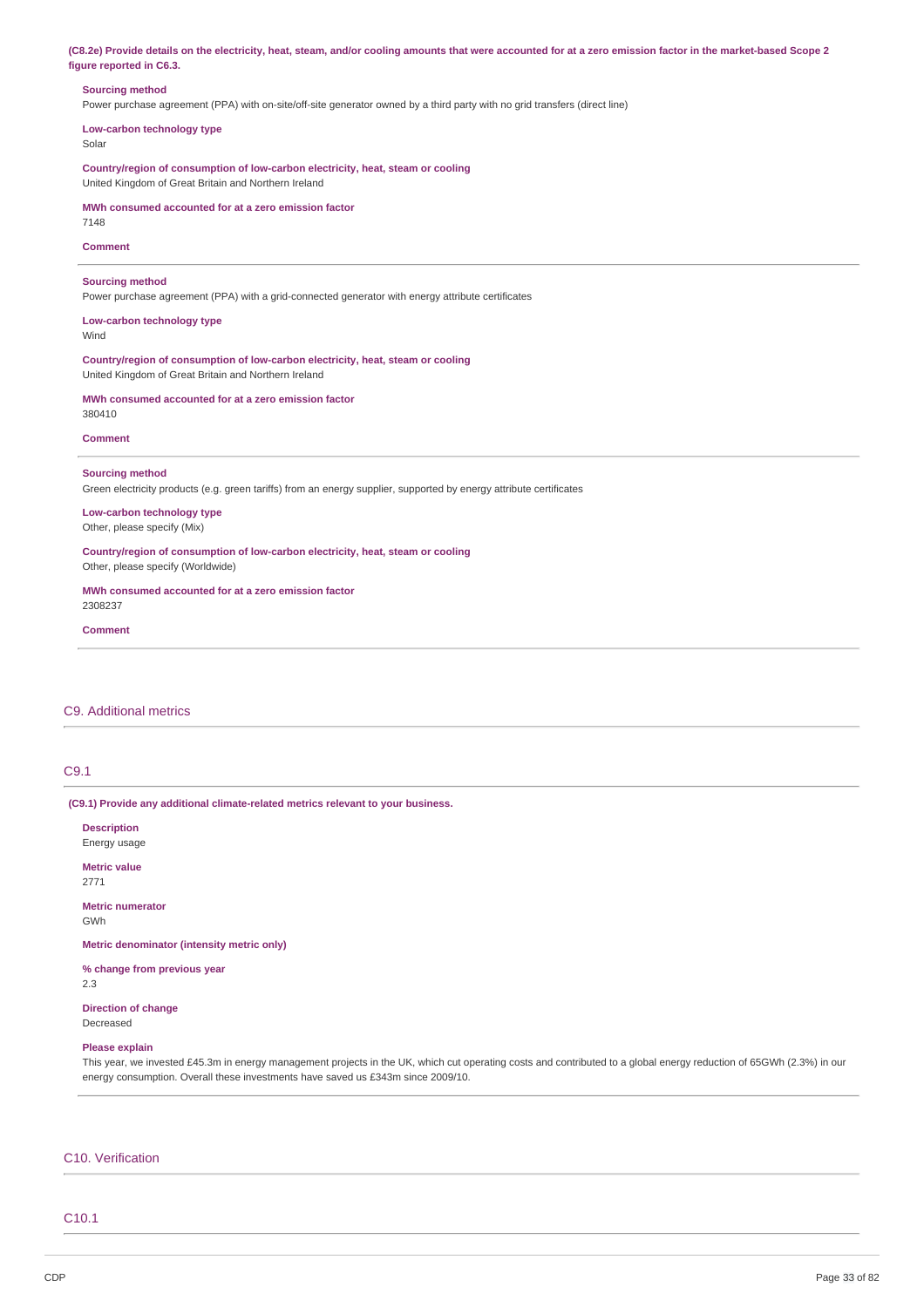**(C8.2e) Provide details on the electricity, heat, steam, and/or cooling amounts that were accounted for at a zero emission factor in the market-based Scope 2 figure reported in C6.3.**

**Sourcing method**
Power purchase agreement (PPA) with on-site/off-site generator owned by a third party with no grid transfers (direct line)

**Low-carbon technology type**
Solar

**Country/region of consumption of low-carbon electricity, heat, steam or cooling**
United Kingdom of Great Britain and Northern Ireland

**MWh consumed accounted for at a zero emission factor**
7148

**Comment**

---

**Sourcing method**
Power purchase agreement (PPA) with a grid-connected generator with energy attribute certificates

**Low-carbon technology type**
Wind

**Country/region of consumption of low-carbon electricity, heat, steam or cooling**
United Kingdom of Great Britain and Northern Ireland

**MWh consumed accounted for at a zero emission factor**
380410

**Comment**

---

**Sourcing method**
Green electricity products (e.g. green tariffs) from an energy supplier, supported by energy attribute certificates

**Low-carbon technology type**
Other, please specify (Mix)

**Country/region of consumption of low-carbon electricity, heat, steam or cooling**
Other, please specify (Worldwide)

**MWh consumed accounted for at a zero emission factor**
2308237

**Comment**

---

## C9. Additional metrics

### C9.1

**(C9.1) Provide any additional climate-related metrics relevant to your business.**

**Description**
Energy usage

**Metric value**
2771

**Metric numerator**
GWh

**Metric denominator (intensity metric only)**

**% change from previous year**
2.3

**Direction of change**
Decreased

**Please explain**
This year, we invested £45.3m in energy management projects in the UK, which cut operating costs and contributed to a global energy reduction of 65GWh (2.3%) in our energy consumption. Overall these investments have saved us £343m since 2009/10.

---

## C10. Verification

### C10.1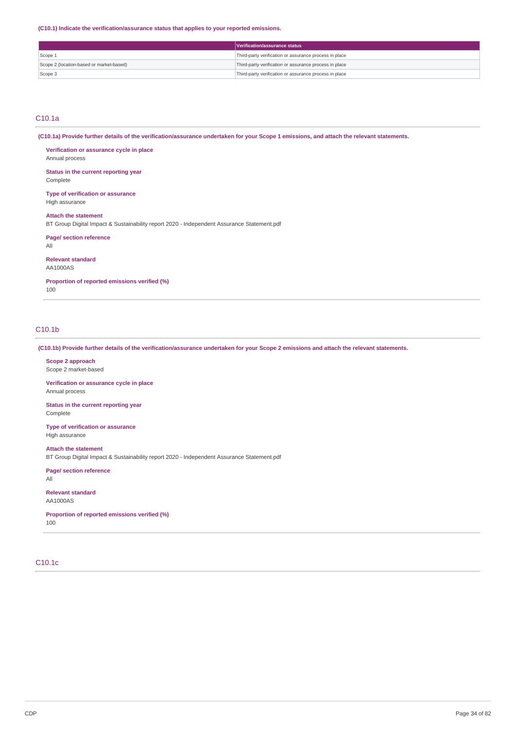**(C10.1) Indicate the verification/assurance status that applies to your reported emissions.**

| | Verification/assurance status |
|---|---|
| Scope 1 | Third-party verification or assurance process in place |
| Scope 2 (location-based or market-based) | Third-party verification or assurance process in place |
| Scope 3 | Third-party verification or assurance process in place |

## C10.1a

**(C10.1a) Provide further details of the verification/assurance undertaken for your Scope 1 emissions, and attach the relevant statements.**

**Verification or assurance cycle in place**
Annual process

**Status in the current reporting year**
Complete

**Type of verification or assurance**
High assurance

**Attach the statement**
BT Group Digital Impact & Sustainability report 2020 - Independent Assurance Statement.pdf

**Page/ section reference**
All

**Relevant standard**
AA1000AS

**Proportion of reported emissions verified (%)**
100

## C10.1b

**(C10.1b) Provide further details of the verification/assurance undertaken for your Scope 2 emissions and attach the relevant statements.**

**Scope 2 approach**
Scope 2 market-based

**Verification or assurance cycle in place**
Annual process

**Status in the current reporting year**
Complete

**Type of verification or assurance**
High assurance

**Attach the statement**
BT Group Digital Impact & Sustainability report 2020 - Independent Assurance Statement.pdf

**Page/ section reference**
All

**Relevant standard**
AA1000AS

**Proportion of reported emissions verified (%)**
100

## C10.1c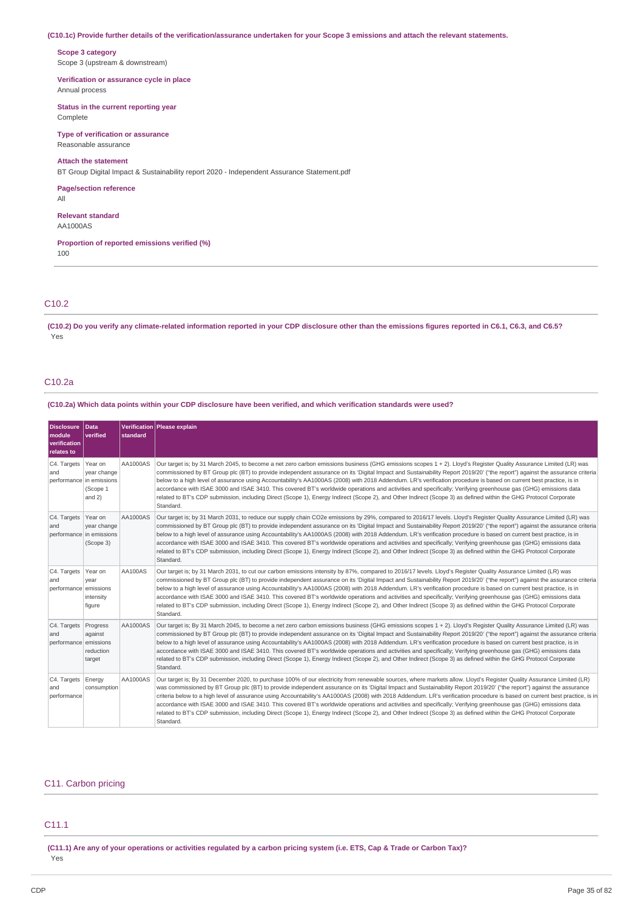**(C10.1c) Provide further details of the verification/assurance undertaken for your Scope 3 emissions and attach the relevant statements.**

**Scope 3 category**
Scope 3 (upstream & downstream)

**Verification or assurance cycle in place**
Annual process

**Status in the current reporting year**
Complete

**Type of verification or assurance**
Reasonable assurance

**Attach the statement**
BT Group Digital Impact & Sustainability report 2020 - Independent Assurance Statement.pdf

**Page/section reference**
All

**Relevant standard**
AA1000AS

**Proportion of reported emissions verified (%)**
100

## C10.2

**(C10.2) Do you verify any climate-related information reported in your CDP disclosure other than the emissions figures reported in C6.1, C6.3, and C6.5?**
Yes

## C10.2a

**(C10.2a) Which data points within your CDP disclosure have been verified, and which verification standards were used?**

| Disclosure module verification relates to | Data verified | Verification standard | Please explain |
|---|---|---|---|
| C4. Targets and performance | Year on year change in emissions (Scope 1 and 2) | AA1000AS | Our target is; by 31 March 2045, to become a net zero carbon emissions business (GHG emissions scopes 1 + 2). Lloyd's Register Quality Assurance Limited (LR) was commissioned by BT Group plc (BT) to provide independent assurance on its 'Digital Impact and Sustainability Report 2019/20' ("the report") against the assurance criteria below to a high level of assurance using Accountability's AA1000AS (2008) with 2018 Addendum. LR's verification procedure is based on current best practice, is in accordance with ISAE 3000 and ISAE 3410. This covered BT's worldwide operations and activities and specifically; Verifying greenhouse gas (GHG) emissions data related to BT's CDP submission, including Direct (Scope 1), Energy Indirect (Scope 2), and Other Indirect (Scope 3) as defined within the GHG Protocol Corporate Standard. |
| C4. Targets and performance | Year on year change in emissions (Scope 3) | AA1000AS | Our target is; by 31 March 2031, to reduce our supply chain CO2e emissions by 29%, compared to 2016/17 levels. Lloyd's Register Quality Assurance Limited (LR) was commissioned by BT Group plc (BT) to provide independent assurance on its 'Digital Impact and Sustainability Report 2019/20' ("the report") against the assurance criteria below to a high level of assurance using Accountability's AA1000AS (2008) with 2018 Addendum. LR's verification procedure is based on current best practice, is in accordance with ISAE 3000 and ISAE 3410. This covered BT's worldwide operations and activities and specifically; Verifying greenhouse gas (GHG) emissions data related to BT's CDP submission, including Direct (Scope 1), Energy Indirect (Scope 2), and Other Indirect (Scope 3) as defined within the GHG Protocol Corporate Standard. |
| C4. Targets and performance | Year on year emissions intensity figure | AA100AS | Our target is; by 31 March 2031, to cut our carbon emissions intensity by 87%, compared to 2016/17 levels. Lloyd's Register Quality Assurance Limited (LR) was commissioned by BT Group plc (BT) to provide independent assurance on its 'Digital Impact and Sustainability Report 2019/20' ("the report") against the assurance criteria below to a high level of assurance using Accountability's AA1000AS (2008) with 2018 Addendum. LR's verification procedure is based on current best practice, is in accordance with ISAE 3000 and ISAE 3410. This covered BT's worldwide operations and activities and specifically; Verifying greenhouse gas (GHG) emissions data related to BT's CDP submission, including Direct (Scope 1), Energy Indirect (Scope 2), and Other Indirect (Scope 3) as defined within the GHG Protocol Corporate Standard. |
| C4. Targets and performance | Progress against emissions reduction target | AA1000AS | Our target is; By 31 March 2045, to become a net zero carbon emissions business (GHG emissions scopes 1 + 2). Lloyd's Register Quality Assurance Limited (LR) was commissioned by BT Group plc (BT) to provide independent assurance on its 'Digital Impact and Sustainability Report 2019/20' ("the report") against the assurance criteria below to a high level of assurance using Accountability's AA1000AS (2008) with 2018 Addendum. LR's verification procedure is based on current best practice, is in accordance with ISAE 3000 and ISAE 3410. This covered BT's worldwide operations and activities and specifically; Verifying greenhouse gas (GHG) emissions data related to BT's CDP submission, including Direct (Scope 1), Energy Indirect (Scope 2), and Other Indirect (Scope 3) as defined within the GHG Protocol Corporate Standard. |
| C4. Targets and performance | Energy consumption | AA1000AS | Our target is; By 31 December 2020, to purchase 100% of our electricity from renewable sources, where markets allow. Lloyd's Register Quality Assurance Limited (LR) was commissioned by BT Group plc (BT) to provide independent assurance on its 'Digital Impact and Sustainability Report 2019/20' ("the report") against the assurance criteria below to a high level of assurance using Accountability's AA1000AS (2008) with 2018 Addendum. LR's verification procedure is based on current best practice, is in accordance with ISAE 3000 and ISAE 3410. This covered BT's worldwide operations and activities and specifically; Verifying greenhouse gas (GHG) emissions data related to BT's CDP submission, including Direct (Scope 1), Energy Indirect (Scope 2), and Other Indirect (Scope 3) as defined within the GHG Protocol Corporate Standard. |

# C11. Carbon pricing

## C11.1

**(C11.1) Are any of your operations or activities regulated by a carbon pricing system (i.e. ETS, Cap & Trade or Carbon Tax)?**
Yes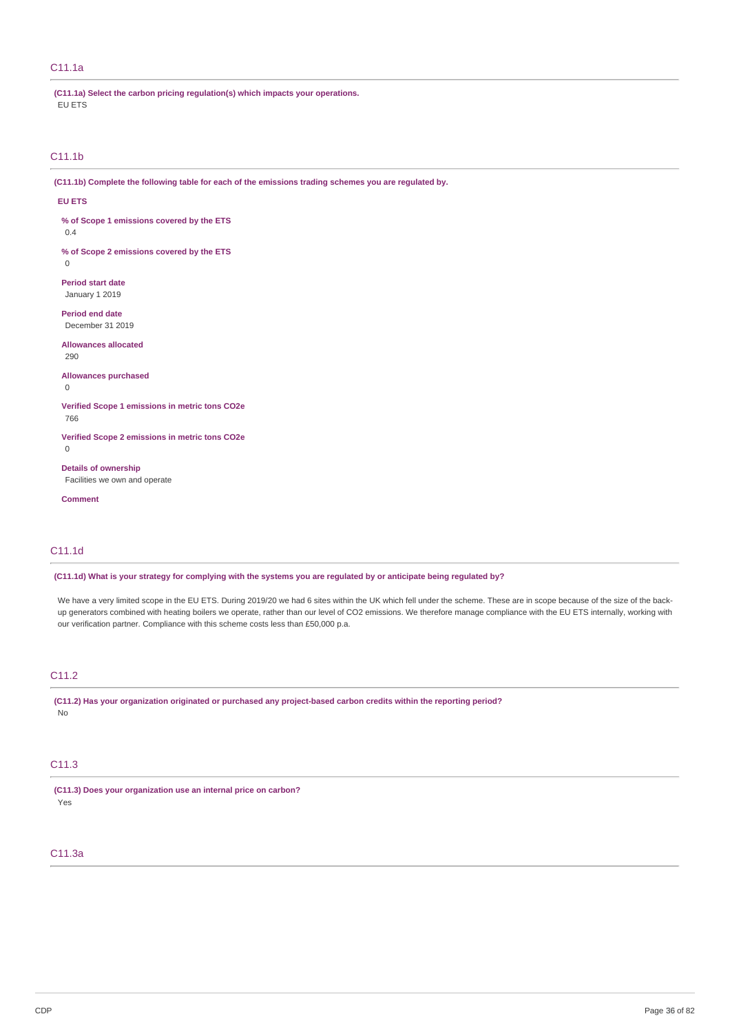## C11.1a

**(C11.1a) Select the carbon pricing regulation(s) which impacts your operations.**

EU ETS

## C11.1b

**(C11.1b) Complete the following table for each of the emissions trading schemes you are regulated by.**

**EU ETS**

**% of Scope 1 emissions covered by the ETS**

0.4

**% of Scope 2 emissions covered by the ETS**

0

**Period start date**

January 1 2019

**Period end date**

December 31 2019

**Allowances allocated**

290

**Allowances purchased**

0

**Verified Scope 1 emissions in metric tons CO2e**

766

**Verified Scope 2 emissions in metric tons CO2e**

0

**Details of ownership**

Facilities we own and operate

**Comment**

## C11.1d

**(C11.1d) What is your strategy for complying with the systems you are regulated by or anticipate being regulated by?**

We have a very limited scope in the EU ETS. During 2019/20 we had 6 sites within the UK which fell under the scheme. These are in scope because of the size of the back-up generators combined with heating boilers we operate, rather than our level of $CO_2$ emissions. We therefore manage compliance with the EU ETS internally, working with our verification partner. Compliance with this scheme costs less than £50,000 p.a.

## C11.2

**(C11.2) Has your organization originated or purchased any project-based carbon credits within the reporting period?**

No

## C11.3

**(C11.3) Does your organization use an internal price on carbon?**

Yes

## C11.3a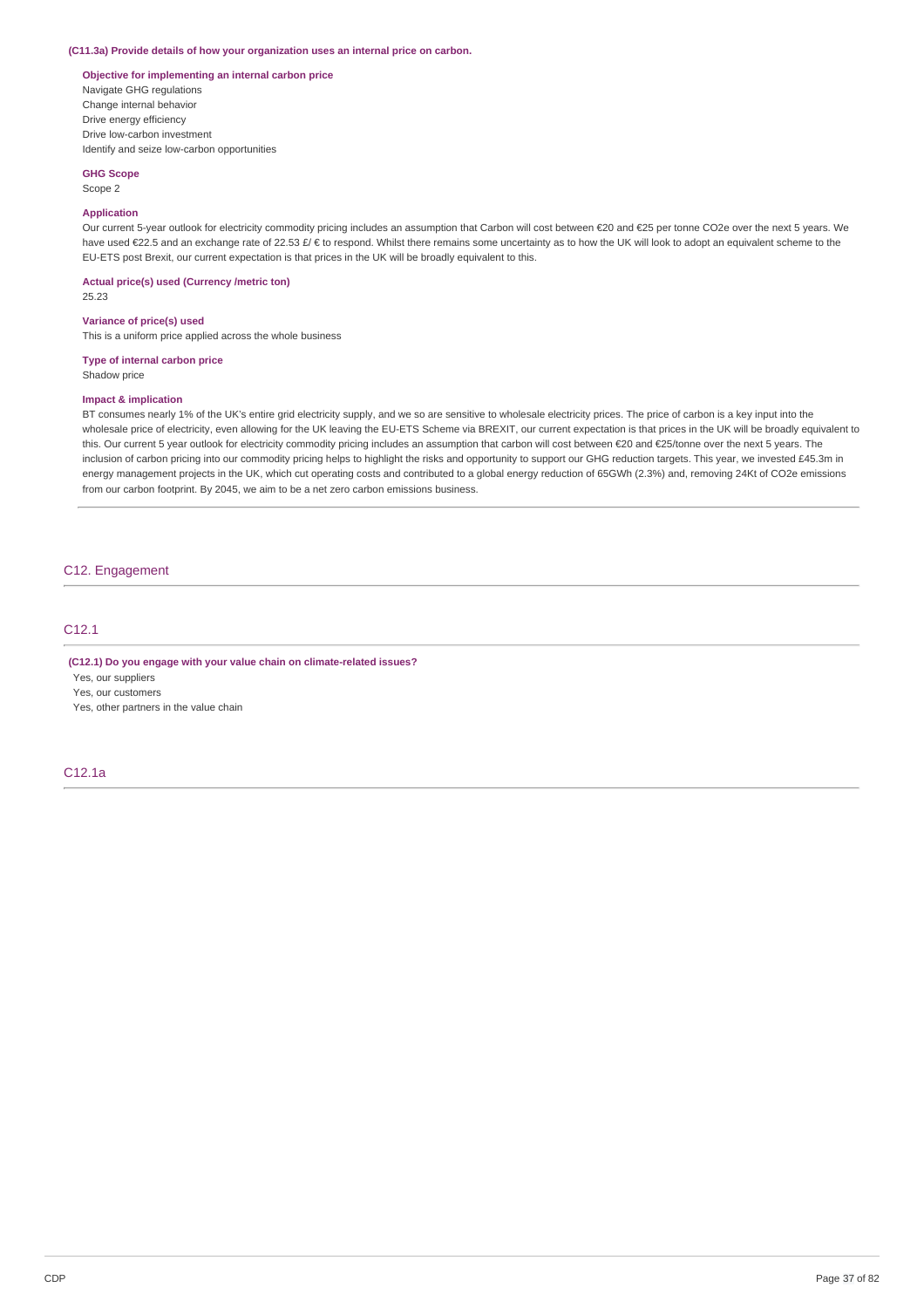**(C11.3a) Provide details of how your organization uses an internal price on carbon.**

**Objective for implementing an internal carbon price**

Navigate GHG regulations
Change internal behavior
Drive energy efficiency
Drive low-carbon investment
Identify and seize low-carbon opportunities

**GHG Scope**

Scope 2

**Application**

Our current 5-year outlook for electricity commodity pricing includes an assumption that Carbon will cost between €20 and €25 per tonne CO2e over the next 5 years. We have used €22.5 and an exchange rate of 22.53 £/ € to respond. Whilst there remains some uncertainty as to how the UK will look to adopt an equivalent scheme to the EU-ETS post Brexit, our current expectation is that prices in the UK will be broadly equivalent to this.

**Actual price(s) used (Currency /metric ton)**

25.23

**Variance of price(s) used**

This is a uniform price applied across the whole business

**Type of internal carbon price**

Shadow price

**Impact & implication**

BT consumes nearly 1% of the UK's entire grid electricity supply, and we so are sensitive to wholesale electricity prices. The price of carbon is a key input into the wholesale price of electricity, even allowing for the UK leaving the EU-ETS Scheme via BREXIT, our current expectation is that prices in the UK will be broadly equivalent to this. Our current 5 year outlook for electricity commodity pricing includes an assumption that carbon will cost between €20 and €25/tonne CO2e over the next 5 years. The inclusion of carbon pricing into our commodity pricing helps to highlight the risks and opportunity to support our GHG reduction targets. This year, we invested £45.3m in energy management projects in the UK, which cut operating costs and contributed to a global energy reduction of 65GWh (2.3%) and, removing 24Kt of CO2e emissions from our carbon footprint. By 2045, we aim to be a net zero carbon emissions business.

## C12. Engagement

### C12.1

**(C12.1) Do you engage with your value chain on climate-related issues?**

Yes, our suppliers
Yes, our customers
Yes, other partners in the value chain

### C12.1a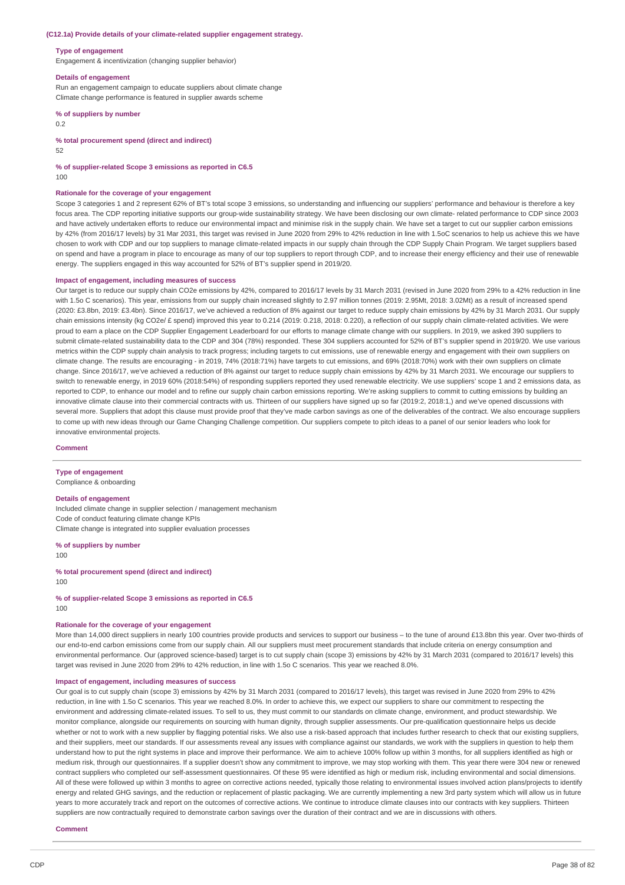### (C12.1a) Provide details of your climate-related supplier engagement strategy.

**Type of engagement**

Engagement & incentivization (changing supplier behavior)

**Details of engagement**

Run an engagement campaign to educate suppliers about climate change

Climate change performance is featured in supplier awards scheme

**% of suppliers by number**

0.2

**% total procurement spend (direct and indirect)**

52

**% of supplier-related Scope 3 emissions as reported in C6.5**

100

**Rationale for the coverage of your engagement**

Scope 3 categories 1 and 2 represent 62% of BT's total scope 3 emissions, so understanding and influencing our suppliers' performance and behaviour is therefore a key focus area. The CDP reporting initiative supports our group-wide sustainability strategy. We have been disclosing our own climate- related performance to CDP since 2003 and have actively undertaken efforts to reduce our environmental impact and minimise risk in the supply chain. We have set a target to cut our supplier carbon emissions by 42% (from 2016/17 levels) by 31 Mar 2031, this target was revised in June 2020 from 29% to 42% reduction in line with 1.5oC scenarios to help us achieve this we have chosen to work with CDP and our top suppliers to manage climate-related impacts in our supply chain through the CDP Supply Chain Program. We target suppliers based on spend and have a program in place to encourage as many of our top suppliers to report through CDP, and to increase their energy efficiency and their use of renewable energy. The suppliers engaged in this way accounted for 52% of BT's supplier spend in 2019/20.

**Impact of engagement, including measures of success**

Our target is to reduce our supply chain CO2e emissions by 42%, compared to 2016/17 levels by 31 March 2031 (revised in June 2020 from 29% to a 42% reduction in line with 1.5o C scenarios). This year, emissions from our supply chain increased slightly to 2.97 million tonnes (2019: 2.95Mt, 2018: 3.02Mt) as a result of increased spend (2020: £3.8bn, 2019: £3.4bn). Since 2016/17, we've achieved a reduction of 8% against our target to reduce supply chain emissions by 42% by 31 March 2031. Our supply chain emissions intensity (kg CO2e/ £ spend) improved this year to 0.214 (2019: 0.218, 2018: 0.220), a reflection of our supply chain climate-related activities. We were proud to earn a place on the CDP Supplier Engagement Leaderboard for our efforts to manage climate change with our suppliers. In 2019, we asked 390 suppliers to submit climate-related sustainability data to the CDP and 304 (78%) responded. These 304 suppliers accounted for 52% of BT's supplier spend in 2019/20. We use various metrics within the CDP supply chain analysis to track progress; including targets to cut emissions, use of renewable energy and engagement with their own suppliers on climate change. The results are encouraging - in 2019, 74% (2018:71%) have targets to cut emissions, and 69% (2018:70%) work with their own suppliers on climate change. Since 2016/17, we've achieved a reduction of 8% against our target to reduce supply chain emissions by 42% by 31 March 2031. We encourage our suppliers to switch to renewable energy, in 2019 60% (2018:54%) of responding suppliers reported they used renewable electricity. We use suppliers' scope 1 and 2 emissions data, as reported to CDP, to enhance our model and to refine our supply chain carbon emissions reporting. We're asking suppliers to commit to cutting emissions by building an innovative climate clause into their commercial contracts with us. Thirteen of our suppliers have signed up so far (2019:2, 2018:1,) and we've opened discussions with several more. Suppliers that adopt this clause must provide proof that they've made carbon savings as one of the deliverables of the contract. We also encourage suppliers to come up with new ideas through our Game Changing Challenge competition. Our suppliers compete to pitch ideas to a panel of our senior leaders who look for innovative environmental projects.

**Comment**

---

**Type of engagement**

Compliance & onboarding

**Details of engagement**

Included climate change in supplier selection / management mechanism

Code of conduct featuring climate change KPIs

Climate change is integrated into supplier evaluation processes

**% of suppliers by number**

100

**% total procurement spend (direct and indirect)**

100

**% of supplier-related Scope 3 emissions as reported in C6.5**

100

**Rationale for the coverage of your engagement**

More than 14,000 direct suppliers in nearly 100 countries provide products and services to support our business – to the tune of around £13.8bn this year. Over two-thirds of our end-to-end carbon emissions come from our supply chain. All our suppliers must meet procurement standards that include criteria on energy consumption and environmental performance. Our (approved science-based) target is to cut supply chain (scope 3) emissions by 42% by 31 March 2031 (compared to 2016/17 levels) this target was revised in June 2020 from 29% to 42% reduction, in line with 1.5o C scenarios. This year we reached 8.0%.

**Impact of engagement, including measures of success**

Our goal is to cut supply chain (scope 3) emissions by 42% by 31 March 2031 (compared to 2016/17 levels), this target was revised in June 2020 from 29% to 42% reduction, in line with 1.5o C scenarios. This year we reached 8.0%. In order to achieve this, we expect our suppliers to share our commitment to respecting the environment and addressing climate-related issues. To sell to us, they must commit to our standards on climate change, environment, and product stewardship. We monitor compliance, alongside our requirements on sourcing with human dignity, through supplier assessments. Our pre-qualification questionnaire helps us decide whether or not to work with a new supplier by flagging potential risks. We also use a risk-based approach that includes further research to check that our existing suppliers, and their suppliers, meet our standards. If our assessments reveal any issues with compliance against our standards, we work with the suppliers in question to help them understand how to put the right systems in place and improve their performance. We aim to achieve 100% follow up within 3 months, for all suppliers identified as high or medium risk, through our questionnaires. If a supplier doesn't show any commitment to improve, we may stop working with them. This year there were 304 new or renewed contract suppliers who completed our self-assessment questionnaires. Of these 95 were identified as high or medium risk, including environmental and social dimensions. All of these were followed up within 3 months to agree on corrective actions needed, typically those relating to environmental issues involved action plans/projects to identify energy and related GHG savings, and the reduction or replacement of plastic packaging. We are currently implementing a new 3rd party system which will allow us in future years to more accurately track and report on the outcomes of corrective actions. We continue to introduce climate clauses into our contracts with key suppliers. Thirteen suppliers are now contractually required to demonstrate carbon savings over the duration of their contract and we are in discussions with others.

**Comment**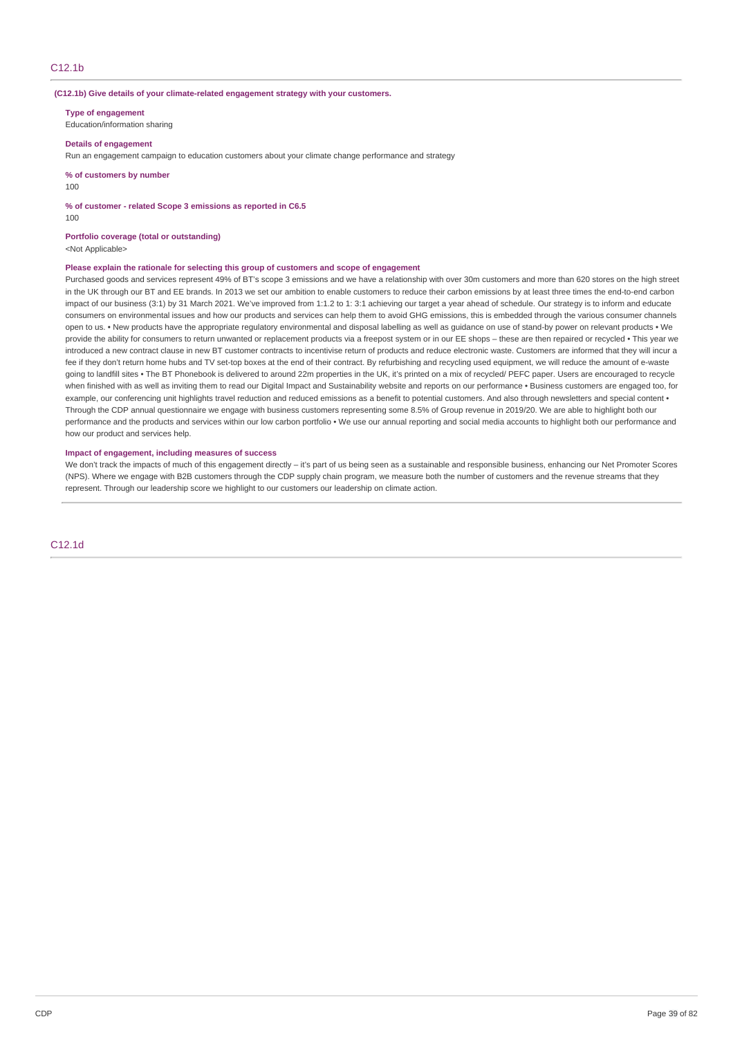## C12.1b

**(C12.1b) Give details of your climate-related engagement strategy with your customers.**

**Type of engagement**

Education/information sharing

**Details of engagement**

Run an engagement campaign to education customers about your climate change performance and strategy

**% of customers by number**

100

**% of customer - related Scope 3 emissions as reported in C6.5**

100

**Portfolio coverage (total or outstanding)**

<Not Applicable>

**Please explain the rationale for selecting this group of customers and scope of engagement**

Purchased goods and services represent 49% of BT's scope 3 emissions and we have a relationship with over 30m customers and more than 620 stores on the high street in the UK through our BT and EE brands. In 2013 we set our ambition to enable customers to reduce their carbon emissions by at least three times the end-to-end carbon impact of our business (3:1) by 31 March 2021. We've improved from 1:1.2 to 1: 3:1 achieving our target a year ahead of schedule. Our strategy is to inform and educate consumers on environmental issues and how our products and services can help them to avoid GHG emissions, this is embedded through the various consumer channels open to us. • New products have the appropriate regulatory environmental and disposal labelling as well as guidance on use of stand-by power on relevant products • We provide the ability for consumers to return unwanted or replacement products via a freepost system or in our EE shops – these are then repaired or recycled • This year we introduced a new contract clause in new BT customer contracts to incentivise return of products and reduce electronic waste. Customers are informed that they will incur a fee if they don't return home hubs and TV set-top boxes at the end of their contract. By refurbishing and recycling used equipment, we will reduce the amount of e-waste going to landfill sites • The BT Phonebook is delivered to around 22m properties in the UK, it's printed on a mix of recycled/ PEFC paper. Users are encouraged to recycle when finished with as well as inviting them to read our Digital Impact and Sustainability website and reports on our performance • Business customers are engaged too, for example, our conferencing unit highlights travel reduction and reduced emissions as a benefit to potential customers. And also through newsletters and special content • Through the CDP annual questionnaire we engage with business customers representing some 8.5% of Group revenue in 2019/20. We are able to highlight both our performance and the products and services within our low carbon portfolio • We use our annual reporting and social media accounts to highlight both our performance and how our product and services help.

**Impact of engagement, including measures of success**

We don't track the impacts of much of this engagement directly – it's part of us being seen as a sustainable and responsible business, enhancing our Net Promoter Scores (NPS). Where we engage with B2B customers through the CDP supply chain program, we measure both the number of customers and the revenue streams that they represent. Through our leadership score we highlight to our customers our leadership on climate action.

## C12.1d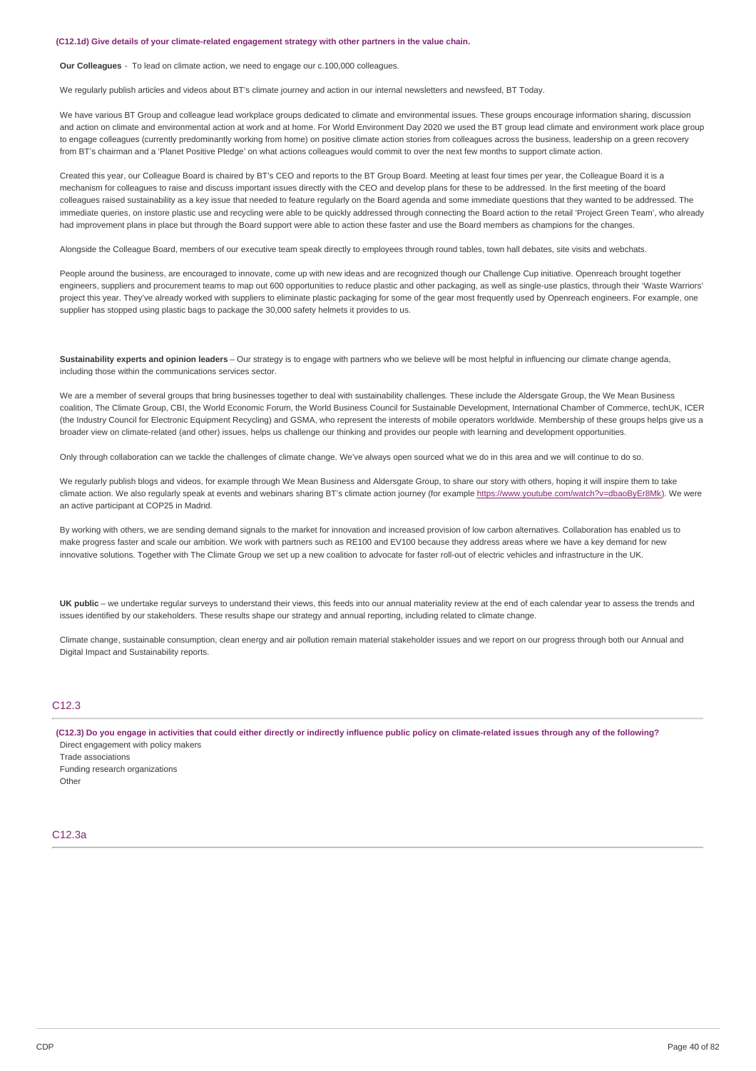**(C12.1d) Give details of your climate-related engagement strategy with other partners in the value chain.**

**Our Colleagues** - To lead on climate action, we need to engage our c.100,000 colleagues.

We regularly publish articles and videos about BT's climate journey and action in our internal newsletters and newsfeed, BT Today.

We have various BT Group and colleague lead workplace groups dedicated to climate and environmental issues. These groups encourage information sharing, discussion and action on climate and environmental action at work and at home. For World Environment Day 2020 we used the BT group lead climate and environment work place group to engage colleagues (currently predominantly working from home) on positive climate action stories from colleagues across the business, leadership on a green recovery from BT's chairman and a 'Planet Positive Pledge' on what actions colleagues would commit to over the next few months to support climate action.

Created this year, our Colleague Board is chaired by BT's CEO and reports to the BT Group Board. Meeting at least four times per year, the Colleague Board it is a mechanism for colleagues to raise and discuss important issues directly with the CEO and develop plans for these to be addressed. In the first meeting of the board colleagues raised sustainability as a key issue that needed to feature regularly on the Board agenda and some immediate questions that they wanted to be addressed. The immediate queries, on instore plastic use and recycling were able to be quickly addressed through connecting the Board action to the retail 'Project Green Team', who already had improvement plans in place but through the Board support were able to action these faster and use the Board members as champions for the changes.

Alongside the Colleague Board, members of our executive team speak directly to employees through round tables, town hall debates, site visits and webchats.

People around the business, are encouraged to innovate, come up with new ideas and are recognized though our Challenge Cup initiative. Openreach brought together engineers, suppliers and procurement teams to map out 600 opportunities to reduce plastic and other packaging, as well as single-use plastics, through their 'Waste Warriors' project this year. They've already worked with suppliers to eliminate plastic packaging for some of the gear most frequently used by Openreach engineers. For example, one supplier has stopped using plastic bags to package the 30,000 safety helmets it provides to us.

**Sustainability experts and opinion leaders** – Our strategy is to engage with partners who we believe will be most helpful in influencing our climate change agenda, including those within the communications services sector.

We are a member of several groups that bring businesses together to deal with sustainability challenges. These include the Aldersgate Group, the We Mean Business coalition, The Climate Group, CBI, the World Economic Forum, the World Business Council for Sustainable Development, International Chamber of Commerce, techUK, ICER (the Industry Council for Electronic Equipment Recycling) and GSMA, who represent the interests of mobile operators worldwide. Membership of these groups helps give us a broader view on climate-related (and other) issues, helps us challenge our thinking and provides our people with learning and development opportunities.

Only through collaboration can we tackle the challenges of climate change. We've always open sourced what we do in this area and we will continue to do so.

We regularly publish blogs and videos, for example through We Mean Business and Aldersgate Group, to share our story with others, hoping it will inspire them to take climate action. We also regularly speak at events and webinars sharing BT's climate action journey (for example https://www.youtube.com/watch?v=dbaoByEr8Mk). We were an active participant at COP25 in Madrid.

By working with others, we are sending demand signals to the market for innovation and increased provision of low carbon alternatives. Collaboration has enabled us to make progress faster and scale our ambition. We work with partners such as RE100 and EV100 because they address areas where we have a key demand for new innovative solutions. Together with The Climate Group we set up a new coalition to advocate for faster roll-out of electric vehicles and infrastructure in the UK.

**UK public** – we undertake regular surveys to understand their views, this feeds into our annual materiality review at the end of each calendar year to assess the trends and issues identified by our stakeholders. These results shape our strategy and annual reporting, including related to climate change.

Climate change, sustainable consumption, clean energy and air pollution remain material stakeholder issues and we report on our progress through both our Annual and Digital Impact and Sustainability reports.

## C12.3

**(C12.3) Do you engage in activities that could either directly or indirectly influence public policy on climate-related issues through any of the following?**

Direct engagement with policy makers
Trade associations
Funding research organizations
Other

## C12.3a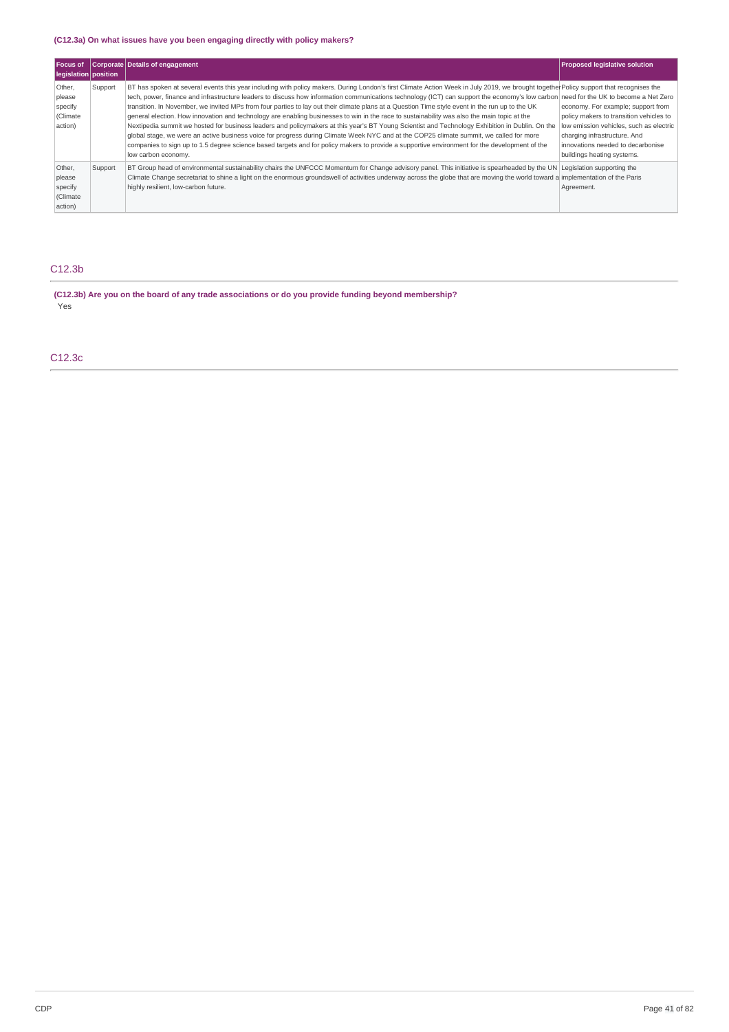**(C12.3a) On what issues have you been engaging directly with policy makers?**

| Focus of legislation | Corporate position | Details of engagement | Proposed legislative solution |
|---|---|---|---|
| Other, please specify (Climate action) | Support | BT has spoken at several events this year including with policy makers. During London's first Climate Action Week in July 2019, we brought together tech, power, finance and infrastructure leaders to discuss how information communications technology (ICT) can support the economy's low carbon transition. In November, we invited MPs from four parties to lay out their climate plans at a Question Time style event in the run up to the UK general election. How innovation and technology are enabling businesses to win in the race to sustainability was also the main topic at the Nextipedia summit we hosted for business leaders and policymakers at this year's BT Young Scientist and Technology Exhibition in Dublin. On the global stage, we were an active business voice for progress during Climate Week NYC and at the COP25 climate summit, we called for more companies to sign up to 1.5 degree science based targets and for policy makers to provide a supportive environment for the development of the low carbon economy. | Policy support that recognises the need for the UK to become a Net Zero economy. For example; support from policy makers to transition vehicles to low emission vehicles, such as electric charging infrastructure. And innovations needed to decarbonise buildings heating systems. |
| Other, please specify (Climate action) | Support | BT Group head of environmental sustainability chairs the UNFCCC Momentum for Change advisory panel. This initiative is spearheaded by the UN Climate Change secretariat to shine a light on the enormous groundswell of activities underway across the globe that are moving the world toward a highly resilient, low-carbon future. | Legislation supporting the implementation of the Paris Agreement. |

## C12.3b

**(C12.3b) Are you on the board of any trade associations or do you provide funding beyond membership?**

Yes

## C12.3c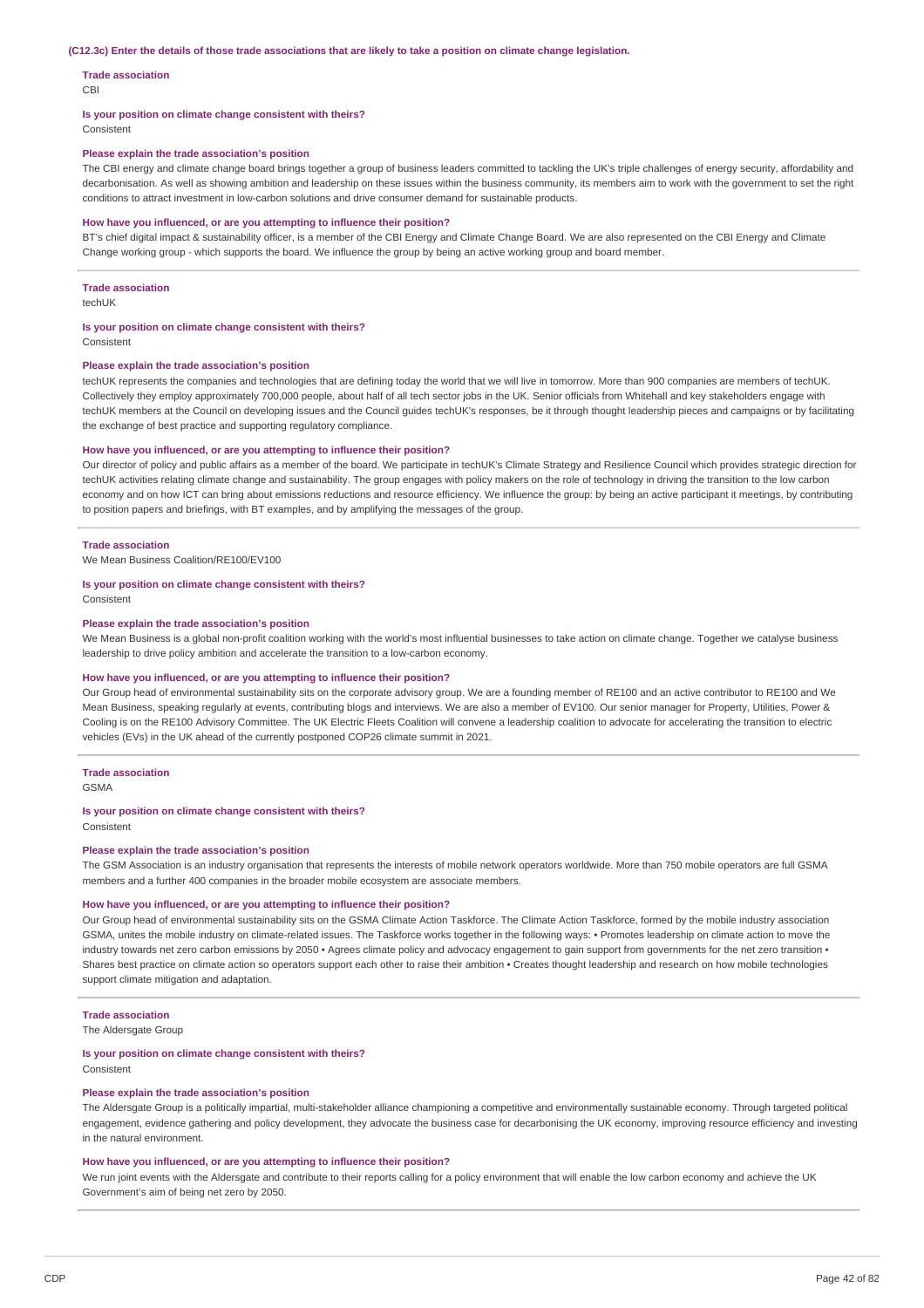**(C12.3c) Enter the details of those trade associations that are likely to take a position on climate change legislation.**

**Trade association**

CBI

**Is your position on climate change consistent with theirs?**

Consistent

**Please explain the trade association's position**

The CBI energy and climate change board brings together a group of business leaders committed to tackling the UK's triple challenges of energy security, affordability and decarbonisation. As well as showing ambition and leadership on these issues within the business community, its members aim to work with the government to set the right conditions to attract investment in low-carbon solutions and drive consumer demand for sustainable products.

**How have you influenced, or are you attempting to influence their position?**

BT's chief digital impact & sustainability officer, is a member of the CBI Energy and Climate Change Board. We are also represented on the CBI Energy and Climate Change working group - which supports the board. We influence the group by being an active working group and board member.

---

**Trade association**

techUK

**Is your position on climate change consistent with theirs?**

Consistent

**Please explain the trade association's position**

techUK represents the companies and technologies that are defining today the world that we will live in tomorrow. More than 900 companies are members of techUK. Collectively they employ approximately 700,000 people, about half of all tech sector jobs in the UK. Senior officials from Whitehall and key stakeholders engage with techUK members at the Council on developing issues and the Council guides techUK's responses, be it through thought leadership pieces and campaigns or by facilitating the exchange of best practice and supporting regulatory compliance.

**How have you influenced, or are you attempting to influence their position?**

Our director of policy and public affairs as a member of the board. We participate in techUK's Climate Strategy and Resilience Council which provides strategic direction for techUK activities relating climate change and sustainability. The group engages with policy makers on the role of technology in driving the transition to the low carbon economy and on how ICT can bring about emissions reductions and resource efficiency. We influence the group: by being an active participant it meetings, by contributing to position papers and briefings, with BT examples, and by amplifying the messages of the group.

---

**Trade association**

We Mean Business Coalition/RE100/EV100

**Is your position on climate change consistent with theirs?**

Consistent

**Please explain the trade association's position**

We Mean Business is a global non-profit coalition working with the world's most influential businesses to take action on climate change. Together we catalyse business leadership to drive policy ambition and accelerate the transition to a low-carbon economy.

**How have you influenced, or are you attempting to influence their position?**

Our Group head of environmental sustainability sits on the corporate advisory group. We are a founding member of RE100 and an active contributor to RE100 and We Mean Business, speaking regularly at events, contributing blogs and interviews. We are also a member of EV100. Our senior manager for Property, Utilities, Power & Cooling is on the RE100 Advisory Committee. The UK Electric Fleets Coalition will convene a leadership coalition to advocate for accelerating the transition to electric vehicles (EVs) in the UK ahead of the currently postponed COP26 climate summit in 2021.

---

**Trade association**

GSMA

**Is your position on climate change consistent with theirs?**

Consistent

**Please explain the trade association's position**

The GSM Association is an industry organisation that represents the interests of mobile network operators worldwide. More than 750 mobile operators are full GSMA members and a further 400 companies in the broader mobile ecosystem are associate members.

**How have you influenced, or are you attempting to influence their position?**

Our Group head of environmental sustainability sits on the GSMA Climate Action Taskforce. The Climate Action Taskforce, formed by the mobile industry association GSMA, unites the mobile industry on climate-related issues. The Taskforce works together in the following ways: • Promotes leadership on climate action to move the industry towards net zero carbon emissions by 2050 • Agrees climate policy and advocacy engagement to gain support from governments for the net zero transition • Shares best practice on climate action so operators support each other to raise their ambition • Creates thought leadership and research on how mobile technologies support climate mitigation and adaptation.

---

**Trade association**

The Aldersgate Group

**Is your position on climate change consistent with theirs?**

Consistent

**Please explain the trade association's position**

The Aldersgate Group is a politically impartial, multi-stakeholder alliance championing a competitive and environmentally sustainable economy. Through targeted political engagement, evidence gathering and policy development, they advocate the business case for decarbonising the UK economy, improving resource efficiency and investing in the natural environment.

**How have you influenced, or are you attempting to influence their position?**

We run joint events with the Aldersgate and contribute to their reports calling for a policy environment that will enable the low carbon economy and achieve the UK Government's aim of being net zero by 2050.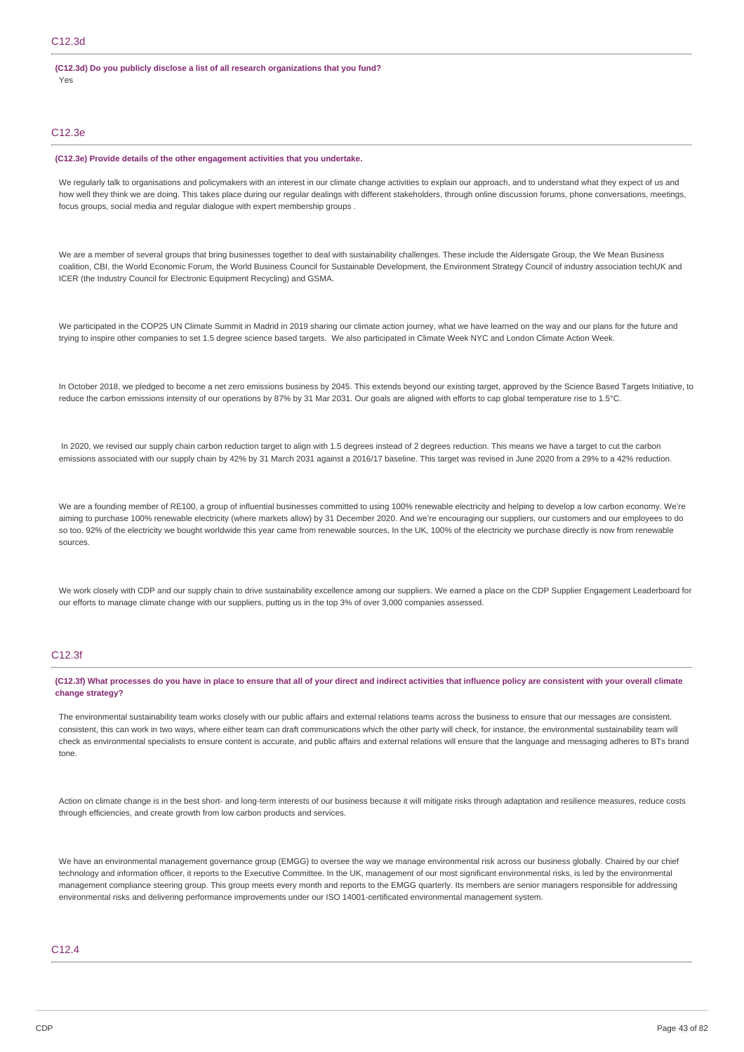## C12.3d

**(C12.3d) Do you publicly disclose a list of all research organizations that you fund?**

Yes

## C12.3e

**(C12.3e) Provide details of the other engagement activities that you undertake.**

We regularly talk to organisations and policymakers with an interest in our climate change activities to explain our approach, and to understand what they expect of us and how well they think we are doing. This takes place during our regular dealings with different stakeholders, through online discussion forums, phone conversations, meetings, focus groups, social media and regular dialogue with expert membership groups .

We are a member of several groups that bring businesses together to deal with sustainability challenges. These include the Aldersgate Group, the We Mean Business coalition, CBI, the World Economic Forum, the World Business Council for Sustainable Development, the Environment Strategy Council of industry association techUK and ICER (the Industry Council for Electronic Equipment Recycling) and GSMA.

We participated in the COP25 UN Climate Summit in Madrid in 2019 sharing our climate action journey, what we have learned on the way and our plans for the future and trying to inspire other companies to set 1.5 degree science based targets. We also participated in Climate Week NYC and London Climate Action Week.

In October 2018, we pledged to become a net zero emissions business by 2045. This extends beyond our existing target, approved by the Science Based Targets Initiative, to reduce the carbon emissions intensity of our operations by 87% by 31 Mar 2031. Our goals are aligned with efforts to cap global temperature rise to 1.5°C.

In 2020, we revised our supply chain carbon reduction target to align with 1.5 degrees instead of 2 degrees reduction. This means we have a target to cut the carbon emissions associated with our supply chain by 42% by 31 March 2031 against a 2016/17 baseline. This target was revised in June 2020 from a 29% to a 42% reduction.

We are a founding member of RE100, a group of influential businesses committed to using 100% renewable electricity and helping to develop a low carbon economy. We're aiming to purchase 100% renewable electricity (where markets allow) by 31 December 2020. And we're encouraging our suppliers, our customers and our employees to do so too. 92% of the electricity we bought worldwide this year came from renewable sources, In the UK, 100% of the electricity we purchase directly is now from renewable sources.

We work closely with CDP and our supply chain to drive sustainability excellence among our suppliers. We earned a place on the CDP Supplier Engagement Leaderboard for our efforts to manage climate change with our suppliers, putting us in the top 3% of over 3,000 companies assessed.

## C12.3f

**(C12.3f) What processes do you have in place to ensure that all of your direct and indirect activities that influence policy are consistent with your overall climate change strategy?**

The environmental sustainability team works closely with our public affairs and external relations teams across the business to ensure that our messages are consistent. consistent, this can work in two ways, where either team can draft communications which the other party will check, for instance, the environmental sustainability team will check as environmental specialists to ensure content is accurate, and public affairs and external relations will ensure that the language and messaging adheres to BTs brand tone.

Action on climate change is in the best short- and long-term interests of our business because it will mitigate risks through adaptation and resilience measures, reduce costs through efficiencies, and create growth from low carbon products and services.

We have an environmental management governance group (EMGG) to oversee the way we manage environmental risk across our business globally. Chaired by our chief technology and information officer, it reports to the Executive Committee. In the UK, management of our most significant environmental risks, is led by the environmental management compliance steering group. This group meets every month and reports to the EMGG quarterly. Its members are senior managers responsible for addressing environmental risks and delivering performance improvements under our ISO 14001-certificated environmental management system.

## C12.4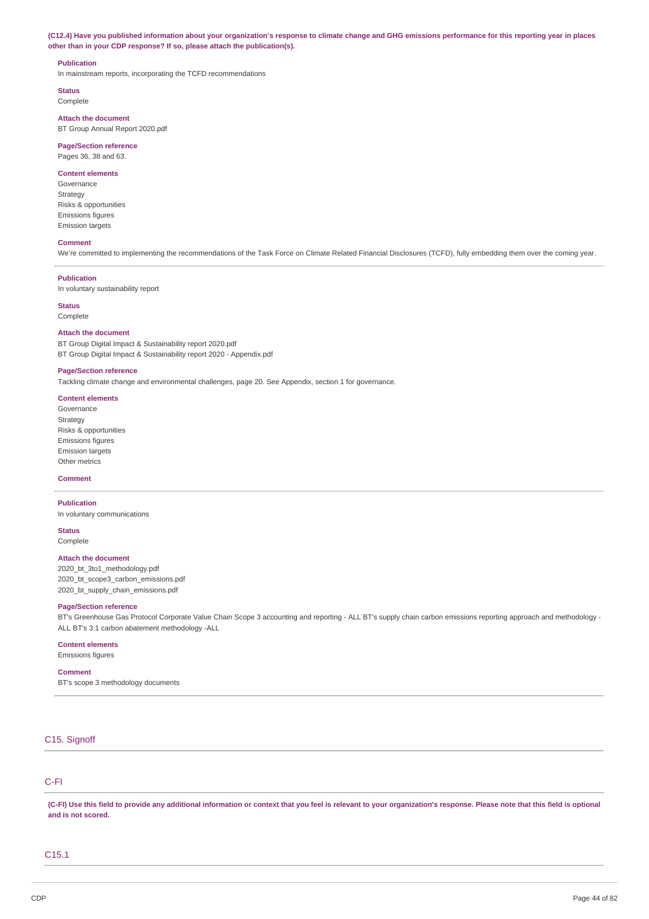**(C12.4) Have you published information about your organization's response to climate change and GHG emissions performance for this reporting year in places other than in your CDP response? If so, please attach the publication(s).**

**Publication**
In mainstream reports, incorporating the TCFD recommendations

**Status**
Complete

**Attach the document**
BT Group Annual Report 2020.pdf

**Page/Section reference**
Pages 36, 38 and 63.

**Content elements**
Governance
Strategy
Risks & opportunities
Emissions figures
Emission targets

**Comment**
We're committed to implementing the recommendations of the Task Force on Climate Related Financial Disclosures (TCFD), fully embedding them over the coming year.

---

**Publication**
In voluntary sustainability report

**Status**
Complete

**Attach the document**
BT Group Digital Impact & Sustainability report 2020.pdf
BT Group Digital Impact & Sustainability report 2020 - Appendix.pdf

**Page/Section reference**
Tackling climate change and environmental challenges, page 20. See Appendix, section 1 for governance.

**Content elements**
Governance
Strategy
Risks & opportunities
Emissions figures
Emission targets
Other metrics

**Comment**

---

**Publication**
In voluntary communications

**Status**
Complete

**Attach the document**
2020_bt_3to1_methodology.pdf
2020_bt_scope3_carbon_emissions.pdf
2020_bt_supply_chain_emissions.pdf

**Page/Section reference**
BT's Greenhouse Gas Protocol Corporate Value Chain Scope 3 accounting and reporting - ALL BT's supply chain carbon emissions reporting approach and methodology - ALL BT's 3:1 carbon abatement methodology -ALL

**Content elements**
Emissions figures

**Comment**
BT's scope 3 methodology documents

---

## C15. Signoff

## C-FI

**(C-FI) Use this field to provide any additional information or context that you feel is relevant to your organization's response. Please note that this field is optional and is not scored.**

## C15.1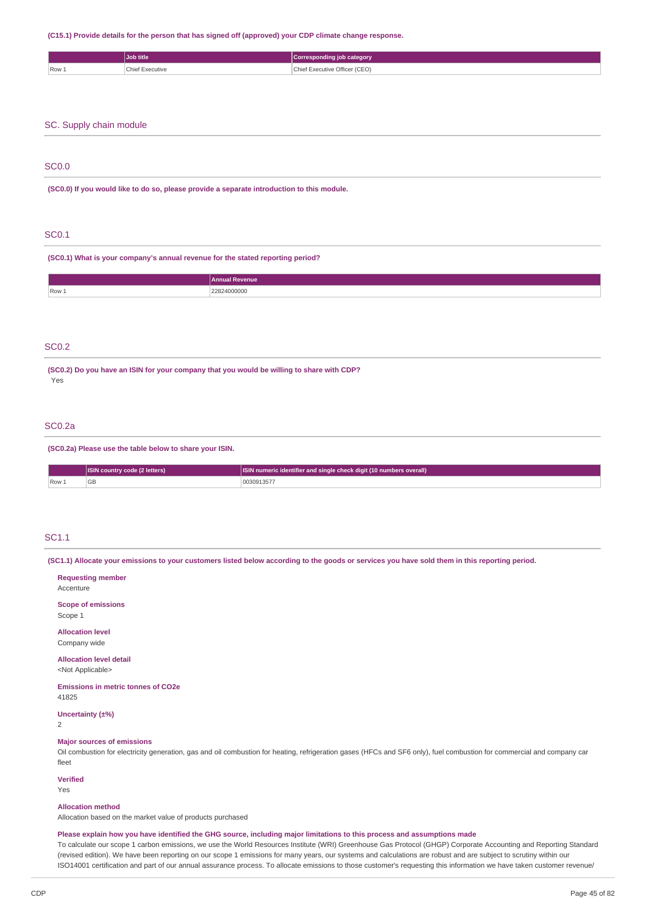**(C15.1) Provide details for the person that has signed off (approved) your CDP climate change response.**

| | Job title | Corresponding job category |
|---|---|---|
| Row 1 | Chief Executive | Chief Executive Officer (CEO) |

## SC. Supply chain module

### SC0.0

**(SC0.0) If you would like to do so, please provide a separate introduction to this module.**

### SC0.1

**(SC0.1) What is your company's annual revenue for the stated reporting period?**

| | Annual Revenue |
|---|---|
| Row 1 | 22824000000 |

### SC0.2

**(SC0.2) Do you have an ISIN for your company that you would be willing to share with CDP?**

Yes

### SC0.2a

**(SC0.2a) Please use the table below to share your ISIN.**

| | ISIN country code (2 letters) | ISIN numeric identifier and single check digit (10 numbers overall) |
|---|---|---|
| Row 1 | GB | 0030913577 |

### SC1.1

**(SC1.1) Allocate your emissions to your customers listed below according to the goods or services you have sold them in this reporting period.**

**Requesting member**
Accenture

**Scope of emissions**
Scope 1

**Allocation level**
Company wide

**Allocation level detail**
<Not Applicable>

**Emissions in metric tonnes of CO2e**
41825

**Uncertainty (±%)**
2

**Major sources of emissions**
Oil combustion for electricity generation, gas and oil combustion for heating, refrigeration gases (HFCs and SF6 only), fuel combustion for commercial and company car fleet

**Verified**
Yes

**Allocation method**
Allocation based on the market value of products purchased

**Please explain how you have identified the GHG source, including major limitations to this process and assumptions made**
To calculate our scope 1 carbon emissions, we use the World Resources Institute (WRI) Greenhouse Gas Protocol (GHGP) Corporate Accounting and Reporting Standard (revised edition). We have been reporting on our scope 1 emissions for many years, our systems and calculations are robust and are subject to scrutiny within our ISO14001 certification and part of our annual assurance process. To allocate emissions to those customer's requesting this information we have taken customer revenue/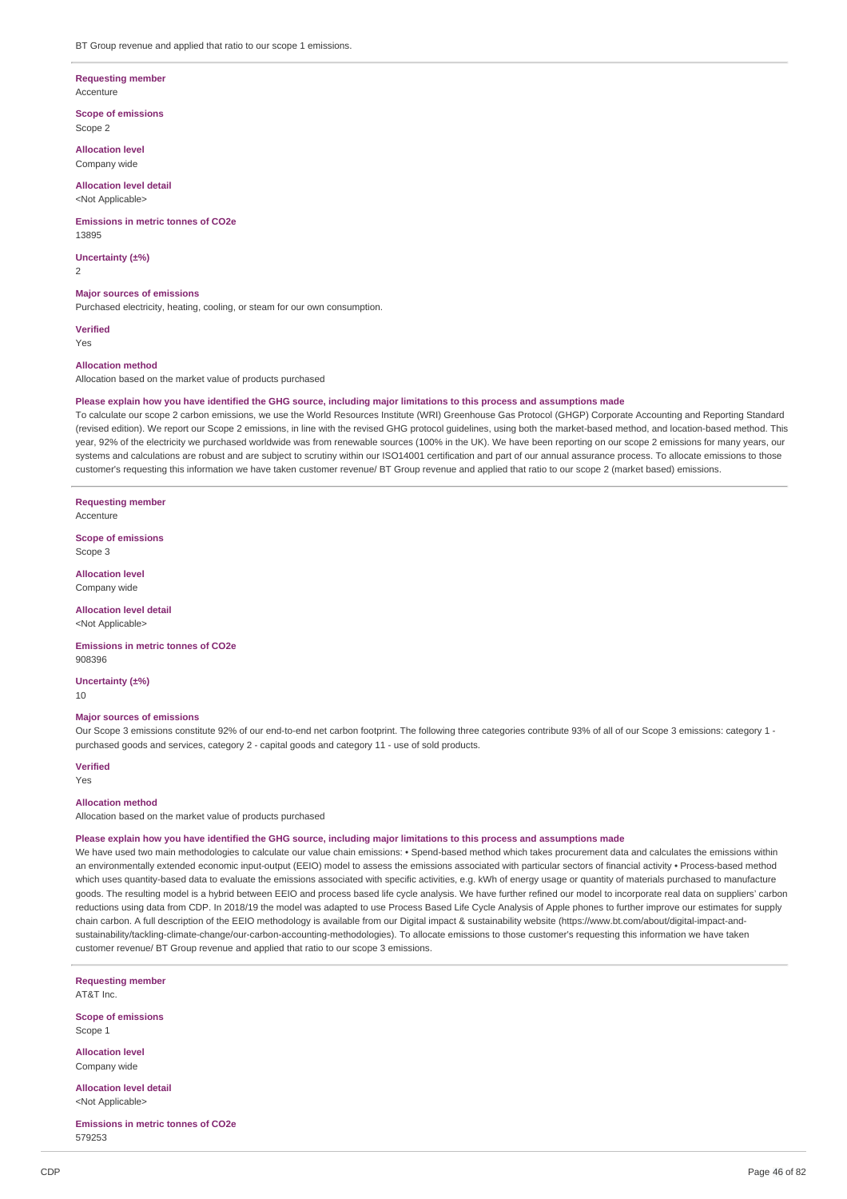BT Group revenue and applied that ratio to our scope 1 emissions.

**Requesting member**
Accenture

**Scope of emissions**
Scope 2

**Allocation level**
Company wide

**Allocation level detail**
<Not Applicable>

**Emissions in metric tonnes of CO2e**
13895

**Uncertainty (±%)**
2

**Major sources of emissions**
Purchased electricity, heating, cooling, or steam for our own consumption.

**Verified**
Yes

**Allocation method**
Allocation based on the market value of products purchased

**Please explain how you have identified the GHG source, including major limitations to this process and assumptions made**
To calculate our scope 2 carbon emissions, we use the World Resources Institute (WRI) Greenhouse Gas Protocol (GHGP) Corporate Accounting and Reporting Standard (revised edition). We report our Scope 2 emissions, in line with the revised GHG protocol guidelines, using both the market-based method, and location-based method. This year, 92% of the electricity we purchased worldwide was from renewable sources (100% in the UK). We have been reporting on our scope 2 emissions for many years, our systems and calculations are robust and are subject to scrutiny within our ISO14001 certification and part of our annual assurance process. To allocate emissions to those customer's requesting this information we have taken customer revenue/ BT Group revenue and applied that ratio to our scope 2 (market based) emissions.

**Requesting member**
Accenture

**Scope of emissions**
Scope 3

**Allocation level**
Company wide

**Allocation level detail**
<Not Applicable>

**Emissions in metric tonnes of CO2e**
908396

**Uncertainty (±%)**
10

**Major sources of emissions**
Our Scope 3 emissions constitute 92% of our end-to-end net carbon footprint. The following three categories contribute 93% of all of our Scope 3 emissions: category 1 - purchased goods and services, category 2 - capital goods and category 11 - use of sold products.

**Verified**
Yes

**Allocation method**
Allocation based on the market value of products purchased

**Please explain how you have identified the GHG source, including major limitations to this process and assumptions made**
We have used two main methodologies to calculate our value chain emissions: • Spend-based method which takes procurement data and calculates the emissions within an environmentally extended economic input-output (EEIO) model to assess the emissions associated with particular sectors of financial activity • Process-based method which uses quantity-based data to evaluate the emissions associated with specific activities, e.g. kWh of energy usage or quantity of materials purchased to manufacture goods. The resulting model is a hybrid between EEIO and process based life cycle analysis. We have further refined our model to incorporate real data on suppliers' carbon reductions using data from CDP. In 2018/19 the model was adapted to use Process Based Life Cycle Analysis of Apple phones to further improve our estimates for supply chain carbon. A full description of the EEIO methodology is available from our Digital impact & sustainability website (https://www.bt.com/about/digital-impact-and-sustainability/tackling-climate-change/our-carbon-accounting-methodologies). To allocate emissions to those customer's requesting this information we have taken customer revenue/ BT Group revenue and applied that ratio to our scope 3 emissions.

**Requesting member**
AT&T Inc.

**Scope of emissions**
Scope 1

**Allocation level**
Company wide

**Allocation level detail**
<Not Applicable>

**Emissions in metric tonnes of CO2e**
579253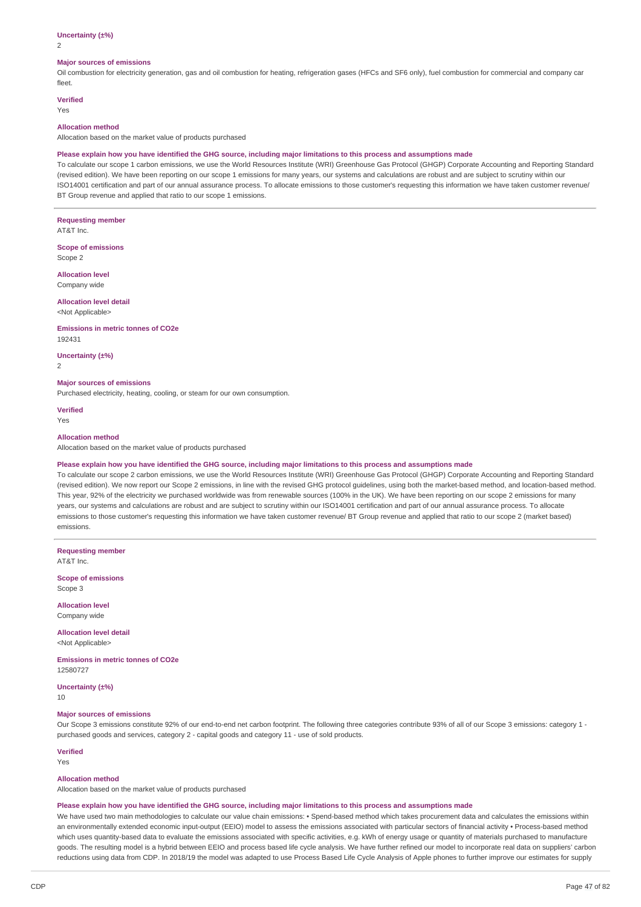**Uncertainty (±%)**

2

**Major sources of emissions**

Oil combustion for electricity generation, gas and oil combustion for heating, refrigeration gases (HFCs and SF6 only), fuel combustion for commercial and company car fleet.

**Verified**

Yes

**Allocation method**

Allocation based on the market value of products purchased

**Please explain how you have identified the GHG source, including major limitations to this process and assumptions made**

To calculate our scope 1 carbon emissions, we use the World Resources Institute (WRI) Greenhouse Gas Protocol (GHGP) Corporate Accounting and Reporting Standard (revised edition). We have been reporting on our scope 1 emissions for many years, our systems and calculations are robust and are subject to scrutiny within our ISO14001 certification and part of our annual assurance process. To allocate emissions to those customer's requesting this information we have taken customer revenue/ BT Group revenue and applied that ratio to our scope 1 emissions.

---

**Requesting member**

AT&T Inc.

**Scope of emissions**

Scope 2

**Allocation level**

Company wide

**Allocation level detail**

<Not Applicable>

**Emissions in metric tonnes of CO2e**

192431

**Uncertainty (±%)**

2

**Major sources of emissions**

Purchased electricity, heating, cooling, or steam for our own consumption.

**Verified**

Yes

**Allocation method**

Allocation based on the market value of products purchased

**Please explain how you have identified the GHG source, including major limitations to this process and assumptions made**

To calculate our scope 2 carbon emissions, we use the World Resources Institute (WRI) Greenhouse Gas Protocol (GHGP) Corporate Accounting and Reporting Standard (revised edition). We now report our Scope 2 emissions, in line with the revised GHG protocol guidelines, using both the market-based method, and location-based method. This year, 92% of the electricity we purchased worldwide was from renewable sources (100% in the UK). We have been reporting on our scope 2 emissions for many years, our systems and calculations are robust and are subject to scrutiny within our ISO14001 certification and part of our annual assurance process. To allocate emissions to those customer's requesting this information we have taken customer revenue/ BT Group revenue and applied that ratio to our scope 2 (market based) emissions.

---

**Requesting member**

AT&T Inc.

**Scope of emissions**

Scope 3

**Allocation level**

Company wide

**Allocation level detail**

<Not Applicable>

**Emissions in metric tonnes of CO2e**

12580727

**Uncertainty (±%)**

10

**Major sources of emissions**

Our Scope 3 emissions constitute 92% of our end-to-end net carbon footprint. The following three categories contribute 93% of all of our Scope 3 emissions: category 1 - purchased goods and services, category 2 - capital goods and category 11 - use of sold products.

**Verified**

Yes

**Allocation method**

Allocation based on the market value of products purchased

**Please explain how you have identified the GHG source, including major limitations to this process and assumptions made**

We have used two main methodologies to calculate our value chain emissions: • Spend-based method which takes procurement data and calculates the emissions within an environmentally extended economic input-output (EEIO) model to assess the emissions associated with particular sectors of financial activity • Process-based method which uses quantity-based data to evaluate the emissions associated with specific activities, e.g. kWh of energy usage or quantity of materials purchased to manufacture goods. The resulting model is a hybrid between EEIO and process based life cycle analysis. We have further refined our model to incorporate real data on suppliers' carbon reductions using data from CDP. In 2018/19 the model was adapted to use Process Based Life Cycle Analysis of Apple phones to further improve our estimates for supply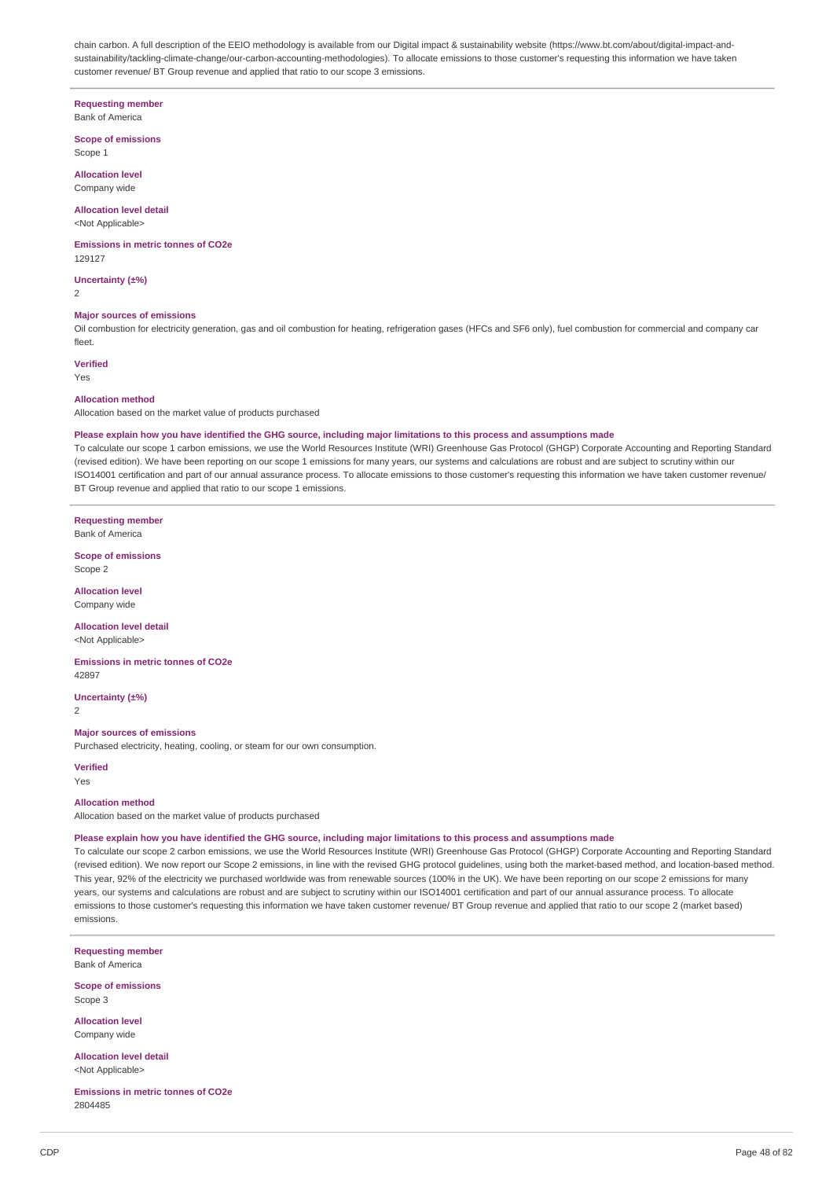chain carbon. A full description of the EEIO methodology is available from our Digital impact & sustainability website (https://www.bt.com/about/digital-impact-and-sustainability/tackling-climate-change/our-carbon-accounting-methodologies). To allocate emissions to those customer's requesting this information we have taken customer revenue/ BT Group revenue and applied that ratio to our scope 3 emissions.

**Requesting member**
Bank of America

**Scope of emissions**
Scope 1

**Allocation level**
Company wide

**Allocation level detail**
<Not Applicable>

**Emissions in metric tonnes of CO2e**
129127

**Uncertainty (±%)**
2

**Major sources of emissions**
Oil combustion for electricity generation, gas and oil combustion for heating, refrigeration gases (HFCs and SF6 only), fuel combustion for commercial and company car fleet.

**Verified**
Yes

**Allocation method**
Allocation based on the market value of products purchased

**Please explain how you have identified the GHG source, including major limitations to this process and assumptions made**
To calculate our scope 1 carbon emissions, we use the World Resources Institute (WRI) Greenhouse Gas Protocol (GHGP) Corporate Accounting and Reporting Standard (revised edition). We have been reporting on our scope 1 emissions for many years, our systems and calculations are robust and are subject to scrutiny within our ISO14001 certification and part of our annual assurance process. To allocate emissions to those customer's requesting this information we have taken customer revenue/ BT Group revenue and applied that ratio to our scope 1 emissions.

---

**Requesting member**
Bank of America

**Scope of emissions**
Scope 2

**Allocation level**
Company wide

**Allocation level detail**
<Not Applicable>

**Emissions in metric tonnes of CO2e**
42897

**Uncertainty (±%)**
2

**Major sources of emissions**
Purchased electricity, heating, cooling, or steam for our own consumption.

**Verified**
Yes

**Allocation method**
Allocation based on the market value of products purchased

**Please explain how you have identified the GHG source, including major limitations to this process and assumptions made**
To calculate our scope 2 carbon emissions, we use the World Resources Institute (WRI) Greenhouse Gas Protocol (GHGP) Corporate Accounting and Reporting Standard (revised edition). We now report our Scope 2 emissions, in line with the revised GHG protocol guidelines, using both the market-based method, and location-based method. This year, 92% of the electricity we purchased worldwide was from renewable sources (100% in the UK). We have been reporting on our scope 2 emissions for many years, our systems and calculations are robust and are subject to scrutiny within our ISO14001 certification and part of our annual assurance process. To allocate emissions to those customer's requesting this information we have taken customer revenue/ BT Group revenue and applied that ratio to our scope 2 (market based) emissions.

---

**Requesting member**
Bank of America

**Scope of emissions**
Scope 3

**Allocation level**
Company wide

**Allocation level detail**
<Not Applicable>

**Emissions in metric tonnes of CO2e**
2804485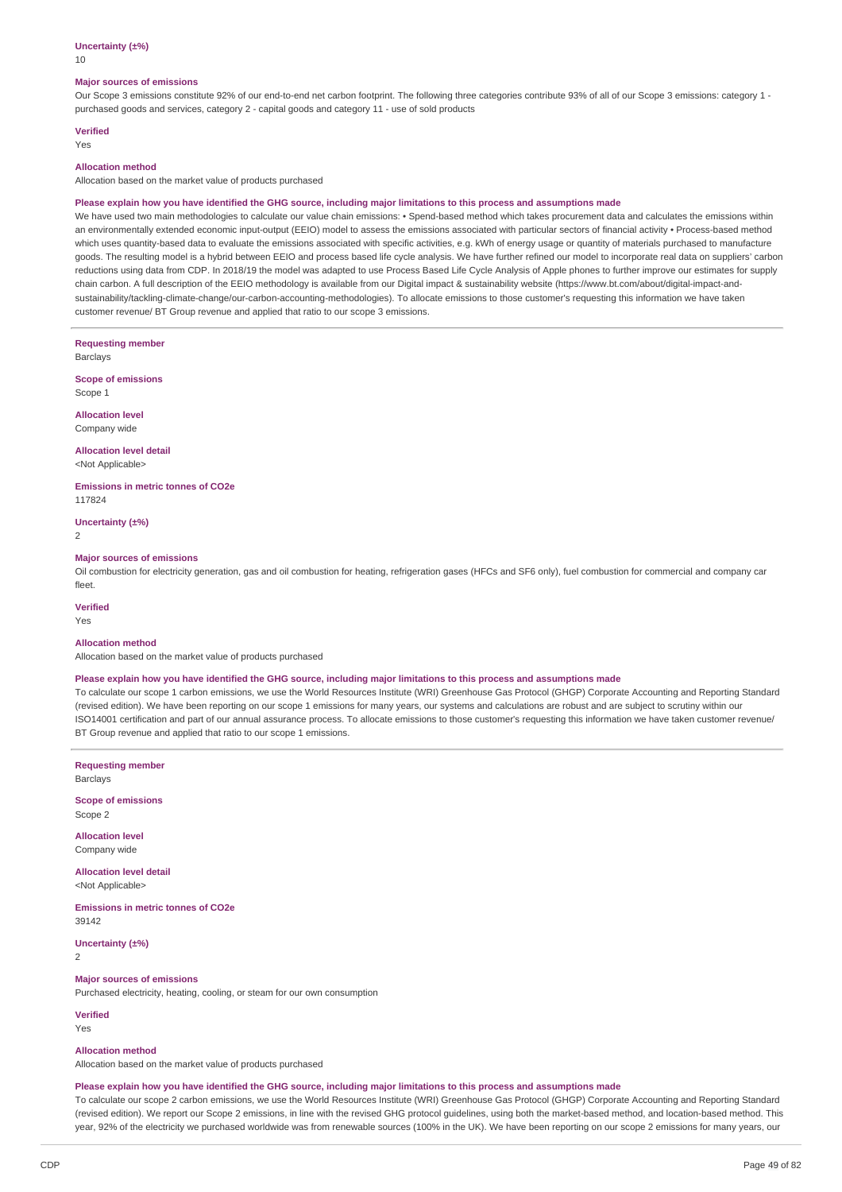**Uncertainty (±%)**

10

**Major sources of emissions**

Our Scope 3 emissions constitute 92% of our end-to-end net carbon footprint. The following three categories contribute 93% of all of our Scope 3 emissions: category 1 - purchased goods and services, category 2 - capital goods and category 11 - use of sold products

**Verified**

Yes

**Allocation method**

Allocation based on the market value of products purchased

**Please explain how you have identified the GHG source, including major limitations to this process and assumptions made**

We have used two main methodologies to calculate our value chain emissions: • Spend-based method which takes procurement data and calculates the emissions within an environmentally extended economic input-output (EEIO) model to assess the emissions associated with particular sectors of financial activity • Process-based method which uses quantity-based data to evaluate the emissions associated with specific activities, e.g. kWh of energy usage or quantity of materials purchased to manufacture goods. The resulting model is a hybrid between EEIO and process based life cycle analysis. We have further refined our model to incorporate real data on suppliers' carbon reductions using data from CDP. In 2018/19 the model was adapted to use Process Based Life Cycle Analysis of Apple phones to further improve our estimates for supply chain carbon. A full description of the EEIO methodology is available from our Digital impact & sustainability website (https://www.bt.com/about/digital-impact-and-sustainability/tackling-climate-change/our-carbon-accounting-methodologies). To allocate emissions to those customer's requesting this information we have taken customer revenue/ BT Group revenue and applied that ratio to our scope 3 emissions.

---

**Requesting member**

Barclays

**Scope of emissions**

Scope 1

**Allocation level**

Company wide

**Allocation level detail**

<Not Applicable>

**Emissions in metric tonnes of CO2e**

117824

**Uncertainty (±%)**

2

**Major sources of emissions**

Oil combustion for electricity generation, gas and oil combustion for heating, refrigeration gases (HFCs and SF6 only), fuel combustion for commercial and company car fleet.

**Verified**

Yes

**Allocation method**

Allocation based on the market value of products purchased

**Please explain how you have identified the GHG source, including major limitations to this process and assumptions made**

To calculate our scope 1 carbon emissions, we use the World Resources Institute (WRI) Greenhouse Gas Protocol (GHGP) Corporate Accounting and Reporting Standard (revised edition). We have been reporting on our scope 1 emissions for many years, our systems and calculations are robust and are subject to scrutiny within our ISO14001 certification and part of our annual assurance process. To allocate emissions to those customer's requesting this information we have taken customer revenue/ BT Group revenue and applied that ratio to our scope 1 emissions.

---

**Requesting member**

Barclays

**Scope of emissions**

Scope 2

**Allocation level**

Company wide

**Allocation level detail**

<Not Applicable>

**Emissions in metric tonnes of CO2e**

39142

**Uncertainty (±%)**

2

**Major sources of emissions**

Purchased electricity, heating, cooling, or steam for our own consumption

**Verified**

Yes

**Allocation method**

Allocation based on the market value of products purchased

**Please explain how you have identified the GHG source, including major limitations to this process and assumptions made**

To calculate our scope 2 carbon emissions, we use the World Resources Institute (WRI) Greenhouse Gas Protocol (GHGP) Corporate Accounting and Reporting Standard (revised edition). We report our Scope 2 emissions, in line with the revised GHG protocol guidelines, using both the market-based method, and location-based method. This year, 92% of the electricity we purchased worldwide was from renewable sources (100% in the UK). We have been reporting on our scope 2 emissions for many years, our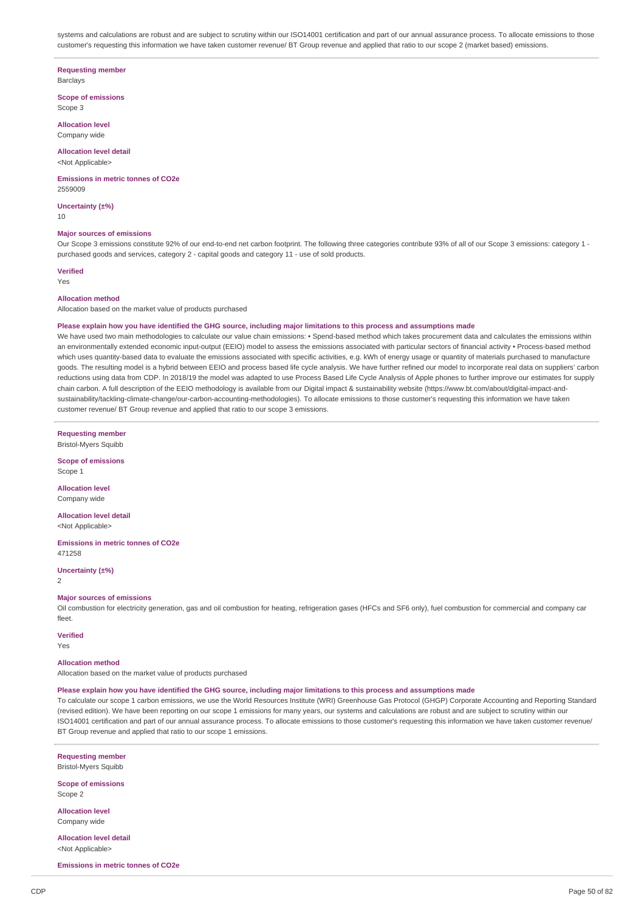systems and calculations are robust and are subject to scrutiny within our ISO14001 certification and part of our annual assurance process. To allocate emissions to those customer's requesting this information we have taken customer revenue/ BT Group revenue and applied that ratio to our scope 2 (market based) emissions.

**Requesting member**
Barclays

**Scope of emissions**
Scope 3

**Allocation level**
Company wide

**Allocation level detail**
<Not Applicable>

**Emissions in metric tonnes of CO2e**
2559009

**Uncertainty (±%)**
10

**Major sources of emissions**
Our Scope 3 emissions constitute 92% of our end-to-end net carbon footprint. The following three categories contribute 93% of all of our Scope 3 emissions: category 1 - purchased goods and services, category 2 - capital goods and category 11 - use of sold products.

**Verified**
Yes

**Allocation method**
Allocation based on the market value of products purchased

**Please explain how you have identified the GHG source, including major limitations to this process and assumptions made**
We have used two main methodologies to calculate our value chain emissions: • Spend-based method which takes procurement data and calculates the emissions within an environmentally extended economic input-output (EEIO) model to assess the emissions associated with particular sectors of financial activity • Process-based method which uses quantity-based data to evaluate the emissions associated with specific activities, e.g. kWh of energy usage or quantity of materials purchased to manufacture goods. The resulting model is a hybrid between EEIO and process based life cycle analysis. We have further refined our model to incorporate real data on suppliers' carbon reductions using data from CDP. In 2018/19 the model was adapted to use Process Based Life Cycle Analysis of Apple phones to further improve our estimates for supply chain carbon. A full description of the EEIO methodology is available from our Digital impact & sustainability website (https://www.bt.com/about/digital-impact-and-sustainability/tackling-climate-change/our-carbon-accounting-methodologies). To allocate emissions to those customer's requesting this information we have taken customer revenue/ BT Group revenue and applied that ratio to our scope 3 emissions.

**Requesting member**
Bristol-Myers Squibb

**Scope of emissions**
Scope 1

**Allocation level**
Company wide

**Allocation level detail**
<Not Applicable>

**Emissions in metric tonnes of CO2e**
471258

**Uncertainty (±%)**
2

**Major sources of emissions**
Oil combustion for electricity generation, gas and oil combustion for heating, refrigeration gases (HFCs and SF6 only), fuel combustion for commercial and company car fleet.

**Verified**
Yes

**Allocation method**
Allocation based on the market value of products purchased

**Please explain how you have identified the GHG source, including major limitations to this process and assumptions made**
To calculate our scope 1 carbon emissions, we use the World Resources Institute (WRI) Greenhouse Gas Protocol (GHGP) Corporate Accounting and Reporting Standard (revised edition). We have been reporting on our scope 1 emissions for many years, our systems and calculations are robust and are subject to scrutiny within our ISO14001 certification and part of our annual assurance process. To allocate emissions to those customer's requesting this information we have taken customer revenue/ BT Group revenue and applied that ratio to our scope 1 emissions.

**Requesting member**
Bristol-Myers Squibb

**Scope of emissions**
Scope 2

**Allocation level**
Company wide

**Allocation level detail**
<Not Applicable>

**Emissions in metric tonnes of CO2e**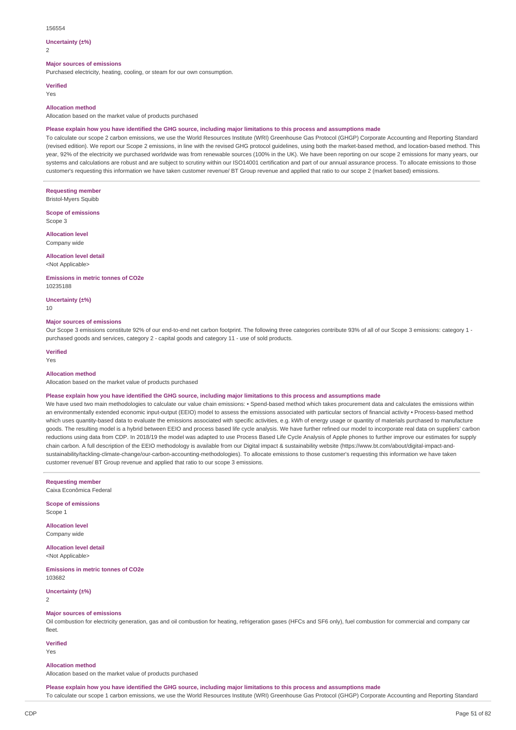156554

**Uncertainty (±%)**

2

**Major sources of emissions**

Purchased electricity, heating, cooling, or steam for our own consumption.

**Verified**

Yes

**Allocation method**

Allocation based on the market value of products purchased

**Please explain how you have identified the GHG source, including major limitations to this process and assumptions made**

To calculate our scope 2 carbon emissions, we use the World Resources Institute (WRI) Greenhouse Gas Protocol (GHGP) Corporate Accounting and Reporting Standard (revised edition). We report our Scope 2 emissions, in line with the revised GHG protocol guidelines, using both the market-based method, and location-based method. This year, 92% of the electricity we purchased worldwide was from renewable sources (100% in the UK). We have been reporting on our scope 2 emissions for many years, our systems and calculations are robust and are subject to scrutiny within our ISO14001 certification and part of our annual assurance process. To allocate emissions to those customer's requesting this information we have taken customer revenue/ BT Group revenue and applied that ratio to our scope 2 (market based) emissions.

---

**Requesting member**

Bristol-Myers Squibb

**Scope of emissions**

Scope 3

**Allocation level**

Company wide

**Allocation level detail**

<Not Applicable>

**Emissions in metric tonnes of CO2e**

10235188

**Uncertainty (±%)**

10

**Major sources of emissions**

Our Scope 3 emissions constitute 92% of our end-to-end net carbon footprint. The following three categories contribute 93% of all of our Scope 3 emissions: category 1 - purchased goods and services, category 2 - capital goods and category 11 - use of sold products.

**Verified**

Yes

**Allocation method**

Allocation based on the market value of products purchased

**Please explain how you have identified the GHG source, including major limitations to this process and assumptions made**

We have used two main methodologies to calculate our value chain emissions: • Spend-based method which takes procurement data and calculates the emissions within an environmentally extended economic input-output (EEIO) model to assess the emissions associated with particular sectors of financial activity • Process-based method which uses quantity-based data to evaluate the emissions associated with specific activities, e.g. kWh of energy usage or quantity of materials purchased to manufacture goods. The resulting model is a hybrid between EEIO and process based life cycle analysis. We have further refined our model to incorporate real data on suppliers' carbon reductions using data from CDP. In 2018/19 the model was adapted to use Process Based Life Cycle Analysis of Apple phones to further improve our estimates for supply chain carbon. A full description of the EEIO methodology is available from our Digital impact & sustainability website (https://www.bt.com/about/digital-impact-and-sustainability/tackling-climate-change/our-carbon-accounting-methodologies). To allocate emissions to those customer's requesting this information we have taken customer revenue/ BT Group revenue and applied that ratio to our scope 3 emissions.

---

**Requesting member**

Caixa Econômica Federal

**Scope of emissions**

Scope 1

**Allocation level**

Company wide

**Allocation level detail**

<Not Applicable>

**Emissions in metric tonnes of CO2e**

103682

**Uncertainty (±%)**

2

**Major sources of emissions**

Oil combustion for electricity generation, gas and oil combustion for heating, refrigeration gases (HFCs and SF6 only), fuel combustion for commercial and company car fleet.

**Verified**

Yes

**Allocation method**

Allocation based on the market value of products purchased

**Please explain how you have identified the GHG source, including major limitations to this process and assumptions made**

To calculate our scope 1 carbon emissions, we use the World Resources Institute (WRI) Greenhouse Gas Protocol (GHGP) Corporate Accounting and Reporting Standard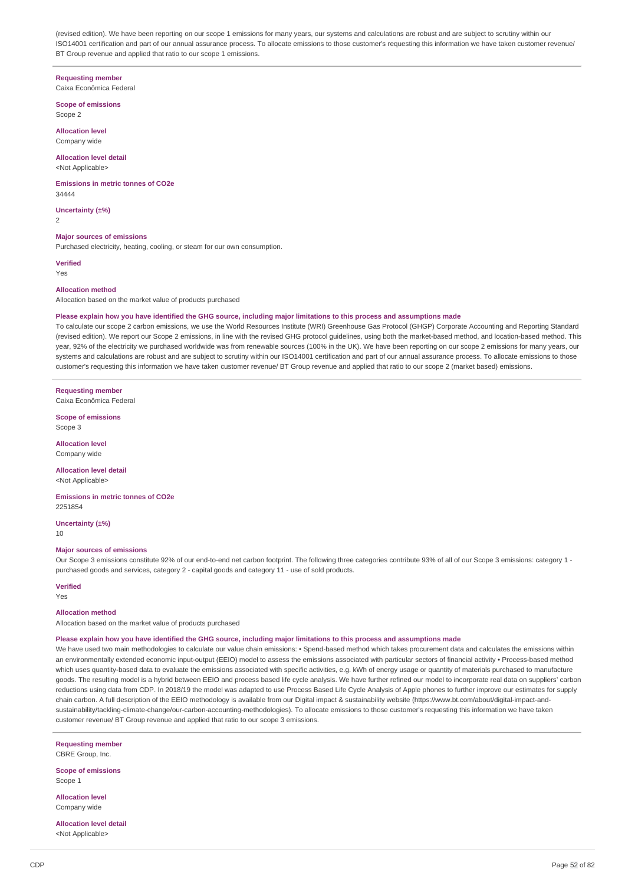(revised edition). We have been reporting on our scope 1 emissions for many years, our systems and calculations are robust and are subject to scrutiny within our ISO14001 certification and part of our annual assurance process. To allocate emissions to those customer's requesting this information we have taken customer revenue/ BT Group revenue and applied that ratio to our scope 1 emissions.

**Requesting member**
Caixa Econômica Federal

**Scope of emissions**
Scope 2

**Allocation level**
Company wide

**Allocation level detail**
<Not Applicable>

**Emissions in metric tonnes of CO2e**
34444

**Uncertainty (±%)**
2

**Major sources of emissions**
Purchased electricity, heating, cooling, or steam for our own consumption.

**Verified**
Yes

**Allocation method**
Allocation based on the market value of products purchased

**Please explain how you have identified the GHG source, including major limitations to this process and assumptions made**
To calculate our scope 2 carbon emissions, we use the World Resources Institute (WRI) Greenhouse Gas Protocol (GHGP) Corporate Accounting and Reporting Standard (revised edition). We report our Scope 2 emissions, in line with the revised GHG protocol guidelines, using both the market-based method, and location-based method. This year, 92% of the electricity we purchased worldwide was from renewable sources (100% in the UK). We have been reporting on our scope 2 emissions for many years, our systems and calculations are robust and are subject to scrutiny within our ISO14001 certification and part of our annual assurance process. To allocate emissions to those customer's requesting this information we have taken customer revenue/ BT Group revenue and applied that ratio to our scope 2 (market based) emissions.

**Requesting member**
Caixa Econômica Federal

**Scope of emissions**
Scope 3

**Allocation level**
Company wide

**Allocation level detail**
<Not Applicable>

**Emissions in metric tonnes of CO2e**
2251854

**Uncertainty (±%)**
10

**Major sources of emissions**
Our Scope 3 emissions constitute 92% of our end-to-end net carbon footprint. The following three categories contribute 93% of all of our Scope 3 emissions: category 1 - purchased goods and services, category 2 - capital goods and category 11 - use of sold products.

**Verified**
Yes

**Allocation method**
Allocation based on the market value of products purchased

**Please explain how you have identified the GHG source, including major limitations to this process and assumptions made**
We have used two main methodologies to calculate our value chain emissions: • Spend-based method which takes procurement data and calculates the emissions within an environmentally extended economic input-output (EEIO) model to assess the emissions associated with particular sectors of financial activity • Process-based method which uses quantity-based data to evaluate the emissions associated with specific activities, e.g. kWh of energy usage or quantity of materials purchased to manufacture goods. The resulting model is a hybrid between EEIO and process based life cycle analysis. We have further refined our model to incorporate real data on suppliers' carbon reductions using data from CDP. In 2018/19 the model was adapted to use Process Based Life Cycle Analysis of Apple phones to further improve our estimates for supply chain carbon. A full description of the EEIO methodology is available from our Digital impact & sustainability website (https://www.bt.com/about/digital-impact-and-sustainability/tackling-climate-change/our-carbon-accounting-methodologies). To allocate emissions to those customer's requesting this information we have taken customer revenue/ BT Group revenue and applied that ratio to our scope 3 emissions.

**Requesting member**
CBRE Group, Inc.

**Scope of emissions**
Scope 1

**Allocation level**
Company wide

**Allocation level detail**
<Not Applicable>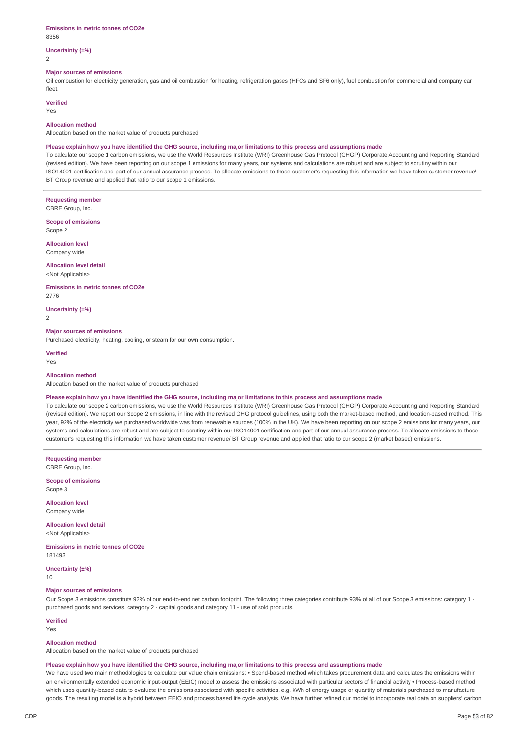**Emissions in metric tonnes of CO2e**
8356

**Uncertainty (±%)**
2

**Major sources of emissions**
Oil combustion for electricity generation, gas and oil combustion for heating, refrigeration gases (HFCs and SF6 only), fuel combustion for commercial and company car fleet.

**Verified**
Yes

**Allocation method**
Allocation based on the market value of products purchased

**Please explain how you have identified the GHG source, including major limitations to this process and assumptions made**
To calculate our scope 1 carbon emissions, we use the World Resources Institute (WRI) Greenhouse Gas Protocol (GHGP) Corporate Accounting and Reporting Standard (revised edition). We have been reporting on our scope 1 emissions for many years, our systems and calculations are robust and are subject to scrutiny within our ISO14001 certification and part of our annual assurance process. To allocate emissions to those customer's requesting this information we have taken customer revenue/ BT Group revenue and applied that ratio to our scope 1 emissions.

---

**Requesting member**
CBRE Group, Inc.

**Scope of emissions**
Scope 2

**Allocation level**
Company wide

**Allocation level detail**
<Not Applicable>

**Emissions in metric tonnes of CO2e**
2776

**Uncertainty (±%)**
2

**Major sources of emissions**
Purchased electricity, heating, cooling, or steam for our own consumption.

**Verified**
Yes

**Allocation method**
Allocation based on the market value of products purchased

**Please explain how you have identified the GHG source, including major limitations to this process and assumptions made**
To calculate our scope 2 carbon emissions, we use the World Resources Institute (WRI) Greenhouse Gas Protocol (GHGP) Corporate Accounting and Reporting Standard (revised edition). We report our Scope 2 emissions, in line with the revised GHG protocol guidelines, using both the market-based method, and location-based method. This year, 92% of the electricity we purchased worldwide was from renewable sources (100% in the UK). We have been reporting on our scope 2 emissions for many years, our systems and calculations are robust and are subject to scrutiny within our ISO14001 certification and part of our annual assurance process. To allocate emissions to those customer's requesting this information we have taken customer revenue/ BT Group revenue and applied that ratio to our scope 2 (market based) emissions.

---

**Requesting member**
CBRE Group, Inc.

**Scope of emissions**
Scope 3

**Allocation level**
Company wide

**Allocation level detail**
<Not Applicable>

**Emissions in metric tonnes of CO2e**
181493

**Uncertainty (±%)**
10

**Major sources of emissions**
Our Scope 3 emissions constitute 92% of our end-to-end net carbon footprint. The following three categories contribute 93% of all of our Scope 3 emissions: category 1 - purchased goods and services, category 2 - capital goods and category 11 - use of sold products.

**Verified**
Yes

**Allocation method**
Allocation based on the market value of products purchased

**Please explain how you have identified the GHG source, including major limitations to this process and assumptions made**
We have used two main methodologies to calculate our value chain emissions: • Spend-based method which takes procurement data and calculates the emissions within an environmentally extended economic input-output (EEIO) model to assess the emissions associated with particular sectors of financial activity • Process-based method which uses quantity-based data to evaluate the emissions associated with specific activities, e.g. kWh of energy usage or quantity of materials purchased to manufacture goods. The resulting model is a hybrid between EEIO and process based life cycle analysis. We have further refined our model to incorporate real data on suppliers' carbon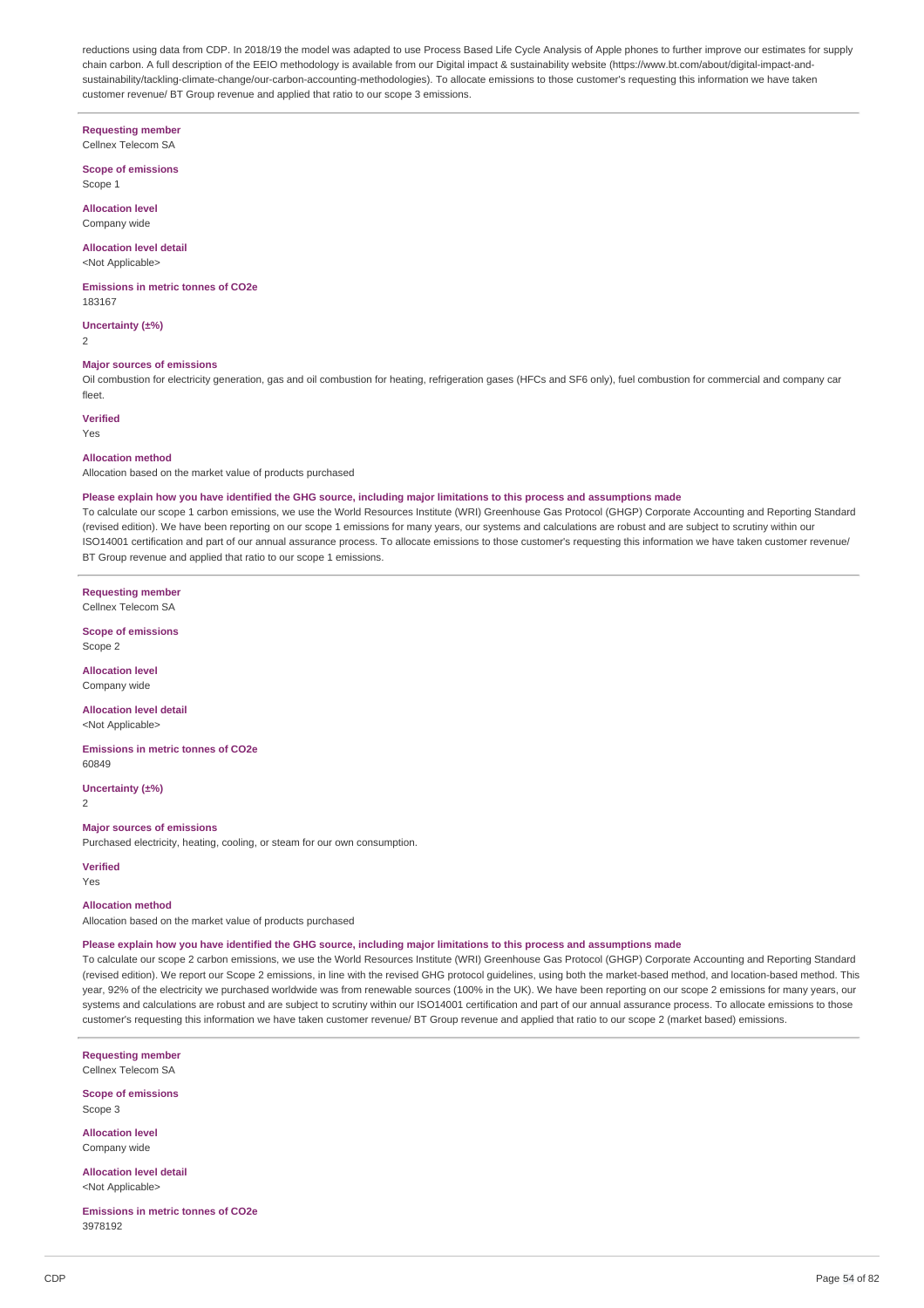reductions using data from CDP. In 2018/19 the model was adapted to use Process Based Life Cycle Analysis of Apple phones to further improve our estimates for supply chain carbon. A full description of the EEIO methodology is available from our Digital impact & sustainability website (https://www.bt.com/about/digital-impact-and-sustainability/tackling-climate-change/our-carbon-accounting-methodologies). To allocate emissions to those customer's requesting this information we have taken customer revenue/ BT Group revenue and applied that ratio to our scope 3 emissions.

---

**Requesting member**
Cellnex Telecom SA

**Scope of emissions**
Scope 1

**Allocation level**
Company wide

**Allocation level detail**
<Not Applicable>

**Emissions in metric tonnes of CO2e**
183167

**Uncertainty (±%)**
2

**Major sources of emissions**
Oil combustion for electricity generation, gas and oil combustion for heating, refrigeration gases (HFCs and SF6 only), fuel combustion for commercial and company car fleet.

**Verified**
Yes

**Allocation method**
Allocation based on the market value of products purchased

**Please explain how you have identified the GHG source, including major limitations to this process and assumptions made**
To calculate our scope 1 carbon emissions, we use the World Resources Institute (WRI) Greenhouse Gas Protocol (GHGP) Corporate Accounting and Reporting Standard (revised edition). We have been reporting on our scope 1 emissions for many years, our systems and calculations are robust and are subject to scrutiny within our ISO14001 certification and part of our annual assurance process. To allocate emissions to those customer's requesting this information we have taken customer revenue/ BT Group revenue and applied that ratio to our scope 1 emissions.

---

**Requesting member**
Cellnex Telecom SA

**Scope of emissions**
Scope 2

**Allocation level**
Company wide

**Allocation level detail**
<Not Applicable>

**Emissions in metric tonnes of CO2e**
60849

**Uncertainty (±%)**
2

**Major sources of emissions**
Purchased electricity, heating, cooling, or steam for our own consumption.

**Verified**
Yes

**Allocation method**
Allocation based on the market value of products purchased

**Please explain how you have identified the GHG source, including major limitations to this process and assumptions made**
To calculate our scope 2 carbon emissions, we use the World Resources Institute (WRI) Greenhouse Gas Protocol (GHGP) Corporate Accounting and Reporting Standard (revised edition). We report our Scope 2 emissions, in line with the revised GHG protocol guidelines, using both the market-based method, and location-based method. This year, 92% of the electricity we purchased worldwide was from renewable sources (100% in the UK). We have been reporting on our scope 2 emissions for many years, our systems and calculations are robust and are subject to scrutiny within our ISO14001 certification and part of our annual assurance process. To allocate emissions to those customer's requesting this information we have taken customer revenue/ BT Group revenue and applied that ratio to our scope 2 (market based) emissions.

---

**Requesting member**
Cellnex Telecom SA

**Scope of emissions**
Scope 3

**Allocation level**
Company wide

**Allocation level detail**
<Not Applicable>

**Emissions in metric tonnes of CO2e**
3978192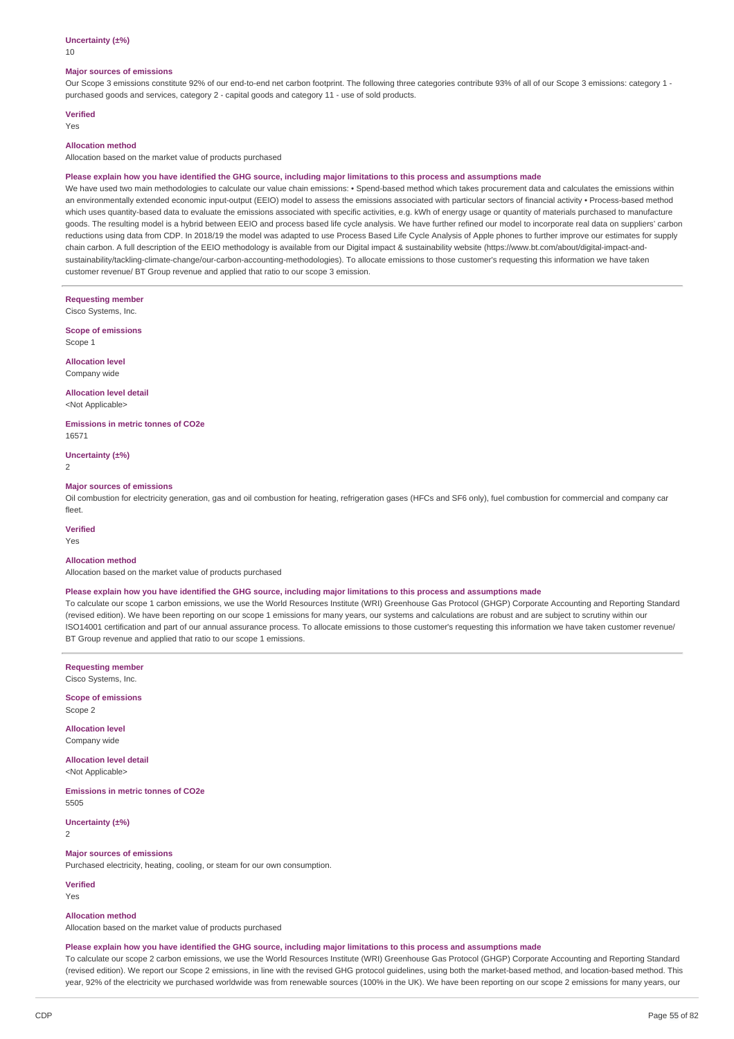**Uncertainty (±%)**
10

**Major sources of emissions**
Our Scope 3 emissions constitute 92% of our end-to-end net carbon footprint. The following three categories contribute 93% of all of our Scope 3 emissions: category 1 - purchased goods and services, category 2 - capital goods and category 11 - use of sold products.

**Verified**
Yes

**Allocation method**
Allocation based on the market value of products purchased

**Please explain how you have identified the GHG source, including major limitations to this process and assumptions made**
We have used two main methodologies to calculate our value chain emissions: • Spend-based method which takes procurement data and calculates the emissions within an environmentally extended economic input-output (EEIO) model to assess the emissions associated with particular sectors of financial activity • Process-based method which uses quantity-based data to evaluate the emissions associated with specific activities, e.g. kWh of energy usage or quantity of materials purchased to manufacture goods. The resulting model is a hybrid between EEIO and process based life cycle analysis. We have further refined our model to incorporate real data on suppliers' carbon reductions using data from CDP. In 2018/19 the model was adapted to use Process Based Life Cycle Analysis of Apple phones to further improve our estimates for supply chain carbon. A full description of the EEIO methodology is available from our Digital impact & sustainability website (https://www.bt.com/about/digital-impact-and-sustainability/tackling-climate-change/our-carbon-accounting-methodologies). To allocate emissions to those customer's requesting this information we have taken customer revenue/ BT Group revenue and applied that ratio to our scope 3 emission.

---

**Requesting member**
Cisco Systems, Inc.

**Scope of emissions**
Scope 1

**Allocation level**
Company wide

**Allocation level detail**
<Not Applicable>

**Emissions in metric tonnes of CO2e**
16571

**Uncertainty (±%)**
2

**Major sources of emissions**
Oil combustion for electricity generation, gas and oil combustion for heating, refrigeration gases (HFCs and SF6 only), fuel combustion for commercial and company car fleet.

**Verified**
Yes

**Allocation method**
Allocation based on the market value of products purchased

**Please explain how you have identified the GHG source, including major limitations to this process and assumptions made**
To calculate our scope 1 carbon emissions, we use the World Resources Institute (WRI) Greenhouse Gas Protocol (GHGP) Corporate Accounting and Reporting Standard (revised edition). We have been reporting on our scope 1 emissions for many years, our systems and calculations are robust and are subject to scrutiny within our ISO14001 certification and part of our annual assurance process. To allocate emissions to those customer's requesting this information we have taken customer revenue/ BT Group revenue and applied that ratio to our scope 1 emissions.

---

**Requesting member**
Cisco Systems, Inc.

**Scope of emissions**
Scope 2

**Allocation level**
Company wide

**Allocation level detail**
<Not Applicable>

**Emissions in metric tonnes of CO2e**
5505

**Uncertainty (±%)**
2

**Major sources of emissions**
Purchased electricity, heating, cooling, or steam for our own consumption.

**Verified**
Yes

**Allocation method**
Allocation based on the market value of products purchased

**Please explain how you have identified the GHG source, including major limitations to this process and assumptions made**
To calculate our scope 2 carbon emissions, we use the World Resources Institute (WRI) Greenhouse Gas Protocol (GHGP) Corporate Accounting and Reporting Standard (revised edition). We report our Scope 2 emissions, in line with the revised GHG protocol guidelines, using both the market-based method, and location-based method. This year, 92% of the electricity we purchased worldwide was from renewable sources (100% in the UK). We have been reporting on our scope 2 emissions for many years, our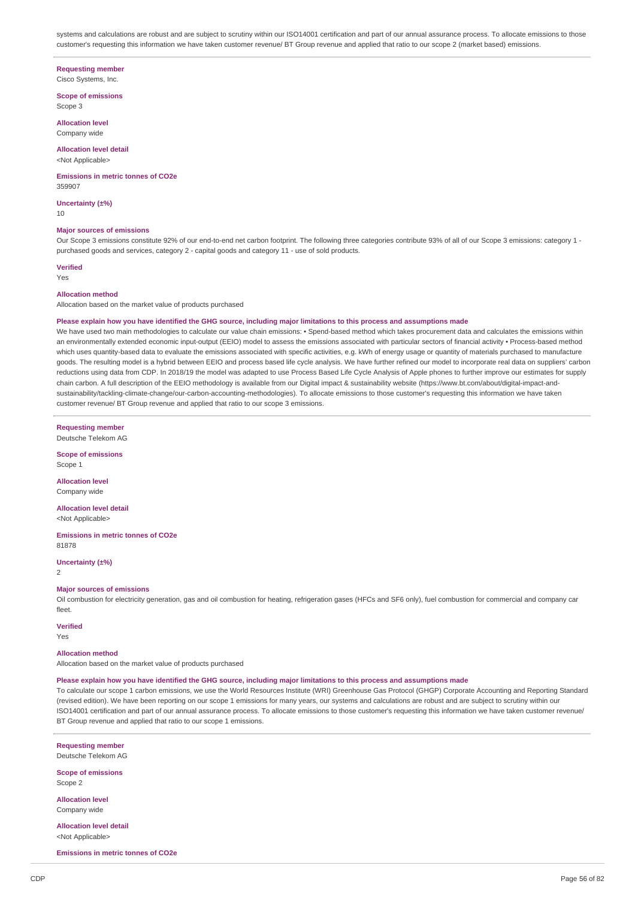systems and calculations are robust and are subject to scrutiny within our ISO14001 certification and part of our annual assurance process. To allocate emissions to those customer's requesting this information we have taken customer revenue/ BT Group revenue and applied that ratio to our scope 2 (market based) emissions.

**Requesting member**
Cisco Systems, Inc.

**Scope of emissions**
Scope 3

**Allocation level**
Company wide

**Allocation level detail**
<Not Applicable>

**Emissions in metric tonnes of CO2e**
359907

**Uncertainty (±%)**
10

**Major sources of emissions**
Our Scope 3 emissions constitute 92% of our end-to-end net carbon footprint. The following three categories contribute 93% of all of our Scope 3 emissions: category 1 - purchased goods and services, category 2 - capital goods and category 11 - use of sold products.

**Verified**
Yes

**Allocation method**
Allocation based on the market value of products purchased

**Please explain how you have identified the GHG source, including major limitations to this process and assumptions made**
We have used two main methodologies to calculate our value chain emissions: • Spend-based method which takes procurement data and calculates the emissions within an environmentally extended economic input-output (EEIO) model to assess the emissions associated with particular sectors of financial activity • Process-based method which uses quantity-based data to evaluate the emissions associated with specific activities, e.g. kWh of energy usage or quantity of materials purchased to manufacture goods. The resulting model is a hybrid between EEIO and process based life cycle analysis. We have further refined our model to incorporate real data on suppliers' carbon reductions using data from CDP. In 2018/19 the model was adapted to use Process Based Life Cycle Analysis of Apple phones to further improve our estimates for supply chain carbon. A full description of the EEIO methodology is available from our Digital impact & sustainability website (https://www.bt.com/about/digital-impact-and-sustainability/tackling-climate-change/our-carbon-accounting-methodologies). To allocate emissions to those customer's requesting this information we have taken customer revenue/ BT Group revenue and applied that ratio to our scope 3 emissions.

**Requesting member**
Deutsche Telekom AG

**Scope of emissions**
Scope 1

**Allocation level**
Company wide

**Allocation level detail**
<Not Applicable>

**Emissions in metric tonnes of CO2e**
81878

**Uncertainty (±%)**
2

**Major sources of emissions**
Oil combustion for electricity generation, gas and oil combustion for heating, refrigeration gases (HFCs and SF6 only), fuel combustion for commercial and company car fleet.

**Verified**
Yes

**Allocation method**
Allocation based on the market value of products purchased

**Please explain how you have identified the GHG source, including major limitations to this process and assumptions made**
To calculate our scope 1 carbon emissions, we use the World Resources Institute (WRI) Greenhouse Gas Protocol (GHGP) Corporate Accounting and Reporting Standard (revised edition). We have been reporting on our scope 1 emissions for many years, our systems and calculations are robust and are subject to scrutiny within our ISO14001 certification and part of our annual assurance process. To allocate emissions to those customer's requesting this information we have taken customer revenue/ BT Group revenue and applied that ratio to our scope 1 emissions.

**Requesting member**
Deutsche Telekom AG

**Scope of emissions**
Scope 2

**Allocation level**
Company wide

**Allocation level detail**
<Not Applicable>

**Emissions in metric tonnes of CO2e**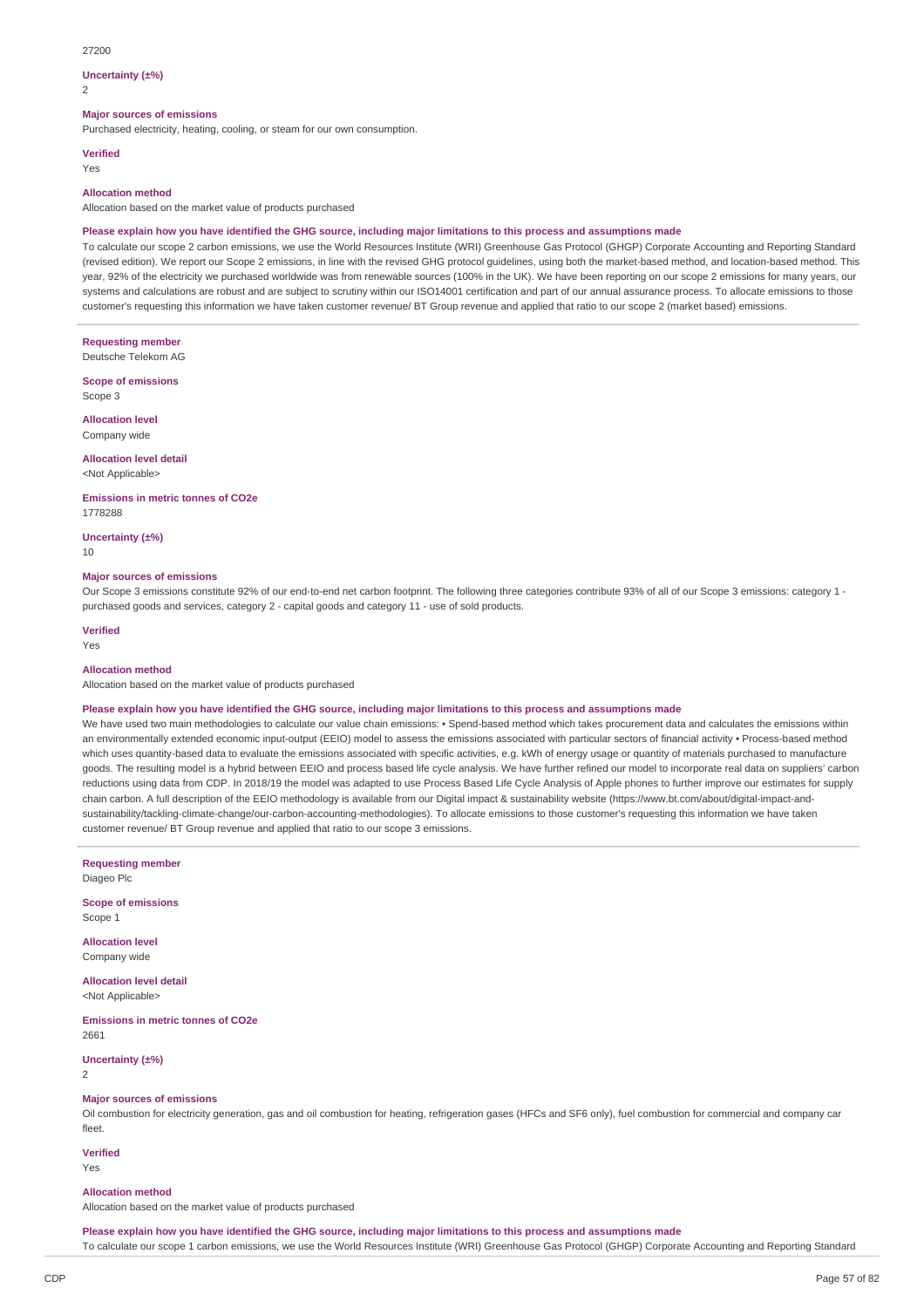27200

**Uncertainty (±%)**

2

**Major sources of emissions**

Purchased electricity, heating, cooling, or steam for our own consumption.

**Verified**

Yes

**Allocation method**

Allocation based on the market value of products purchased

**Please explain how you have identified the GHG source, including major limitations to this process and assumptions made**

To calculate our scope 2 carbon emissions, we use the World Resources Institute (WRI) Greenhouse Gas Protocol (GHGP) Corporate Accounting and Reporting Standard (revised edition). We report our Scope 2 emissions, in line with the revised GHG protocol guidelines, using both the market-based method, and location-based method. This year, 92% of the electricity we purchased worldwide was from renewable sources (100% in the UK). We have been reporting on our scope 2 emissions for many years, our systems and calculations are robust and are subject to scrutiny within our ISO14001 certification and part of our annual assurance process. To allocate emissions to those customer's requesting this information we have taken customer revenue/ BT Group revenue and applied that ratio to our scope 2 (market based) emissions.

---

**Requesting member**

Deutsche Telekom AG

**Scope of emissions**

Scope 3

**Allocation level**

Company wide

**Allocation level detail**

<Not Applicable>

**Emissions in metric tonnes of CO2e**

1778288

**Uncertainty (±%)**

10

**Major sources of emissions**

Our Scope 3 emissions constitute 92% of our end-to-end net carbon footprint. The following three categories contribute 93% of all of our Scope 3 emissions: category 1 - purchased goods and services, category 2 - capital goods and category 11 - use of sold products.

**Verified**

Yes

**Allocation method**

Allocation based on the market value of products purchased

**Please explain how you have identified the GHG source, including major limitations to this process and assumptions made**

We have used two main methodologies to calculate our value chain emissions: • Spend-based method which takes procurement data and calculates the emissions within an environmentally extended economic input-output (EEIO) model to assess the emissions associated with particular sectors of financial activity • Process-based method which uses quantity-based data to evaluate the emissions associated with specific activities, e.g. kWh of energy usage or quantity of materials purchased to manufacture goods. The resulting model is a hybrid between EEIO and process based life cycle analysis. We have further refined our model to incorporate real data on suppliers' carbon reductions using data from CDP. In 2018/19 the model was adapted to use Process Based Life Cycle Analysis of Apple phones to further improve our estimates for supply chain carbon. A full description of the EEIO methodology is available from our Digital impact & sustainability website (https://www.bt.com/about/digital-impact-and-sustainability/tackling-climate-change/our-carbon-accounting-methodologies). To allocate emissions to those customer's requesting this information we have taken customer revenue/ BT Group revenue and applied that ratio to our scope 3 emissions.

---

**Requesting member**

Diageo Plc

**Scope of emissions**

Scope 1

**Allocation level**

Company wide

**Allocation level detail**

<Not Applicable>

**Emissions in metric tonnes of CO2e**

2661

**Uncertainty (±%)**

2

**Major sources of emissions**

Oil combustion for electricity generation, gas and oil combustion for heating, refrigeration gases (HFCs and SF6 only), fuel combustion for commercial and company car fleet.

**Verified**

Yes

**Allocation method**

Allocation based on the market value of products purchased

**Please explain how you have identified the GHG source, including major limitations to this process and assumptions made**

To calculate our scope 1 carbon emissions, we use the World Resources Institute (WRI) Greenhouse Gas Protocol (GHGP) Corporate Accounting and Reporting Standard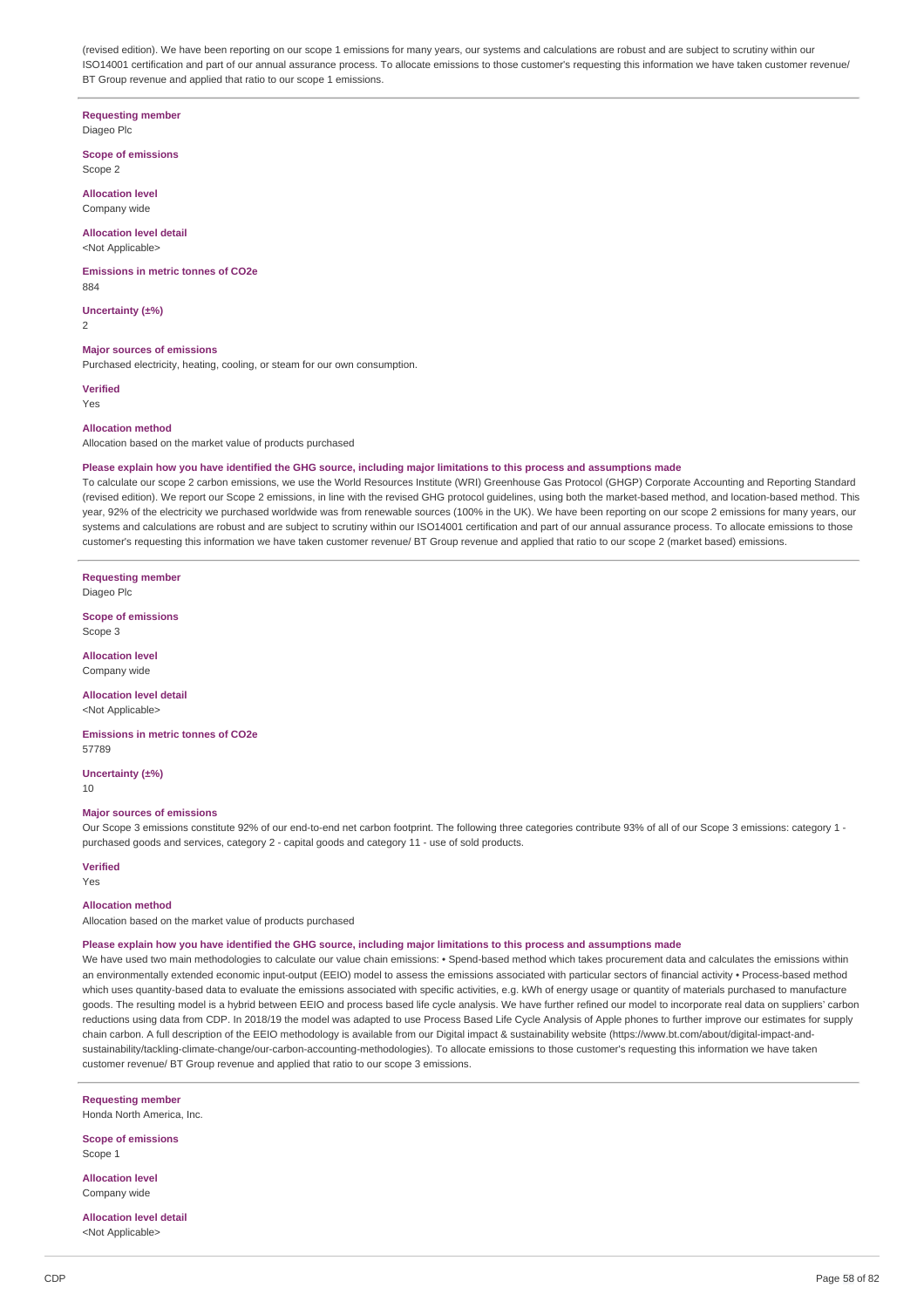(revised edition). We have been reporting on our scope 1 emissions for many years, our systems and calculations are robust and are subject to scrutiny within our ISO14001 certification and part of our annual assurance process. To allocate emissions to those customer's requesting this information we have taken customer revenue/ BT Group revenue and applied that ratio to our scope 1 emissions.

**Requesting member**
Diageo Plc

**Scope of emissions**
Scope 2

**Allocation level**
Company wide

**Allocation level detail**
<Not Applicable>

**Emissions in metric tonnes of CO2e**
884

**Uncertainty (±%)**
2

**Major sources of emissions**
Purchased electricity, heating, cooling, or steam for our own consumption.

**Verified**
Yes

**Allocation method**
Allocation based on the market value of products purchased

**Please explain how you have identified the GHG source, including major limitations to this process and assumptions made**
To calculate our scope 2 carbon emissions, we use the World Resources Institute (WRI) Greenhouse Gas Protocol (GHGP) Corporate Accounting and Reporting Standard (revised edition). We report our Scope 2 emissions, in line with the revised GHG protocol guidelines, using both the market-based method, and location-based method. This year, 92% of the electricity we purchased worldwide was from renewable sources (100% in the UK). We have been reporting on our scope 2 emissions for many years, our systems and calculations are robust and are subject to scrutiny within our ISO14001 certification and part of our annual assurance process. To allocate emissions to those customer's requesting this information we have taken customer revenue/ BT Group revenue and applied that ratio to our scope 2 (market based) emissions.

**Requesting member**
Diageo Plc

**Scope of emissions**
Scope 3

**Allocation level**
Company wide

**Allocation level detail**
<Not Applicable>

**Emissions in metric tonnes of CO2e**
57789

**Uncertainty (±%)**
10

**Major sources of emissions**
Our Scope 3 emissions constitute 92% of our end-to-end net carbon footprint. The following three categories contribute 93% of all of our Scope 3 emissions: category 1 - purchased goods and services, category 2 - capital goods and category 11 - use of sold products.

**Verified**
Yes

**Allocation method**
Allocation based on the market value of products purchased

**Please explain how you have identified the GHG source, including major limitations to this process and assumptions made**
We have used two main methodologies to calculate our value chain emissions: • Spend-based method which takes procurement data and calculates the emissions within an environmentally extended economic input-output (EEIO) model to assess the emissions associated with particular sectors of financial activity • Process-based method which uses quantity-based data to evaluate the emissions associated with specific activities, e.g. kWh of energy usage or quantity of materials purchased to manufacture goods. The resulting model is a hybrid between EEIO and process based life cycle analysis. We have further refined our model to incorporate real data on suppliers' carbon reductions using data from CDP. In 2018/19 the model was adapted to use Process Based Life Cycle Analysis of Apple phones to further improve our estimates for supply chain carbon. A full description of the EEIO methodology is available from our Digital impact & sustainability website (https://www.bt.com/about/digital-impact-and-sustainability/tackling-climate-change/our-carbon-accounting-methodologies). To allocate emissions to those customer's requesting this information we have taken customer revenue/ BT Group revenue and applied that ratio to our scope 3 emissions.

**Requesting member**
Honda North America, Inc.

**Scope of emissions**
Scope 1

**Allocation level**
Company wide

**Allocation level detail**
<Not Applicable>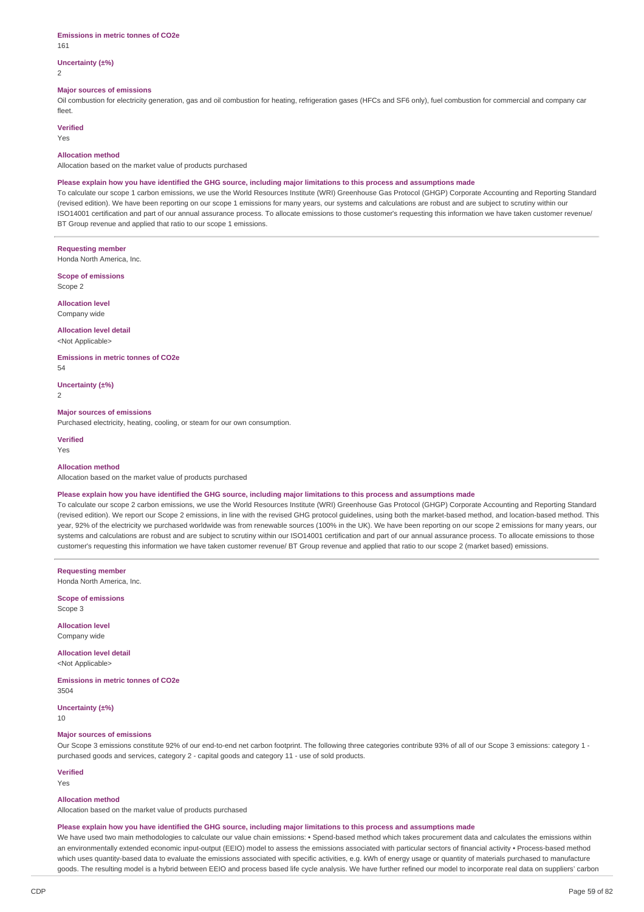**Emissions in metric tonnes of CO2e**
161

**Uncertainty (±%)**
2

**Major sources of emissions**
Oil combustion for electricity generation, gas and oil combustion for heating, refrigeration gases (HFCs and SF6 only), fuel combustion for commercial and company car fleet.

**Verified**
Yes

**Allocation method**
Allocation based on the market value of products purchased

**Please explain how you have identified the GHG source, including major limitations to this process and assumptions made**
To calculate our scope 1 carbon emissions, we use the World Resources Institute (WRI) Greenhouse Gas Protocol (GHGP) Corporate Accounting and Reporting Standard (revised edition). We have been reporting on our scope 1 emissions for many years, our systems and calculations are robust and are subject to scrutiny within our ISO14001 certification and part of our annual assurance process. To allocate emissions to those customer's requesting this information we have taken customer revenue/ BT Group revenue and applied that ratio to our scope 1 emissions.

---

**Requesting member**
Honda North America, Inc.

**Scope of emissions**
Scope 2

**Allocation level**
Company wide

**Allocation level detail**
<Not Applicable>

**Emissions in metric tonnes of CO2e**
54

**Uncertainty (±%)**
2

**Major sources of emissions**
Purchased electricity, heating, cooling, or steam for our own consumption.

**Verified**
Yes

**Allocation method**
Allocation based on the market value of products purchased

**Please explain how you have identified the GHG source, including major limitations to this process and assumptions made**
To calculate our scope 2 carbon emissions, we use the World Resources Institute (WRI) Greenhouse Gas Protocol (GHGP) Corporate Accounting and Reporting Standard (revised edition). We report our Scope 2 emissions, in line with the revised GHG protocol guidelines, using both the market-based method, and location-based method. This year, 92% of the electricity we purchased worldwide was from renewable sources (100% in the UK). We have been reporting on our scope 2 emissions for many years, our systems and calculations are robust and are subject to scrutiny within our ISO14001 certification and part of our annual assurance process. To allocate emissions to those customer's requesting this information we have taken customer revenue/ BT Group revenue and applied that ratio to our scope 2 (market based) emissions.

---

**Requesting member**
Honda North America, Inc.

**Scope of emissions**
Scope 3

**Allocation level**
Company wide

**Allocation level detail**
<Not Applicable>

**Emissions in metric tonnes of CO2e**
3504

**Uncertainty (±%)**
10

**Major sources of emissions**
Our Scope 3 emissions constitute 92% of our end-to-end net carbon footprint. The following three categories contribute 93% of all of our Scope 3 emissions: category 1 - purchased goods and services, category 2 - capital goods and category 11 - use of sold products.

**Verified**
Yes

**Allocation method**
Allocation based on the market value of products purchased

**Please explain how you have identified the GHG source, including major limitations to this process and assumptions made**
We have used two main methodologies to calculate our value chain emissions: • Spend-based method which takes procurement data and calculates the emissions within an environmentally extended economic input-output (EEIO) model to assess the emissions associated with particular sectors of financial activity • Process-based method which uses quantity-based data to evaluate the emissions associated with specific activities, e.g. kWh of energy usage or quantity of materials purchased to manufacture goods. The resulting model is a hybrid between EEIO and process based life cycle analysis. We have further refined our model to incorporate real data on suppliers' carbon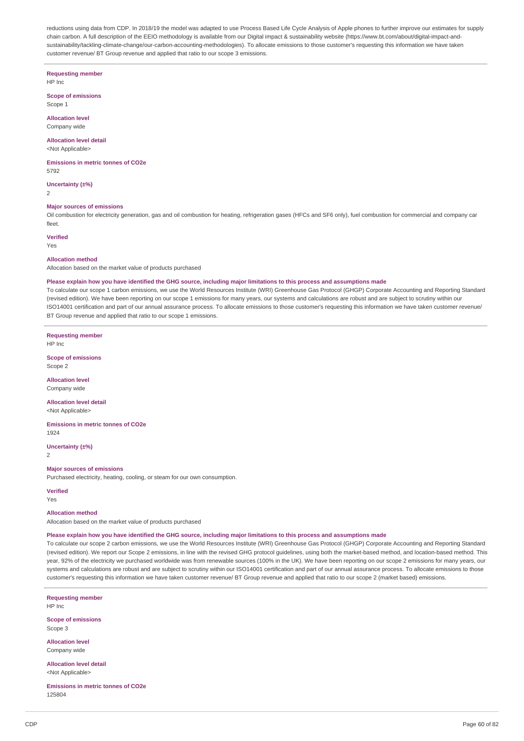reductions using data from CDP. In 2018/19 the model was adapted to use Process Based Life Cycle Analysis of Apple phones to further improve our estimates for supply chain carbon. A full description of the EEIO methodology is available from our Digital impact & sustainability website (https://www.bt.com/about/digital-impact-and-sustainability/tackling-climate-change/our-carbon-accounting-methodologies). To allocate emissions to those customer's requesting this information we have taken customer revenue/ BT Group revenue and applied that ratio to our scope 3 emissions.

---

**Requesting member**
HP Inc

**Scope of emissions**
Scope 1

**Allocation level**
Company wide

**Allocation level detail**
<Not Applicable>

**Emissions in metric tonnes of CO2e**
5792

**Uncertainty (±%)**
2

**Major sources of emissions**
Oil combustion for electricity generation, gas and oil combustion for heating, refrigeration gases (HFCs and SF6 only), fuel combustion for commercial and company car fleet.

**Verified**
Yes

**Allocation method**
Allocation based on the market value of products purchased

**Please explain how you have identified the GHG source, including major limitations to this process and assumptions made**
To calculate our scope 1 carbon emissions, we use the World Resources Institute (WRI) Greenhouse Gas Protocol (GHGP) Corporate Accounting and Reporting Standard (revised edition). We have been reporting on our scope 1 emissions for many years, our systems and calculations are robust and are subject to scrutiny within our ISO14001 certification and part of our annual assurance process. To allocate emissions to those customer's requesting this information we have taken customer revenue/ BT Group revenue and applied that ratio to our scope 1 emissions.

---

**Requesting member**
HP Inc

**Scope of emissions**
Scope 2

**Allocation level**
Company wide

**Allocation level detail**
<Not Applicable>

**Emissions in metric tonnes of CO2e**
1924

**Uncertainty (±%)**
2

**Major sources of emissions**
Purchased electricity, heating, cooling, or steam for our own consumption.

**Verified**
Yes

**Allocation method**
Allocation based on the market value of products purchased

**Please explain how you have identified the GHG source, including major limitations to this process and assumptions made**
To calculate our scope 2 carbon emissions, we use the World Resources Institute (WRI) Greenhouse Gas Protocol (GHGP) Corporate Accounting and Reporting Standard (revised edition). We report our Scope 2 emissions, in line with the revised GHG protocol guidelines, using both the market-based method, and location-based method. This year, 92% of the electricity we purchased worldwide was from renewable sources (100% in the UK). We have been reporting on our scope 2 emissions for many years, our systems and calculations are robust and are subject to scrutiny within our ISO14001 certification and part of our annual assurance process. To allocate emissions to those customer's requesting this information we have taken customer revenue/ BT Group revenue and applied that ratio to our scope 2 (market based) emissions.

---

**Requesting member**
HP Inc

**Scope of emissions**
Scope 3

**Allocation level**
Company wide

**Allocation level detail**
<Not Applicable>

**Emissions in metric tonnes of CO2e**
125804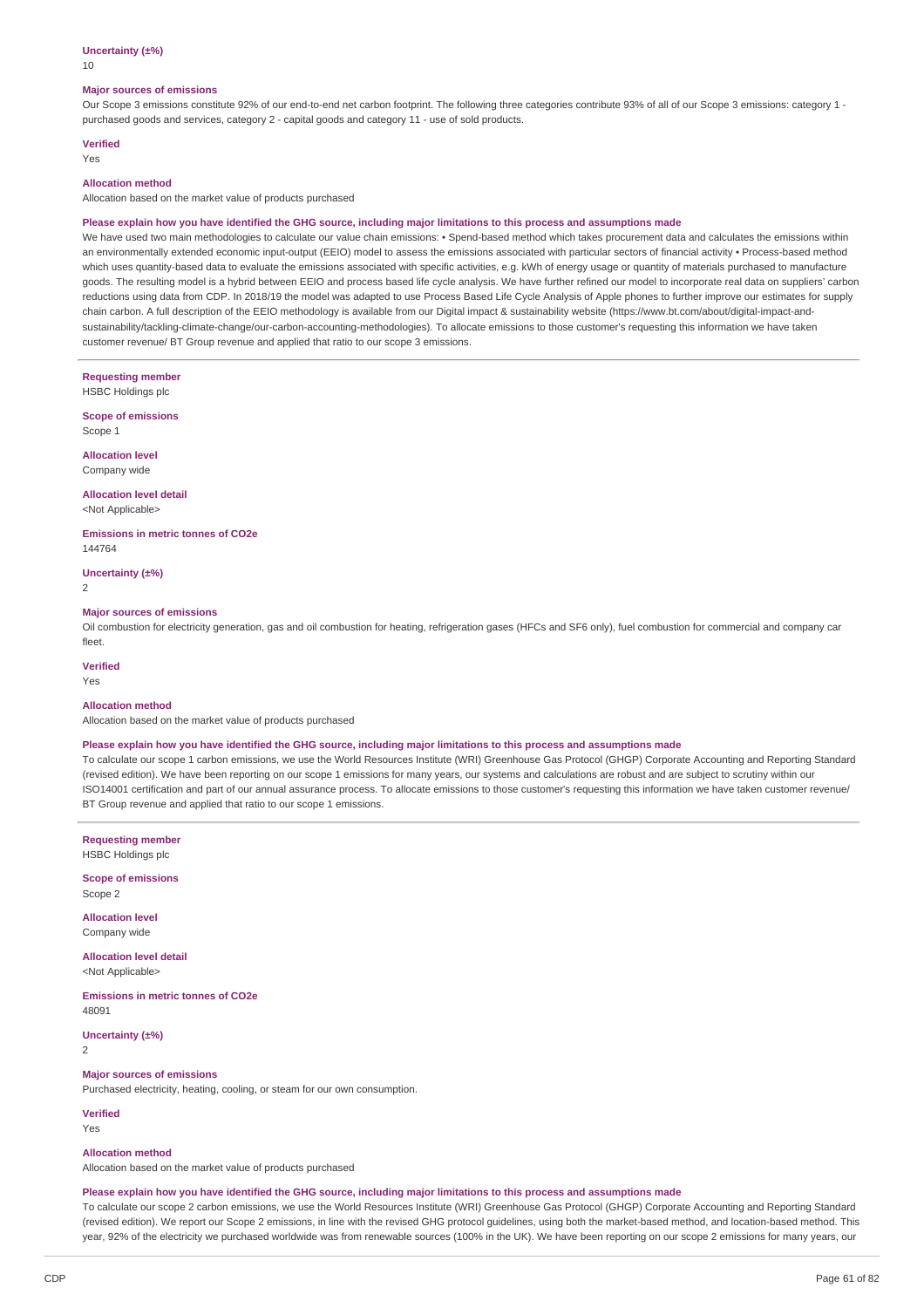**Uncertainty (±%)**

10

**Major sources of emissions**

Our Scope 3 emissions constitute 92% of our end-to-end net carbon footprint. The following three categories contribute 93% of all of our Scope 3 emissions: category 1 - purchased goods and services, category 2 - capital goods and category 11 - use of sold products.

**Verified**

Yes

**Allocation method**

Allocation based on the market value of products purchased

**Please explain how you have identified the GHG source, including major limitations to this process and assumptions made**

We have used two main methodologies to calculate our value chain emissions: • Spend-based method which takes procurement data and calculates the emissions within an environmentally extended economic input-output (EEIO) model to assess the emissions associated with particular sectors of financial activity • Process-based method which uses quantity-based data to evaluate the emissions associated with specific activities, e.g. kWh of energy usage or quantity of materials purchased to manufacture goods. The resulting model is a hybrid between EEIO and process based life cycle analysis. We have further refined our model to incorporate real data on suppliers' carbon reductions using data from CDP. In 2018/19 the model was adapted to use Process Based Life Cycle Analysis of Apple phones to further improve our estimates for supply chain carbon. A full description of the EEIO methodology is available from our Digital impact & sustainability website (https://www.bt.com/about/digital-impact-and-sustainability/tackling-climate-change/our-carbon-accounting-methodologies). To allocate emissions to those customer's requesting this information we have taken customer revenue/ BT Group revenue and applied that ratio to our scope 3 emissions.

---

**Requesting member**

HSBC Holdings plc

**Scope of emissions**

Scope 1

**Allocation level**

Company wide

**Allocation level detail**

<Not Applicable>

**Emissions in metric tonnes of CO2e**

144764

**Uncertainty (±%)**

2

**Major sources of emissions**

Oil combustion for electricity generation, gas and oil combustion for heating, refrigeration gases (HFCs and SF6 only), fuel combustion for commercial and company car fleet.

**Verified**

Yes

**Allocation method**

Allocation based on the market value of products purchased

**Please explain how you have identified the GHG source, including major limitations to this process and assumptions made**

To calculate our scope 1 carbon emissions, we use the World Resources Institute (WRI) Greenhouse Gas Protocol (GHGP) Corporate Accounting and Reporting Standard (revised edition). We have been reporting on our scope 1 emissions for many years, our systems and calculations are robust and are subject to scrutiny within our ISO14001 certification and part of our annual assurance process. To allocate emissions to those customer's requesting this information we have taken customer revenue/ BT Group revenue and applied that ratio to our scope 1 emissions.

---

**Requesting member**

HSBC Holdings plc

**Scope of emissions**

Scope 2

**Allocation level**

Company wide

**Allocation level detail**

<Not Applicable>

**Emissions in metric tonnes of CO2e**

48091

**Uncertainty (±%)**

2

**Major sources of emissions**

Purchased electricity, heating, cooling, or steam for our own consumption.

**Verified**

Yes

**Allocation method**

Allocation based on the market value of products purchased

**Please explain how you have identified the GHG source, including major limitations to this process and assumptions made**

To calculate our scope 2 carbon emissions, we use the World Resources Institute (WRI) Greenhouse Gas Protocol (GHGP) Corporate Accounting and Reporting Standard (revised edition). We report our Scope 2 emissions, in line with the revised GHG protocol guidelines, using both the market-based method, and location-based method. This year, 92% of the electricity we purchased worldwide was from renewable sources (100% in the UK). We have been reporting on our scope 2 emissions for many years, our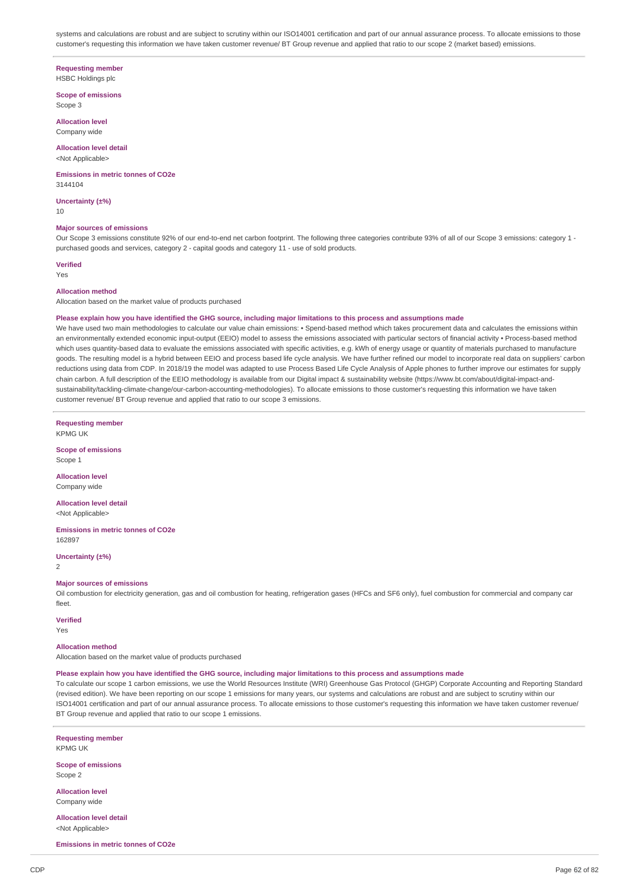systems and calculations are robust and are subject to scrutiny within our ISO14001 certification and part of our annual assurance process. To allocate emissions to those customer's requesting this information we have taken customer revenue/ BT Group revenue and applied that ratio to our scope 2 (market based) emissions.

**Requesting member**
HSBC Holdings plc

**Scope of emissions**
Scope 3

**Allocation level**
Company wide

**Allocation level detail**
<Not Applicable>

**Emissions in metric tonnes of CO2e**
3144104

**Uncertainty (±%)**
10

**Major sources of emissions**
Our Scope 3 emissions constitute 92% of our end-to-end net carbon footprint. The following three categories contribute 93% of all of our Scope 3 emissions: category 1 - purchased goods and services, category 2 - capital goods and category 11 - use of sold products.

**Verified**
Yes

**Allocation method**
Allocation based on the market value of products purchased

**Please explain how you have identified the GHG source, including major limitations to this process and assumptions made**
We have used two main methodologies to calculate our value chain emissions: • Spend-based method which takes procurement data and calculates the emissions within an environmentally extended economic input-output (EEIO) model to assess the emissions associated with particular sectors of financial activity • Process-based method which uses quantity-based data to evaluate the emissions associated with specific activities, e.g. kWh of energy usage or quantity of materials purchased to manufacture goods. The resulting model is a hybrid between EEIO and process based life cycle analysis. We have further refined our model to incorporate real data on suppliers' carbon reductions using data from CDP. In 2018/19 the model was adapted to use Process Based Life Cycle Analysis of Apple phones to further improve our estimates for supply chain carbon. A full description of the EEIO methodology is available from our Digital impact & sustainability website (https://www.bt.com/about/digital-impact-and-sustainability/tackling-climate-change/our-carbon-accounting-methodologies). To allocate emissions to those customer's requesting this information we have taken customer revenue/ BT Group revenue and applied that ratio to our scope 3 emissions.

**Requesting member**
KPMG UK

**Scope of emissions**
Scope 1

**Allocation level**
Company wide

**Allocation level detail**
<Not Applicable>

**Emissions in metric tonnes of CO2e**
162897

**Uncertainty (±%)**
2

**Major sources of emissions**
Oil combustion for electricity generation, gas and oil combustion for heating, refrigeration gases (HFCs and SF6 only), fuel combustion for commercial and company car fleet.

**Verified**
Yes

**Allocation method**
Allocation based on the market value of products purchased

**Please explain how you have identified the GHG source, including major limitations to this process and assumptions made**
To calculate our scope 1 carbon emissions, we use the World Resources Institute (WRI) Greenhouse Gas Protocol (GHGP) Corporate Accounting and Reporting Standard (revised edition). We have been reporting on our scope 1 emissions for many years, our systems and calculations are robust and are subject to scrutiny within our ISO14001 certification and part of our annual assurance process. To allocate emissions to those customer's requesting this information we have taken customer revenue/ BT Group revenue and applied that ratio to our scope 1 emissions.

**Requesting member**
KPMG UK

**Scope of emissions**
Scope 2

**Allocation level**
Company wide

**Allocation level detail**
<Not Applicable>

**Emissions in metric tonnes of CO2e**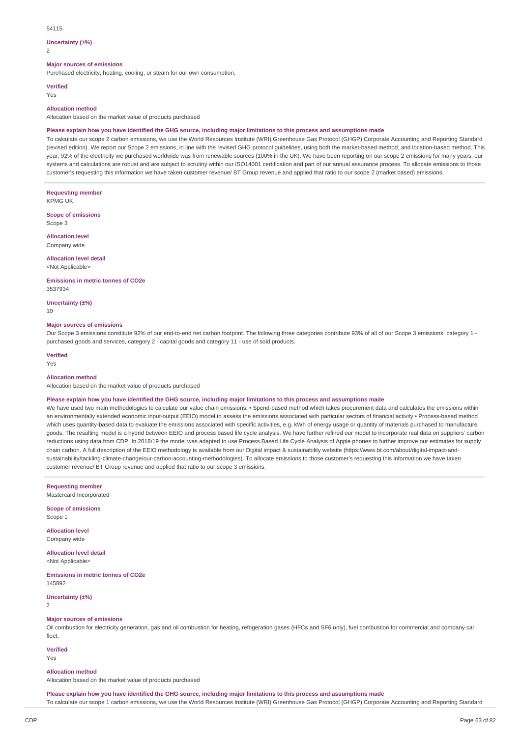54115

**Uncertainty (±%)**

2

**Major sources of emissions**

Purchased electricity, heating, cooling, or steam for our own consumption.

**Verified**

Yes

**Allocation method**

Allocation based on the market value of products purchased

**Please explain how you have identified the GHG source, including major limitations to this process and assumptions made**

To calculate our scope 2 carbon emissions, we use the World Resources Institute (WRI) Greenhouse Gas Protocol (GHGP) Corporate Accounting and Reporting Standard (revised edition). We report our Scope 2 emissions, in line with the revised GHG protocol guidelines, using both the market-based method, and location-based method. This year, 92% of the electricity we purchased worldwide was from renewable sources (100% in the UK). We have been reporting on our scope 2 emissions for many years, our systems and calculations are robust and are subject to scrutiny within our ISO14001 certification and part of our annual assurance process. To allocate emissions to those customer's requesting this information we have taken customer revenue/ BT Group revenue and applied that ratio to our scope 2 (market based) emissions.

---

**Requesting member**

KPMG UK

**Scope of emissions**

Scope 3

**Allocation level**

Company wide

**Allocation level detail**

<Not Applicable>

**Emissions in metric tonnes of CO2e**

3537934

**Uncertainty (±%)**

10

**Major sources of emissions**

Our Scope 3 emissions constitute 92% of our end-to-end net carbon footprint. The following three categories contribute 93% of all of our Scope 3 emissions: category 1 - purchased goods and services, category 2 - capital goods and category 11 - use of sold products.

**Verified**

Yes

**Allocation method**

Allocation based on the market value of products purchased

**Please explain how you have identified the GHG source, including major limitations to this process and assumptions made**

We have used two main methodologies to calculate our value chain emissions: • Spend-based method which takes procurement data and calculates the emissions within an environmentally extended economic input-output (EEIO) model to assess the emissions associated with particular sectors of financial activity • Process-based method which uses quantity-based data to evaluate the emissions associated with specific activities, e.g. kWh of energy usage or quantity of materials purchased to manufacture goods. The resulting model is a hybrid between EEIO and process based life cycle analysis. We have further refined our model to incorporate real data on suppliers' carbon reductions using data from CDP. In 2018/19 the model was adapted to use Process Based Life Cycle Analysis of Apple phones to further improve our estimates for supply chain carbon. A full description of the EEIO methodology is available from our Digital impact & sustainability website (https://www.bt.com/about/digital-impact-and-sustainability/tackling-climate-change/our-carbon-accounting-methodologies). To allocate emissions to those customer's requesting this information we have taken customer revenue/ BT Group revenue and applied that ratio to our scope 3 emissions.

---

**Requesting member**

Mastercard Incorporated

**Scope of emissions**

Scope 1

**Allocation level**

Company wide

**Allocation level detail**

<Not Applicable>

**Emissions in metric tonnes of CO2e**

145892

**Uncertainty (±%)**

2

**Major sources of emissions**

Oil combustion for electricity generation, gas and oil combustion for heating, refrigeration gases (HFCs and SF6 only), fuel combustion for commercial and company car fleet.

**Verified**

Yes

**Allocation method**

Allocation based on the market value of products purchased

**Please explain how you have identified the GHG source, including major limitations to this process and assumptions made**

To calculate our scope 1 carbon emissions, we use the World Resources Institute (WRI) Greenhouse Gas Protocol (GHGP) Corporate Accounting and Reporting Standard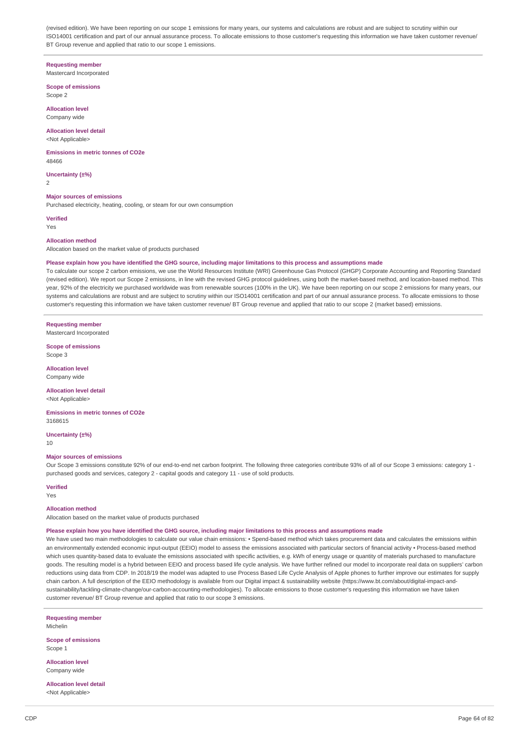(revised edition). We have been reporting on our scope 1 emissions for many years, our systems and calculations are robust and are subject to scrutiny within our ISO14001 certification and part of our annual assurance process. To allocate emissions to those customer's requesting this information we have taken customer revenue/ BT Group revenue and applied that ratio to our scope 1 emissions.

**Requesting member**
Mastercard Incorporated

**Scope of emissions**
Scope 2

**Allocation level**
Company wide

**Allocation level detail**
<Not Applicable>

**Emissions in metric tonnes of CO2e**
48466

**Uncertainty (±%)**
2

**Major sources of emissions**
Purchased electricity, heating, cooling, or steam for our own consumption

**Verified**
Yes

**Allocation method**
Allocation based on the market value of products purchased

**Please explain how you have identified the GHG source, including major limitations to this process and assumptions made**
To calculate our scope 2 carbon emissions, we use the World Resources Institute (WRI) Greenhouse Gas Protocol (GHGP) Corporate Accounting and Reporting Standard (revised edition). We report our Scope 2 emissions, in line with the revised GHG protocol guidelines, using both the market-based method, and location-based method. This year, 92% of the electricity we purchased worldwide was from renewable sources (100% in the UK). We have been reporting on our scope 2 emissions for many years, our systems and calculations are robust and are subject to scrutiny within our ISO14001 certification and part of our annual assurance process. To allocate emissions to those customer's requesting this information we have taken customer revenue/ BT Group revenue and applied that ratio to our scope 2 (market based) emissions.

**Requesting member**
Mastercard Incorporated

**Scope of emissions**
Scope 3

**Allocation level**
Company wide

**Allocation level detail**
<Not Applicable>

**Emissions in metric tonnes of CO2e**
3168615

**Uncertainty (±%)**
10

**Major sources of emissions**
Our Scope 3 emissions constitute 92% of our end-to-end net carbon footprint. The following three categories contribute 93% of all of our Scope 3 emissions: category 1 - purchased goods and services, category 2 - capital goods and category 11 - use of sold products.

**Verified**
Yes

**Allocation method**
Allocation based on the market value of products purchased

**Please explain how you have identified the GHG source, including major limitations to this process and assumptions made**
We have used two main methodologies to calculate our value chain emissions: • Spend-based method which takes procurement data and calculates the emissions within an environmentally extended economic input-output (EEIO) model to assess the emissions associated with particular sectors of financial activity • Process-based method which uses quantity-based data to evaluate the emissions associated with specific activities, e.g. kWh of energy usage or quantity of materials purchased to manufacture goods. The resulting model is a hybrid between EEIO and process based life cycle analysis. We have further refined our model to incorporate real data on suppliers' carbon reductions using data from CDP. In 2018/19 the model was adapted to use Process Based Life Cycle Analysis of Apple phones to further improve our estimates for supply chain carbon. A full description of the EEIO methodology is available from our Digital impact & sustainability website (https://www.bt.com/about/digital-impact-and-sustainability/tackling-climate-change/our-carbon-accounting-methodologies). To allocate emissions to those customer's requesting this information we have taken customer revenue/ BT Group revenue and applied that ratio to our scope 3 emissions.

**Requesting member**
Michelin

**Scope of emissions**
Scope 1

**Allocation level**
Company wide

**Allocation level detail**
<Not Applicable>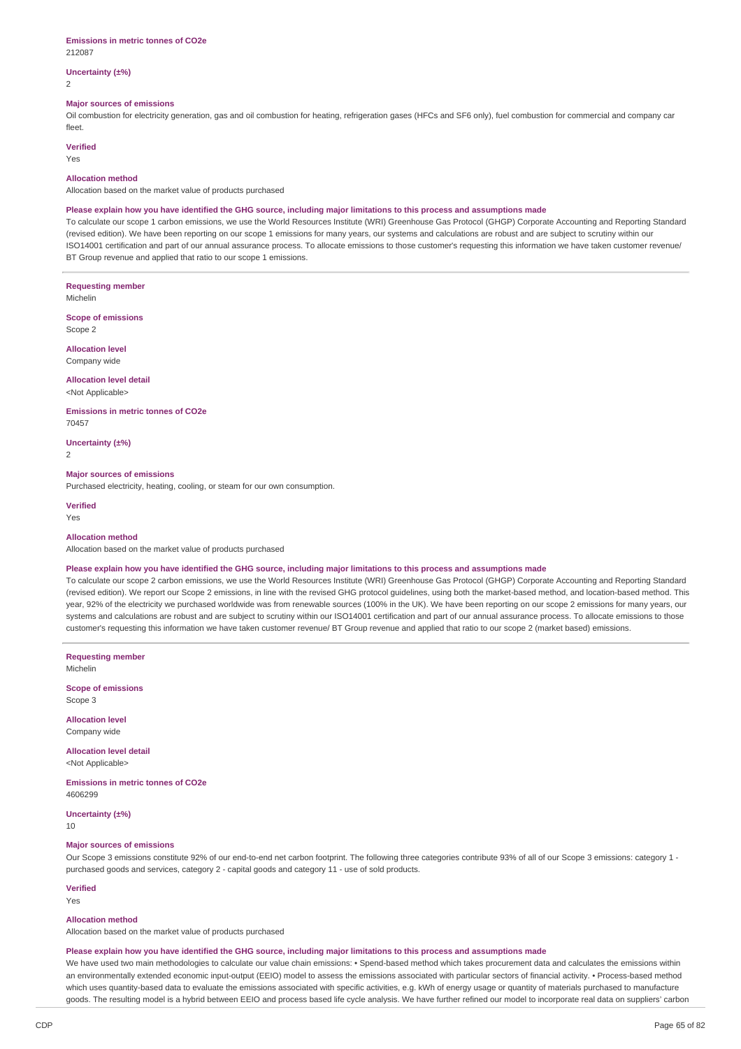**Emissions in metric tonnes of CO2e**
212087

**Uncertainty (±%)**
2

**Major sources of emissions**
Oil combustion for electricity generation, gas and oil combustion for heating, refrigeration gases (HFCs and SF6 only), fuel combustion for commercial and company car fleet.

**Verified**
Yes

**Allocation method**
Allocation based on the market value of products purchased

**Please explain how you have identified the GHG source, including major limitations to this process and assumptions made**
To calculate our scope 1 carbon emissions, we use the World Resources Institute (WRI) Greenhouse Gas Protocol (GHGP) Corporate Accounting and Reporting Standard (revised edition). We have been reporting on our scope 1 emissions for many years, our systems and calculations are robust and are subject to scrutiny within our ISO14001 certification and part of our annual assurance process. To allocate emissions to those customer's requesting this information we have taken customer revenue/ BT Group revenue and applied that ratio to our scope 1 emissions.

---

**Requesting member**
Michelin

**Scope of emissions**
Scope 2

**Allocation level**
Company wide

**Allocation level detail**
<Not Applicable>

**Emissions in metric tonnes of CO2e**
70457

**Uncertainty (±%)**
2

**Major sources of emissions**
Purchased electricity, heating, cooling, or steam for our own consumption.

**Verified**
Yes

**Allocation method**
Allocation based on the market value of products purchased

**Please explain how you have identified the GHG source, including major limitations to this process and assumptions made**
To calculate our scope 2 carbon emissions, we use the World Resources Institute (WRI) Greenhouse Gas Protocol (GHGP) Corporate Accounting and Reporting Standard (revised edition). We report our Scope 2 emissions, in line with the revised GHG protocol guidelines, using both the market-based method, and location-based method. This year, 92% of the electricity we purchased worldwide was from renewable sources (100% in the UK). We have been reporting on our scope 2 emissions for many years, our systems and calculations are robust and are subject to scrutiny within our ISO14001 certification and part of our annual assurance process. To allocate emissions to those customer's requesting this information we have taken customer revenue/ BT Group revenue and applied that ratio to our scope 2 (market based) emissions.

---

**Requesting member**
Michelin

**Scope of emissions**
Scope 3

**Allocation level**
Company wide

**Allocation level detail**
<Not Applicable>

**Emissions in metric tonnes of CO2e**
4606299

**Uncertainty (±%)**
10

**Major sources of emissions**
Our Scope 3 emissions constitute 92% of our end-to-end net carbon footprint. The following three categories contribute 93% of all of our Scope 3 emissions: category 1 - purchased goods and services, category 2 - capital goods and category 11 - use of sold products.

**Verified**
Yes

**Allocation method**
Allocation based on the market value of products purchased

**Please explain how you have identified the GHG source, including major limitations to this process and assumptions made**
We have used two main methodologies to calculate our value chain emissions: • Spend-based method which takes procurement data and calculates the emissions within an environmentally extended economic input-output (EEIO) model to assess the emissions associated with particular sectors of financial activity. • Process-based method which uses quantity-based data to evaluate the emissions associated with specific activities, e.g. kWh of energy usage or quantity of materials purchased to manufacture goods. The resulting model is a hybrid between EEIO and process based life cycle analysis. We have further refined our model to incorporate real data on suppliers' carbon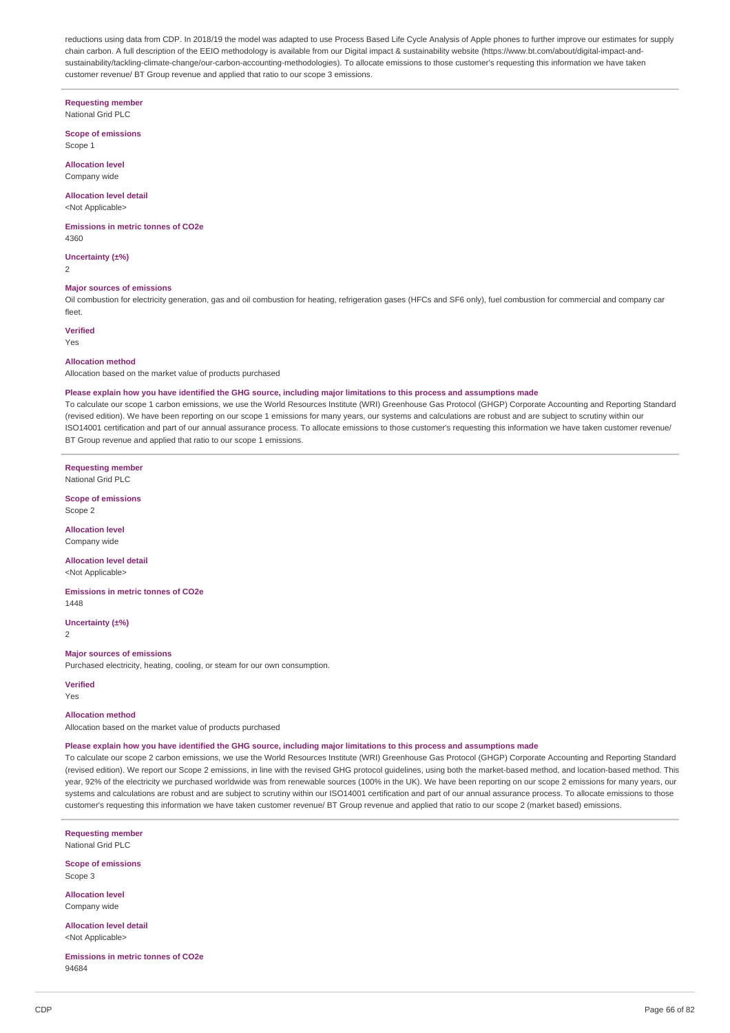reductions using data from CDP. In 2018/19 the model was adapted to use Process Based Life Cycle Analysis of Apple phones to further improve our estimates for supply chain carbon. A full description of the EEIO methodology is available from our Digital impact & sustainability website (https://www.bt.com/about/digital-impact-and-sustainability/tackling-climate-change/our-carbon-accounting-methodologies). To allocate emissions to those customer's requesting this information we have taken customer revenue/ BT Group revenue and applied that ratio to our scope 3 emissions.

---

**Requesting member**
National Grid PLC

**Scope of emissions**
Scope 1

**Allocation level**
Company wide

**Allocation level detail**
<Not Applicable>

**Emissions in metric tonnes of CO2e**
4360

**Uncertainty (±%)**
2

**Major sources of emissions**
Oil combustion for electricity generation, gas and oil combustion for heating, refrigeration gases (HFCs and SF6 only), fuel combustion for commercial and company car fleet.

**Verified**
Yes

**Allocation method**
Allocation based on the market value of products purchased

**Please explain how you have identified the GHG source, including major limitations to this process and assumptions made**
To calculate our scope 1 carbon emissions, we use the World Resources Institute (WRI) Greenhouse Gas Protocol (GHGP) Corporate Accounting and Reporting Standard (revised edition). We have been reporting on our scope 1 emissions for many years, our systems and calculations are robust and are subject to scrutiny within our ISO14001 certification and part of our annual assurance process. To allocate emissions to those customer's requesting this information we have taken customer revenue/ BT Group revenue and applied that ratio to our scope 1 emissions.

---

**Requesting member**
National Grid PLC

**Scope of emissions**
Scope 2

**Allocation level**
Company wide

**Allocation level detail**
<Not Applicable>

**Emissions in metric tonnes of CO2e**
1448

**Uncertainty (±%)**
2

**Major sources of emissions**
Purchased electricity, heating, cooling, or steam for our own consumption.

**Verified**
Yes

**Allocation method**
Allocation based on the market value of products purchased

**Please explain how you have identified the GHG source, including major limitations to this process and assumptions made**
To calculate our scope 2 carbon emissions, we use the World Resources Institute (WRI) Greenhouse Gas Protocol (GHGP) Corporate Accounting and Reporting Standard (revised edition). We report our Scope 2 emissions, in line with the revised GHG protocol guidelines, using both the market-based method, and location-based method. This year, 92% of the electricity we purchased worldwide was from renewable sources (100% in the UK). We have been reporting on our scope 2 emissions for many years, our systems and calculations are robust and are subject to scrutiny within our ISO14001 certification and part of our annual assurance process. To allocate emissions to those customer's requesting this information we have taken customer revenue/ BT Group revenue and applied that ratio to our scope 2 (market based) emissions.

---

**Requesting member**
National Grid PLC

**Scope of emissions**
Scope 3

**Allocation level**
Company wide

**Allocation level detail**
<Not Applicable>

**Emissions in metric tonnes of CO2e**
94684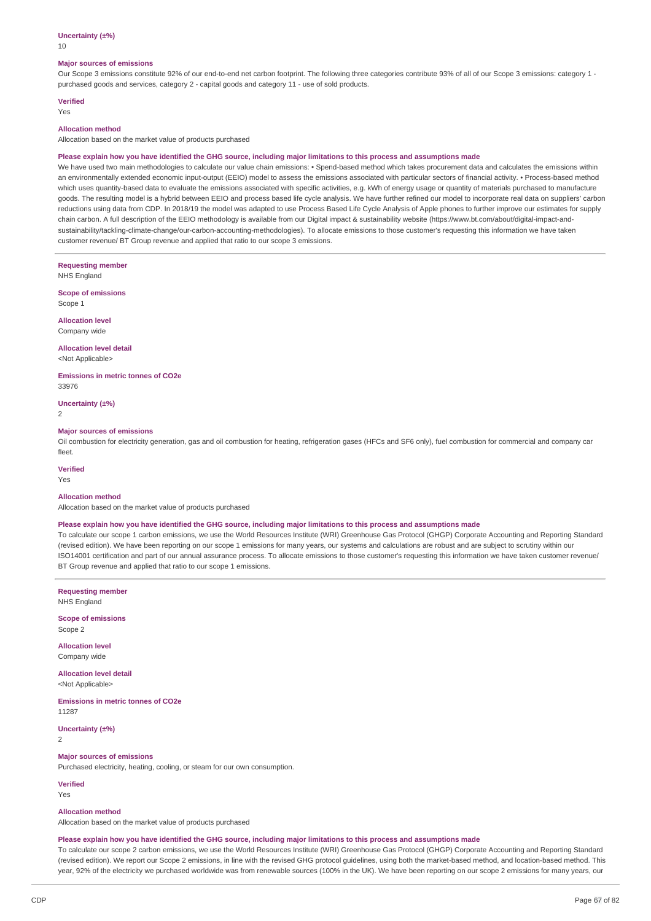**Uncertainty (±%)**
10

**Major sources of emissions**
Our Scope 3 emissions constitute 92% of our end-to-end net carbon footprint. The following three categories contribute 93% of all of our Scope 3 emissions: category 1 - purchased goods and services, category 2 - capital goods and category 11 - use of sold products.

**Verified**
Yes

**Allocation method**
Allocation based on the market value of products purchased

**Please explain how you have identified the GHG source, including major limitations to this process and assumptions made**
We have used two main methodologies to calculate our value chain emissions: • Spend-based method which takes procurement data and calculates the emissions within an environmentally extended economic input-output (EEIO) model to assess the emissions associated with particular sectors of financial activity. • Process-based method which uses quantity-based data to evaluate the emissions associated with specific activities, e.g. kWh of energy usage or quantity of materials purchased to manufacture goods. The resulting model is a hybrid between EEIO and process based life cycle analysis. We have further refined our model to incorporate real data on suppliers' carbon reductions using data from CDP. In 2018/19 the model was adapted to use Process Based Life Cycle Analysis of Apple phones to further improve our estimates for supply chain carbon. A full description of the EEIO methodology is available from our Digital impact & sustainability website (https://www.bt.com/about/digital-impact-and-sustainability/tackling-climate-change/our-carbon-accounting-methodologies). To allocate emissions to those customer's requesting this information we have taken customer revenue/ BT Group revenue and applied that ratio to our scope 3 emissions.

---

**Requesting member**
NHS England

**Scope of emissions**
Scope 1

**Allocation level**
Company wide

**Allocation level detail**
<Not Applicable>

**Emissions in metric tonnes of CO2e**
33976

**Uncertainty (±%)**
2

**Major sources of emissions**
Oil combustion for electricity generation, gas and oil combustion for heating, refrigeration gases (HFCs and SF6 only), fuel combustion for commercial and company car fleet.

**Verified**
Yes

**Allocation method**
Allocation based on the market value of products purchased

**Please explain how you have identified the GHG source, including major limitations to this process and assumptions made**
To calculate our scope 1 carbon emissions, we use the World Resources Institute (WRI) Greenhouse Gas Protocol (GHGP) Corporate Accounting and Reporting Standard (revised edition). We have been reporting on our scope 1 emissions for many years, our systems and calculations are robust and are subject to scrutiny within our ISO14001 certification and part of our annual assurance process. To allocate emissions to those customer's requesting this information we have taken customer revenue/ BT Group revenue and applied that ratio to our scope 1 emissions.

---

**Requesting member**
NHS England

**Scope of emissions**
Scope 2

**Allocation level**
Company wide

**Allocation level detail**
<Not Applicable>

**Emissions in metric tonnes of CO2e**
11287

**Uncertainty (±%)**
2

**Major sources of emissions**
Purchased electricity, heating, cooling, or steam for our own consumption.

**Verified**
Yes

**Allocation method**
Allocation based on the market value of products purchased

**Please explain how you have identified the GHG source, including major limitations to this process and assumptions made**
To calculate our scope 2 carbon emissions, we use the World Resources Institute (WRI) Greenhouse Gas Protocol (GHGP) Corporate Accounting and Reporting Standard (revised edition). We report our Scope 2 emissions, in line with the revised GHG protocol guidelines, using both the market-based method, and location-based method. This year, 92% of the electricity we purchased worldwide was from renewable sources (100% in the UK). We have been reporting on our scope 2 emissions for many years, our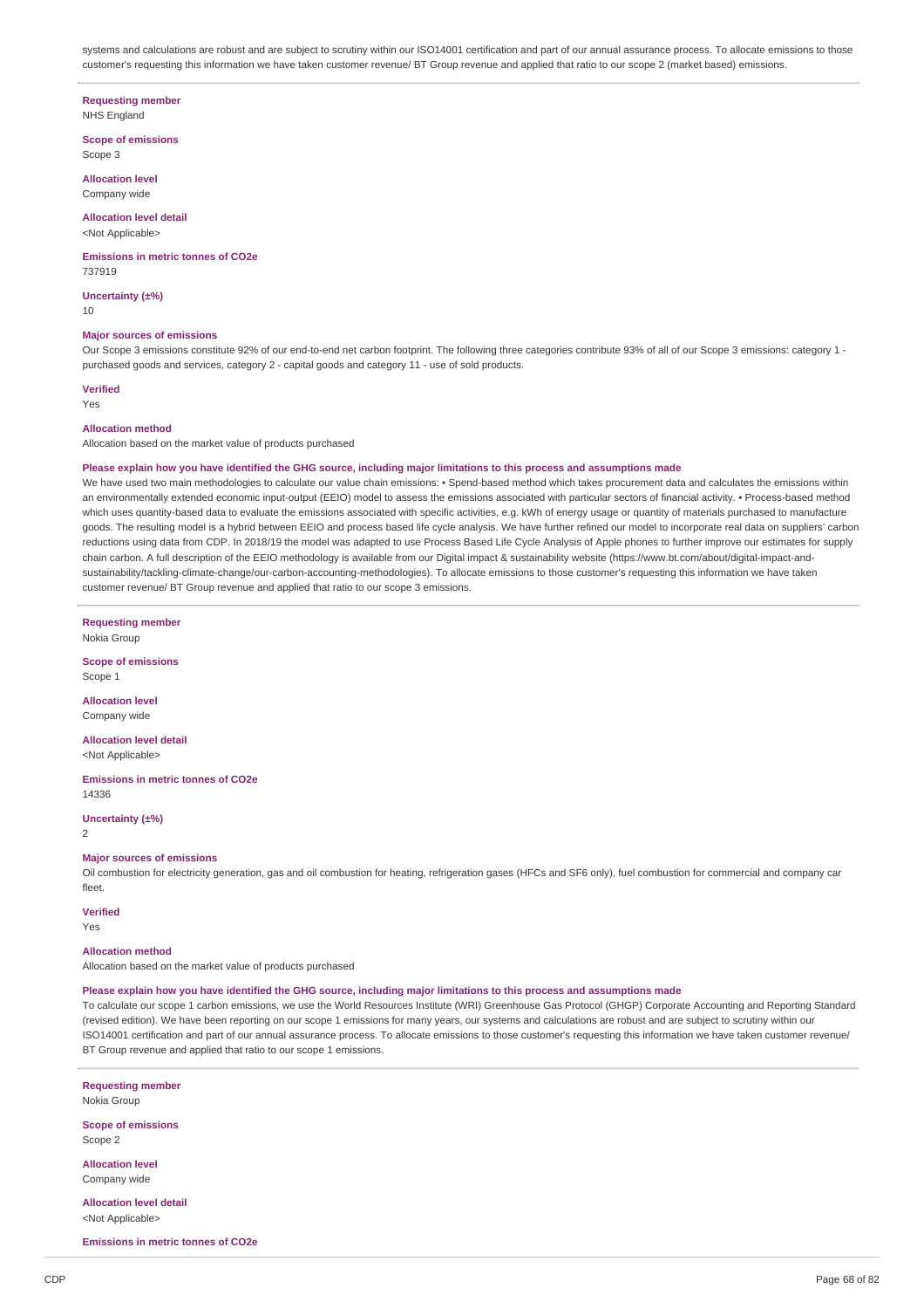systems and calculations are robust and are subject to scrutiny within our ISO14001 certification and part of our annual assurance process. To allocate emissions to those customer's requesting this information we have taken customer revenue/ BT Group revenue and applied that ratio to our scope 2 (market based) emissions.

**Requesting member**
NHS England

**Scope of emissions**
Scope 3

**Allocation level**
Company wide

**Allocation level detail**
<Not Applicable>

**Emissions in metric tonnes of CO2e**
737919

**Uncertainty (±%)**
10

**Major sources of emissions**
Our Scope 3 emissions constitute 92% of our end-to-end net carbon footprint. The following three categories contribute 93% of all of our Scope 3 emissions: category 1 - purchased goods and services, category 2 - capital goods and category 11 - use of sold products.

**Verified**
Yes

**Allocation method**
Allocation based on the market value of products purchased

**Please explain how you have identified the GHG source, including major limitations to this process and assumptions made**
We have used two main methodologies to calculate our value chain emissions: • Spend-based method which takes procurement data and calculates the emissions within an environmentally extended economic input-output (EEIO) model to assess the emissions associated with particular sectors of financial activity. • Process-based method which uses quantity-based data to evaluate the emissions associated with specific activities, e.g. kWh of energy usage or quantity of materials purchased to manufacture goods. The resulting model is a hybrid between EEIO and process based life cycle analysis. We have further refined our model to incorporate real data on suppliers' carbon reductions using data from CDP. In 2018/19 the model was adapted to use Process Based Life Cycle Analysis of Apple phones to further improve our estimates for supply chain carbon. A full description of the EEIO methodology is available from our Digital impact & sustainability website (https://www.bt.com/about/digital-impact-and-sustainability/tackling-climate-change/our-carbon-accounting-methodologies). To allocate emissions to those customer's requesting this information we have taken customer revenue/ BT Group revenue and applied that ratio to our scope 3 emissions.

**Requesting member**
Nokia Group

**Scope of emissions**
Scope 1

**Allocation level**
Company wide

**Allocation level detail**
<Not Applicable>

**Emissions in metric tonnes of CO2e**
14336

**Uncertainty (±%)**
2

**Major sources of emissions**
Oil combustion for electricity generation, gas and oil combustion for heating, refrigeration gases (HFCs and SF6 only), fuel combustion for commercial and company car fleet.

**Verified**
Yes

**Allocation method**
Allocation based on the market value of products purchased

**Please explain how you have identified the GHG source, including major limitations to this process and assumptions made**
To calculate our scope 1 carbon emissions, we use the World Resources Institute (WRI) Greenhouse Gas Protocol (GHGP) Corporate Accounting and Reporting Standard (revised edition). We have been reporting on our scope 1 emissions for many years, our systems and calculations are robust and are subject to scrutiny within our ISO14001 certification and part of our annual assurance process. To allocate emissions to those customer's requesting this information we have taken customer revenue/ BT Group revenue and applied that ratio to our scope 1 emissions.

**Requesting member**
Nokia Group

**Scope of emissions**
Scope 2

**Allocation level**
Company wide

**Allocation level detail**
<Not Applicable>

**Emissions in metric tonnes of CO2e**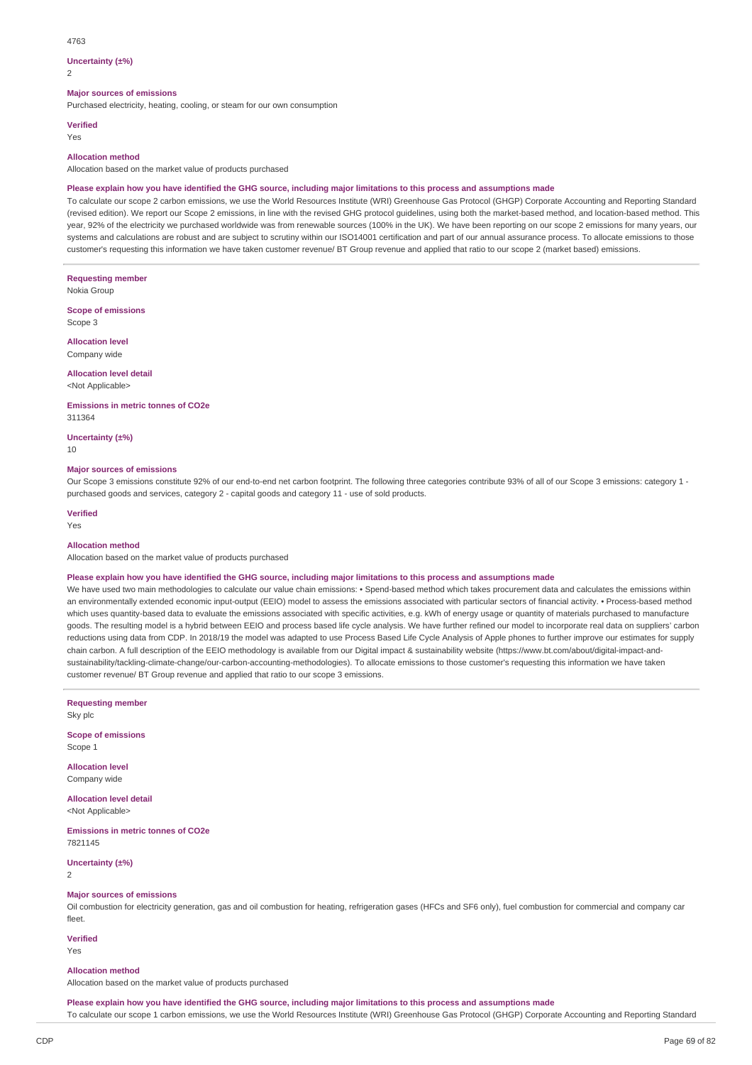4763

**Uncertainty (±%)**

2

**Major sources of emissions**

Purchased electricity, heating, cooling, or steam for our own consumption

**Verified**

Yes

**Allocation method**

Allocation based on the market value of products purchased

**Please explain how you have identified the GHG source, including major limitations to this process and assumptions made**

To calculate our scope 2 carbon emissions, we use the World Resources Institute (WRI) Greenhouse Gas Protocol (GHGP) Corporate Accounting and Reporting Standard (revised edition). We report our Scope 2 emissions, in line with the revised GHG protocol guidelines, using both the market-based method, and location-based method. This year, 92% of the electricity we purchased worldwide was from renewable sources (100% in the UK). We have been reporting on our scope 2 emissions for many years, our systems and calculations are robust and are subject to scrutiny within our ISO14001 certification and part of our annual assurance process. To allocate emissions to those customer's requesting this information we have taken customer revenue/ BT Group revenue and applied that ratio to our scope 2 (market based) emissions.

**Requesting member**

Nokia Group

**Scope of emissions**

Scope 3

**Allocation level**

Company wide

**Allocation level detail**

<Not Applicable>

**Emissions in metric tonnes of CO2e**

311364

**Uncertainty (±%)**

10

**Major sources of emissions**

Our Scope 3 emissions constitute 92% of our end-to-end net carbon footprint. The following three categories contribute 93% of all of our Scope 3 emissions: category 1 - purchased goods and services, category 2 - capital goods and category 11 - use of sold products.

**Verified**

Yes

**Allocation method**

Allocation based on the market value of products purchased

**Please explain how you have identified the GHG source, including major limitations to this process and assumptions made**

We have used two main methodologies to calculate our value chain emissions: • Spend-based method which takes procurement data and calculates the emissions within an environmentally extended economic input-output (EEIO) model to assess the emissions associated with particular sectors of financial activity. • Process-based method which uses quantity-based data to evaluate the emissions associated with specific activities, e.g. kWh of energy usage or quantity of materials purchased to manufacture goods. The resulting model is a hybrid between EEIO and process based life cycle analysis. We have further refined our model to incorporate real data on suppliers' carbon reductions using data from CDP. In 2018/19 the model was adapted to use Process Based Life Cycle Analysis of Apple phones to further improve our estimates for supply chain carbon. A full description of the EEIO methodology is available from our Digital impact & sustainability website (https://www.bt.com/about/digital-impact-and-sustainability/tackling-climate-change/our-carbon-accounting-methodologies). To allocate emissions to those customer's requesting this information we have taken customer revenue/ BT Group revenue and applied that ratio to our scope 3 emissions.

**Requesting member**

Sky plc

**Scope of emissions**

Scope 1

**Allocation level**

Company wide

**Allocation level detail**

<Not Applicable>

**Emissions in metric tonnes of CO2e**

7821145

**Uncertainty (±%)**

2

**Major sources of emissions**

Oil combustion for electricity generation, gas and oil combustion for heating, refrigeration gases (HFCs and SF6 only), fuel combustion for commercial and company car fleet.

**Verified**

Yes

**Allocation method**

Allocation based on the market value of products purchased

**Please explain how you have identified the GHG source, including major limitations to this process and assumptions made**

To calculate our scope 1 carbon emissions, we use the World Resources Institute (WRI) Greenhouse Gas Protocol (GHGP) Corporate Accounting and Reporting Standard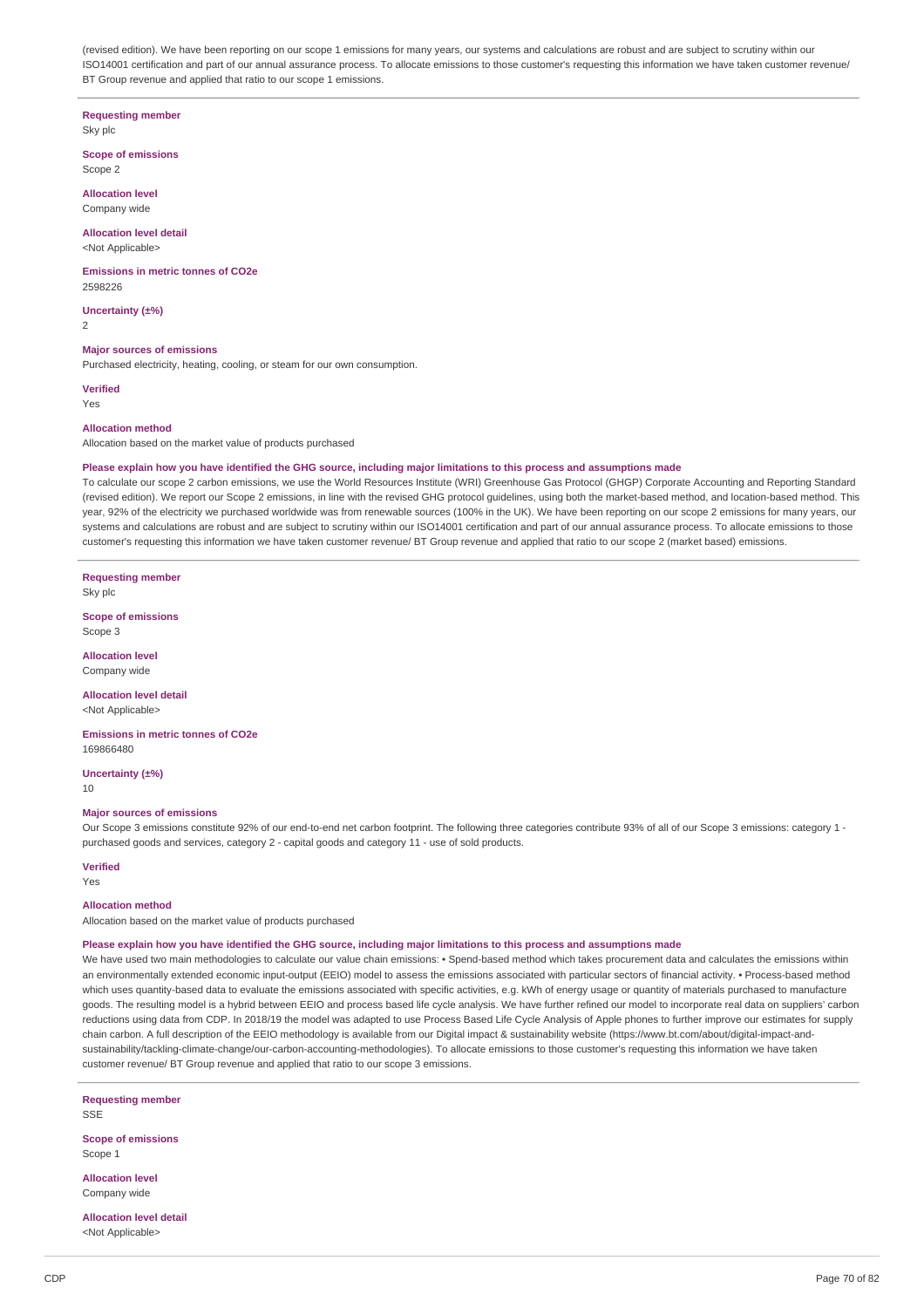(revised edition). We have been reporting on our scope 1 emissions for many years, our systems and calculations are robust and are subject to scrutiny within our ISO14001 certification and part of our annual assurance process. To allocate emissions to those customer's requesting this information we have taken customer revenue/ BT Group revenue and applied that ratio to our scope 1 emissions.

**Requesting member**
Sky plc

**Scope of emissions**
Scope 2

**Allocation level**
Company wide

**Allocation level detail**
<Not Applicable>

**Emissions in metric tonnes of CO2e**
2598226

**Uncertainty (±%)**
2

**Major sources of emissions**
Purchased electricity, heating, cooling, or steam for our own consumption.

**Verified**
Yes

**Allocation method**
Allocation based on the market value of products purchased

**Please explain how you have identified the GHG source, including major limitations to this process and assumptions made**
To calculate our scope 2 carbon emissions, we use the World Resources Institute (WRI) Greenhouse Gas Protocol (GHGP) Corporate Accounting and Reporting Standard (revised edition). We report our Scope 2 emissions, in line with the revised GHG protocol guidelines, using both the market-based method, and location-based method. This year, 92% of the electricity we purchased worldwide was from renewable sources (100% in the UK). We have been reporting on our scope 2 emissions for many years, our systems and calculations are robust and are subject to scrutiny within our ISO14001 certification and part of our annual assurance process. To allocate emissions to those customer's requesting this information we have taken customer revenue/ BT Group revenue and applied that ratio to our scope 2 (market based) emissions.

**Requesting member**
Sky plc

**Scope of emissions**
Scope 3

**Allocation level**
Company wide

**Allocation level detail**
<Not Applicable>

**Emissions in metric tonnes of CO2e**
169866480

**Uncertainty (±%)**
10

**Major sources of emissions**
Our Scope 3 emissions constitute 92% of our end-to-end net carbon footprint. The following three categories contribute 93% of all of our Scope 3 emissions: category 1 - purchased goods and services, category 2 - capital goods and category 11 - use of sold products.

**Verified**
Yes

**Allocation method**
Allocation based on the market value of products purchased

**Please explain how you have identified the GHG source, including major limitations to this process and assumptions made**
We have used two main methodologies to calculate our value chain emissions: • Spend-based method which takes procurement data and calculates the emissions within an environmentally extended economic input-output (EEIO) model to assess the emissions associated with particular sectors of financial activity. • Process-based method which uses quantity-based data to evaluate the emissions associated with specific activities, e.g. kWh of energy usage or quantity of materials purchased to manufacture goods. The resulting model is a hybrid between EEIO and process based life cycle analysis. We have further refined our model to incorporate real data on suppliers' carbon reductions using data from CDP. In 2018/19 the model was adapted to use Process Based Life Cycle Analysis of Apple phones to further improve our estimates for supply chain carbon. A full description of the EEIO methodology is available from our Digital impact & sustainability website (https://www.bt.com/about/digital-impact-and-sustainability/tackling-climate-change/our-carbon-accounting-methodologies). To allocate emissions to those customer's requesting this information we have taken customer revenue/ BT Group revenue and applied that ratio to our scope 3 emissions.

**Requesting member**
SSE

**Scope of emissions**
Scope 1

**Allocation level**
Company wide

**Allocation level detail**
<Not Applicable>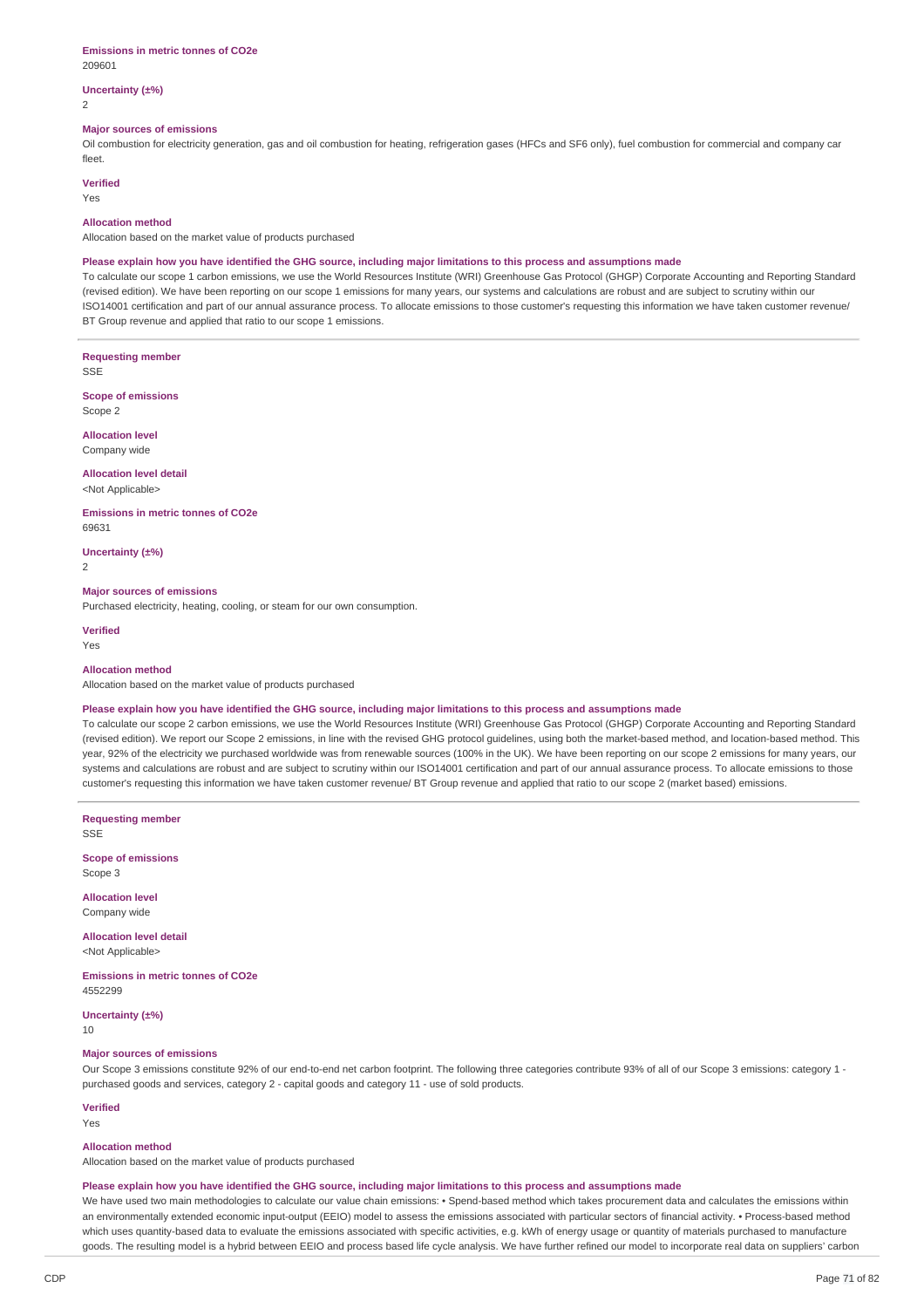**Emissions in metric tonnes of CO2e**

209601

**Uncertainty (±%)**

2

**Major sources of emissions**

Oil combustion for electricity generation, gas and oil combustion for heating, refrigeration gases (HFCs and SF6 only), fuel combustion for commercial and company car fleet.

**Verified**

Yes

**Allocation method**

Allocation based on the market value of products purchased

**Please explain how you have identified the GHG source, including major limitations to this process and assumptions made**

To calculate our scope 1 carbon emissions, we use the World Resources Institute (WRI) Greenhouse Gas Protocol (GHGP) Corporate Accounting and Reporting Standard (revised edition). We have been reporting on our scope 1 emissions for many years, our systems and calculations are robust and are subject to scrutiny within our ISO14001 certification and part of our annual assurance process. To allocate emissions to those customer's requesting this information we have taken customer revenue/ BT Group revenue and applied that ratio to our scope 1 emissions.

---

**Requesting member**

SSE

**Scope of emissions**

Scope 2

**Allocation level**

Company wide

**Allocation level detail**

<Not Applicable>

**Emissions in metric tonnes of CO2e**

69631

**Uncertainty (±%)**

2

**Major sources of emissions**

Purchased electricity, heating, cooling, or steam for our own consumption.

**Verified**

Yes

**Allocation method**

Allocation based on the market value of products purchased

**Please explain how you have identified the GHG source, including major limitations to this process and assumptions made**

To calculate our scope 2 carbon emissions, we use the World Resources Institute (WRI) Greenhouse Gas Protocol (GHGP) Corporate Accounting and Reporting Standard (revised edition). We report our Scope 2 emissions, in line with the revised GHG protocol guidelines, using both the market-based method, and location-based method. This year, 92% of the electricity we purchased worldwide was from renewable sources (100% in the UK). We have been reporting on our scope 2 emissions for many years, our systems and calculations are robust and are subject to scrutiny within our ISO14001 certification and part of our annual assurance process. To allocate emissions to those customer's requesting this information we have taken customer revenue/ BT Group revenue and applied that ratio to our scope 2 (market based) emissions.

---

**Requesting member**

SSE

**Scope of emissions**

Scope 3

**Allocation level**

Company wide

**Allocation level detail**

<Not Applicable>

**Emissions in metric tonnes of CO2e**

4552299

**Uncertainty (±%)**

10

**Major sources of emissions**

Our Scope 3 emissions constitute 92% of our end-to-end net carbon footprint. The following three categories contribute 93% of all of our Scope 3 emissions: category 1 - purchased goods and services, category 2 - capital goods and category 11 - use of sold products.

**Verified**

Yes

**Allocation method**

Allocation based on the market value of products purchased

**Please explain how you have identified the GHG source, including major limitations to this process and assumptions made**

We have used two main methodologies to calculate our value chain emissions: • Spend-based method which takes procurement data and calculates the emissions within an environmentally extended economic input-output (EEIO) model to assess the emissions associated with particular sectors of financial activity. • Process-based method which uses quantity-based data to evaluate the emissions associated with specific activities, e.g. kWh of energy usage or quantity of materials purchased to manufacture goods. The resulting model is a hybrid between EEIO and process based life cycle analysis. We have further refined our model to incorporate real data on suppliers' carbon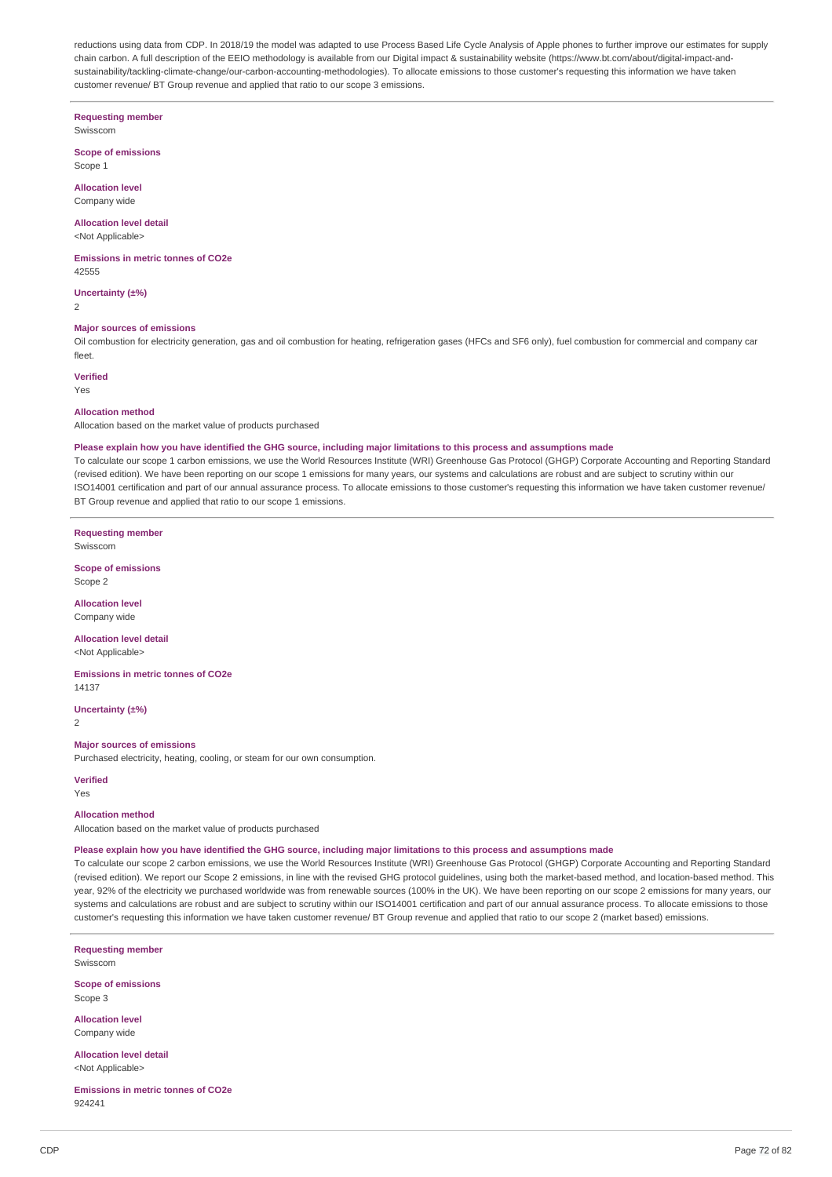reductions using data from CDP. In 2018/19 the model was adapted to use Process Based Life Cycle Analysis of Apple phones to further improve our estimates for supply chain carbon. A full description of the EEIO methodology is available from our Digital impact & sustainability website (https://www.bt.com/about/digital-impact-and-sustainability/tackling-climate-change/our-carbon-accounting-methodologies). To allocate emissions to those customer's requesting this information we have taken customer revenue/ BT Group revenue and applied that ratio to our scope 3 emissions.

---

**Requesting member**
Swisscom

**Scope of emissions**
Scope 1

**Allocation level**
Company wide

**Allocation level detail**
<Not Applicable>

**Emissions in metric tonnes of CO2e**
42555

**Uncertainty (±%)**
2

**Major sources of emissions**
Oil combustion for electricity generation, gas and oil combustion for heating, refrigeration gases (HFCs and SF6 only), fuel combustion for commercial and company car fleet.

**Verified**
Yes

**Allocation method**
Allocation based on the market value of products purchased

**Please explain how you have identified the GHG source, including major limitations to this process and assumptions made**
To calculate our scope 1 carbon emissions, we use the World Resources Institute (WRI) Greenhouse Gas Protocol (GHGP) Corporate Accounting and Reporting Standard (revised edition). We have been reporting on our scope 1 emissions for many years, our systems and calculations are robust and are subject to scrutiny within our ISO14001 certification and part of our annual assurance process. To allocate emissions to those customer's requesting this information we have taken customer revenue/ BT Group revenue and applied that ratio to our scope 1 emissions.

---

**Requesting member**
Swisscom

**Scope of emissions**
Scope 2

**Allocation level**
Company wide

**Allocation level detail**
<Not Applicable>

**Emissions in metric tonnes of CO2e**
14137

**Uncertainty (±%)**
2

**Major sources of emissions**
Purchased electricity, heating, cooling, or steam for our own consumption.

**Verified**
Yes

**Allocation method**
Allocation based on the market value of products purchased

**Please explain how you have identified the GHG source, including major limitations to this process and assumptions made**
To calculate our scope 2 carbon emissions, we use the World Resources Institute (WRI) Greenhouse Gas Protocol (GHGP) Corporate Accounting and Reporting Standard (revised edition). We report our Scope 2 emissions, in line with the revised GHG protocol guidelines, using both the market-based method, and location-based method. This year, 92% of the electricity we purchased worldwide was from renewable sources (100% in the UK). We have been reporting on our scope 2 emissions for many years, our systems and calculations are robust and are subject to scrutiny within our ISO14001 certification and part of our annual assurance process. To allocate emissions to those customer's requesting this information we have taken customer revenue/ BT Group revenue and applied that ratio to our scope 2 (market based) emissions.

---

**Requesting member**
Swisscom

**Scope of emissions**
Scope 3

**Allocation level**
Company wide

**Allocation level detail**
<Not Applicable>

**Emissions in metric tonnes of CO2e**
924241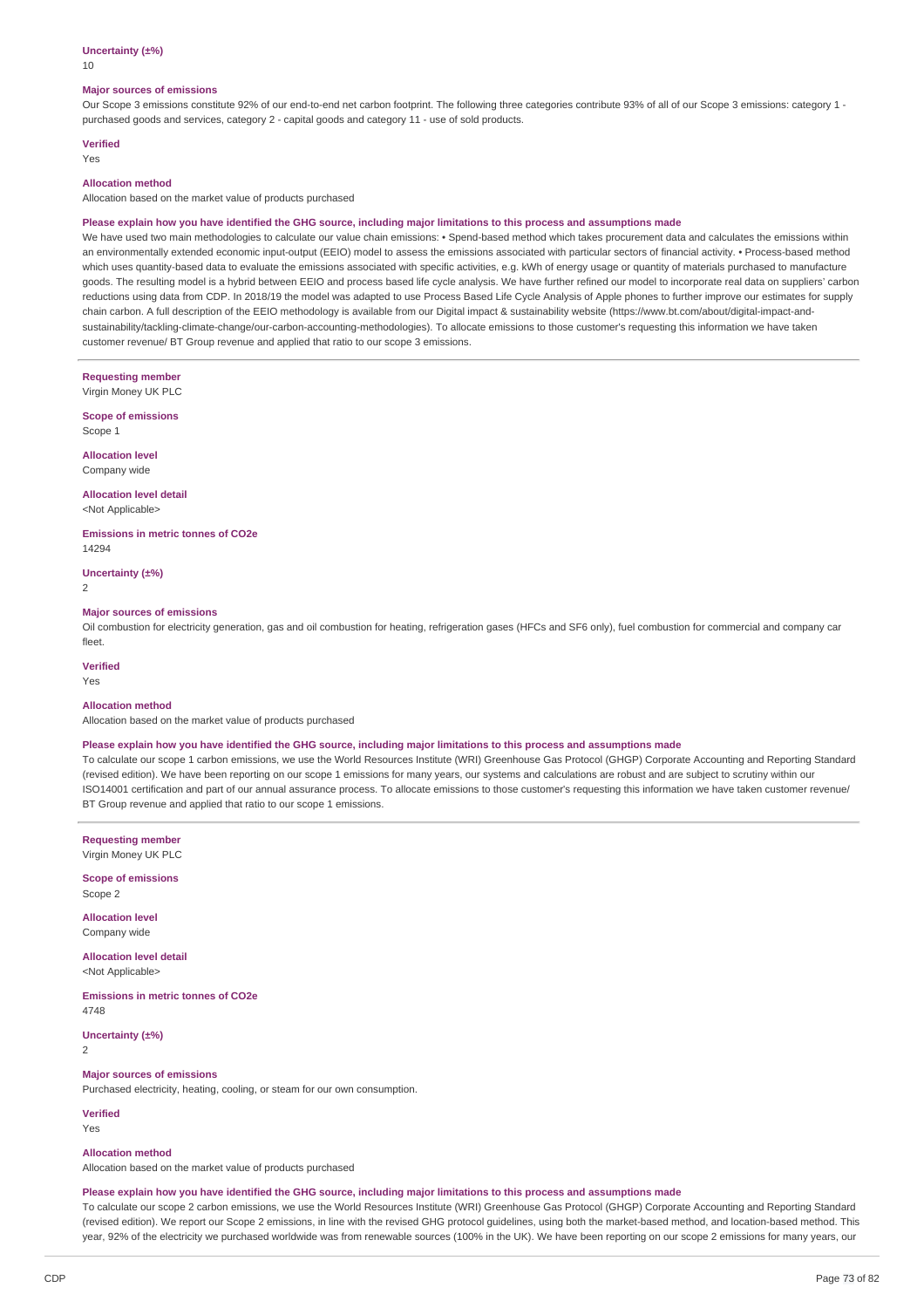**Uncertainty (±%)**

10

**Major sources of emissions**

Our Scope 3 emissions constitute 92% of our end-to-end net carbon footprint. The following three categories contribute 93% of all of our Scope 3 emissions: category 1 - purchased goods and services, category 2 - capital goods and category 11 - use of sold products.

**Verified**

Yes

**Allocation method**

Allocation based on the market value of products purchased

**Please explain how you have identified the GHG source, including major limitations to this process and assumptions made**

We have used two main methodologies to calculate our value chain emissions: • Spend-based method which takes procurement data and calculates the emissions within an environmentally extended economic input-output (EEIO) model to assess the emissions associated with particular sectors of financial activity. • Process-based method which uses quantity-based data to evaluate the emissions associated with specific activities, e.g. kWh of energy usage or quantity of materials purchased to manufacture goods. The resulting model is a hybrid between EEIO and process based life cycle analysis. We have further refined our model to incorporate real data on suppliers' carbon reductions using data from CDP. In 2018/19 the model was adapted to use Process Based Life Cycle Analysis of Apple phones to further improve our estimates for supply chain carbon. A full description of the EEIO methodology is available from our Digital impact & sustainability website (https://www.bt.com/about/digital-impact-and-sustainability/tackling-climate-change/our-carbon-accounting-methodologies). To allocate emissions to those customer's requesting this information we have taken customer revenue/ BT Group revenue and applied that ratio to our scope 3 emissions.

---

**Requesting member**

Virgin Money UK PLC

**Scope of emissions**

Scope 1

**Allocation level**

Company wide

**Allocation level detail**

<Not Applicable>

**Emissions in metric tonnes of CO2e**

14294

**Uncertainty (±%)**

2

**Major sources of emissions**

Oil combustion for electricity generation, gas and oil combustion for heating, refrigeration gases (HFCs and SF6 only), fuel combustion for commercial and company car fleet.

**Verified**

Yes

**Allocation method**

Allocation based on the market value of products purchased

**Please explain how you have identified the GHG source, including major limitations to this process and assumptions made**

To calculate our scope 1 carbon emissions, we use the World Resources Institute (WRI) Greenhouse Gas Protocol (GHGP) Corporate Accounting and Reporting Standard (revised edition). We have been reporting on our scope 1 emissions for many years, our systems and calculations are robust and are subject to scrutiny within our ISO14001 certification and part of our annual assurance process. To allocate emissions to those customer's requesting this information we have taken customer revenue/ BT Group revenue and applied that ratio to our scope 1 emissions.

---

**Requesting member**

Virgin Money UK PLC

**Scope of emissions**

Scope 2

**Allocation level**

Company wide

**Allocation level detail**

<Not Applicable>

**Emissions in metric tonnes of CO2e**

4748

**Uncertainty (±%)**

2

**Major sources of emissions**

Purchased electricity, heating, cooling, or steam for our own consumption.

**Verified**

Yes

**Allocation method**

Allocation based on the market value of products purchased

**Please explain how you have identified the GHG source, including major limitations to this process and assumptions made**

To calculate our scope 2 carbon emissions, we use the World Resources Institute (WRI) Greenhouse Gas Protocol (GHGP) Corporate Accounting and Reporting Standard (revised edition). We report our Scope 2 emissions, in line with the revised GHG protocol guidelines, using both the market-based method, and location-based method. This year, 92% of the electricity we purchased worldwide was from renewable sources (100% in the UK). We have been reporting on our scope 2 emissions for many years, our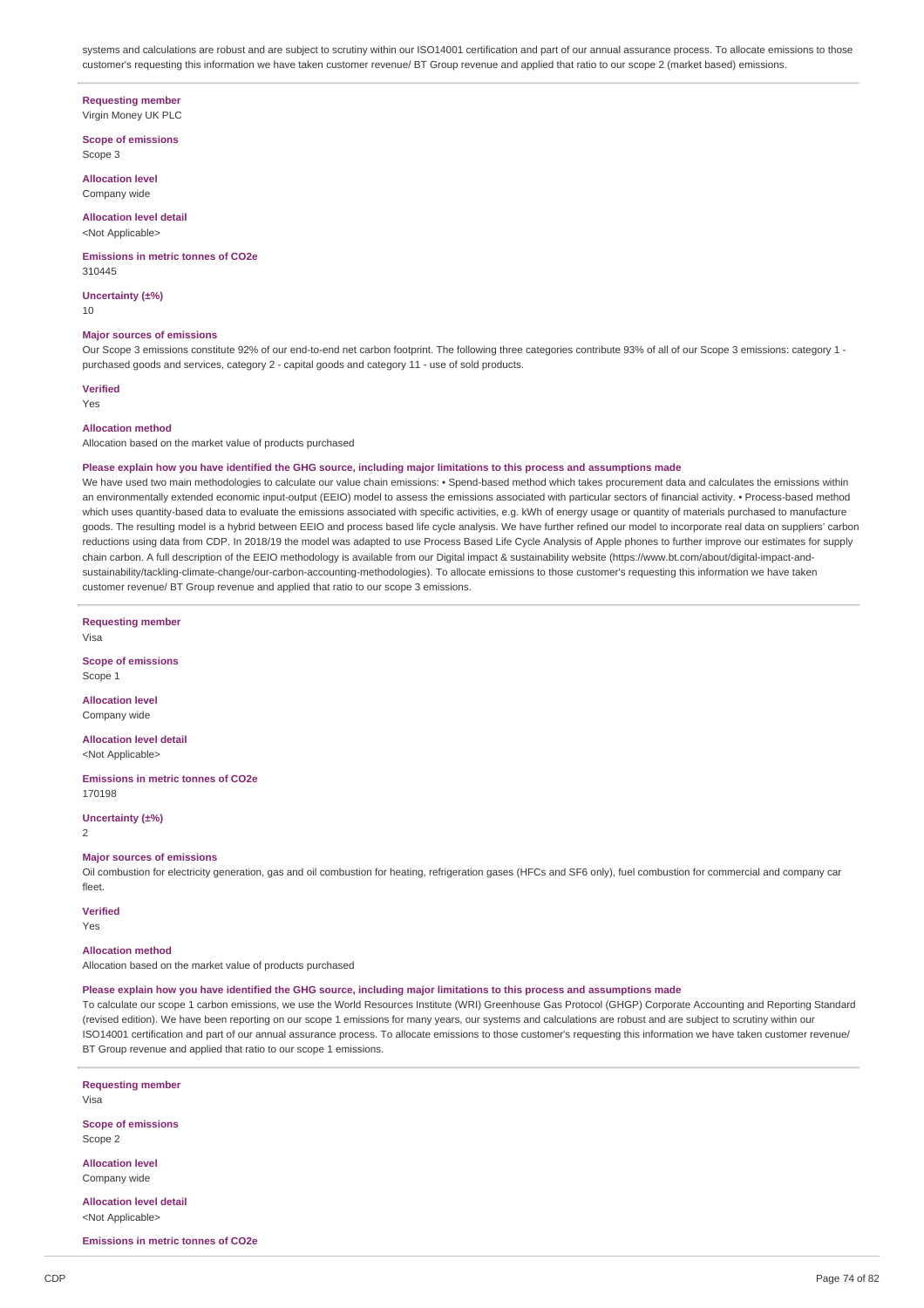systems and calculations are robust and are subject to scrutiny within our ISO14001 certification and part of our annual assurance process. To allocate emissions to those customer's requesting this information we have taken customer revenue/ BT Group revenue and applied that ratio to our scope 2 (market based) emissions.

**Requesting member**
Virgin Money UK PLC

**Scope of emissions**
Scope 3

**Allocation level**
Company wide

**Allocation level detail**
<Not Applicable>

**Emissions in metric tonnes of CO2e**
310445

**Uncertainty (±%)**
10

**Major sources of emissions**
Our Scope 3 emissions constitute 92% of our end-to-end net carbon footprint. The following three categories contribute 93% of all of our Scope 3 emissions: category 1 - purchased goods and services, category 2 - capital goods and category 11 - use of sold products.

**Verified**
Yes

**Allocation method**
Allocation based on the market value of products purchased

**Please explain how you have identified the GHG source, including major limitations to this process and assumptions made**
We have used two main methodologies to calculate our value chain emissions: • Spend-based method which takes procurement data and calculates the emissions within an environmentally extended economic input-output (EEIO) model to assess the emissions associated with particular sectors of financial activity. • Process-based method which uses quantity-based data to evaluate the emissions associated with specific activities, e.g. kWh of energy usage or quantity of materials purchased to manufacture goods. The resulting model is a hybrid between EEIO and process based life cycle analysis. We have further refined our model to incorporate real data on suppliers' carbon reductions using data from CDP. In 2018/19 the model was adapted to use Process Based Life Cycle Analysis of Apple phones to further improve our estimates for supply chain carbon. A full description of the EEIO methodology is available from our Digital impact & sustainability website (https://www.bt.com/about/digital-impact-and-sustainability/tackling-climate-change/our-carbon-accounting-methodologies). To allocate emissions to those customer's requesting this information we have taken customer revenue/ BT Group revenue and applied that ratio to our scope 3 emissions.

**Requesting member**
Visa

**Scope of emissions**
Scope 1

**Allocation level**
Company wide

**Allocation level detail**
<Not Applicable>

**Emissions in metric tonnes of CO2e**
170198

**Uncertainty (±%)**
2

**Major sources of emissions**
Oil combustion for electricity generation, gas and oil combustion for heating, refrigeration gases (HFCs and SF6 only), fuel combustion for commercial and company car fleet.

**Verified**
Yes

**Allocation method**
Allocation based on the market value of products purchased

**Please explain how you have identified the GHG source, including major limitations to this process and assumptions made**
To calculate our scope 1 carbon emissions, we use the World Resources Institute (WRI) Greenhouse Gas Protocol (GHGP) Corporate Accounting and Reporting Standard (revised edition). We have been reporting on our scope 1 emissions for many years, our systems and calculations are robust and are subject to scrutiny within our ISO14001 certification and part of our annual assurance process. To allocate emissions to those customer's requesting this information we have taken customer revenue/ BT Group revenue and applied that ratio to our scope 1 emissions.

**Requesting member**
Visa

**Scope of emissions**
Scope 2

**Allocation level**
Company wide

**Allocation level detail**
<Not Applicable>

**Emissions in metric tonnes of CO2e**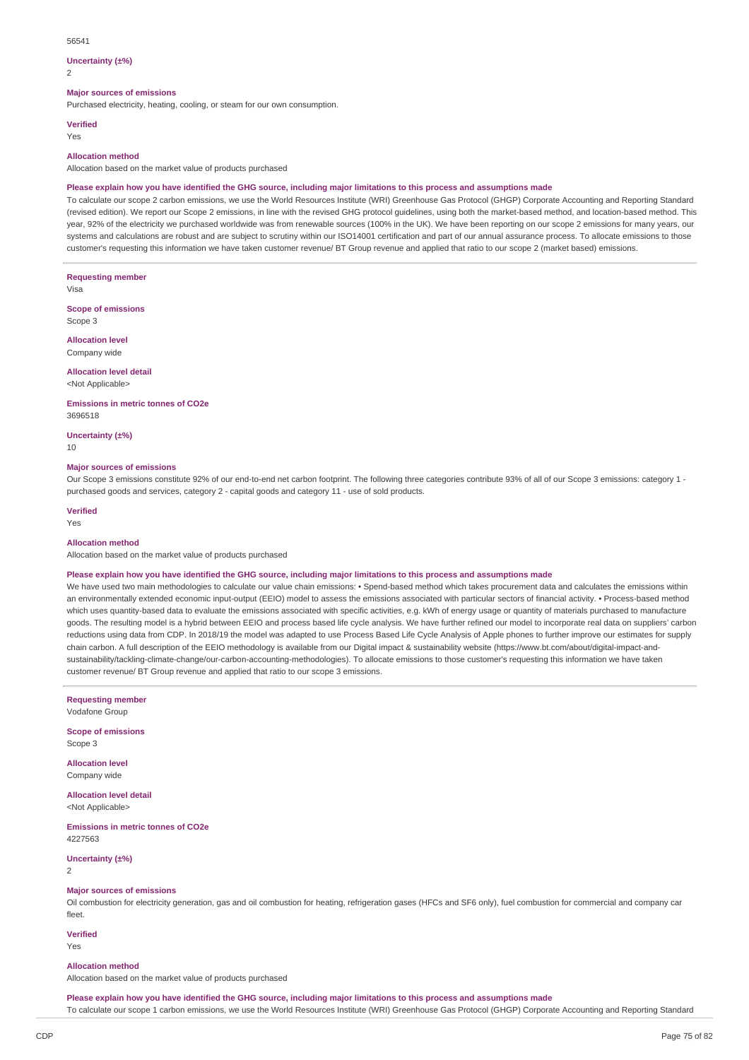56541

**Uncertainty (±%)**
2

**Major sources of emissions**
Purchased electricity, heating, cooling, or steam for our own consumption.

**Verified**
Yes

**Allocation method**
Allocation based on the market value of products purchased

**Please explain how you have identified the GHG source, including major limitations to this process and assumptions made**
To calculate our scope 2 carbon emissions, we use the World Resources Institute (WRI) Greenhouse Gas Protocol (GHGP) Corporate Accounting and Reporting Standard (revised edition). We report our Scope 2 emissions, in line with the revised GHG protocol guidelines, using both the market-based method, and location-based method. This year, 92% of the electricity we purchased worldwide was from renewable sources (100% in the UK). We have been reporting on our scope 2 emissions for many years, our systems and calculations are robust and are subject to scrutiny within our ISO14001 certification and part of our annual assurance process. To allocate emissions to those customer's requesting this information we have taken customer revenue/ BT Group revenue and applied that ratio to our scope 2 (market based) emissions.

---

**Requesting member**
Visa

**Scope of emissions**
Scope 3

**Allocation level**
Company wide

**Allocation level detail**
<Not Applicable>

**Emissions in metric tonnes of CO2e**
3696518

**Uncertainty (±%)**
10

**Major sources of emissions**
Our Scope 3 emissions constitute 92% of our end-to-end net carbon footprint. The following three categories contribute 93% of all of our Scope 3 emissions: category 1 - purchased goods and services, category 2 - capital goods and category 11 - use of sold products.

**Verified**
Yes

**Allocation method**
Allocation based on the market value of products purchased

**Please explain how you have identified the GHG source, including major limitations to this process and assumptions made**
We have used two main methodologies to calculate our value chain emissions: • Spend-based method which takes procurement data and calculates the emissions within an environmentally extended economic input-output (EEIO) model to assess the emissions associated with particular sectors of financial activity. • Process-based method which uses quantity-based data to evaluate the emissions associated with specific activities, e.g. kWh of energy usage or quantity of materials purchased to manufacture goods. The resulting model is a hybrid between EEIO and process based life cycle analysis. We have further refined our model to incorporate real data on suppliers' carbon reductions using data from CDP. In 2018/19 the model was adapted to use Process Based Life Cycle Analysis of Apple phones to further improve our estimates for supply chain carbon. A full description of the EEIO methodology is available from our Digital impact & sustainability website (https://www.bt.com/about/digital-impact-and-sustainability/tackling-climate-change/our-carbon-accounting-methodologies). To allocate emissions to those customer's requesting this information we have taken customer revenue/ BT Group revenue and applied that ratio to our scope 3 emissions.

---

**Requesting member**
Vodafone Group

**Scope of emissions**
Scope 3

**Allocation level**
Company wide

**Allocation level detail**
<Not Applicable>

**Emissions in metric tonnes of CO2e**
4227563

**Uncertainty (±%)**
2

**Major sources of emissions**
Oil combustion for electricity generation, gas and oil combustion for heating, refrigeration gases (HFCs and SF6 only), fuel combustion for commercial and company car fleet.

**Verified**
Yes

**Allocation method**
Allocation based on the market value of products purchased

**Please explain how you have identified the GHG source, including major limitations to this process and assumptions made**
To calculate our scope 1 carbon emissions, we use the World Resources Institute (WRI) Greenhouse Gas Protocol (GHGP) Corporate Accounting and Reporting Standard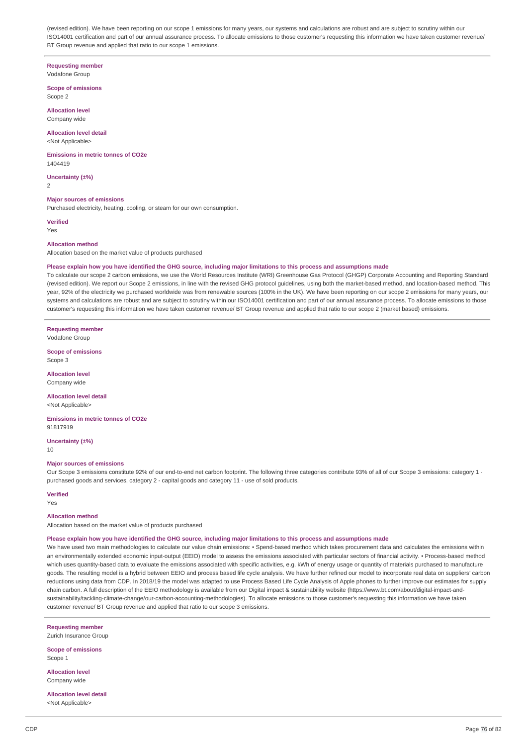(revised edition). We have been reporting on our scope 1 emissions for many years, our systems and calculations are robust and are subject to scrutiny within our ISO14001 certification and part of our annual assurance process. To allocate emissions to those customer's requesting this information we have taken customer revenue/ BT Group revenue and applied that ratio to our scope 1 emissions.

**Requesting member**
Vodafone Group

**Scope of emissions**
Scope 2

**Allocation level**
Company wide

**Allocation level detail**
<Not Applicable>

**Emissions in metric tonnes of CO2e**
1404419

**Uncertainty (±%)**
2

**Major sources of emissions**
Purchased electricity, heating, cooling, or steam for our own consumption.

**Verified**
Yes

**Allocation method**
Allocation based on the market value of products purchased

**Please explain how you have identified the GHG source, including major limitations to this process and assumptions made**
To calculate our scope 2 carbon emissions, we use the World Resources Institute (WRI) Greenhouse Gas Protocol (GHGP) Corporate Accounting and Reporting Standard (revised edition). We report our Scope 2 emissions, in line with the revised GHG protocol guidelines, using both the market-based method, and location-based method. This year, 92% of the electricity we purchased worldwide was from renewable sources (100% in the UK). We have been reporting on our scope 2 emissions for many years, our systems and calculations are robust and are subject to scrutiny within our ISO14001 certification and part of our annual assurance process. To allocate emissions to those customer's requesting this information we have taken customer revenue/ BT Group revenue and applied that ratio to our scope 2 (market based) emissions.

**Requesting member**
Vodafone Group

**Scope of emissions**
Scope 3

**Allocation level**
Company wide

**Allocation level detail**
<Not Applicable>

**Emissions in metric tonnes of CO2e**
91817919

**Uncertainty (±%)**
10

**Major sources of emissions**
Our Scope 3 emissions constitute 92% of our end-to-end net carbon footprint. The following three categories contribute 93% of all of our Scope 3 emissions: category 1 - purchased goods and services, category 2 - capital goods and category 11 - use of sold products.

**Verified**
Yes

**Allocation method**
Allocation based on the market value of products purchased

**Please explain how you have identified the GHG source, including major limitations to this process and assumptions made**
We have used two main methodologies to calculate our value chain emissions: • Spend-based method which takes procurement data and calculates the emissions within an environmentally extended economic input-output (EEIO) model to assess the emissions associated with particular sectors of financial activity. • Process-based method which uses quantity-based data to evaluate the emissions associated with specific activities, e.g. kWh of energy usage or quantity of materials purchased to manufacture goods. The resulting model is a hybrid between EEIO and process based life cycle analysis. We have further refined our model to incorporate real data on suppliers' carbon reductions using data from CDP. In 2018/19 the model was adapted to use Process Based Life Cycle Analysis of Apple phones to further improve our estimates for supply chain carbon. A full description of the EEIO methodology is available from our Digital impact & sustainability website (https://www.bt.com/about/digital-impact-and-sustainability/tackling-climate-change/our-carbon-accounting-methodologies). To allocate emissions to those customer's requesting this information we have taken customer revenue/ BT Group revenue and applied that ratio to our scope 3 emissions.

**Requesting member**
Zurich Insurance Group

**Scope of emissions**
Scope 1

**Allocation level**
Company wide

**Allocation level detail**
<Not Applicable>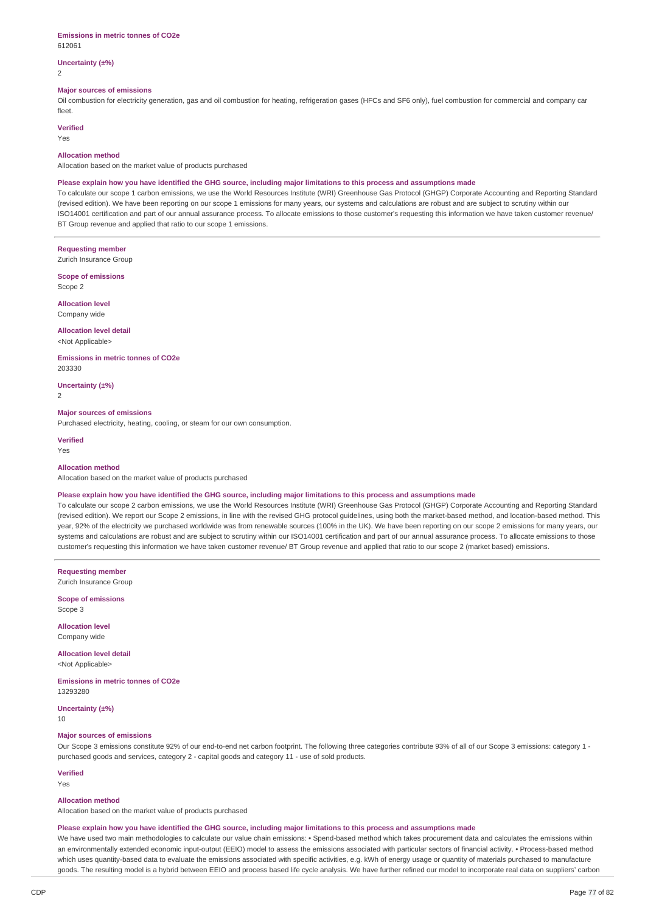**Emissions in metric tonnes of CO2e**
612061

**Uncertainty (±%)**
2

**Major sources of emissions**
Oil combustion for electricity generation, gas and oil combustion for heating, refrigeration gases (HFCs and SF6 only), fuel combustion for commercial and company car fleet.

**Verified**
Yes

**Allocation method**
Allocation based on the market value of products purchased

**Please explain how you have identified the GHG source, including major limitations to this process and assumptions made**
To calculate our scope 1 carbon emissions, we use the World Resources Institute (WRI) Greenhouse Gas Protocol (GHGP) Corporate Accounting and Reporting Standard (revised edition). We have been reporting on our scope 1 emissions for many years, our systems and calculations are robust and are subject to scrutiny within our ISO14001 certification and part of our annual assurance process. To allocate emissions to those customer's requesting this information we have taken customer revenue/ BT Group revenue and applied that ratio to our scope 1 emissions.

---

**Requesting member**
Zurich Insurance Group

**Scope of emissions**
Scope 2

**Allocation level**
Company wide

**Allocation level detail**
<Not Applicable>

**Emissions in metric tonnes of CO2e**
203330

**Uncertainty (±%)**
2

**Major sources of emissions**
Purchased electricity, heating, cooling, or steam for our own consumption.

**Verified**
Yes

**Allocation method**
Allocation based on the market value of products purchased

**Please explain how you have identified the GHG source, including major limitations to this process and assumptions made**
To calculate our scope 2 carbon emissions, we use the World Resources Institute (WRI) Greenhouse Gas Protocol (GHGP) Corporate Accounting and Reporting Standard (revised edition). We report our Scope 2 emissions, in line with the revised GHG protocol guidelines, using both the market-based method, and location-based method. This year, 92% of the electricity we purchased worldwide was from renewable sources (100% in the UK). We have been reporting on our scope 2 emissions for many years, our systems and calculations are robust and are subject to scrutiny within our ISO14001 certification and part of our annual assurance process. To allocate emissions to those customer's requesting this information we have taken customer revenue/ BT Group revenue and applied that ratio to our scope 2 (market based) emissions.

---

**Requesting member**
Zurich Insurance Group

**Scope of emissions**
Scope 3

**Allocation level**
Company wide

**Allocation level detail**
<Not Applicable>

**Emissions in metric tonnes of CO2e**
13293280

**Uncertainty (±%)**
10

**Major sources of emissions**
Our Scope 3 emissions constitute 92% of our end-to-end net carbon footprint. The following three categories contribute 93% of all of our Scope 3 emissions: category 1 - purchased goods and services, category 2 - capital goods and category 11 - use of sold products.

**Verified**
Yes

**Allocation method**
Allocation based on the market value of products purchased

**Please explain how you have identified the GHG source, including major limitations to this process and assumptions made**
We have used two main methodologies to calculate our value chain emissions: • Spend-based method which takes procurement data and calculates the emissions within an environmentally extended economic input-output (EEIO) model to assess the emissions associated with particular sectors of financial activity. • Process-based method which uses quantity-based data to evaluate the emissions associated with specific activities, e.g. kWh of energy usage or quantity of materials purchased to manufacture goods. The resulting model is a hybrid between EEIO and process based life cycle analysis. We have further refined our model to incorporate real data on suppliers' carbon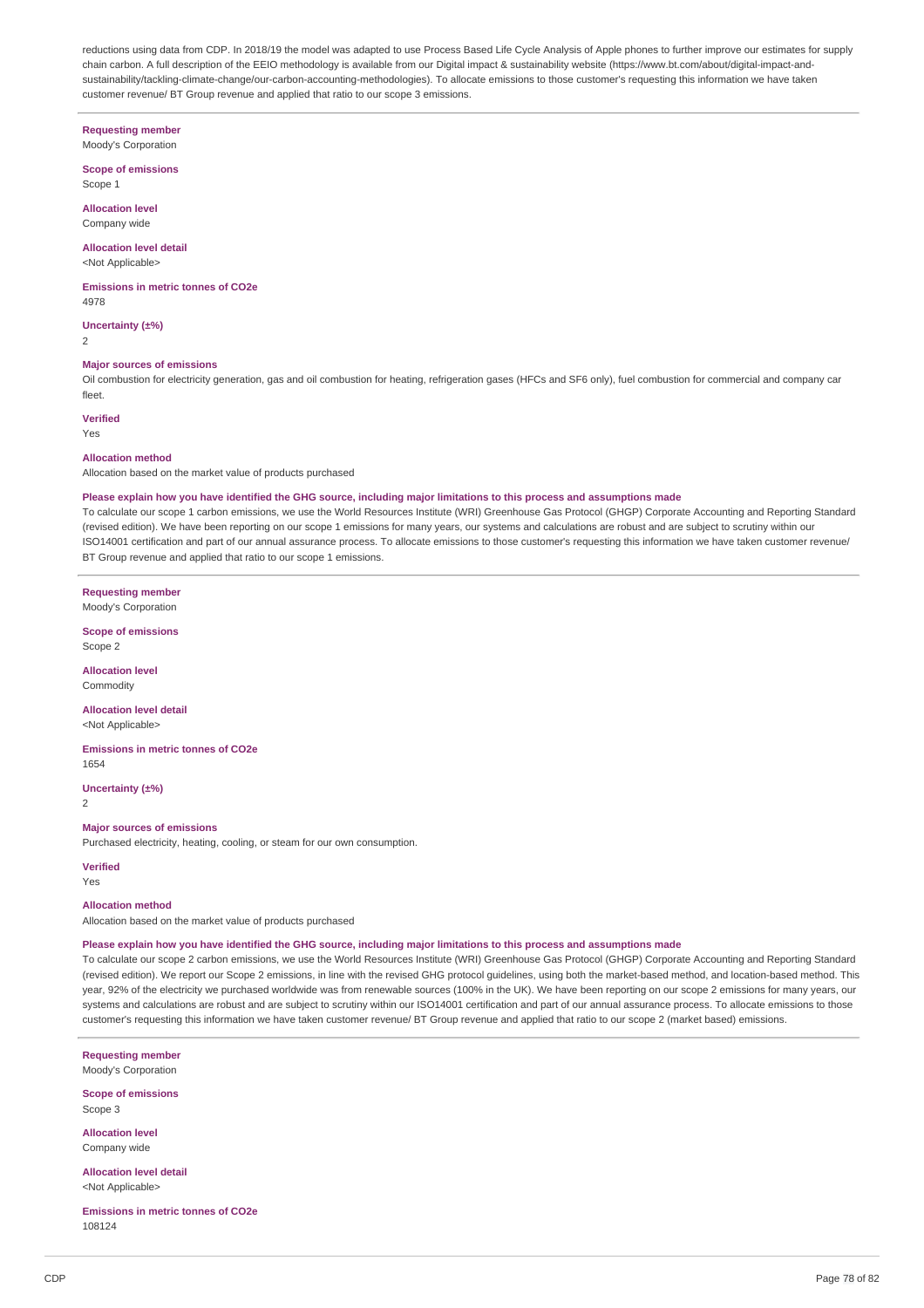reductions using data from CDP. In 2018/19 the model was adapted to use Process Based Life Cycle Analysis of Apple phones to further improve our estimates for supply chain carbon. A full description of the EEIO methodology is available from our Digital impact & sustainability website (https://www.bt.com/about/digital-impact-and-sustainability/tackling-climate-change/our-carbon-accounting-methodologies). To allocate emissions to those customer's requesting this information we have taken customer revenue/ BT Group revenue and applied that ratio to our scope 3 emissions.

---

**Requesting member**
Moody's Corporation

**Scope of emissions**
Scope 1

**Allocation level**
Company wide

**Allocation level detail**
<Not Applicable>

**Emissions in metric tonnes of CO2e**
4978

**Uncertainty (±%)**
2

**Major sources of emissions**
Oil combustion for electricity generation, gas and oil combustion for heating, refrigeration gases (HFCs and SF6 only), fuel combustion for commercial and company car fleet.

**Verified**
Yes

**Allocation method**
Allocation based on the market value of products purchased

**Please explain how you have identified the GHG source, including major limitations to this process and assumptions made**
To calculate our scope 1 carbon emissions, we use the World Resources Institute (WRI) Greenhouse Gas Protocol (GHGP) Corporate Accounting and Reporting Standard (revised edition). We have been reporting on our scope 1 emissions for many years, our systems and calculations are robust and are subject to scrutiny within our ISO14001 certification and part of our annual assurance process. To allocate emissions to those customer's requesting this information we have taken customer revenue/ BT Group revenue and applied that ratio to our scope 1 emissions.

---

**Requesting member**
Moody's Corporation

**Scope of emissions**
Scope 2

**Allocation level**
Commodity

**Allocation level detail**
<Not Applicable>

**Emissions in metric tonnes of CO2e**
1654

**Uncertainty (±%)**
2

**Major sources of emissions**
Purchased electricity, heating, cooling, or steam for our own consumption.

**Verified**
Yes

**Allocation method**
Allocation based on the market value of products purchased

**Please explain how you have identified the GHG source, including major limitations to this process and assumptions made**
To calculate our scope 2 carbon emissions, we use the World Resources Institute (WRI) Greenhouse Gas Protocol (GHGP) Corporate Accounting and Reporting Standard (revised edition). We report our Scope 2 emissions, in line with the revised GHG protocol guidelines, using both the market-based method, and location-based method. This year, 92% of the electricity we purchased worldwide was from renewable sources (100% in the UK). We have been reporting on our scope 2 emissions for many years, our systems and calculations are robust and are subject to scrutiny within our ISO14001 certification and part of our annual assurance process. To allocate emissions to those customer's requesting this information we have taken customer revenue/ BT Group revenue and applied that ratio to our scope 2 (market based) emissions.

---

**Requesting member**
Moody's Corporation

**Scope of emissions**
Scope 3

**Allocation level**
Company wide

**Allocation level detail**
<Not Applicable>

**Emissions in metric tonnes of CO2e**
108124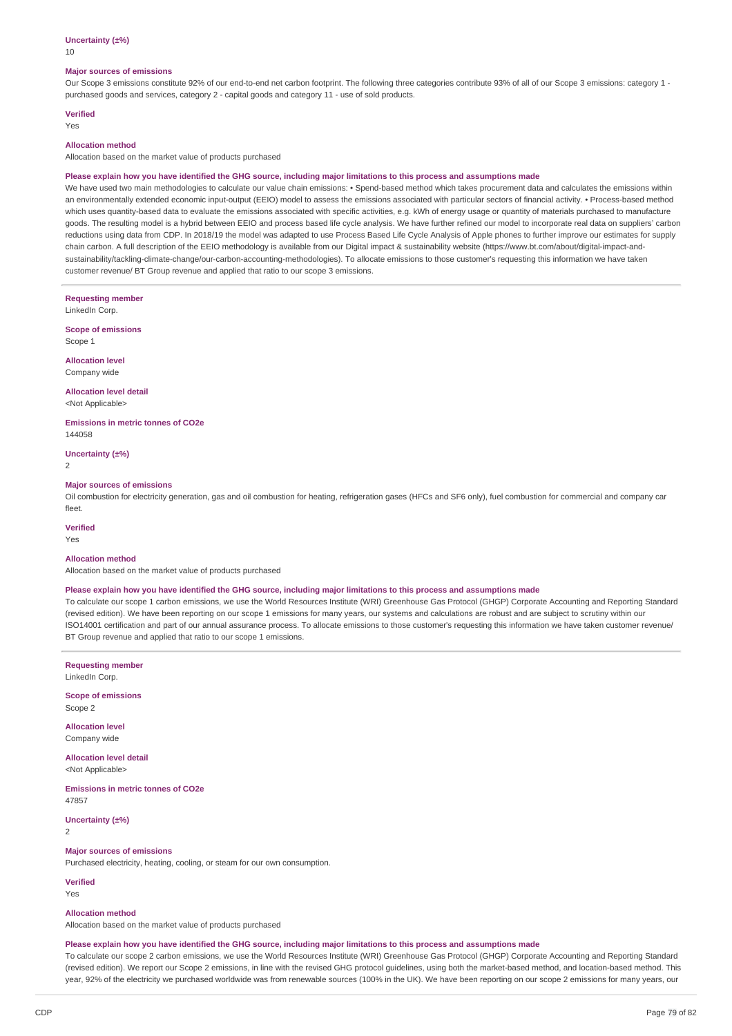**Uncertainty (±%)**

10

**Major sources of emissions**

Our Scope 3 emissions constitute 92% of our end-to-end net carbon footprint. The following three categories contribute 93% of all of our Scope 3 emissions: category 1 - purchased goods and services, category 2 - capital goods and category 11 - use of sold products.

**Verified**

Yes

**Allocation method**

Allocation based on the market value of products purchased

**Please explain how you have identified the GHG source, including major limitations to this process and assumptions made**

We have used two main methodologies to calculate our value chain emissions: • Spend-based method which takes procurement data and calculates the emissions within an environmentally extended economic input-output (EEIO) model to assess the emissions associated with particular sectors of financial activity. • Process-based method which uses quantity-based data to evaluate the emissions associated with specific activities, e.g. kWh of energy usage or quantity of materials purchased to manufacture goods. The resulting model is a hybrid between EEIO and process based life cycle analysis. We have further refined our model to incorporate real data on suppliers' carbon reductions using data from CDP. In 2018/19 the model was adapted to use Process Based Life Cycle Analysis of Apple phones to further improve our estimates for supply chain carbon. A full description of the EEIO methodology is available from our Digital impact & sustainability website (https://www.bt.com/about/digital-impact-and-sustainability/tackling-climate-change/our-carbon-accounting-methodologies). To allocate emissions to those customer's requesting this information we have taken customer revenue/ BT Group revenue and applied that ratio to our scope 3 emissions.

---

**Requesting member**

LinkedIn Corp.

**Scope of emissions**

Scope 1

**Allocation level**

Company wide

**Allocation level detail**

<Not Applicable>

**Emissions in metric tonnes of CO2e**

144058

**Uncertainty (±%)**

2

**Major sources of emissions**

Oil combustion for electricity generation, gas and oil combustion for heating, refrigeration gases (HFCs and SF6 only), fuel combustion for commercial and company car fleet.

**Verified**

Yes

**Allocation method**

Allocation based on the market value of products purchased

**Please explain how you have identified the GHG source, including major limitations to this process and assumptions made**

To calculate our scope 1 carbon emissions, we use the World Resources Institute (WRI) Greenhouse Gas Protocol (GHGP) Corporate Accounting and Reporting Standard (revised edition). We have been reporting on our scope 1 emissions for many years, our systems and calculations are robust and are subject to scrutiny within our ISO14001 certification and part of our annual assurance process. To allocate emissions to those customer's requesting this information we have taken customer revenue/ BT Group revenue and applied that ratio to our scope 1 emissions.

---

**Requesting member**

LinkedIn Corp.

**Scope of emissions**

Scope 2

**Allocation level**

Company wide

**Allocation level detail**

<Not Applicable>

**Emissions in metric tonnes of CO2e**

47857

**Uncertainty (±%)**

2

**Major sources of emissions**

Purchased electricity, heating, cooling, or steam for our own consumption.

**Verified**

Yes

**Allocation method**

Allocation based on the market value of products purchased

**Please explain how you have identified the GHG source, including major limitations to this process and assumptions made**

To calculate our scope 2 carbon emissions, we use the World Resources Institute (WRI) Greenhouse Gas Protocol (GHGP) Corporate Accounting and Reporting Standard (revised edition). We report our Scope 2 emissions, in line with the revised GHG protocol guidelines, using both the market-based method, and location-based method. This year, 92% of the electricity we purchased worldwide was from renewable sources (100% in the UK). We have been reporting on our scope 2 emissions for many years, our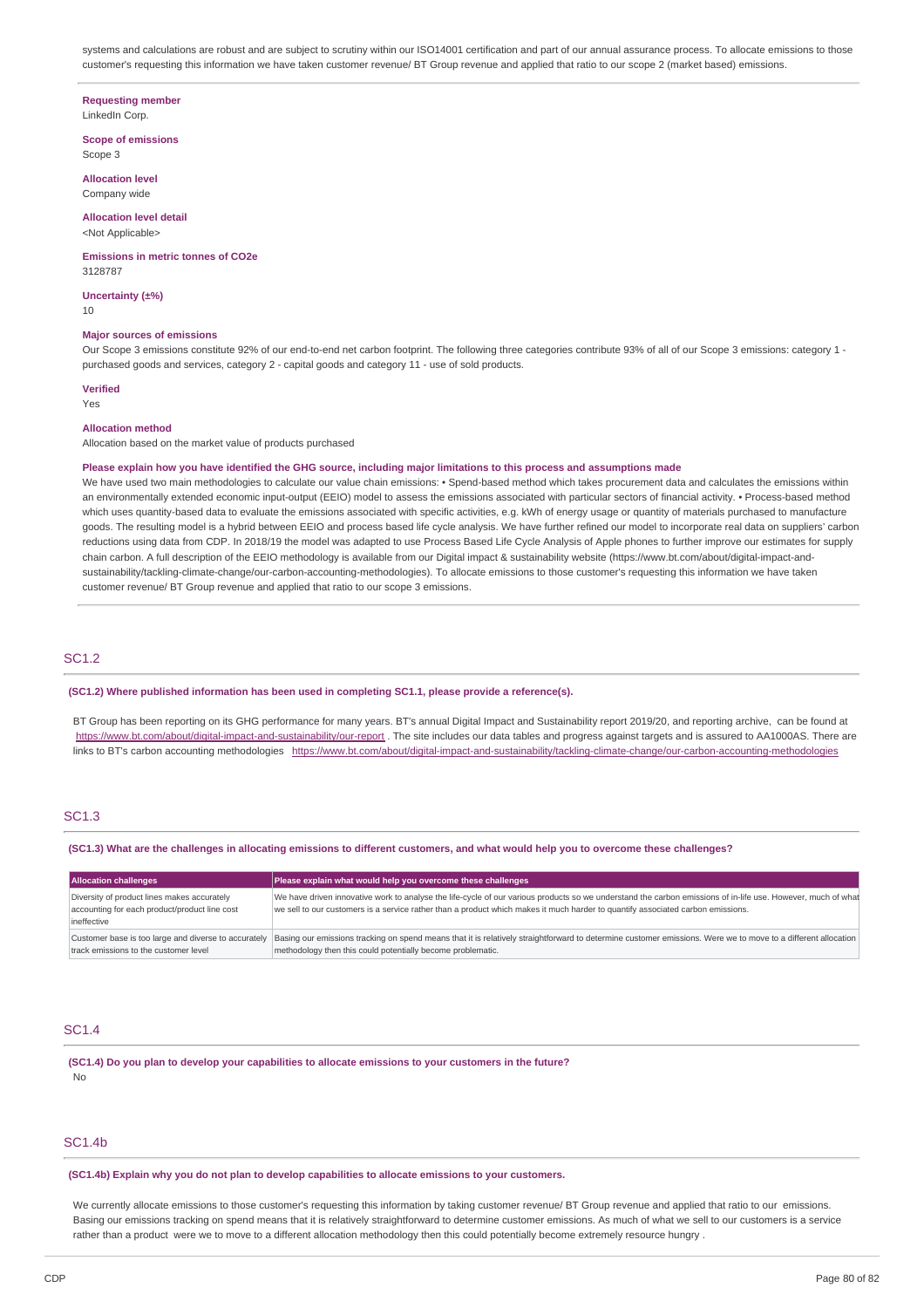systems and calculations are robust and are subject to scrutiny within our ISO14001 certification and part of our annual assurance process. To allocate emissions to those customer's requesting this information we have taken customer revenue/ BT Group revenue and applied that ratio to our scope 2 (market based) emissions.

**Requesting member**
LinkedIn Corp.

**Scope of emissions**
Scope 3

**Allocation level**
Company wide

**Allocation level detail**
<Not Applicable>

**Emissions in metric tonnes of CO2e**
3128787

**Uncertainty (±%)**
10

**Major sources of emissions**
Our Scope 3 emissions constitute 92% of our end-to-end net carbon footprint. The following three categories contribute 93% of all of our Scope 3 emissions: category 1 - purchased goods and services, category 2 - capital goods and category 11 - use of sold products.

**Verified**
Yes

**Allocation method**
Allocation based on the market value of products purchased

**Please explain how you have identified the GHG source, including major limitations to this process and assumptions made**
We have used two main methodologies to calculate our value chain emissions: • Spend-based method which takes procurement data and calculates the emissions within an environmentally extended economic input-output (EEIO) model to assess the emissions associated with particular sectors of financial activity. • Process-based method which uses quantity-based data to evaluate the emissions associated with specific activities, e.g. kWh of energy usage or quantity of materials purchased to manufacture goods. The resulting model is a hybrid between EEIO and process based life cycle analysis. We have further refined our model to incorporate real data on suppliers' carbon reductions using data from CDP. In 2018/19 the model was adapted to use Process Based Life Cycle Analysis of Apple phones to further improve our estimates for supply chain carbon. A full description of the EEIO methodology is available from our Digital impact & sustainability website (https://www.bt.com/about/digital-impact-and-sustainability/tackling-climate-change/our-carbon-accounting-methodologies). To allocate emissions to those customer's requesting this information we have taken customer revenue/ BT Group revenue and applied that ratio to our scope 3 emissions.

## SC1.2

**(SC1.2) Where published information has been used in completing SC1.1, please provide a reference(s).**

BT Group has been reporting on its GHG performance for many years. BT's annual Digital Impact and Sustainability report 2019/20, and reporting archive, can be found at https://www.bt.com/about/digital-impact-and-sustainability/our-report . The site includes our data tables and progress against targets and is assured to AA1000AS. There are links to BT's carbon accounting methodologies https://www.bt.com/about/digital-impact-and-sustainability/tackling-climate-change/our-carbon-accounting-methodologies

## SC1.3

**(SC1.3) What are the challenges in allocating emissions to different customers, and what would help you to overcome these challenges?**

| Allocation challenges | Please explain what would help you overcome these challenges |
|---|---|
| Diversity of product lines makes accurately accounting for each product/product line cost ineffective | We have driven innovative work to analyse the life-cycle of our various products so we understand the carbon emissions of in-life use. However, much of what we sell to our customers is a service rather than a product which makes it much harder to quantify associated carbon emissions. |
| Customer base is too large and diverse to accurately track emissions to the customer level | Basing our emissions tracking on spend means that it is relatively straightforward to determine customer emissions. Were we to move to a different allocation methodology then this could potentially become problematic. |

## SC1.4

**(SC1.4) Do you plan to develop your capabilities to allocate emissions to your customers in the future?**
No

## SC1.4b

**(SC1.4b) Explain why you do not plan to develop capabilities to allocate emissions to your customers.**

We currently allocate emissions to those customer's requesting this information by taking customer revenue/ BT Group revenue and applied that ratio to our emissions. Basing our emissions tracking on spend means that it is relatively straightforward to determine customer emissions. As much of what we sell to our customers is a service rather than a product were we to move to a different allocation methodology then this could potentially become extremely resource hungry .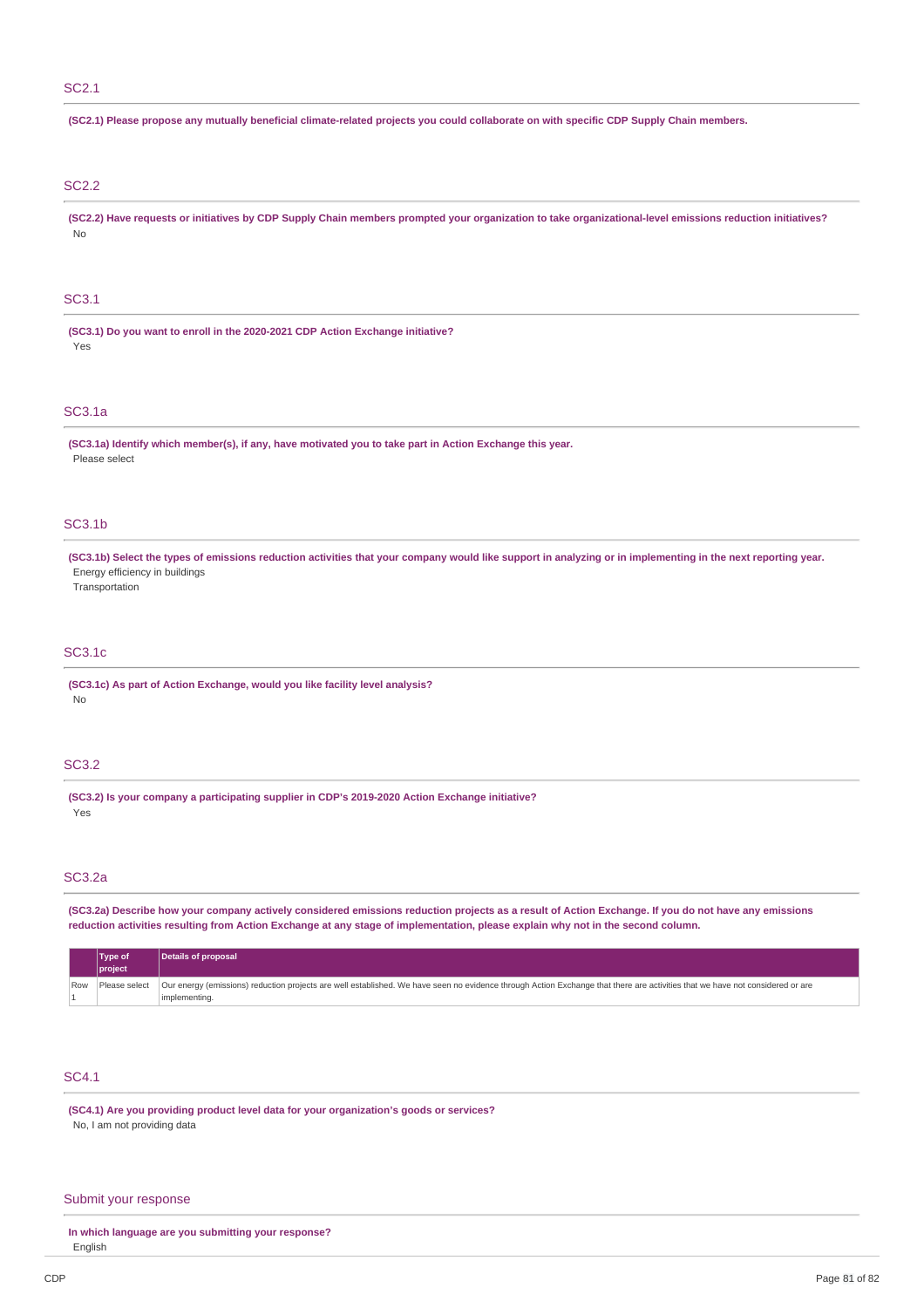## SC2.1

**(SC2.1) Please propose any mutually beneficial climate-related projects you could collaborate on with specific CDP Supply Chain members.**

## SC2.2

**(SC2.2) Have requests or initiatives by CDP Supply Chain members prompted your organization to take organizational-level emissions reduction initiatives?**

No

## SC3.1

**(SC3.1) Do you want to enroll in the 2020-2021 CDP Action Exchange initiative?**

Yes

## SC3.1a

**(SC3.1a) Identify which member(s), if any, have motivated you to take part in Action Exchange this year.**

Please select

## SC3.1b

**(SC3.1b) Select the types of emissions reduction activities that your company would like support in analyzing or in implementing in the next reporting year.**

Energy efficiency in buildings

Transportation

## SC3.1c

**(SC3.1c) As part of Action Exchange, would you like facility level analysis?**

No

## SC3.2

**(SC3.2) Is your company a participating supplier in CDP's 2019-2020 Action Exchange initiative?**

Yes

## SC3.2a

**(SC3.2a) Describe how your company actively considered emissions reduction projects as a result of Action Exchange. If you do not have any emissions reduction activities resulting from Action Exchange at any stage of implementation, please explain why not in the second column.**

| | Type of project | Details of proposal |
|---|---|---|
| Row 1 | Please select | Our energy (emissions) reduction projects are well established. We have seen no evidence through Action Exchange that there are activities that we have not considered or are implementing. |

## SC4.1

**(SC4.1) Are you providing product level data for your organization's goods or services?**

No, I am not providing data

## Submit your response

**In which language are you submitting your response?**

English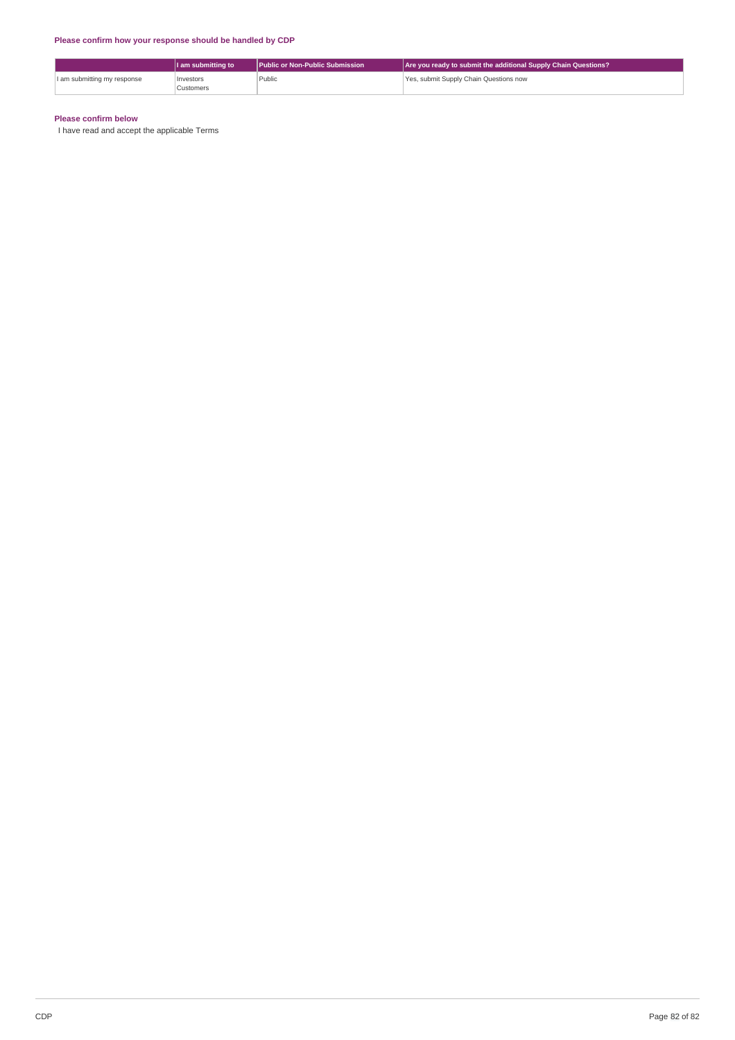### Please confirm how your response should be handled by CDP

| | I am submitting to | Public or Non-Public Submission | Are you ready to submit the additional Supply Chain Questions? |
|---|---|---|---|
| I am submitting my response | Investors<br>Customers | Public | Yes, submit Supply Chain Questions now |

### Please confirm below

I have read and accept the applicable Terms